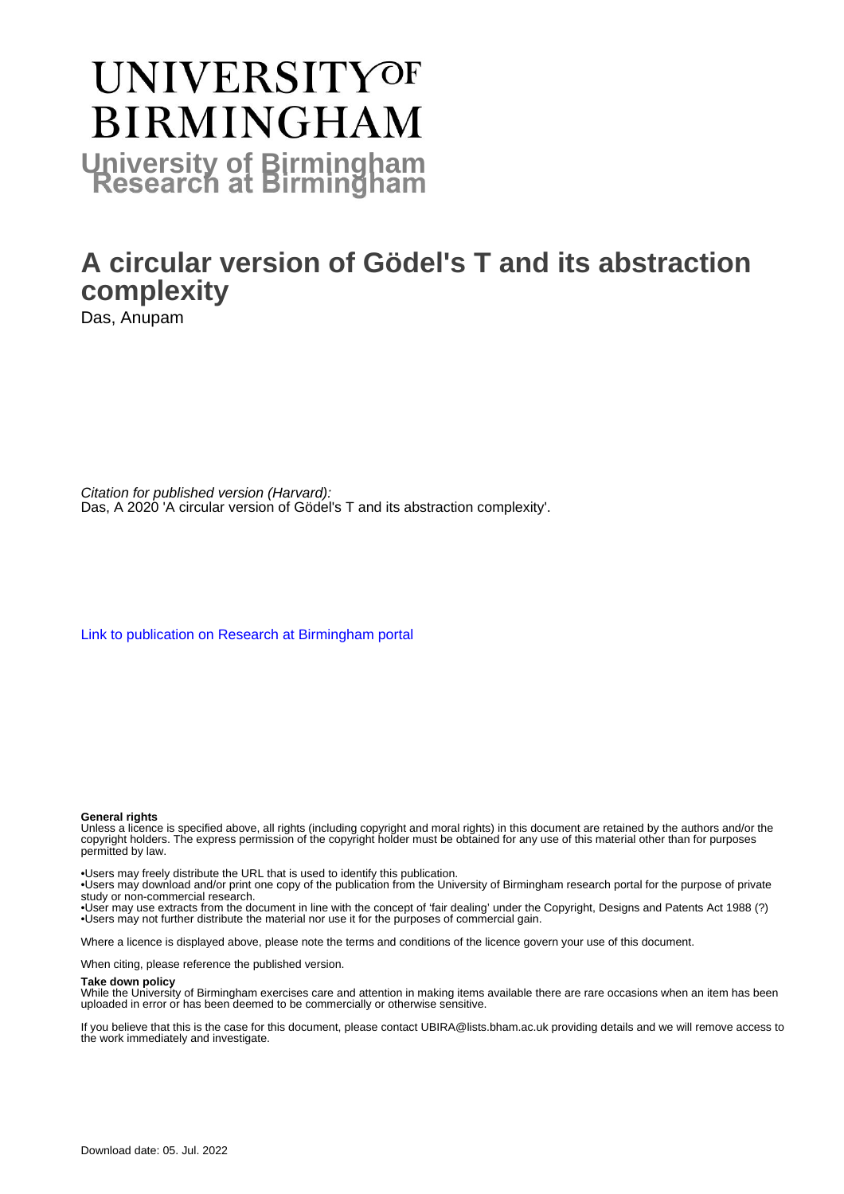# UNIVERSITY OF BIRMINGHAM

**University of Birmingham Research at Birmingham**

# A circular version of Gödel's T and its abstraction complexity

Das, Anupam

*Citation for published version (Harvard):*
Das, A 2020 'A circular version of Gödel's T and its abstraction complexity'.

Link to publication on Research at Birmingham portal

**General rights**
Unless a licence is specified above, all rights (including copyright and moral rights) in this document are retained by the authors and/or the copyright holders. The express permission of the copyright holder must be obtained for any use of this material other than for purposes permitted by law.

•Users may freely distribute the URL that is used to identify this publication.
•Users may download and/or print one copy of the publication from the University of Birmingham research portal for the purpose of private study or non-commercial research.
•User may use extracts from the document in line with the concept of 'fair dealing' under the Copyright, Designs and Patents Act 1988 (?)
•Users may not further distribute the material nor use it for the purposes of commercial gain.

Where a licence is displayed above, please note the terms and conditions of the licence govern your use of this document.

When citing, please reference the published version.

**Take down policy**
While the University of Birmingham exercises care and attention in making items available there are rare occasions when an item has been uploaded in error or has been deemed to be commercially or otherwise sensitive.

If you believe that this is the case for this document, please contact UBIRA@lists.bham.ac.uk providing details and we will remove access to the work immediately and investigate.

Download date: 05. Jul. 2022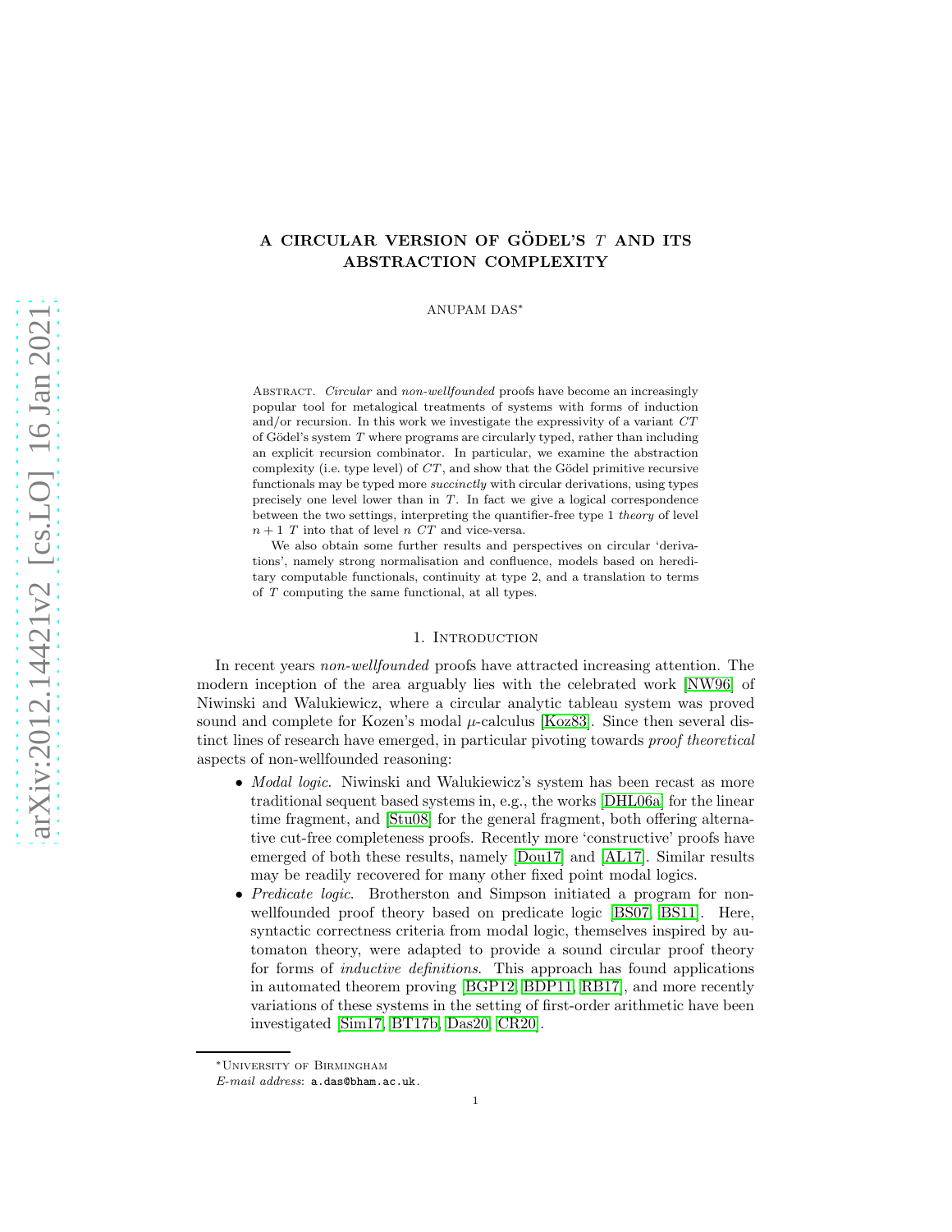# A CIRCULAR VERSION OF GÖDEL'S $T$ AND ITS ABSTRACTION COMPLEXITY

ANUPAM DAS*

Abstract. *Circular* and *non-wellfounded* proofs have become an increasingly popular tool for metalogical treatments of systems with forms of induction and/or recursion. In this work we investigate the expressivity of a variant $CT$ of Gödel's system $T$ where programs are circularly typed, rather than including an explicit recursion combinator. In particular, we examine the abstraction complexity (i.e. type level) of $CT$, and show that the Gödel primitive recursive functionals may be typed more *succinctly* with circular derivations, using types precisely one level lower than in $T$. In fact we give a logical correspondence between the two settings, interpreting the quantifier-free type 1 *theory* of level $n+1$ $T$ into that of level $n$ $CT$ and vice-versa.

We also obtain some further results and perspectives on circular 'derivations', namely strong normalisation and confluence, models based on hereditary computable functionals, continuity at type 2, and a translation to terms of $T$ computing the same functional, at all types.

## 1. Introduction

In recent years *non-wellfounded* proofs have attracted increasing attention. The modern inception of the area arguably lies with the celebrated work [NW96] of Niwinski and Walukiewicz, where a circular analytic tableau system was proved sound and complete for Kozen's modal $\mu$-calculus [Koz83]. Since then several distinct lines of research have emerged, in particular pivoting towards *proof theoretical* aspects of non-wellfounded reasoning:

- *Modal logic.* Niwinski and Walukiewicz's system has been recast as more traditional sequent based systems in, e.g., the works [DHL06a] for the linear time fragment, and [Stu08] for the general fragment, both offering alternative cut-free completeness proofs. Recently more 'constructive' proofs have emerged of both these results, namely [Dou17] and [AL17]. Similar results may be readily recovered for many other fixed point modal logics.
- *Predicate logic.* Brotherston and Simpson initiated a program for non-wellfounded proof theory based on predicate logic [BS07, BS11]. Here, syntactic correctness criteria from modal logic, themselves inspired by automaton theory, were adapted to provide a sound circular proof theory for forms of *inductive definitions*. This approach has found applications in automated theorem proving [BGP12, BDP11, RB17], and more recently variations of these systems in the setting of first-order arithmetic have been investigated [Sim17, BT17b, Das20, CR20].

*University of Birmingham

*E-mail address*: a.das@bham.ac.uk.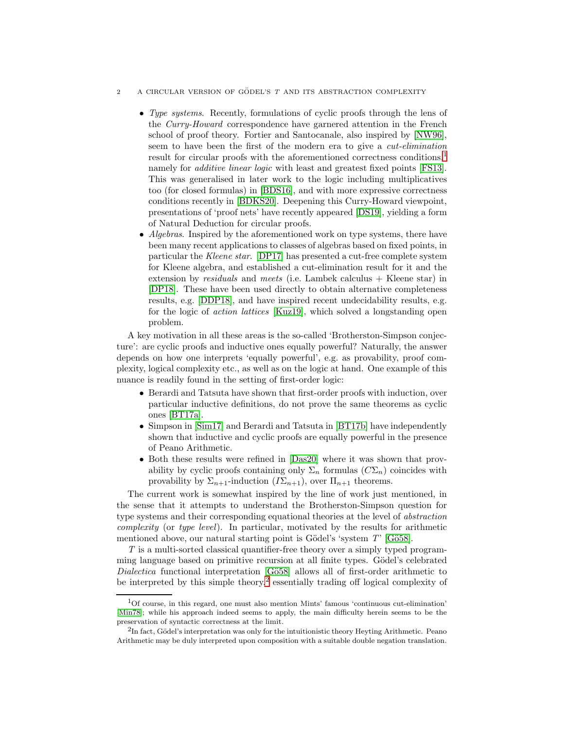- *Type systems.* Recently, formulations of cyclic proofs through the lens of the *Curry-Howard* correspondence have garnered attention in the French school of proof theory. Fortier and Santocanale, also inspired by [NW96], seem to have been the first of the modern era to give a *cut-elimination* result for circular proofs with the aforementioned correctness conditions,[1] namely for *additive linear logic* with least and greatest fixed points [FS13]. This was generalised in later work to the logic including multiplicatives too (for closed formulas) in [BDS16], and with more expressive correctness conditions recently in [BDKS20]. Deepening this Curry-Howard viewpoint, presentations of 'proof nets' have recently appeared [DS19], yielding a form of Natural Deduction for circular proofs.
- *Algebras.* Inspired by the aforementioned work on type systems, there have been many recent applications to classes of algebras based on fixed points, in particular the *Kleene star*. [DP17] has presented a cut-free complete system for Kleene algebra, and established a cut-elimination result for it and the extension by *residuals* and *meets* (i.e. Lambek calculus + Kleene star) in [DP18]. These have been used directly to obtain alternative completeness results, e.g. [DDP18], and have inspired recent undecidability results, e.g. for the logic of *action lattices* [Kuz19], which solved a longstanding open problem.

A key motivation in all these areas is the so-called 'Brotherston-Simpson conjecture': are cyclic proofs and inductive ones equally powerful? Naturally, the answer depends on how one interprets 'equally powerful', e.g. as provability, proof complexity, logical complexity etc., as well as on the logic at hand. One example of this nuance is readily found in the setting of first-order logic:

- Berardi and Tatsuta have shown that first-order proofs with induction, over particular inductive definitions, do not prove the same theorems as cyclic ones [BT17a].
- Simpson in [Sim17] and Berardi and Tatsuta in [BT17b] have independently shown that inductive and cyclic proofs are equally powerful in the presence of Peano Arithmetic.
- Both these results were refined in [Das20] where it was shown that provability by cyclic proofs containing only $\Sigma_n$ formulas ($C\Sigma_n$) coincides with provability by $\Sigma_{n+1}$-induction ($I\Sigma_{n+1}$), over $\Pi_{n+1}$ theorems.

The current work is somewhat inspired by the line of work just mentioned, in the sense that it attempts to understand the Brotherston-Simpson question for type systems and their corresponding equational theories at the level of *abstraction complexity* (or *type level*). In particular, motivated by the results for arithmetic mentioned above, our natural starting point is Gödel's 'system $T$' [Gö58].

$T$ is a multi-sorted classical quantifier-free theory over a simply typed programming language based on primitive recursion at all finite types. Gödel's celebrated *Dialectica* functional interpretation [Gö58] allows all of first-order arithmetic to be interpreted by this simple theory,[2] essentially trading off logical complexity of

[1] Of course, in this regard, one must also mention Mints' famous 'continuous cut-elimination' [Min78]; while his approach indeed seems to apply, the main difficulty herein seems to be the preservation of syntactic correctness at the limit.

[2] In fact, Gödel's interpretation was only for the intuitionistic theory Heyting Arithmetic. Peano Arithmetic may be duly interpreted upon composition with a suitable double negation translation.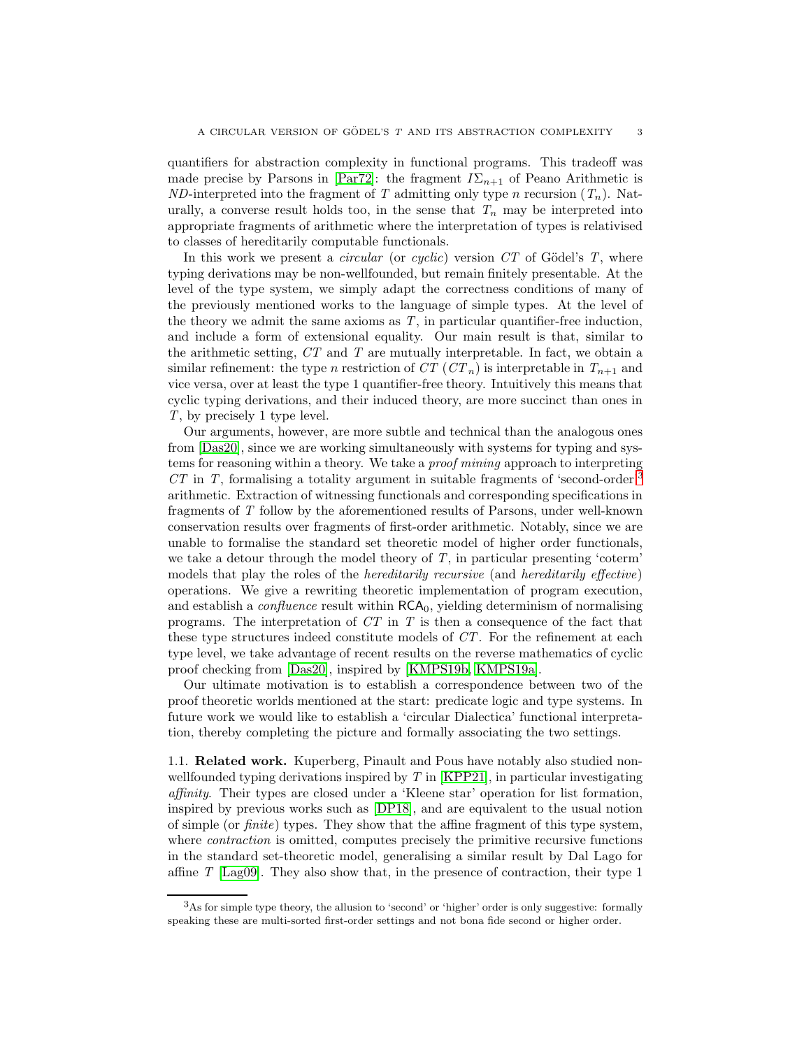quantifiers for abstraction complexity in functional programs. This tradeoff was made precise by Parsons in [Par72]: the fragment $I\Sigma_{n+1}$ of Peano Arithmetic is *ND*-interpreted into the fragment of $T$ admitting only type $n$ recursion ($T_n$). Naturally, a converse result holds too, in the sense that $T_n$ may be interpreted into appropriate fragments of arithmetic where the interpretation of types is relativised to classes of hereditarily computable functionals.

In this work we present a *circular* (or *cyclic*) version $CT$ of Gödel's $T$, where typing derivations may be non-wellfounded, but remain finitely presentable. At the level of the type system, we simply adapt the correctness conditions of many of the previously mentioned works to the language of simple types. At the level of the theory we admit the same axioms as $T$, in particular quantifier-free induction, and include a form of extensional equality. Our main result is that, similar to the arithmetic setting, $CT$ and $T$ are mutually interpretable. In fact, we obtain a similar refinement: the type $n$ restriction of $CT$ ($CT_n$) is interpretable in $T_{n+1}$ and vice versa, over at least the type 1 quantifier-free theory. Intuitively this means that cyclic typing derivations, and their induced theory, are more succinct than ones in $T$, by precisely 1 type level.

Our arguments, however, are more subtle and technical than the analogous ones from [Das20], since we are working simultaneously with systems for typing and systems for reasoning within a theory. We take a *proof mining* approach to interpreting $CT$ in $T$, formalising a totality argument in suitable fragments of 'second-order'[3] arithmetic. Extraction of witnessing functionals and corresponding specifications in fragments of $T$ follow by the aforementioned results of Parsons, under well-known conservation results over fragments of first-order arithmetic. Notably, since we are unable to formalise the standard set theoretic model of higher order functionals, we take a detour through the model theory of $T$, in particular presenting 'coterm' models that play the roles of the *hereditarily recursive* (and *hereditarily effective*) operations. We give a rewriting theoretic implementation of program execution, and establish a *confluence* result within $\mathsf{RCA}_0$, yielding determinism of normalising programs. The interpretation of $CT$ in $T$ is then a consequence of the fact that these type structures indeed constitute models of $CT$. For the refinement at each type level, we take advantage of recent results on the reverse mathematics of cyclic proof checking from [Das20], inspired by [KMPS19b, KMPS19a].

Our ultimate motivation is to establish a correspondence between two of the proof theoretic worlds mentioned at the start: predicate logic and type systems. In future work we would like to establish a 'circular Dialectica' functional interpretation, thereby completing the picture and formally associating the two settings.

## 1.1. Related work.

Kuperberg, Pinault and Pous have notably also studied non-wellfounded typing derivations inspired by $T$ in [KPP21], in particular investigating *affinity*. Their types are closed under a 'Kleene star' operation for list formation, inspired by previous works such as [DP18], and are equivalent to the usual notion of simple (or *finite*) types. They show that the affine fragment of this type system, where *contraction* is omitted, computes precisely the primitive recursive functions in the standard set-theoretic model, generalising a similar result by Dal Lago for affine $T$ [Lag09]. They also show that, in the presence of contraction, their type 1

[3] As for simple type theory, the allusion to 'second' or 'higher' order is only suggestive: formally speaking these are multi-sorted first-order settings and not bona fide second or higher order.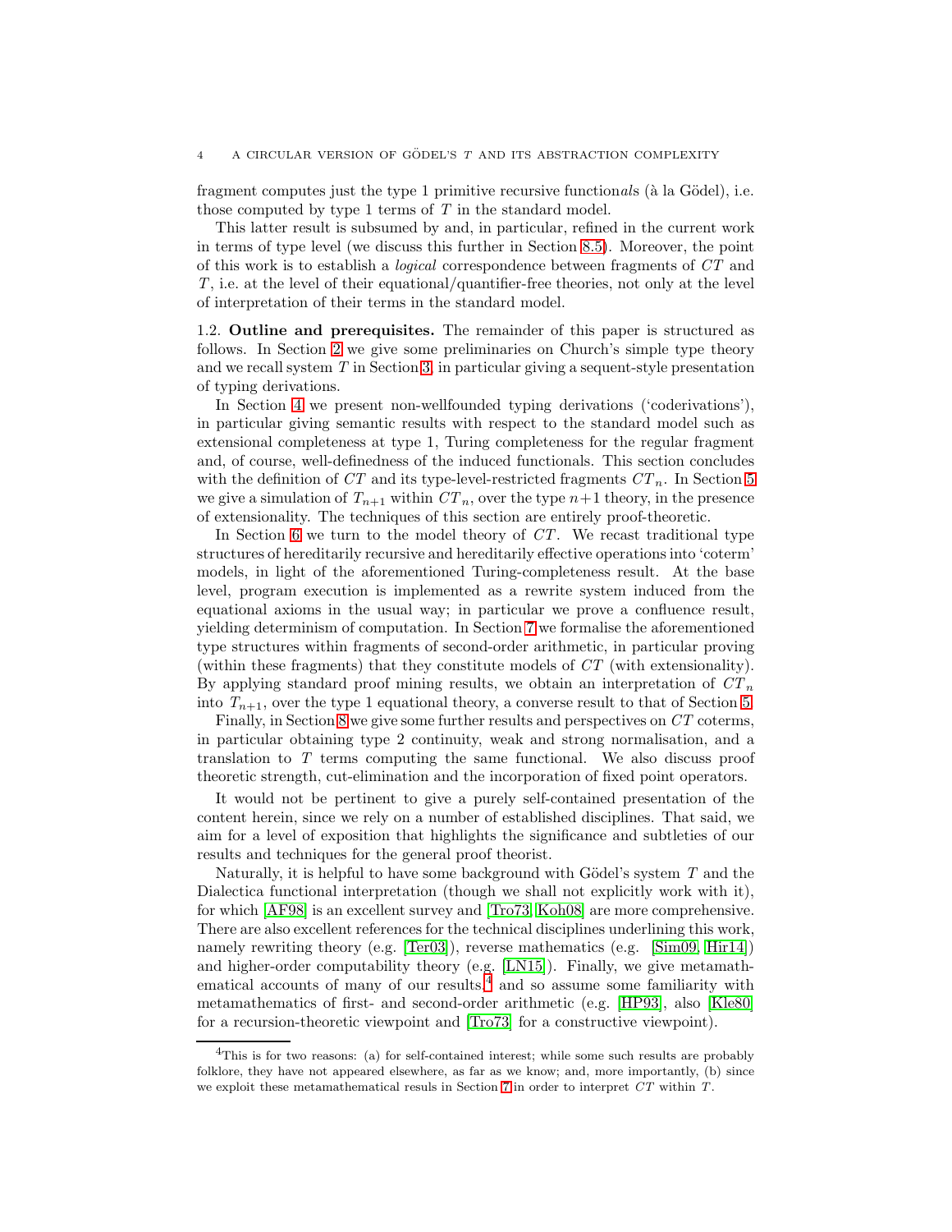fragment computes just the type 1 primitive recursive function*als* (à la Gödel), i.e. those computed by type 1 terms of $T$ in the standard model.

This latter result is subsumed by and, in particular, refined in the current work in terms of type level (we discuss this further in Section 8.5). Moreover, the point of this work is to establish a *logical* correspondence between fragments of $CT$ and $T$, i.e. at the level of their equational/quantifier-free theories, not only at the level of interpretation of their terms in the standard model.

**1.2. Outline and prerequisites.** The remainder of this paper is structured as follows. In Section 2 we give some preliminaries on Church's simple type theory and we recall system $T$ in Section 3, in particular giving a sequent-style presentation of typing derivations.

In Section 4 we present non-wellfounded typing derivations ('coderivations'), in particular giving semantic results with respect to the standard model such as extensional completeness at type 1, Turing completeness for the regular fragment and, of course, well-definedness of the induced functionals. This section concludes with the definition of $CT$ and its type-level-restricted fragments $CT_n$. In Section 5 we give a simulation of $T_{n+1}$ within $CT_n$, over the type $n+1$ theory, in the presence of extensionality. The techniques of this section are entirely proof-theoretic.

In Section 6 we turn to the model theory of $CT$. We recast traditional type structures of hereditarily recursive and hereditarily effective operations into 'coterm' models, in light of the aforementioned Turing-completeness result. At the base level, program execution is implemented as a rewrite system induced from the equational axioms in the usual way; in particular we prove a confluence result, yielding determinism of computation. In Section 7 we formalise the aforementioned type structures within fragments of second-order arithmetic, in particular proving (within these fragments) that they constitute models of $CT$ (with extensionality). By applying standard proof mining results, we obtain an interpretation of $CT_n$ into $T_{n+1}$, over the type 1 equational theory, a converse result to that of Section 5.

Finally, in Section 8 we give some further results and perspectives on $CT$ coterms, in particular obtaining type 2 continuity, weak and strong normalisation, and a translation to $T$ terms computing the same functional. We also discuss proof theoretic strength, cut-elimination and the incorporation of fixed point operators.

It would not be pertinent to give a purely self-contained presentation of the content herein, since we rely on a number of established disciplines. That said, we aim for a level of exposition that highlights the significance and subtleties of our results and techniques for the general proof theorist.

Naturally, it is helpful to have some background with Gödel's system $T$ and the Dialectica functional interpretation (though we shall not explicitly work with it), for which [AF98] is an excellent survey and [Tro73, Koh08] are more comprehensive. There are also excellent references for the technical disciplines underlining this work, namely rewriting theory (e.g. [Ter03]), reverse mathematics (e.g. [Sim09, Hir14]) and higher-order computability theory (e.g. [LN15]). Finally, we give metamathematical accounts of many of our results,[4] and so assume some familiarity with metamathematics of first- and second-order arithmetic (e.g. [HP93], also [Kle80] for a recursion-theoretic viewpoint and [Tro73] for a constructive viewpoint).

[4] This is for two reasons: (a) for self-contained interest; while some such results are probably folklore, they have not appeared elsewhere, as far as we know; and, more importantly, (b) since we exploit these metamathematical resuls in Section 7 in order to interpret $CT$ within $T$.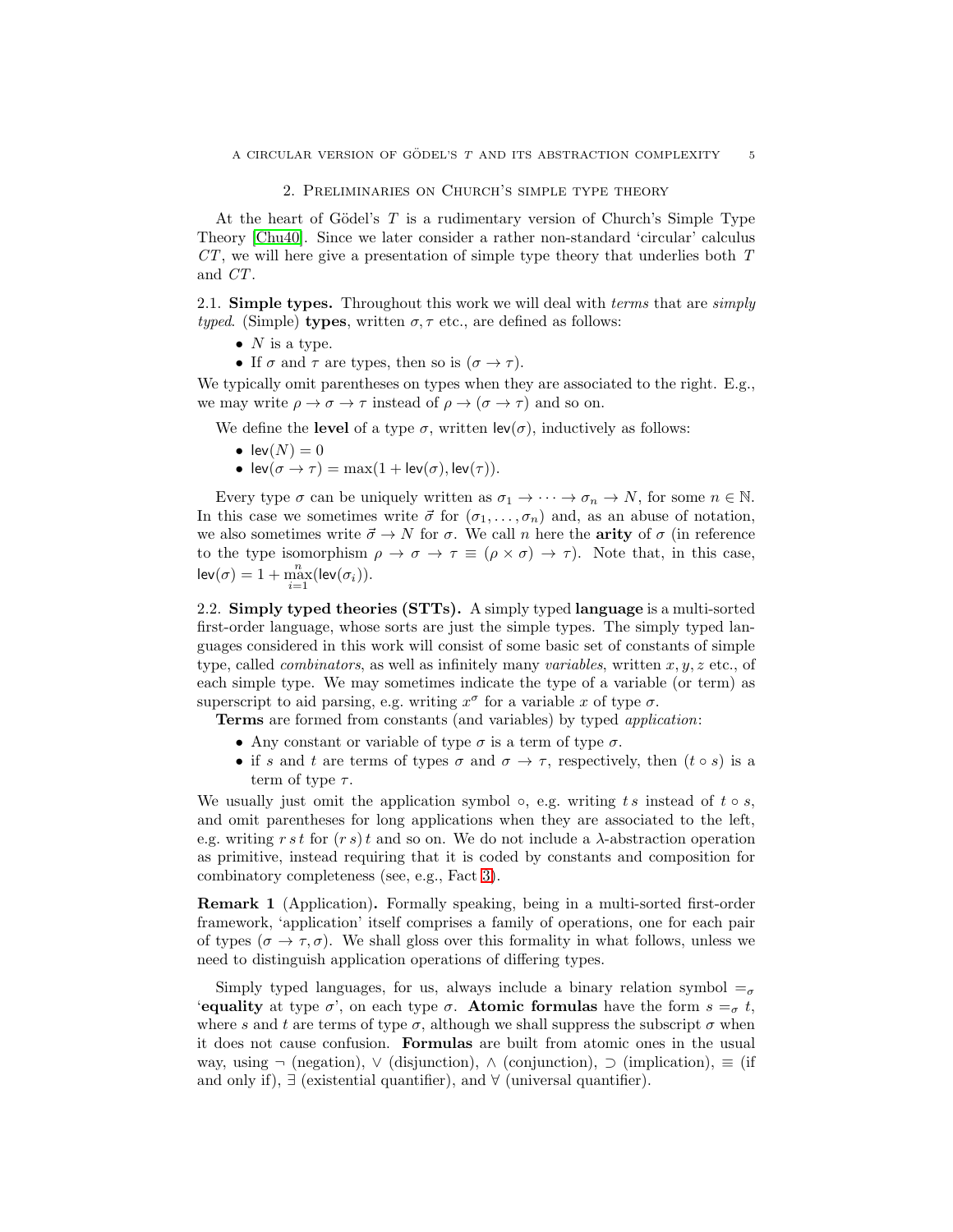## 2. Preliminaries on Church's simple type theory

At the heart of Gödel's $T$ is a rudimentary version of Church's Simple Type Theory [Chu40]. Since we later consider a rather non-standard 'circular' calculus $CT$, we will here give a presentation of simple type theory that underlies both $T$ and $CT$.

**2.1. Simple types.** Throughout this work we will deal with *terms* that are *simply typed*. (Simple) **types**, written $\sigma, \tau$ etc., are defined as follows:

- $N$ is a type.
- If $\sigma$ and $\tau$ are types, then so is $(\sigma \to \tau)$.

We typically omit parentheses on types when they are associated to the right. E.g., we may write $\rho \to \sigma \to \tau$ instead of $\rho \to (\sigma \to \tau)$ and so on.

We define the **level** of a type $\sigma$, written $\mathsf{lev}(\sigma)$, inductively as follows:

- $\mathsf{lev}(N) = 0$
- $\mathsf{lev}(\sigma \to \tau) = \max(1 + \mathsf{lev}(\sigma), \mathsf{lev}(\tau))$.

Every type $\sigma$ can be uniquely written as $\sigma_1 \to \cdots \to \sigma_n \to N$, for some $n \in \mathbb{N}$. In this case we sometimes write $\vec{\sigma}$ for $(\sigma_1, \ldots, \sigma_n)$ and, as an abuse of notation, we also sometimes write $\vec{\sigma} \to N$ for $\sigma$. We call $n$ here the **arity** of $\sigma$ (in reference to the type isomorphism $\rho \to \sigma \to \tau \equiv (\rho \times \sigma) \to \tau$). Note that, in this case, $\mathsf{lev}(\sigma) = 1 + \max_{i=1}^{n}(\mathsf{lev}(\sigma_i))$.

**2.2. Simply typed theories (STTs).** A simply typed **language** is a multi-sorted first-order language, whose sorts are just the simple types. The simply typed languages considered in this work will consist of some basic set of constants of simple type, called *combinators*, as well as infinitely many *variables*, written $x, y, z$ etc., of each simple type. We may sometimes indicate the type of a variable (or term) as superscript to aid parsing, e.g. writing $x^\sigma$ for a variable $x$ of type $\sigma$.

**Terms** are formed from constants (and variables) by typed *application*:

- Any constant or variable of type $\sigma$ is a term of type $\sigma$.
- if $s$ and $t$ are terms of types $\sigma$ and $\sigma \to \tau$, respectively, then $(t \circ s)$ is a term of type $\tau$.

We usually just omit the application symbol $\circ$, e.g. writing $t\,s$ instead of $t \circ s$, and omit parentheses for long applications when they are associated to the left, e.g. writing $r\,s\,t$ for $(r\,s)\,t$ and so on. We do not include a $\lambda$-abstraction operation as primitive, instead requiring that it is coded by constants and composition for combinatory completeness (see, e.g., Fact 3).

**Remark 1** (Application)**.** Formally speaking, being in a multi-sorted first-order framework, 'application' itself comprises a family of operations, one for each pair of types $(\sigma \to \tau, \sigma)$. We shall gloss over this formality in what follows, unless we need to distinguish application operations of differing types.

Simply typed languages, for us, always include a binary relation symbol $=_\sigma$ '**equality** at type $\sigma$', on each type $\sigma$. **Atomic formulas** have the form $s =_\sigma t$, where $s$ and $t$ are terms of type $\sigma$, although we shall suppress the subscript $\sigma$ when it does not cause confusion. **Formulas** are built from atomic ones in the usual way, using $\neg$ (negation), $\vee$ (disjunction), $\wedge$ (conjunction), $\supset$ (implication), $\equiv$ (if and only if), $\exists$ (existential quantifier), and $\forall$ (universal quantifier).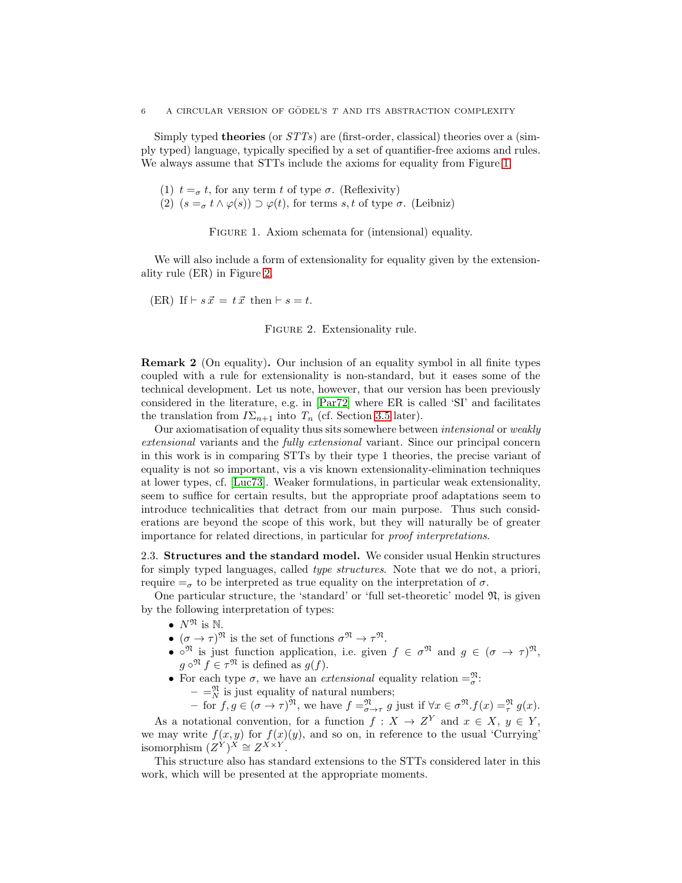Simply typed **theories** (or *STTs*) are (first-order, classical) theories over a (simply typed) language, typically specified by a set of quantifier-free axioms and rules. We always assume that STTs include the axioms for equality from Figure 1.

(1) $t =_\sigma t$, for any term $t$ of type $\sigma$. (Reflexivity)
(2) $(s =_\sigma t \wedge \varphi(s)) \supset \varphi(t)$, for terms $s, t$ of type $\sigma$. (Leibniz)

Figure 1. Axiom schemata for (intensional) equality.

We will also include a form of extensionality for equality given by the extensionality rule (ER) in Figure 2.

(ER) If $\vdash s\,\vec{x} = t\,\vec{x}$ then $\vdash s = t$.

Figure 2. Extensionality rule.

**Remark 2** (On equality)**.** Our inclusion of an equality symbol in all finite types coupled with a rule for extensionality is non-standard, but it eases some of the technical development. Let us note, however, that our version has been previously considered in the literature, e.g. in [Par72] where ER is called 'SI' and facilitates the translation from $I\Sigma_{n+1}$ into $T_n$ (cf. Section 3.5 later).

Our axiomatisation of equality thus sits somewhere between *intensional* or *weakly extensional* variants and the *fully extensional* variant. Since our principal concern in this work is in comparing STTs by their type 1 theories, the precise variant of equality is not so important, vis a vis known extensionality-elimination techniques at lower types, cf. [Luc73]. Weaker formulations, in particular weak extensionality, seem to suffice for certain results, but the appropriate proof adaptations seem to introduce technicalities that detract from our main purpose. Thus such considerations are beyond the scope of this work, but they will naturally be of greater importance for related directions, in particular for *proof interpretations*.

2.3. **Structures and the standard model.** We consider usual Henkin structures for simply typed languages, called *type structures*. Note that we do not, a priori, require $=_\sigma$ to be interpreted as true equality on the interpretation of $\sigma$.

One particular structure, the 'standard' or 'full set-theoretic' model $\mathfrak{N}$, is given by the following interpretation of types:

- $N^{\mathfrak{N}}$ is $\mathbb{N}$.
- $(\sigma \to \tau)^{\mathfrak{N}}$ is the set of functions $\sigma^{\mathfrak{N}} \to \tau^{\mathfrak{N}}$.
- $\circ^{\mathfrak{N}}$ is just function application, i.e. given $f \in \sigma^{\mathfrak{N}}$ and $g \in (\sigma \to \tau)^{\mathfrak{N}}$, $g \circ^{\mathfrak{N}} f \in \tau^{\mathfrak{N}}$ is defined as $g(f)$.
- For each type $\sigma$, we have an *extensional* equality relation $=^{\mathfrak{N}}_\sigma$:
  - $=^{\mathfrak{N}}_N$ is just equality of natural numbers;
  - for $f, g \in (\sigma \to \tau)^{\mathfrak{N}}$, we have $f =^{\mathfrak{N}}_{\sigma\to\tau} g$ just if $\forall x \in \sigma^{\mathfrak{N}}. f(x) =^{\mathfrak{N}}_\tau g(x)$.

As a notational convention, for a function $f : X \to Z^Y$ and $x \in X$, $y \in Y$, we may write $f(x, y)$ for $f(x)(y)$, and so on, in reference to the usual 'Currying' isomorphism $(Z^Y)^X \cong Z^{X\times Y}$.

This structure also has standard extensions to the STTs considered later in this work, which will be presented at the appropriate moments.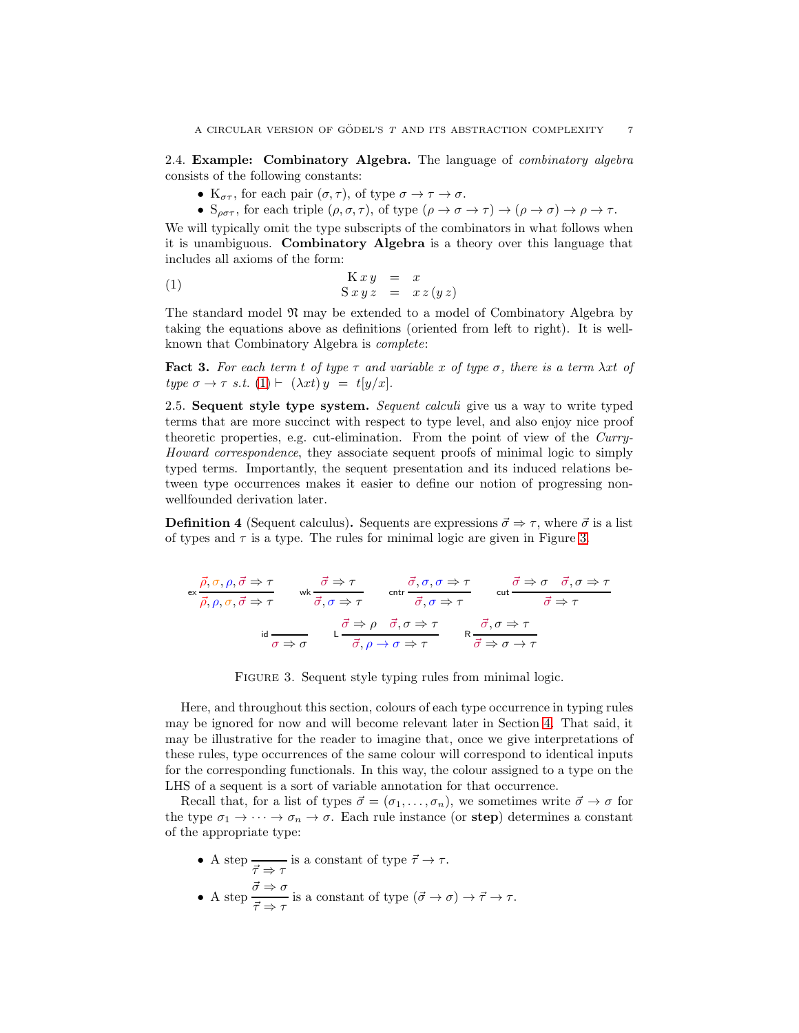### 2.4. Example: Combinatory Algebra.

The language of *combinatory algebra* consists of the following constants:

- $\mathrm{K}_{\sigma\tau}$, for each pair $(\sigma, \tau)$, of type $\sigma \to \tau \to \sigma$.
- $\mathrm{S}_{\rho\sigma\tau}$, for each triple $(\rho, \sigma, \tau)$, of type $(\rho \to \sigma \to \tau) \to (\rho \to \sigma) \to \rho \to \tau$.

We will typically omit the type subscripts of the combinators in what follows when it is unambiguous. **Combinatory Algebra** is a theory over this language that includes all axioms of the form:

$$
\begin{array}{rcl}
\mathrm{K}\,x\,y & = & x \\
\mathrm{S}\,x\,y\,z & = & x\,z\,(y\,z)
\end{array} \tag{1}
$$

The standard model $\mathfrak{N}$ may be extended to a model of Combinatory Algebra by taking the equations above as definitions (oriented from left to right). It is well-known that Combinatory Algebra is *complete*:

**Fact 3.** *For each term $t$ of type $\tau$ and variable $x$ of type $\sigma$, there is a term $\lambda xt$ of type $\sigma \to \tau$ s.t.* (1) $\vdash$ $(\lambda xt)\,y \;=\; t[y/x]$.

### 2.5. Sequent style type system.

*Sequent calculi* give us a way to write typed terms that are more succinct with respect to type level, and also enjoy nice proof theoretic properties, e.g. cut-elimination. From the point of view of the *Curry-Howard correspondence*, they associate sequent proofs of minimal logic to simply typed terms. Importantly, the sequent presentation and its induced relations between type occurrences makes it easier to define our notion of progressing non-wellfounded derivation later.

**Definition 4** (Sequent calculus)**.** Sequents are expressions $\vec{\sigma} \Rightarrow \tau$, where $\vec{\sigma}$ is a list of types and $\tau$ is a type. The rules for minimal logic are given in Figure 3.

$$
\mathsf{ex}\,\frac{\vec{\rho}, \sigma, \rho, \vec{\sigma} \Rightarrow \tau}{\vec{\rho}, \rho, \sigma, \vec{\sigma} \Rightarrow \tau}
\qquad
\mathsf{wk}\,\frac{\vec{\sigma} \Rightarrow \tau}{\vec{\sigma}, \sigma \Rightarrow \tau}
\qquad
\mathsf{cntr}\,\frac{\vec{\sigma}, \sigma, \sigma \Rightarrow \tau}{\vec{\sigma}, \sigma \Rightarrow \tau}
\qquad
\mathsf{cut}\,\frac{\vec{\sigma} \Rightarrow \sigma \quad \vec{\sigma}, \sigma \Rightarrow \tau}{\vec{\sigma} \Rightarrow \tau}
$$

$$
\mathsf{id}\,\frac{}{\sigma \Rightarrow \sigma}
\qquad
\mathsf{L}\,\frac{\vec{\sigma} \Rightarrow \rho \quad \vec{\sigma}, \sigma \Rightarrow \tau}{\vec{\sigma}, \rho \to \sigma \Rightarrow \tau}
\qquad
\mathsf{R}\,\frac{\vec{\sigma}, \sigma \Rightarrow \tau}{\vec{\sigma} \Rightarrow \sigma \to \tau}
$$

FIGURE 3. Sequent style typing rules from minimal logic.

Here, and throughout this section, colours of each type occurrence in typing rules may be ignored for now and will become relevant later in Section 4. That said, it may be illustrative for the reader to imagine that, once we give interpretations of these rules, type occurrences of the same colour will correspond to identical inputs for the corresponding functionals. In this way, the colour assigned to a type on the LHS of a sequent is a sort of variable annotation for that occurrence.

Recall that, for a list of types $\vec{\sigma} = (\sigma_1, \dots, \sigma_n)$, we sometimes write $\vec{\sigma} \to \sigma$ for the type $\sigma_1 \to \cdots \to \sigma_n \to \sigma$. Each rule instance (or **step**) determines a constant of the appropriate type:

- A step $\dfrac{}{\vec{\tau} \Rightarrow \tau}$ is a constant of type $\vec{\tau} \to \tau$.
- A step $\dfrac{\vec{\sigma} \Rightarrow \sigma}{\vec{\tau} \Rightarrow \tau}$ is a constant of type $(\vec{\sigma} \to \sigma) \to \vec{\tau} \to \tau$.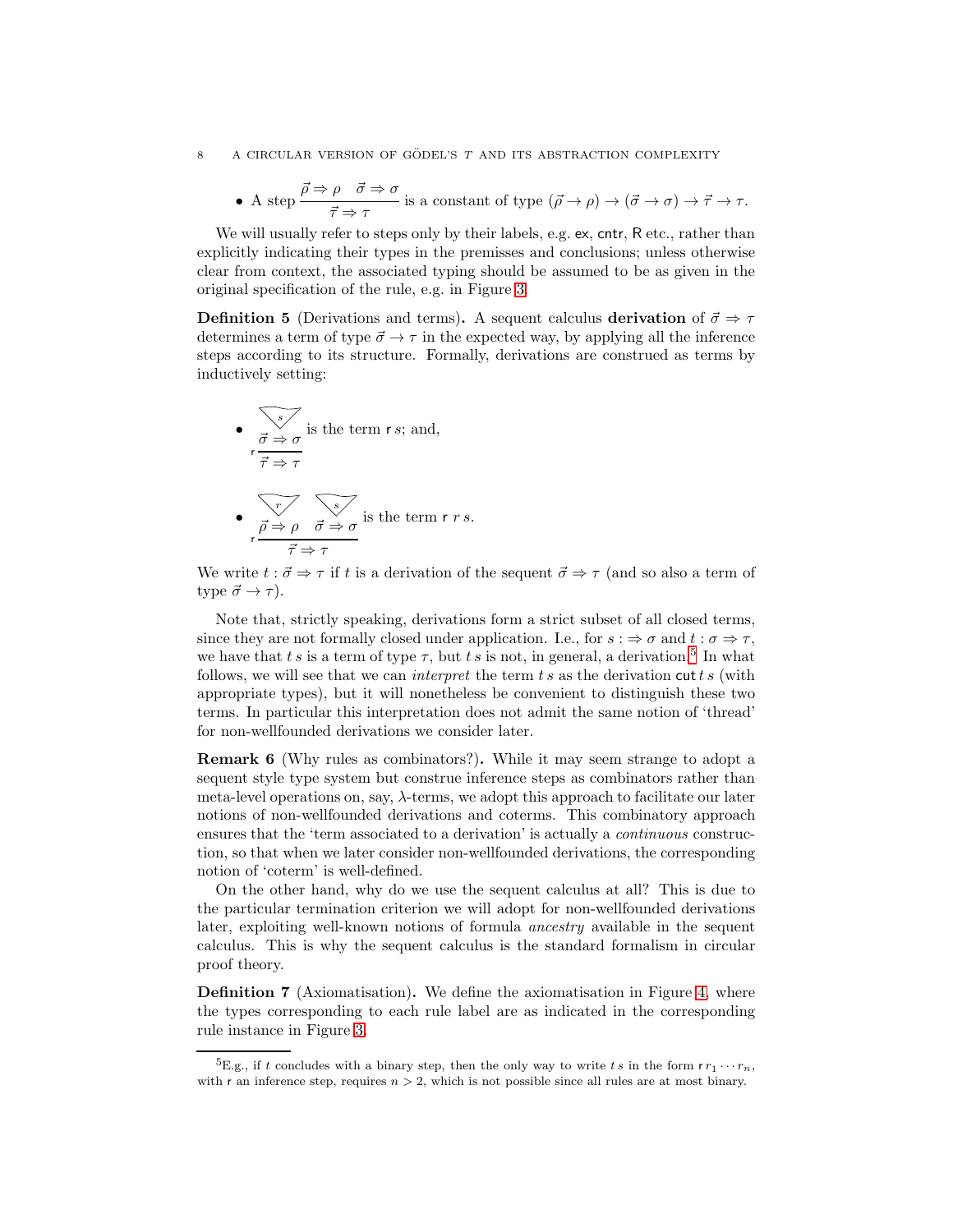- A step $\dfrac{\vec{\rho} \Rightarrow \rho \quad \vec{\sigma} \Rightarrow \sigma}{\vec{\tau} \Rightarrow \tau}$ is a constant of type $(\vec{\rho} \to \rho) \to (\vec{\sigma} \to \sigma) \to \vec{\tau} \to \tau$.

We will usually refer to steps only by their labels, e.g. $\mathsf{ex}$, $\mathsf{cntr}$, $\mathsf{R}$ etc., rather than explicitly indicating their types in the premisses and conclusions; unless otherwise clear from context, the associated typing should be assumed to be as given in the original specification of the rule, e.g. in Figure 3.

**Definition 5** (Derivations and terms)**.** A sequent calculus **derivation** of $\vec{\sigma} \Rightarrow \tau$ determines a term of type $\vec{\sigma} \to \tau$ in the expected way, by applying all the inference steps according to its structure. Formally, derivations are construed as terms by inductively setting:

- $$\mathsf{r}\,\dfrac{\overset{s}{\vec{\sigma} \Rightarrow \sigma}}{\vec{\tau} \Rightarrow \tau}$$ is the term $\mathsf{r}\, s$; and,

- $$\mathsf{r}\,\dfrac{\overset{r}{\vec{\rho} \Rightarrow \rho} \quad \overset{s}{\vec{\sigma} \Rightarrow \sigma}}{\vec{\tau} \Rightarrow \tau}$$ is the term $\mathsf{r}\; r\, s$.

We write $t : \vec{\sigma} \Rightarrow \tau$ if $t$ is a derivation of the sequent $\vec{\sigma} \Rightarrow \tau$ (and so also a term of type $\vec{\sigma} \to \tau$).

Note that, strictly speaking, derivations form a strict subset of all closed terms, since they are not formally closed under application. I.e., for $s : \Rightarrow \sigma$ and $t : \sigma \Rightarrow \tau$, we have that $t\, s$ is a term of type $\tau$, but $t\, s$ is not, in general, a derivation.[5] In what follows, we will see that we can *interpret* the term $t\, s$ as the derivation $\mathsf{cut}\, t\, s$ (with appropriate types), but it will nonetheless be convenient to distinguish these two terms. In particular this interpretation does not admit the same notion of 'thread' for non-wellfounded derivations we consider later.

**Remark 6** (Why rules as combinators?)**.** While it may seem strange to adopt a sequent style type system but construe inference steps as combinators rather than meta-level operations on, say, $\lambda$-terms, we adopt this approach to facilitate our later notions of non-wellfounded derivations and coterms. This combinatory approach ensures that the 'term associated to a derivation' is actually a *continuous* construction, so that when we later consider non-wellfounded derivations, the corresponding notion of 'coterm' is well-defined.

On the other hand, why do we use the sequent calculus at all? This is due to the particular termination criterion we will adopt for non-wellfounded derivations later, exploiting well-known notions of formula *ancestry* available in the sequent calculus. This is why the sequent calculus is the standard formalism in circular proof theory.

**Definition 7** (Axiomatisation)**.** We define the axiomatisation in Figure 4, where the types corresponding to each rule label are as indicated in the corresponding rule instance in Figure 3.

---

[5] E.g., if $t$ concludes with a binary step, then the only way to write $t\, s$ in the form $\mathsf{r}\, r_1 \cdots r_n$, with $\mathsf{r}$ an inference step, requires $n > 2$, which is not possible since all rules are at most binary.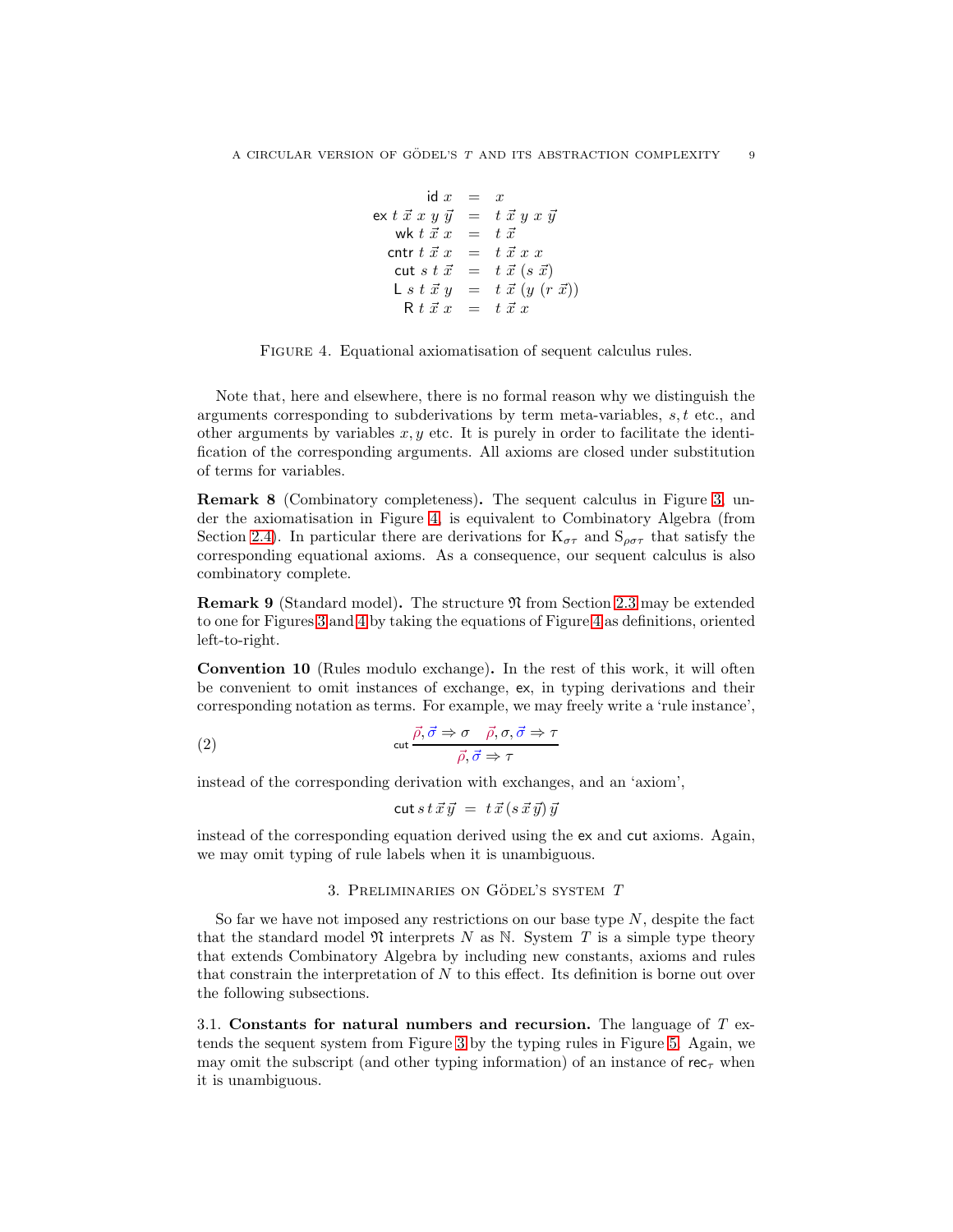$$
\begin{array}{rcl}
\mathsf{id}\ x & = & x \\
\mathsf{ex}\ t\ \vec{x}\ x\ y\ \vec{y} & = & t\ \vec{x}\ y\ x\ \vec{y} \\
\mathsf{wk}\ t\ \vec{x}\ x & = & t\ \vec{x} \\
\mathsf{cntr}\ t\ \vec{x}\ x & = & t\ \vec{x}\ x\ x \\
\mathsf{cut}\ s\ t\ \vec{x} & = & t\ \vec{x}\ (s\ \vec{x}) \\
\mathsf{L}\ s\ t\ \vec{x}\ y & = & t\ \vec{x}\ (y\ (r\ \vec{x})) \\
\mathsf{R}\ t\ \vec{x}\ x & = & t\ \vec{x}\ x
\end{array}
$$

FIGURE 4. Equational axiomatisation of sequent calculus rules.

Note that, here and elsewhere, there is no formal reason why we distinguish the arguments corresponding to subderivations by term meta-variables, $s, t$ etc., and other arguments by variables $x, y$ etc. It is purely in order to facilitate the identification of the corresponding arguments. All axioms are closed under substitution of terms for variables.

**Remark 8** (Combinatory completeness)**.** The sequent calculus in Figure 3, under the axiomatisation in Figure 4, is equivalent to Combinatory Algebra (from Section 2.4). In particular there are derivations for $\mathrm{K}_{\sigma\tau}$ and $\mathrm{S}_{\rho\sigma\tau}$ that satisfy the corresponding equational axioms. As a consequence, our sequent calculus is also combinatory complete.

**Remark 9** (Standard model)**.** The structure $\mathfrak{N}$ from Section 2.3 may be extended to one for Figures 3 and 4 by taking the equations of Figure 4 as definitions, oriented left-to-right.

**Convention 10** (Rules modulo exchange)**.** In the rest of this work, it will often be convenient to omit instances of exchange, ex, in typing derivations and their corresponding notation as terms. For example, we may freely write a 'rule instance',

$$
\text{(2)} \qquad \mathsf{cut}\ \frac{\vec{\rho}, \vec{\sigma} \Rightarrow \sigma \quad \vec{\rho}, \sigma, \vec{\sigma} \Rightarrow \tau}{\vec{\rho}, \vec{\sigma} \Rightarrow \tau}
$$

instead of the corresponding derivation with exchanges, and an 'axiom',

$$
\mathsf{cut}\, s\, t\, \vec{x}\, \vec{y} \;=\; t\, \vec{x}\, (s\, \vec{x}\, \vec{y})\, \vec{y}
$$

instead of the corresponding equation derived using the ex and cut axioms. Again, we may omit typing of rule labels when it is unambiguous.

## 3. Preliminaries on Gödel's system $T$

So far we have not imposed any restrictions on our base type $N$, despite the fact that the standard model $\mathfrak{N}$ interprets $N$ as $\mathbb{N}$. System $T$ is a simple type theory that extends Combinatory Algebra by including new constants, axioms and rules that constrain the interpretation of $N$ to this effect. Its definition is borne out over the following subsections.

3.1. **Constants for natural numbers and recursion.** The language of $T$ extends the sequent system from Figure 3 by the typing rules in Figure 5. Again, we may omit the subscript (and other typing information) of an instance of $\mathsf{rec}_\tau$ when it is unambiguous.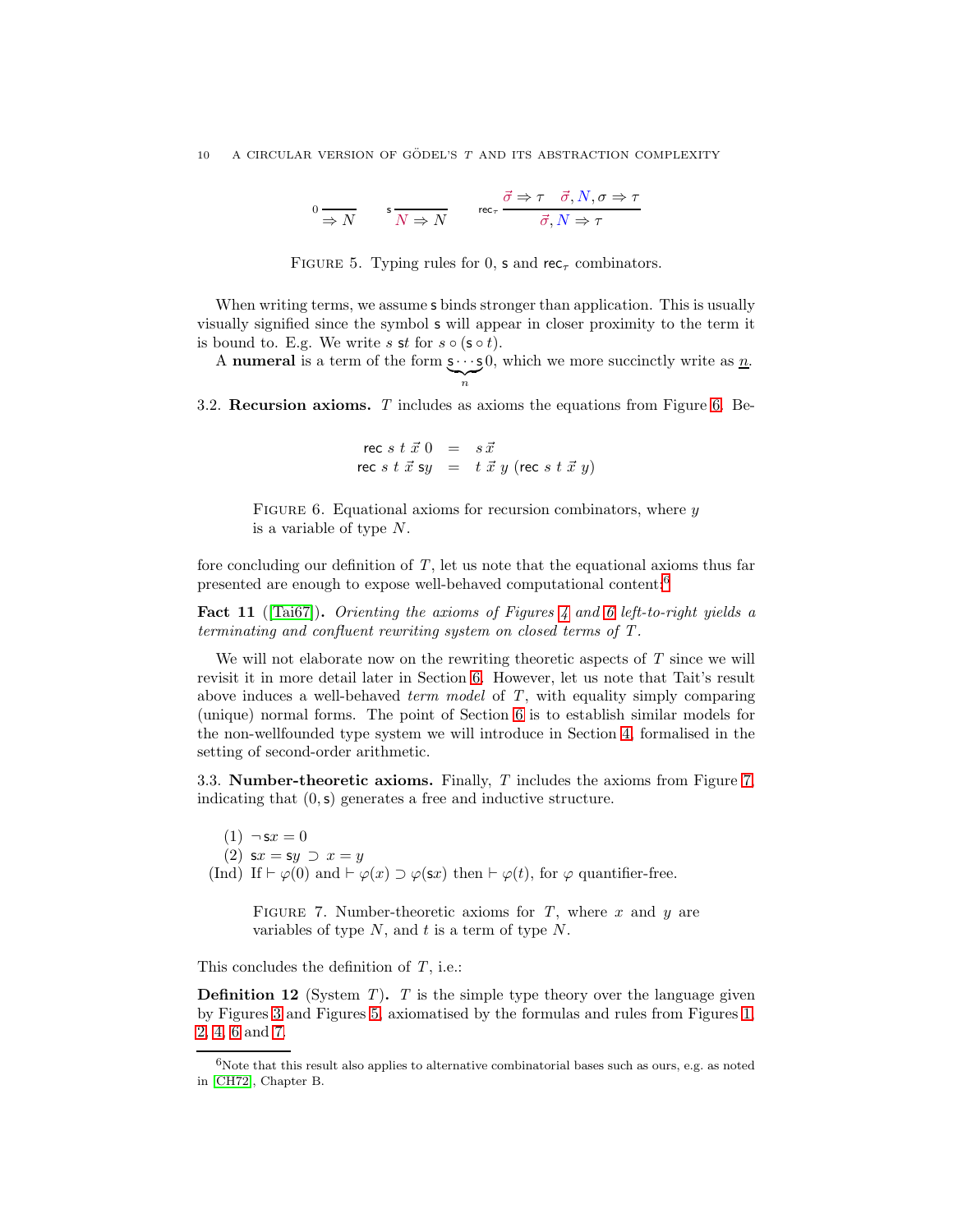$$
0\,\frac{}{\Rightarrow N} \qquad \mathsf{s}\,\frac{}{N \Rightarrow N} \qquad \mathsf{rec}_\tau\,\frac{\vec{\sigma} \Rightarrow \tau \quad \vec{\sigma}, N, \sigma \Rightarrow \tau}{\vec{\sigma}, N \Rightarrow \tau}
$$

Figure 5. Typing rules for 0, $\mathsf{s}$ and $\mathsf{rec}_\tau$ combinators.

When writing terms, we assume $\mathsf{s}$ binds stronger than application. This is usually visually signified since the symbol $\mathsf{s}$ will appear in closer proximity to the term it is bound to. E.g. We write $s\ \mathsf{s}t$ for $s \circ (\mathsf{s} \circ t)$.

A **numeral** is a term of the form $\underbrace{\mathsf{s} \cdots \mathsf{s}}_{n} 0$, which we more succinctly write as $\underline{n}$.

3.2. **Recursion axioms.** $T$ includes as axioms the equations from Figure 6. Before concluding our definition of $T$, let us note that the equational axioms thus far presented are enough to expose well-behaved computational content:[6]

$$
\begin{array}{rcl}
\mathsf{rec}\ s\ t\ \vec{x}\ 0 & = & s\,\vec{x} \\
\mathsf{rec}\ s\ t\ \vec{x}\ \mathsf{s}y & = & t\ \vec{x}\ y\ (\mathsf{rec}\ s\ t\ \vec{x}\ y)
\end{array}
$$

Figure 6. Equational axioms for recursion combinators, where $y$ is a variable of type $N$.

**Fact 11** ([Tai67]). *Orienting the axioms of Figures 4 and 6 left-to-right yields a terminating and confluent rewriting system on closed terms of $T$.*

We will not elaborate now on the rewriting theoretic aspects of $T$ since we will revisit it in more detail later in Section 6. However, let us note that Tait's result above induces a well-behaved *term model* of $T$, with equality simply comparing (unique) normal forms. The point of Section 6 is to establish similar models for the non-wellfounded type system we will introduce in Section 4, formalised in the setting of second-order arithmetic.

3.3. **Number-theoretic axioms.** Finally, $T$ includes the axioms from Figure 7, indicating that $(0, \mathsf{s})$ generates a free and inductive structure.

(1) $\neg\, \mathsf{s}x = 0$
(2) $\mathsf{s}x = \mathsf{s}y \supset x = y$
(Ind) If $\vdash \varphi(0)$ and $\vdash \varphi(x) \supset \varphi(\mathsf{s}x)$ then $\vdash \varphi(t)$, for $\varphi$ quantifier-free.

Figure 7. Number-theoretic axioms for $T$, where $x$ and $y$ are variables of type $N$, and $t$ is a term of type $N$.

This concludes the definition of $T$, i.e.:

**Definition 12** (System $T$). $T$ is the simple type theory over the language given by Figures 3 and Figures 5, axiomatised by the formulas and rules from Figures 1, 2, 4, 6 and 7.

[6] Note that this result also applies to alternative combinatorial bases such as ours, e.g. as noted in [CH72], Chapter B.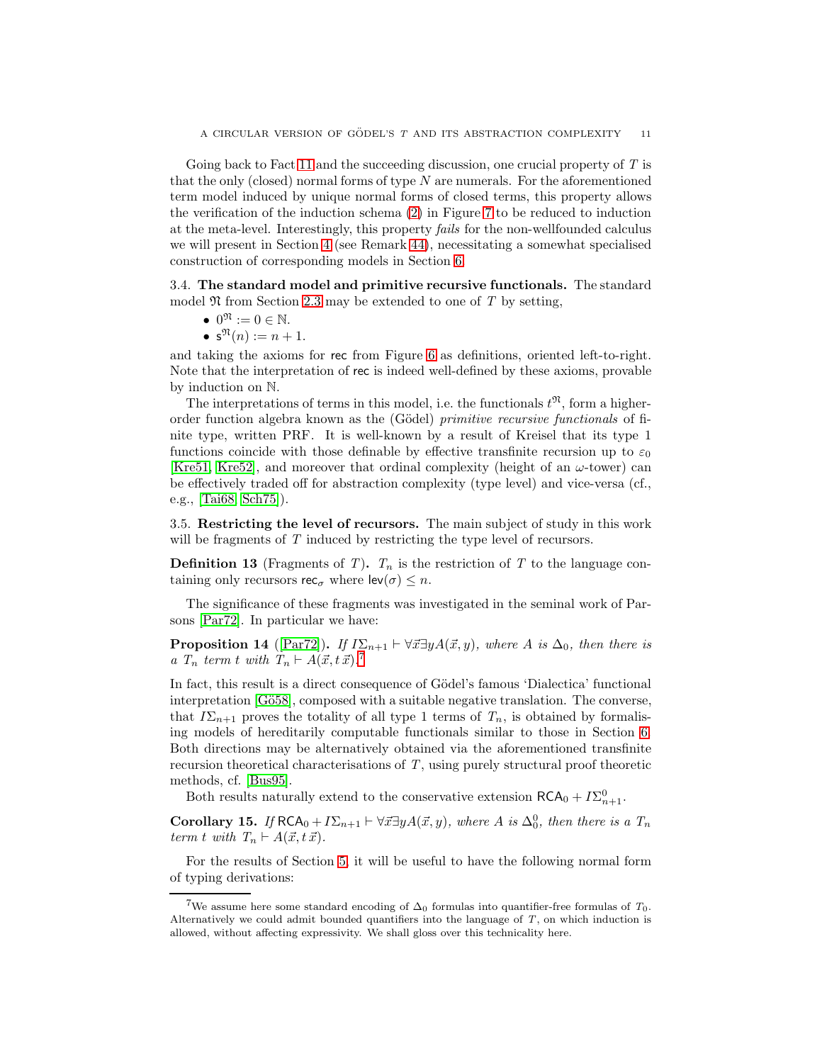Going back to Fact 11 and the succeeding discussion, one crucial property of $T$ is that the only (closed) normal forms of type $N$ are numerals. For the aforementioned term model induced by unique normal forms of closed terms, this property allows the verification of the induction schema (2) in Figure 7 to be reduced to induction at the meta-level. Interestingly, this property *fails* for the non-wellfounded calculus we will present in Section 4 (see Remark 44), necessitating a somewhat specialised construction of corresponding models in Section 6.

### 3.4. The standard model and primitive recursive functionals.

The standard model $\mathfrak{N}$ from Section 2.3 may be extended to one of $T$ by setting,

- $0^{\mathfrak{N}} := 0 \in \mathbb{N}$.
- $\mathsf{s}^{\mathfrak{N}}(n) := n + 1$.

and taking the axioms for $\mathsf{rec}$ from Figure 6 as definitions, oriented left-to-right. Note that the interpretation of $\mathsf{rec}$ is indeed well-defined by these axioms, provable by induction on $\mathbb{N}$.

The interpretations of terms in this model, i.e. the functionals $t^{\mathfrak{N}}$, form a higher-order function algebra known as the (Gödel) *primitive recursive functionals* of finite type, written PRF. It is well-known by a result of Kreisel that its type 1 functions coincide with those definable by effective transfinite recursion up to $\varepsilon_0$ [Kre51, Kre52], and moreover that ordinal complexity (height of an $\omega$-tower) can be effectively traded off for abstraction complexity (type level) and vice-versa (cf., e.g., [Tai68, Sch75]).

### 3.5. Restricting the level of recursors.

The main subject of study in this work will be fragments of $T$ induced by restricting the type level of recursors.

**Definition 13** (Fragments of $T$). $T_n$ is the restriction of $T$ to the language containing only recursors $\mathsf{rec}_\sigma$ where $\mathsf{lev}(\sigma) \leq n$.

The significance of these fragments was investigated in the seminal work of Parsons [Par72]. In particular we have:

**Proposition 14** ([Par72]). *If $I\Sigma_{n+1} \vdash \forall \vec{x} \exists y A(\vec{x}, y)$, where $A$ is $\Delta_0$, then there is a $T_n$ term $t$ with $T_n \vdash A(\vec{x}, t\,\vec{x})$.*[7]

In fact, this result is a direct consequence of Gödel's famous 'Dialectica' functional interpretation [Gö58], composed with a suitable negative translation. The converse, that $I\Sigma_{n+1}$ proves the totality of all type 1 terms of $T_n$, is obtained by formalising models of hereditarily computable functionals similar to those in Section 6. Both directions may be alternatively obtained via the aforementioned transfinite recursion theoretical characterisations of $T$, using purely structural proof theoretic methods, cf. [Bus95].

Both results naturally extend to the conservative extension $\mathsf{RCA}_0 + I\Sigma^0_{n+1}$.

**Corollary 15.** *If $\mathsf{RCA}_0 + I\Sigma_{n+1} \vdash \forall \vec{x} \exists y A(\vec{x}, y)$, where $A$ is $\Delta^0_0$, then there is a $T_n$ term $t$ with $T_n \vdash A(\vec{x}, t\,\vec{x})$.*

For the results of Section 5, it will be useful to have the following normal form of typing derivations:

---

[7] We assume here some standard encoding of $\Delta_0$ formulas into quantifier-free formulas of $T_0$. Alternatively we could admit bounded quantifiers into the language of $T$, on which induction is allowed, without affecting expressivity. We shall gloss over this technicality here.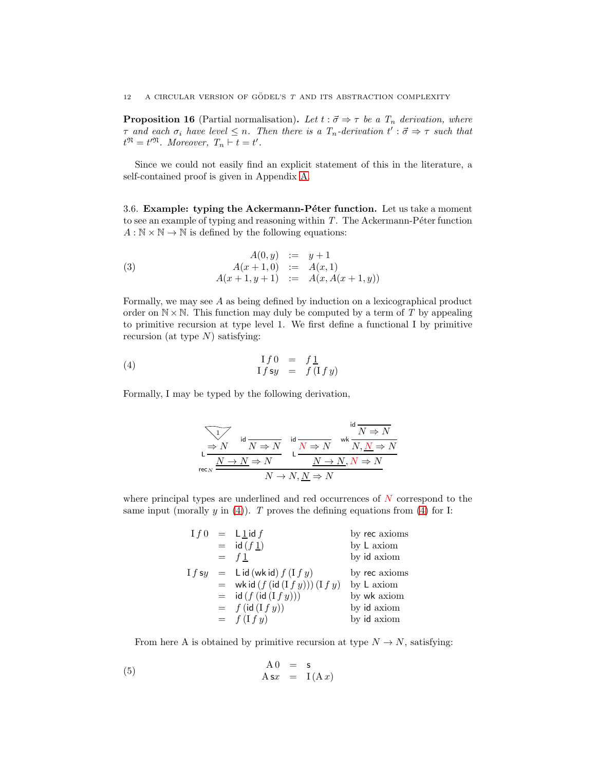**Proposition 16** (Partial normalisation)**.** *Let $t : \vec{\sigma} \Rightarrow \tau$ be a $T_n$ derivation, where $\tau$ and each $\sigma_i$ have level $\leq n$. Then there is a $T_n$-derivation $t' : \vec{\sigma} \Rightarrow \tau$ such that $t^{\mathfrak{N}} = t'^{\mathfrak{N}}$. Moreover, $T_n \vdash t = t'$.*

Since we could not easily find an explicit statement of this in the literature, a self-contained proof is given in Appendix A.

3.6. **Example: typing the Ackermann-Péter function.** Let us take a moment to see an example of typing and reasoning within $T$. The Ackermann-Péter function $A : \mathbb{N} \times \mathbb{N} \to \mathbb{N}$ is defined by the following equations:

$$\begin{array}{rcl} A(0,y) & := & y+1 \\ A(x+1,0) & := & A(x,1) \\ A(x+1,y+1) & := & A(x, A(x+1,y)) \end{array} \tag{3}$$

Formally, we may see $A$ as being defined by induction on a lexicographical product order on $\mathbb{N} \times \mathbb{N}$. This function may duly be computed by a term of $T$ by appealing to primitive recursion at type level 1. We first define a functional I by primitive recursion (at type $N$) satisfying:

$$\begin{array}{rcl} \mathrm{I}\, f\, 0 & = & f\, \underline{1} \\ \mathrm{I}\, f\, \mathsf{s}y & = & f\, (\mathrm{I}\, f\, y) \end{array} \tag{4}$$

Formally, I may be typed by the following derivation,

$$\dfrac{\mathsf{L}\,\dfrac{\dfrac{\underset{1}{\triangledown}}{\Rightarrow N} \qquad \mathsf{id}\,\dfrac{}{N \Rightarrow N}}{\underline{N \to N} \Rightarrow N} \qquad \mathsf{L}\,\dfrac{\mathsf{id}\,\dfrac{}{\color{red}{N} \Rightarrow N} \qquad \mathsf{wk}\,\dfrac{\mathsf{id}\,\dfrac{}{N \Rightarrow N}}{N, \underline{\color{red}{N}} \Rightarrow N}}{\underline{N \to N}, \color{red}{N} \Rightarrow N}}{N \to N, \underline{N} \Rightarrow N}\ \mathsf{rec}_N$$

where principal types are underlined and red occurrences of $N$ correspond to the same input (morally $y$ in (4)). $T$ proves the defining equations from (4) for I:

$$\begin{array}{rcll} \mathrm{I}\, f\, 0 & = & \mathsf{L}\, \underline{1}\, \mathsf{id}\, f & \text{by } \mathsf{rec} \text{ axioms} \\ & = & \mathsf{id}\, (f\, \underline{1}) & \text{by } \mathsf{L} \text{ axiom} \\ & = & f\, \underline{1} & \text{by } \mathsf{id} \text{ axiom} \\ \mathrm{I}\, f\, \mathsf{s}y & = & \mathsf{L}\, \mathsf{id}\, (\mathsf{wk}\, \mathsf{id})\, f\, (\mathrm{I}\, f\, y) & \text{by } \mathsf{rec} \text{ axioms} \\ & = & \mathsf{wk}\, \mathsf{id}\, (f\, (\mathsf{id}\, (\mathrm{I}\, f\, y)))\, (\mathrm{I}\, f\, y) & \text{by } \mathsf{L} \text{ axiom} \\ & = & \mathsf{id}\, (f\, (\mathsf{id}\, (\mathrm{I}\, f\, y))) & \text{by } \mathsf{wk} \text{ axiom} \\ & = & f\, (\mathsf{id}\, (\mathrm{I}\, f\, y)) & \text{by } \mathsf{id} \text{ axiom} \\ & = & f\, (\mathrm{I}\, f\, y) & \text{by } \mathsf{id} \text{ axiom} \end{array}$$

From here A is obtained by primitive recursion at type $N \to N$, satisfying:

$$\begin{array}{rcl} \mathrm{A}\, 0 & = & \mathsf{s} \\ \mathrm{A}\, \mathsf{s}x & = & \mathrm{I}\, (\mathrm{A}\, x) \end{array} \tag{5}$$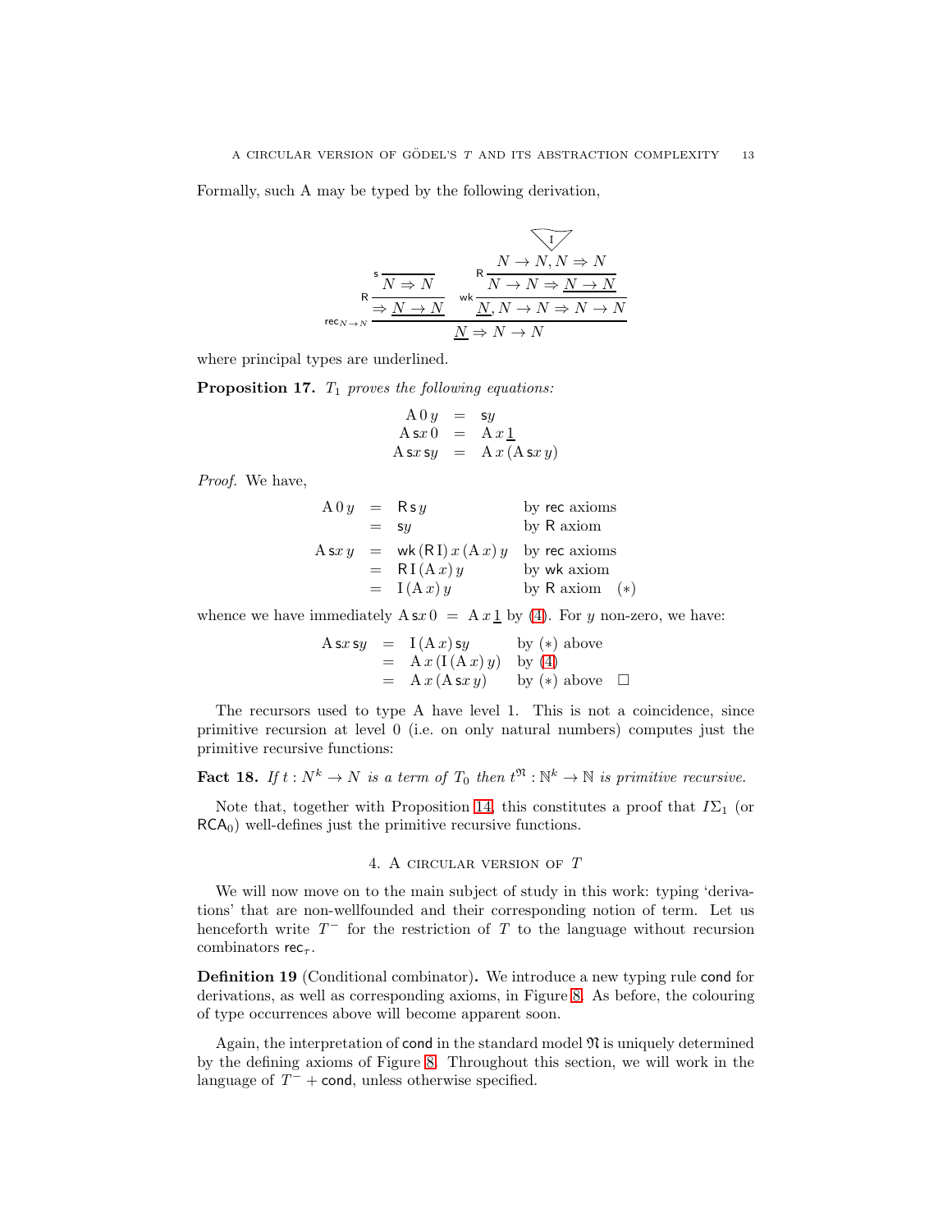Formally, such $\mathrm{A}$ may be typed by the following derivation,

$$
\mathsf{rec}_{N\to N}\dfrac{\mathsf{R}\dfrac{\mathsf{s}\dfrac{}{N \Rightarrow N}}{\Rightarrow \underline{N \to N}} \qquad \mathsf{wk}\dfrac{\mathsf{R}\dfrac{\dfrac{\mathrm{I}}{N \to N, N \Rightarrow N}}{N \to N \Rightarrow \underline{N \to N}}}{\underline{N}, N \to N \Rightarrow N \to N}}{\underline{N} \Rightarrow N \to N}
$$

where principal types are underlined.

**Proposition 17.** *$T_1$ proves the following equations:*

$$
\begin{array}{rcl}
\mathrm{A}\,0\,y & = & \mathsf{s}y \\
\mathrm{A}\,\mathsf{s}x\,0 & = & \mathrm{A}\,x\,\underline{1} \\
\mathrm{A}\,\mathsf{s}x\,\mathsf{s}y & = & \mathrm{A}\,x\,(\mathrm{A}\,\mathsf{s}x\,y)
\end{array}
$$

*Proof.* We have,

$$
\begin{array}{rcll}
\mathrm{A}\,0\,y & = & \mathsf{R}\,\mathsf{s}\,y & \text{by } \mathsf{rec} \text{ axioms} \\
& = & \mathsf{s}y & \text{by } \mathsf{R} \text{ axiom} \\
\mathrm{A}\,\mathsf{s}x\,y & = & \mathsf{wk}\,(\mathsf{R}\,\mathrm{I})\,x\,(\mathrm{A}\,x)\,y & \text{by } \mathsf{rec} \text{ axioms} \\
& = & \mathsf{R}\,\mathrm{I}\,(\mathrm{A}\,x)\,y & \text{by } \mathsf{wk} \text{ axiom} \\
& = & \mathrm{I}\,(\mathrm{A}\,x)\,y & \text{by } \mathsf{R} \text{ axiom} \quad (*)
\end{array}
$$

whence we have immediately $\mathrm{A}\,\mathsf{s}x\,0 \;=\; \mathrm{A}\,x\,\underline{1}$ by (4). For $y$ non-zero, we have:

$$
\begin{array}{rcll}
\mathrm{A}\,\mathsf{s}x\,\mathsf{s}y & = & \mathrm{I}\,(\mathrm{A}\,x)\,\mathsf{s}y & \text{by } (*) \text{ above} \\
& = & \mathrm{A}\,x\,(\mathrm{I}\,(\mathrm{A}\,x)\,y) & \text{by } (4) \\
& = & \mathrm{A}\,x\,(\mathrm{A}\,\mathsf{s}x\,y) & \text{by } (*) \text{ above} \quad \square
\end{array}
$$

The recursors used to type $\mathrm{A}$ have level 1. This is not a coincidence, since primitive recursion at level 0 (i.e. on only natural numbers) computes just the primitive recursive functions:

**Fact 18.** *If $t : N^k \to N$ is a term of $T_0$ then $t^{\mathfrak{N}} : \mathbb{N}^k \to \mathbb{N}$ is primitive recursive.*

Note that, together with Proposition 14, this constitutes a proof that $I\Sigma_1$ (or $\mathsf{RCA}_0$) well-defines just the primitive recursive functions.

## 4. A circular version of $T$

We will now move on to the main subject of study in this work: typing 'derivations' that are non-wellfounded and their corresponding notion of term. Let us henceforth write $T^-$ for the restriction of $T$ to the language without recursion combinators $\mathsf{rec}_\tau$.

**Definition 19** (Conditional combinator)**.** We introduce a new typing rule $\mathsf{cond}$ for derivations, as well as corresponding axioms, in Figure 8. As before, the colouring of type occurrences above will become apparent soon.

Again, the interpretation of $\mathsf{cond}$ in the standard model $\mathfrak{N}$ is uniquely determined by the defining axioms of Figure 8. Throughout this section, we will work in the language of $T^- + \mathsf{cond}$, unless otherwise specified.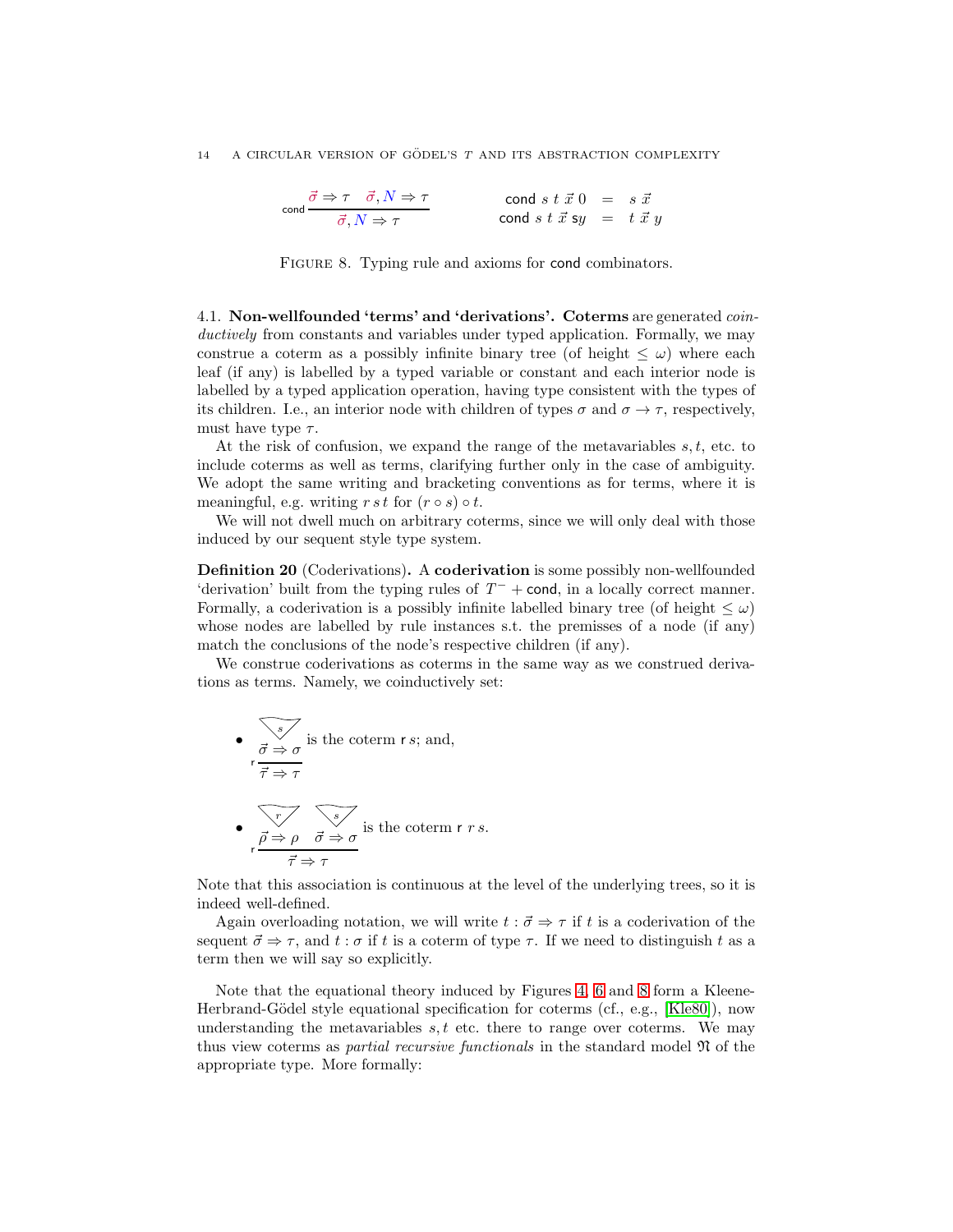$$
\mathsf{cond}\ \frac{\vec{\sigma} \Rightarrow \tau \quad \vec{\sigma}, N \Rightarrow \tau}{\vec{\sigma}, N \Rightarrow \tau}
\qquad\qquad
\begin{array}{rcl}
\mathsf{cond}\ s\ t\ \vec{x}\ 0 & = & s\ \vec{x} \\
\mathsf{cond}\ s\ t\ \vec{x}\ \mathsf{s}y & = & t\ \vec{x}\ y
\end{array}
$$

FIGURE 8. Typing rule and axioms for $\mathsf{cond}$ combinators.

4.1. **Non-wellfounded 'terms' and 'derivations'.** **Coterms** are generated *coinductively* from constants and variables under typed application. Formally, we may construe a coterm as a possibly infinite binary tree (of height $\leq \omega$) where each leaf (if any) is labelled by a typed variable or constant and each interior node is labelled by a typed application operation, having type consistent with the types of its children. I.e., an interior node with children of types $\sigma$ and $\sigma \to \tau$, respectively, must have type $\tau$.

At the risk of confusion, we expand the range of the metavariables $s, t$, etc. to include coterms as well as terms, clarifying further only in the case of ambiguity. We adopt the same writing and bracketing conventions as for terms, where it is meaningful, e.g. writing $r\,s\,t$ for $(r \circ s) \circ t$.

We will not dwell much on arbitrary coterms, since we will only deal with those induced by our sequent style type system.

**Definition 20** (Coderivations)**.** A **coderivation** is some possibly non-wellfounded 'derivation' built from the typing rules of $T^- + \mathsf{cond}$, in a locally correct manner. Formally, a coderivation is a possibly infinite labelled binary tree (of height $\leq \omega$) whose nodes are labelled by rule instances s.t. the premisses of a node (if any) match the conclusions of the node's respective children (if any).

We construe coderivations as coterms in the same way as we construed derivations as terms. Namely, we coinductively set:

- $$\mathsf{r}\ \frac{\overset{s}{\nabla}\ \ \vec{\sigma} \Rightarrow \sigma}{\vec{\tau} \Rightarrow \tau}$$ is the coterm $\mathsf{r}\,s$; and,

- $$\mathsf{r}\ \frac{\overset{r}{\nabla}\ \ \vec{\rho} \Rightarrow \rho \quad \overset{s}{\nabla}\ \ \vec{\sigma} \Rightarrow \sigma}{\vec{\tau} \Rightarrow \tau}$$ is the coterm $\mathsf{r}\,r\,s$.

Note that this association is continuous at the level of the underlying trees, so it is indeed well-defined.

Again overloading notation, we will write $t : \vec{\sigma} \Rightarrow \tau$ if $t$ is a coderivation of the sequent $\vec{\sigma} \Rightarrow \tau$, and $t : \sigma$ if $t$ is a coterm of type $\tau$. If we need to distinguish $t$ as a term then we will say so explicitly.

Note that the equational theory induced by Figures 4, 6 and 8 form a Kleene-Herbrand-Gödel style equational specification for coterms (cf., e.g., [Kle80]), now understanding the metavariables $s, t$ etc. there to range over coterms. We may thus view coterms as *partial recursive functionals* in the standard model $\mathfrak{N}$ of the appropriate type. More formally: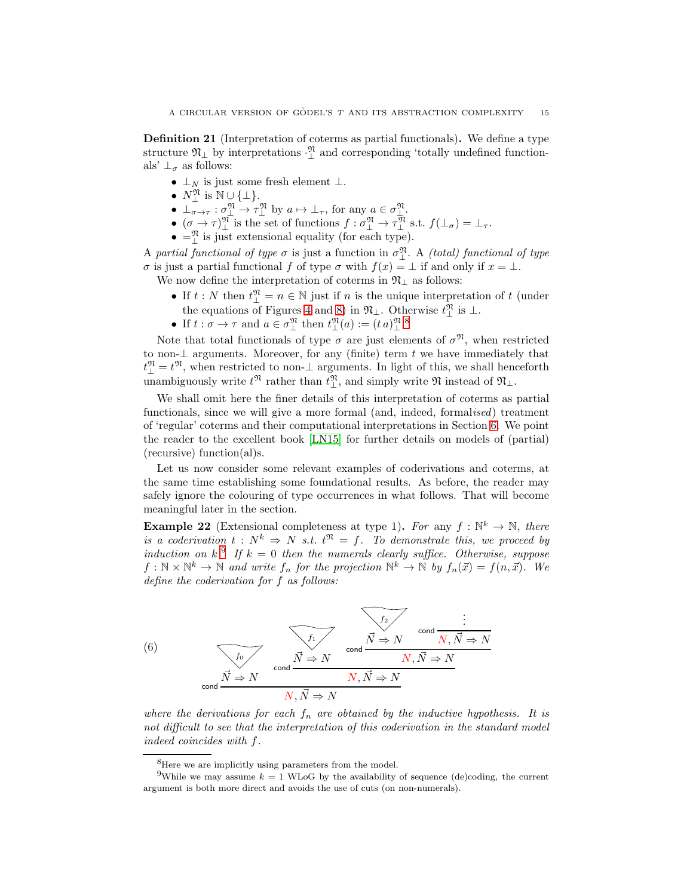**Definition 21** (Interpretation of coterms as partial functionals)**.** We define a type structure $\mathfrak{N}_\perp$ by interpretations $\cdot_\perp^{\mathfrak{N}}$ and corresponding 'totally undefined functionals' $\perp_\sigma$ as follows:

- $\perp_N$ is just some fresh element $\perp$.
- $N_\perp^{\mathfrak{N}}$ is $\mathbb{N} \cup \{\perp\}$.
- $\perp_{\sigma \to \tau} : \sigma_\perp^{\mathfrak{N}} \to \tau_\perp^{\mathfrak{N}}$ by $a \mapsto \perp_\tau$, for any $a \in \sigma_\perp^{\mathfrak{N}}$.
- $(\sigma \to \tau)_\perp^{\mathfrak{N}}$ is the set of functions $f : \sigma_\perp^{\mathfrak{N}} \to \tau_\perp^{\mathfrak{N}}$ s.t. $f(\perp_\sigma) = \perp_\tau$.
- $=_\perp^{\mathfrak{N}}$ is just extensional equality (for each type).

A *partial functional of type* $\sigma$ is just a function in $\sigma_\perp^{\mathfrak{N}}$. A *(total) functional of type* $\sigma$ is just a partial functional $f$ of type $\sigma$ with $f(x) = \perp$ if and only if $x = \perp$.

We now define the interpretation of coterms in $\mathfrak{N}_\perp$ as follows:

- If $t : N$ then $t_\perp^{\mathfrak{N}} = n \in \mathbb{N}$ just if $n$ is the unique interpretation of $t$ (under the equations of Figures 4 and 8) in $\mathfrak{N}_\perp$. Otherwise $t_\perp^{\mathfrak{N}}$ is $\perp$.
- If $t : \sigma \to \tau$ and $a \in \sigma_\perp^{\mathfrak{N}}$ then $t_\perp^{\mathfrak{N}}(a) := (t\, a)_\perp^{\mathfrak{N}}$.[8]

Note that total functionals of type $\sigma$ are just elements of $\sigma^{\mathfrak{N}}$, when restricted to non-$\perp$ arguments. Moreover, for any (finite) term $t$ we have immediately that $t_\perp^{\mathfrak{N}} = t^{\mathfrak{N}}$, when restricted to non-$\perp$ arguments. In light of this, we shall henceforth unambiguously write $t^{\mathfrak{N}}$ rather than $t_\perp^{\mathfrak{N}}$, and simply write $\mathfrak{N}$ instead of $\mathfrak{N}_\perp$.

We shall omit here the finer details of this interpretation of coterms as partial functionals, since we will give a more formal (and, indeed, formal*ised*) treatment of 'regular' coterms and their computational interpretations in Section 6. We point the reader to the excellent book [LN15] for further details on models of (partial) (recursive) function(al)s.

Let us now consider some relevant examples of coderivations and coterms, at the same time establishing some foundational results. As before, the reader may safely ignore the colouring of type occurrences in what follows. That will become meaningful later in the section.

**Example 22** (Extensional completeness at type 1)**.** *For any $f : \mathbb{N}^k \to \mathbb{N}$, there is a coderivation $t : N^k \Rightarrow N$ s.t. $t^{\mathfrak{N}} = f$. To demonstrate this, we proceed by induction on $k$.*[9] *If $k = 0$ then the numerals clearly suffice. Otherwise, suppose $f : \mathbb{N} \times \mathbb{N}^k \to \mathbb{N}$ and write $f_n$ for the projection $\mathbb{N}^k \to \mathbb{N}$ by $f_n(\vec{x}) = f(n, \vec{x})$. We define the coderivation for $f$ as follows:*

$$
\text{(6)} \qquad
\dfrac{\dfrac{f_0}{\vec{N} \Rightarrow N} \qquad \dfrac{\dfrac{f_1}{\vec{N} \Rightarrow N} \qquad \dfrac{\dfrac{f_2}{\vec{N} \Rightarrow N} \qquad \dfrac{\vdots}{N, \vec{N} \Rightarrow N}\,\mathsf{cond}}{N, \vec{N} \Rightarrow N}\,\mathsf{cond}}{N, \vec{N} \Rightarrow N}\,\mathsf{cond}}{N, \vec{N} \Rightarrow N}\,\mathsf{cond}
$$

*where the derivations for each $f_n$ are obtained by the inductive hypothesis. It is not difficult to see that the interpretation of this coderivation in the standard model indeed coincides with $f$.*

---

[8] Here we are implicitly using parameters from the model.

[9] While we may assume $k = 1$ WLoG by the availability of sequence (de)coding, the current argument is both more direct and avoids the use of cuts (on non-numerals).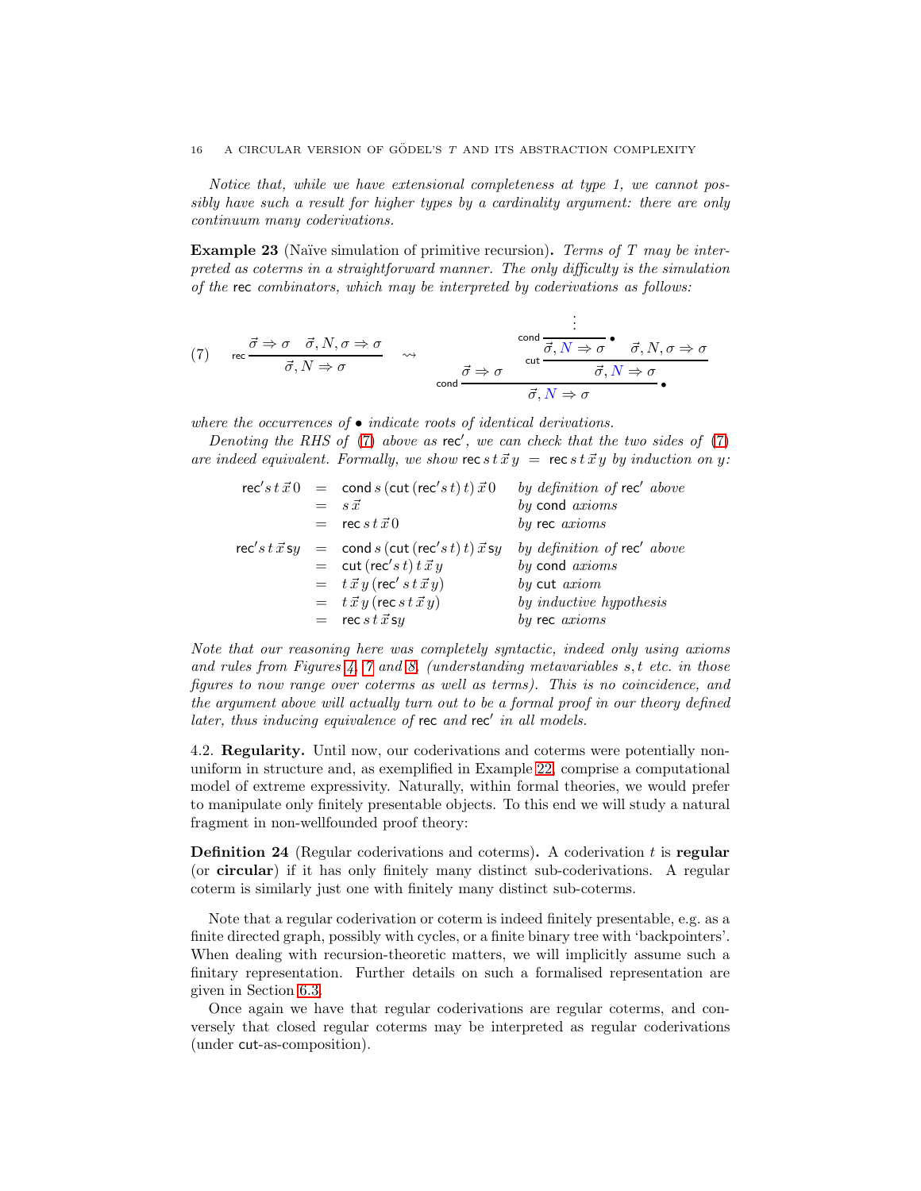*Notice that, while we have extensional completeness at type 1, we cannot possibly have such a result for higher types by a cardinality argument: there are only continuum many coderivations.*

**Example 23** (Naïve simulation of primitive recursion)**.** *Terms of $T$ may be interpreted as coterms in a straightforward manner. The only difficulty is the simulation of the* rec *combinators, which may be interpreted by coderivations as follows:*

$$
(7)\qquad \mathsf{rec}\,\frac{\vec\sigma \Rightarrow \sigma \quad \vec\sigma, N, \sigma \Rightarrow \sigma}{\vec\sigma, N \Rightarrow \sigma}
\quad\rightsquigarrow\quad
\mathsf{cond}\,\cfrac{\vec\sigma \Rightarrow \sigma \qquad \mathsf{cut}\,\cfrac{\mathsf{cond}\,\cfrac{\vdots}{\vec\sigma, {\color{blue}N} \Rightarrow \sigma}\,\bullet \quad \vec\sigma, N, \sigma \Rightarrow \sigma}{\vec\sigma, {\color{blue}N} \Rightarrow \sigma}}{\vec\sigma, {\color{blue}N} \Rightarrow \sigma}\,\bullet
$$

*where the occurrences of $\bullet$ indicate roots of identical derivations.*

*Denoting the RHS of (7) above as* $\mathsf{rec}'$*, we can check that the two sides of (7) are indeed equivalent. Formally, we show* $\mathsf{rec}\, s\, t\, \vec x\, y \;=\; \mathsf{rec}\, s\, t\, \vec x\, y$ *by induction on $y$:*

$$
\begin{array}{rcll}
\mathsf{rec}'\, s\, t\, \vec x\, 0 & = & \mathsf{cond}\, s\, (\mathsf{cut}\, (\mathsf{rec}'\, s\, t)\, t)\, \vec x\, 0 & \textit{by definition of } \mathsf{rec}' \textit{ above} \\
& = & s\, \vec x & \textit{by } \mathsf{cond} \textit{ axioms} \\
& = & \mathsf{rec}\, s\, t\, \vec x\, 0 & \textit{by } \mathsf{rec} \textit{ axioms} \\
\mathsf{rec}'\, s\, t\, \vec x\, \mathsf{s}y & = & \mathsf{cond}\, s\, (\mathsf{cut}\, (\mathsf{rec}'\, s\, t)\, t)\, \vec x\, \mathsf{s}y & \textit{by definition of } \mathsf{rec}' \textit{ above} \\
& = & \mathsf{cut}\, (\mathsf{rec}'\, s\, t)\, t\, \vec x\, y & \textit{by } \mathsf{cond} \textit{ axioms} \\
& = & t\, \vec x\, y\, (\mathsf{rec}'\, s\, t\, \vec x\, y) & \textit{by } \mathsf{cut} \textit{ axiom} \\
& = & t\, \vec x\, y\, (\mathsf{rec}\, s\, t\, \vec x\, y) & \textit{by inductive hypothesis} \\
& = & \mathsf{rec}\, s\, t\, \vec x\, \mathsf{s}y & \textit{by } \mathsf{rec} \textit{ axioms}
\end{array}
$$

*Note that our reasoning here was completely syntactic, indeed only using axioms and rules from Figures 4, 7 and 8, (understanding metavariables $s, t$ etc. in those figures to now range over coterms as well as terms). This is no coincidence, and the argument above will actually turn out to be a formal proof in our theory defined later, thus inducing equivalence of* rec *and* $\mathsf{rec}'$ *in all models.*

## 4.2. Regularity.

Until now, our coderivations and coterms were potentially non-uniform in structure and, as exemplified in Example 22, comprise a computational model of extreme expressivity. Naturally, within formal theories, we would prefer to manipulate only finitely presentable objects. To this end we will study a natural fragment in non-wellfounded proof theory:

**Definition 24** (Regular coderivations and coterms)**.** A coderivation $t$ is **regular** (or **circular**) if it has only finitely many distinct sub-coderivations. A regular coterm is similarly just one with finitely many distinct sub-coterms.

Note that a regular coderivation or coterm is indeed finitely presentable, e.g. as a finite directed graph, possibly with cycles, or a finite binary tree with 'backpointers'. When dealing with recursion-theoretic matters, we will implicitly assume such a finitary representation. Further details on such a formalised representation are given in Section 6.3.

Once again we have that regular coderivations are regular coterms, and conversely that closed regular coterms may be interpreted as regular coderivations (under cut-as-composition).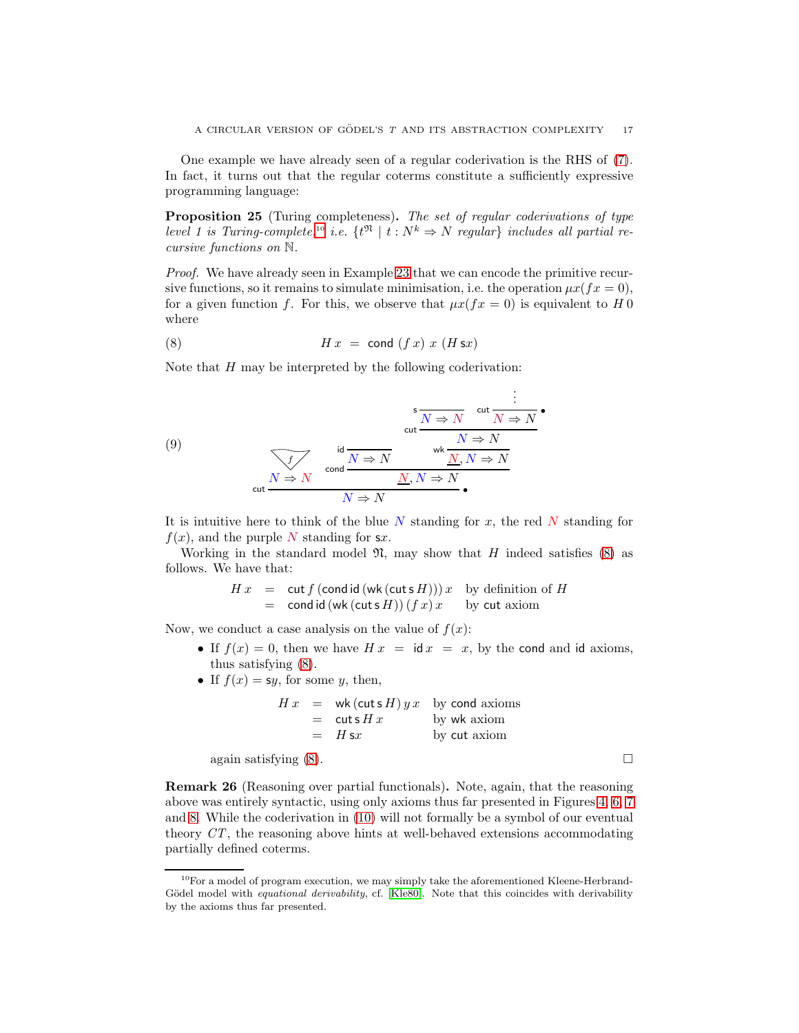One example we have already seen of a regular coderivation is the RHS of (7). In fact, it turns out that the regular coterms constitute a sufficiently expressive programming language:

**Proposition 25** (Turing completeness)**.** *The set of regular coderivations of type level 1 is Turing-complete,*[10] *i.e.* $\{t^{\mathfrak{N}} \mid t : N^k \Rightarrow N \text{ regular}\}$ *includes all partial recursive functions on* $\mathbb{N}$.

*Proof.* We have already seen in Example 23 that we can encode the primitive recursive functions, so it remains to simulate minimisation, i.e. the operation $\mu x(fx = 0)$, for a given function $f$. For this, we observe that $\mu x(fx = 0)$ is equivalent to $H\,0$ where

$$H\,x \;=\; \mathsf{cond}\;(f\,x)\;x\;(H\,\mathsf{s}x) \tag{8}$$

Note that $H$ may be interpreted by the following coderivation:

$$\frac{\dfrac{f}{N \Rightarrow N} \qquad \dfrac{\dfrac{}{N \Rightarrow N}\,\mathsf{id} \qquad \dfrac{\dfrac{\dfrac{}{N \Rightarrow N}\,\mathsf{s} \qquad \dfrac{\vdots}{N \Rightarrow N}\,\mathsf{cut}\;\bullet}{N \Rightarrow N}\,\mathsf{cut}}{\underline{N}, N \Rightarrow N}\,\mathsf{wk}}{\underline{N}, N \Rightarrow N}\,\mathsf{cond}}{N \Rightarrow N}\,\mathsf{cut}\;\bullet \tag{9}$$

It is intuitive here to think of the blue $N$ standing for $x$, the red $N$ standing for $f(x)$, and the purple $N$ standing for $\mathsf{s}x$.

Working in the standard model $\mathfrak{N}$, may show that $H$ indeed satisfies (8) as follows. We have that:

$$\begin{array}{rcll} H\,x & = & \mathsf{cut}\,f\,(\mathsf{cond}\,\mathsf{id}\,(\mathsf{wk}\,(\mathsf{cut}\,\mathsf{s}\,H)))\,x & \text{by definition of } H \\ & = & \mathsf{cond}\,\mathsf{id}\,(\mathsf{wk}\,(\mathsf{cut}\,\mathsf{s}\,H))\,(f\,x)\,x & \text{by } \mathsf{cut} \text{ axiom} \end{array}$$

Now, we conduct a case analysis on the value of $f(x)$:

- If $f(x) = 0$, then we have $H\,x \;=\; \mathsf{id}\,x \;=\; x$, by the $\mathsf{cond}$ and $\mathsf{id}$ axioms, thus satisfying (8).
- If $f(x) = \mathsf{s}y$, for some $y$, then,

$$\begin{array}{rcll} H\,x & = & \mathsf{wk}\,(\mathsf{cut}\,\mathsf{s}\,H)\,y\,x & \text{by } \mathsf{cond} \text{ axioms} \\ & = & \mathsf{cut}\,\mathsf{s}\,H\,x & \text{by } \mathsf{wk} \text{ axiom} \\ & = & H\,\mathsf{s}x & \text{by } \mathsf{cut} \text{ axiom} \end{array}$$

  again satisfying (8). $\square$

**Remark 26** (Reasoning over partial functionals)**.** Note, again, that the reasoning above was entirely syntactic, using only axioms thus far presented in Figures 4, 6, 7 and 8. While the coderivation in (10) will not formally be a symbol of our eventual theory $CT$, the reasoning above hints at well-behaved extensions accommodating partially defined coterms.

---

[10] For a model of program execution, we may simply take the aforementioned Kleene-Herbrand-Gödel model with *equational derivability*, cf. [Kle80]. Note that this coincides with derivability by the axioms thus far presented.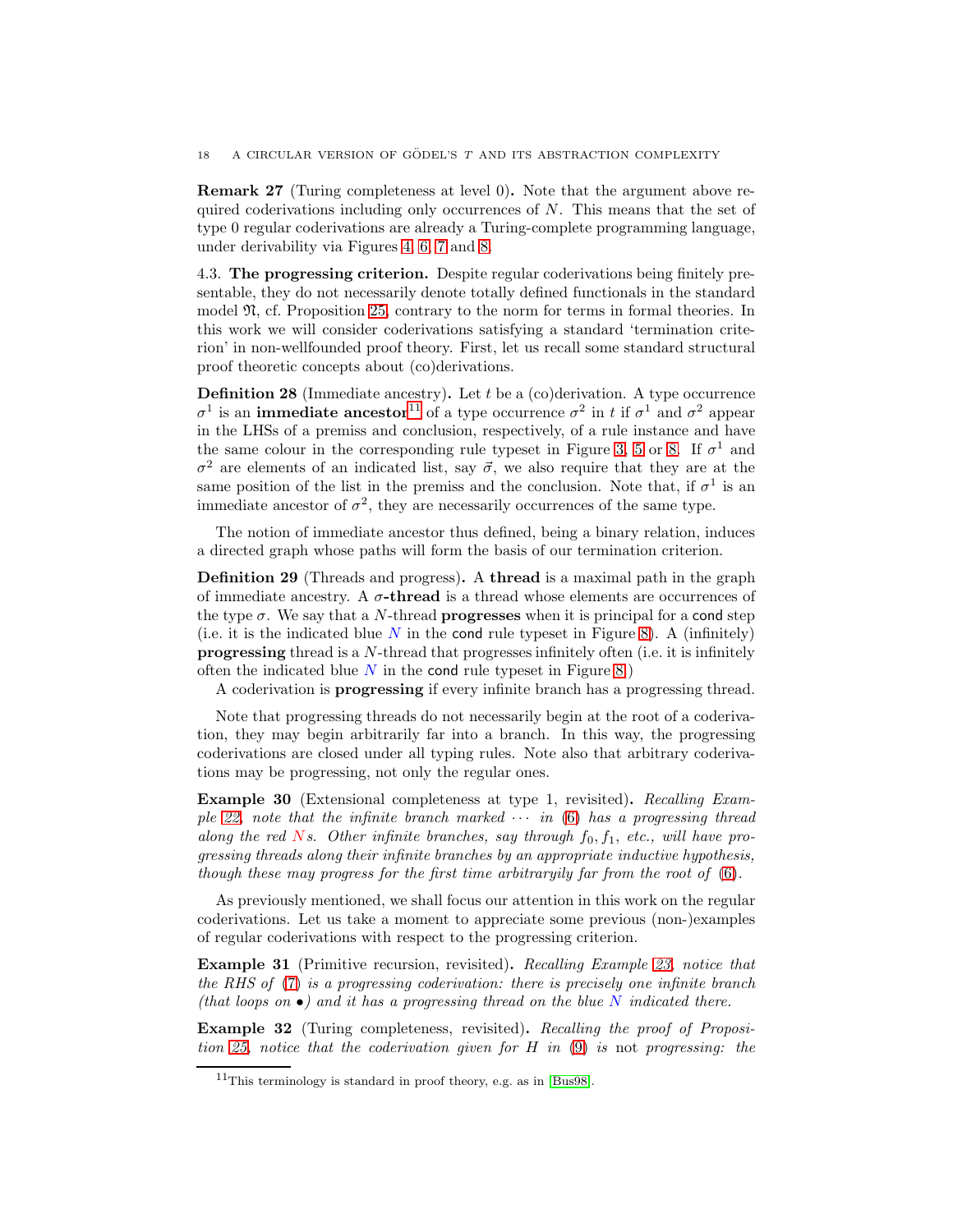**Remark 27** (Turing completeness at level 0)**.** Note that the argument above required coderivations including only occurrences of $N$. This means that the set of type 0 regular coderivations are already a Turing-complete programming language, under derivability via Figures 4, 6, 7 and 8.

4.3. **The progressing criterion.** Despite regular coderivations being finitely presentable, they do not necessarily denote totally defined functionals in the standard model $\mathfrak{N}$, cf. Proposition 25, contrary to the norm for terms in formal theories. In this work we will consider coderivations satisfying a standard 'termination criterion' in non-wellfounded proof theory. First, let us recall some standard structural proof theoretic concepts about (co)derivations.

**Definition 28** (Immediate ancestry)**.** Let $t$ be a (co)derivation. A type occurrence $\sigma^1$ is an **immediate ancestor**[11] of a type occurrence $\sigma^2$ in $t$ if $\sigma^1$ and $\sigma^2$ appear in the LHSs of a premiss and conclusion, respectively, of a rule instance and have the same colour in the corresponding rule typeset in Figure 3, 5 or 8. If $\sigma^1$ and $\sigma^2$ are elements of an indicated list, say $\vec{\sigma}$, we also require that they are at the same position of the list in the premiss and the conclusion. Note that, if $\sigma^1$ is an immediate ancestor of $\sigma^2$, they are necessarily occurrences of the same type.

The notion of immediate ancestor thus defined, being a binary relation, induces a directed graph whose paths will form the basis of our termination criterion.

**Definition 29** (Threads and progress)**.** A **thread** is a maximal path in the graph of immediate ancestry. A **$\sigma$-thread** is a thread whose elements are occurrences of the type $\sigma$. We say that a $N$-thread **progresses** when it is principal for a cond step (i.e. it is the indicated blue $N$ in the cond rule typeset in Figure 8). A (infinitely) **progressing** thread is a $N$-thread that progresses infinitely often (i.e. it is infinitely often the indicated blue $N$ in the cond rule typeset in Figure 8.)

A coderivation is **progressing** if every infinite branch has a progressing thread.

Note that progressing threads do not necessarily begin at the root of a coderivation, they may begin arbitrarily far into a branch. In this way, the progressing coderivations are closed under all typing rules. Note also that arbitrary coderivations may be progressing, not only the regular ones.

**Example 30** (Extensional completeness at type 1, revisited)**.** *Recalling Example 22, note that the infinite branch marked $\cdots$ in (6) has a progressing thread along the red $N$s. Other infinite branches, say through $f_0, f_1$, etc., will have progressing threads along their infinite branches by an appropriate inductive hypothesis, though these may progress for the first time arbitraryily far from the root of (6).*

As previously mentioned, we shall focus our attention in this work on the regular coderivations. Let us take a moment to appreciate some previous (non-)examples of regular coderivations with respect to the progressing criterion.

**Example 31** (Primitive recursion, revisited)**.** *Recalling Example 23, notice that the RHS of (7) is a progressing coderivation: there is precisely one infinite branch (that loops on $\bullet$) and it has a progressing thread on the blue $N$ indicated there.*

**Example 32** (Turing completeness, revisited)**.** *Recalling the proof of Proposition 25, notice that the coderivation given for $H$ in (9) is* not *progressing: the*

[11] This terminology is standard in proof theory, e.g. as in [Bus98].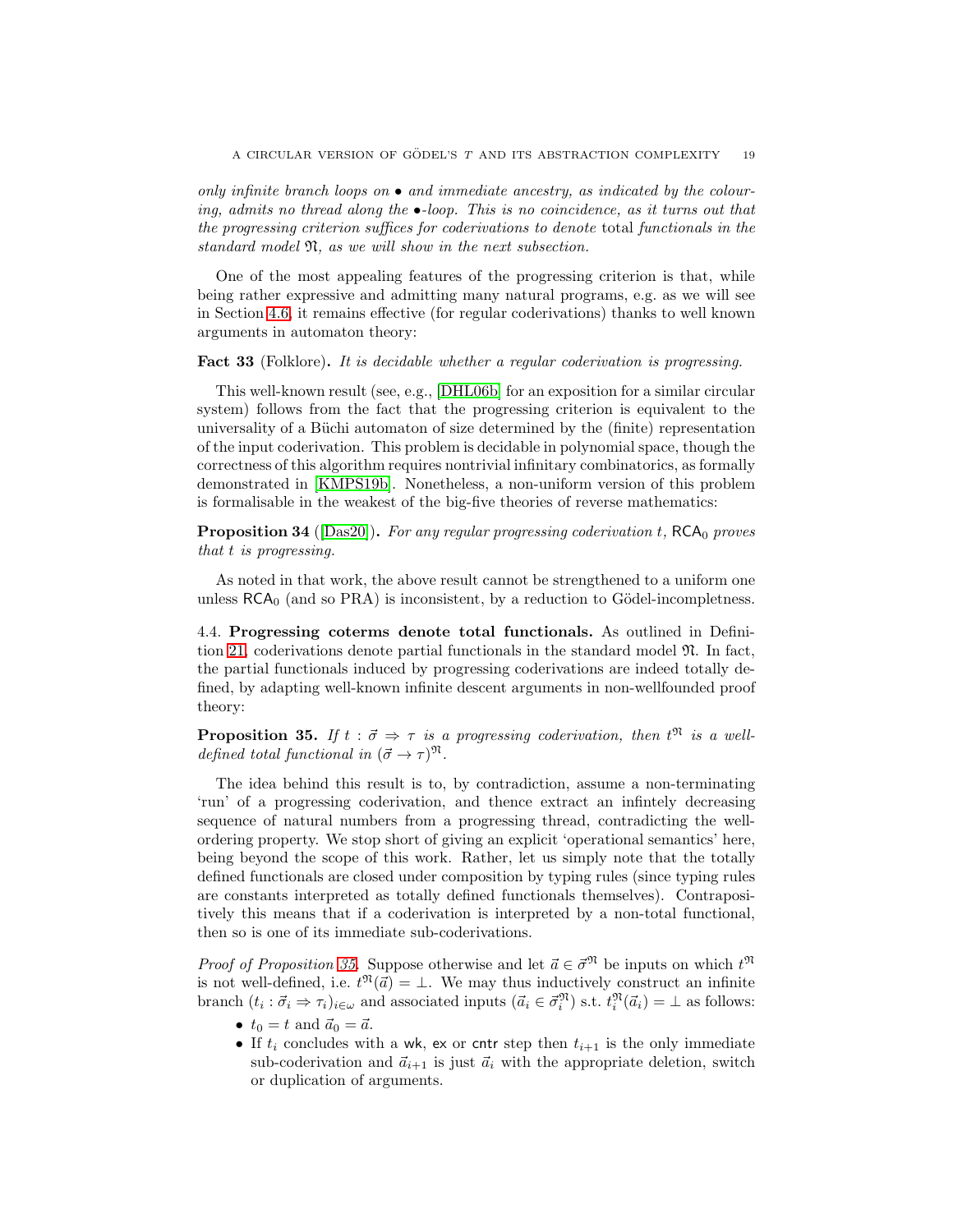*only infinite branch loops on • and immediate ancestry, as indicated by the colouring, admits no thread along the •-loop. This is no coincidence, as it turns out that the progressing criterion suffices for coderivations to denote* total *functionals in the standard model* $\mathfrak{N}$*, as we will show in the next subsection.*

One of the most appealing features of the progressing criterion is that, while being rather expressive and admitting many natural programs, e.g. as we will see in Section 4.6, it remains effective (for regular coderivations) thanks to well known arguments in automaton theory:

**Fact 33** (Folklore)**.** *It is decidable whether a regular coderivation is progressing.*

This well-known result (see, e.g., [DHL06b] for an exposition for a similar circular system) follows from the fact that the progressing criterion is equivalent to the universality of a Büchi automaton of size determined by the (finite) representation of the input coderivation. This problem is decidable in polynomial space, though the correctness of this algorithm requires nontrivial infinitary combinatorics, as formally demonstrated in [KMPS19b]. Nonetheless, a non-uniform version of this problem is formalisable in the weakest of the big-five theories of reverse mathematics:

**Proposition 34** ([Das20])**.** *For any regular progressing coderivation $t$, $\mathsf{RCA}_0$ proves that $t$ is progressing.*

As noted in that work, the above result cannot be strengthened to a uniform one unless $\mathsf{RCA}_0$ (and so PRA) is inconsistent, by a reduction to Gödel-incompleteness.

4.4. **Progressing coterms denote total functionals.** As outlined in Definition 21, coderivations denote partial functionals in the standard model $\mathfrak{N}$. In fact, the partial functionals induced by progressing coderivations are indeed totally defined, by adapting well-known infinite descent arguments in non-wellfounded proof theory:

**Proposition 35.** *If $t : \vec{\sigma} \Rightarrow \tau$ is a progressing coderivation, then $t^{\mathfrak{N}}$ is a well-defined total functional in $(\vec{\sigma} \to \tau)^{\mathfrak{N}}$.*

The idea behind this result is to, by contradiction, assume a non-terminating 'run' of a progressing coderivation, and thence extract an infintely decreasing sequence of natural numbers from a progressing thread, contradicting the well-ordering property. We stop short of giving an explicit 'operational semantics' here, being beyond the scope of this work. Rather, let us simply note that the totally defined functionals are closed under composition by typing rules (since typing rules are constants interpreted as totally defined functionals themselves). Contrapositively this means that if a coderivation is interpreted by a non-total functional, then so is one of its immediate sub-coderivations.

*Proof of Proposition 35.* Suppose otherwise and let $\vec{a} \in \vec{\sigma}^{\mathfrak{N}}$ be inputs on which $t^{\mathfrak{N}}$ is not well-defined, i.e. $t^{\mathfrak{N}}(\vec{a}) = \bot$. We may thus inductively construct an infinite branch $(t_i : \vec{\sigma}_i \Rightarrow \tau_i)_{i \in \omega}$ and associated inputs $(\vec{a}_i \in \vec{\sigma}_i^{\mathfrak{N}})$ s.t. $t_i^{\mathfrak{N}}(\vec{a}_i) = \bot$ as follows:

- $t_0 = t$ and $\vec{a}_0 = \vec{a}$.
- If $t_i$ concludes with a $\mathsf{wk}$, $\mathsf{ex}$ or $\mathsf{cntr}$ step then $t_{i+1}$ is the only immediate sub-coderivation and $\vec{a}_{i+1}$ is just $\vec{a}_i$ with the appropriate deletion, switch or duplication of arguments.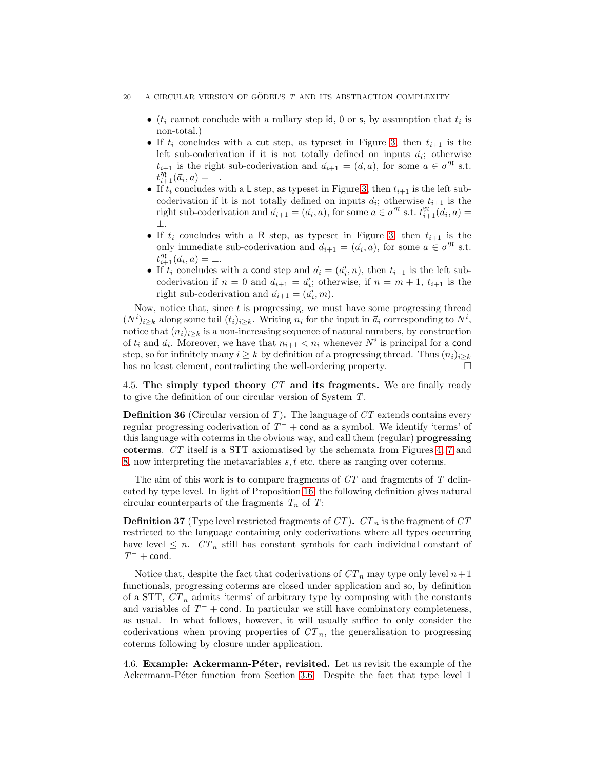- ($t_i$ cannot conclude with a nullary step id, 0 or s, by assumption that $t_i$ is non-total.)
- If $t_i$ concludes with a cut step, as typeset in Figure 3, then $t_{i+1}$ is the left sub-coderivation if it is not totally defined on inputs $\vec{a}_i$; otherwise $t_{i+1}$ is the right sub-coderivation and $\vec{a}_{i+1} = (\vec{a}, a)$, for some $a \in \sigma^{\mathfrak{N}}$ s.t. $t_{i+1}^{\mathfrak{N}}(\vec{a}_i, a) = \bot$.
- If $t_i$ concludes with a L step, as typeset in Figure 3, then $t_{i+1}$ is the left sub-coderivation if it is not totally defined on inputs $\vec{a}_i$; otherwise $t_{i+1}$ is the right sub-coderivation and $\vec{a}_{i+1} = (\vec{a}_i, a)$, for some $a \in \sigma^{\mathfrak{N}}$ s.t. $t_{i+1}^{\mathfrak{N}}(\vec{a}_i, a) = \bot$.
- If $t_i$ concludes with a R step, as typeset in Figure 3, then $t_{i+1}$ is the only immediate sub-coderivation and $\vec{a}_{i+1} = (\vec{a}_i, a)$, for some $a \in \sigma^{\mathfrak{N}}$ s.t. $t_{i+1}^{\mathfrak{N}}(\vec{a}_i, a) = \bot$.
- If $t_i$ concludes with a cond step and $\vec{a}_i = (\vec{a}'_i, n)$, then $t_{i+1}$ is the left sub-coderivation if $n = 0$ and $\vec{a}_{i+1} = \vec{a}'_i$; otherwise, if $n = m + 1$, $t_{i+1}$ is the right sub-coderivation and $\vec{a}_{i+1} = (\vec{a}'_i, m)$.

Now, notice that, since $t$ is progressing, we must have some progressing thread $(N^i)_{i \geq k}$ along some tail $(t_i)_{i \geq k}$. Writing $n_i$ for the input in $\vec{a}_i$ corresponding to $N^i$, notice that $(n_i)_{i \geq k}$ is a non-increasing sequence of natural numbers, by construction of $t_i$ and $\vec{a}_i$. Moreover, we have that $n_{i+1} < n_i$ whenever $N^i$ is principal for a cond step, so for infinitely many $i \geq k$ by definition of a progressing thread. Thus $(n_i)_{i \geq k}$ has no least element, contradicting the well-ordering property. $\square$

4.5. **The simply typed theory $CT$ and its fragments.** We are finally ready to give the definition of our circular version of System $T$.

**Definition 36** (Circular version of $T$)**.** The language of $CT$ extends contains every regular progressing coderivation of $T^- +$ cond as a symbol. We identify 'terms' of this language with coterms in the obvious way, and call them (regular) **progressing coterms**. $CT$ itself is a STT axiomatised by the schemata from Figures 4, 7 and 8, now interpreting the metavariables $s, t$ etc. there as ranging over coterms.

The aim of this work is to compare fragments of $CT$ and fragments of $T$ delineated by type level. In light of Proposition 16, the following definition gives natural circular counterparts of the fragments $T_n$ of $T$:

**Definition 37** (Type level restricted fragments of $CT$)**.** $CT_n$ is the fragment of $CT$ restricted to the language containing only coderivations where all types occurring have level $\leq n$. $CT_n$ still has constant symbols for each individual constant of $T^- +$ cond.

Notice that, despite the fact that coderivations of $CT_n$ may type only level $n+1$ functionals, progressing coterms are closed under application and so, by definition of a STT, $CT_n$ admits 'terms' of arbitrary type by composing with the constants and variables of $T^- +$ cond. In particular we still have combinatory completeness, as usual. In what follows, however, it will usually suffice to only consider the coderivations when proving properties of $CT_n$, the generalisation to progressing coterms following by closure under application.

4.6. **Example: Ackermann-Péter, revisited.** Let us revisit the example of the Ackermann-Péter function from Section 3.6. Despite the fact that type level 1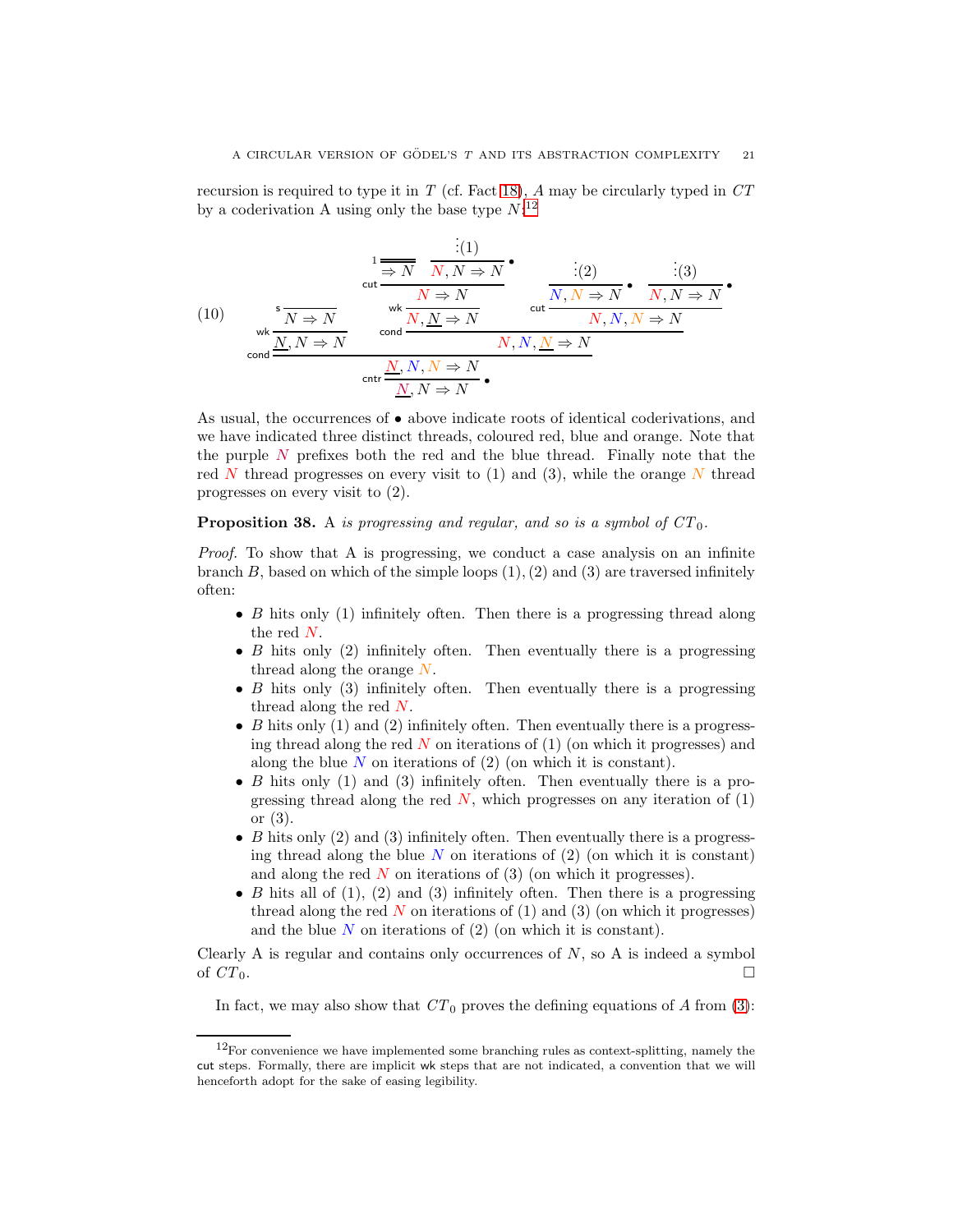recursion is required to type it in $T$ (cf. Fact 18), $A$ may be circularly typed in $CT$ by a coderivation A using only the base type $N$:[12]

$$
\text{(10)} \qquad
\dfrac{
\dfrac{\dfrac{}{N \Rightarrow N}\,\mathsf{s}}{\underline{N}, N \Rightarrow N}\,\mathsf{wk}
\qquad
\dfrac{
\dfrac{\dfrac{\dfrac{}{\Rightarrow N}\,1 \qquad \dfrac{\vdots(1)}{\color{red}{N}, N \Rightarrow N}\,\bullet}{\color{red}{N} \Rightarrow N}\,\mathsf{cut}}{N, \underline{N} \Rightarrow N}\,\mathsf{wk}
\qquad
\dfrac{\dfrac{\vdots(2)}{\color{blue}{N}, \color{orange}{N} \Rightarrow N}\,\bullet \qquad \dfrac{\vdots(3)}{\color{red}{N}, N \Rightarrow N}\,\bullet}{\color{red}{N}, \color{blue}{N}, \color{orange}{N} \Rightarrow N}\,\mathsf{cut}
}{\color{red}{N}, \color{blue}{N}, \underline{\color{orange}{N}} \Rightarrow N}\,\mathsf{cond}
}{
\dfrac{\underline{\color{red}{N}}, \color{blue}{N}, \color{orange}{N} \Rightarrow N}{\underline{\color{purple}{N}}, N \Rightarrow N}\,\mathsf{cntr}\;\bullet
}\,\mathsf{cond}
$$

As usual, the occurrences of $\bullet$ above indicate roots of identical coderivations, and we have indicated three distinct threads, coloured red, blue and orange. Note that the purple $N$ prefixes both the red and the blue thread. Finally note that the red $N$ thread progresses on every visit to (1) and (3), while the orange $N$ thread progresses on every visit to (2).

**Proposition 38.** A *is progressing and regular, and so is a symbol of* $CT_0$.

*Proof.* To show that A is progressing, we conduct a case analysis on an infinite branch $B$, based on which of the simple loops (1), (2) and (3) are traversed infinitely often:

- $B$ hits only (1) infinitely often. Then there is a progressing thread along the red $N$.
- $B$ hits only (2) infinitely often. Then eventually there is a progressing thread along the orange $N$.
- $B$ hits only (3) infinitely often. Then eventually there is a progressing thread along the red $N$.
- $B$ hits only (1) and (2) infinitely often. Then eventually there is a progressing thread along the red $N$ on iterations of (1) (on which it progresses) and along the blue $N$ on iterations of (2) (on which it is constant).
- $B$ hits only (1) and (3) infinitely often. Then eventually there is a progressing thread along the red $N$, which progresses on any iteration of (1) or (3).
- $B$ hits only (2) and (3) infinitely often. Then eventually there is a progressing thread along the blue $N$ on iterations of (2) (on which it is constant) and along the red $N$ on iterations of (3) (on which it progresses).
- $B$ hits all of (1), (2) and (3) infinitely often. Then there is a progressing thread along the red $N$ on iterations of (1) and (3) (on which it progresses) and the blue $N$ on iterations of (2) (on which it is constant).

Clearly A is regular and contains only occurrences of $N$, so A is indeed a symbol of $CT_0$. □

In fact, we may also show that $CT_0$ proves the defining equations of $A$ from (3):

[12]For convenience we have implemented some branching rules as context-splitting, namely the cut steps. Formally, there are implicit wk steps that are not indicated, a convention that we will henceforth adopt for the sake of easing legibility.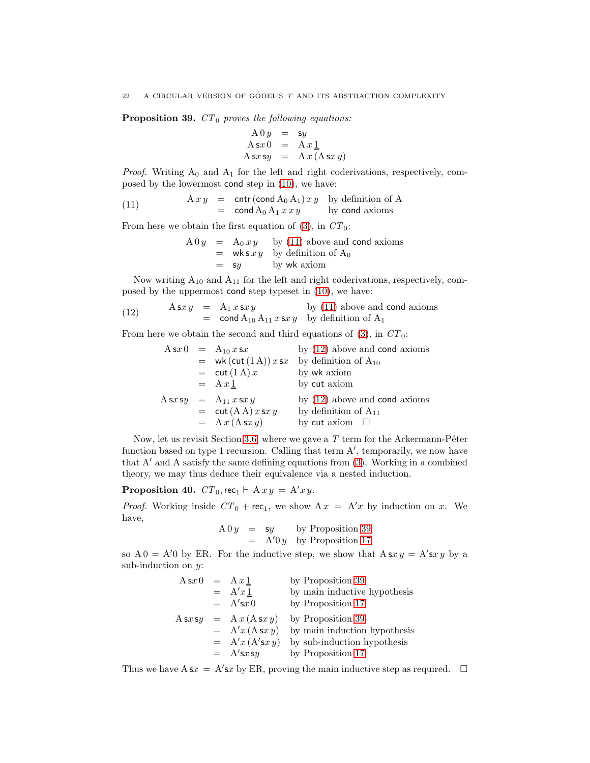**Proposition 39.** *$CT_0$ proves the following equations:*

$$
\begin{array}{rcl}
\mathrm{A}\,0\,y & = & \mathsf{s}y \\
\mathrm{A}\,\mathsf{s}x\,0 & = & \mathrm{A}\,x\,\underline{1} \\
\mathrm{A}\,\mathsf{s}x\,\mathsf{s}y & = & \mathrm{A}\,x\,(\mathrm{A}\,\mathsf{s}x\,y)
\end{array}
$$

*Proof.* Writing $\mathrm{A}_0$ and $\mathrm{A}_1$ for the left and right coderivations, respectively, composed by the lowermost $\mathsf{cond}$ step in (10), we have:

$$
\begin{array}{rcll}
\mathrm{A}\,x\,y & = & \mathsf{cntr}\,(\mathsf{cond}\,\mathrm{A}_0\,\mathrm{A}_1)\,x\,y & \text{by definition of A} \\
 & = & \mathsf{cond}\,\mathrm{A}_0\,\mathrm{A}_1\,x\,x\,y & \text{by } \mathsf{cond} \text{ axioms}
\end{array}
\tag{11}
$$

From here we obtain the first equation of (3), in $CT_0$:

$$
\begin{array}{rcll}
\mathrm{A}\,0\,y & = & \mathrm{A}_0\,x\,y & \text{by (11) above and } \mathsf{cond} \text{ axioms} \\
 & = & \mathsf{wk}\,\mathsf{s}\,x\,y & \text{by definition of } \mathrm{A}_0 \\
 & = & \mathsf{s}y & \text{by } \mathsf{wk} \text{ axiom}
\end{array}
$$

Now writing $\mathrm{A}_{10}$ and $\mathrm{A}_{11}$ for the left and right coderivations, respectively, composed by the uppermost $\mathsf{cond}$ step typeset in (10), we have:

$$
\begin{array}{rcll}
\mathrm{A}\,\mathsf{s}x\,y & = & \mathrm{A}_1\,x\,\mathsf{s}x\,y & \text{by (11) above and } \mathsf{cond} \text{ axioms} \\
 & = & \mathsf{cond}\,\mathrm{A}_{10}\,\mathrm{A}_{11}\,x\,\mathsf{s}x\,y & \text{by definition of } \mathrm{A}_1
\end{array}
\tag{12}
$$

From here we obtain the second and third equations of (3), in $CT_0$:

$$
\begin{array}{rcll}
\mathrm{A}\,\mathsf{s}x\,0 & = & \mathrm{A}_{10}\,x\,\mathsf{s}x & \text{by (12) above and } \mathsf{cond} \text{ axioms} \\
 & = & \mathsf{wk}\,(\mathsf{cut}\,(1\,\mathrm{A}))\,x\,\mathsf{s}x & \text{by definition of } \mathrm{A}_{10} \\
 & = & \mathsf{cut}\,(1\,\mathrm{A})\,x & \text{by } \mathsf{wk} \text{ axiom} \\
 & = & \mathrm{A}\,x\,\underline{1} & \text{by } \mathsf{cut} \text{ axiom} \\
\mathrm{A}\,\mathsf{s}x\,\mathsf{s}y & = & \mathrm{A}_{11}\,x\,\mathsf{s}x\,y & \text{by (12) above and } \mathsf{cond} \text{ axioms} \\
 & = & \mathsf{cut}\,(\mathrm{A}\,\mathrm{A})\,x\,\mathsf{s}x\,y & \text{by definition of } \mathrm{A}_{11} \\
 & = & \mathrm{A}\,x\,(\mathrm{A}\,\mathsf{s}x\,y) & \text{by } \mathsf{cut} \text{ axiom} \quad \square
\end{array}
$$

Now, let us revisit Section 3.6, where we gave a $T$ term for the Ackermann-Péter function based on type 1 recursion. Calling that term $\mathrm{A}'$, temporarily, we now have that $\mathrm{A}'$ and $\mathrm{A}$ satisfy the same defining equations from (3). Working in a combined theory, we may thus deduce their equivalence via a nested induction.

**Proposition 40.** $CT_0, \mathsf{rec}_1 \vdash \mathrm{A}\,x\,y = \mathrm{A}'x\,y$.

*Proof.* Working inside $CT_0 + \mathsf{rec}_1$, we show $\mathrm{A}\,x = \mathrm{A}'x$ by induction on $x$. We have,

$$
\begin{array}{rcll}
\mathrm{A}\,0\,y & = & \mathsf{s}y & \text{by Proposition 39} \\
 & = & \mathrm{A}'0\,y & \text{by Proposition 17}
\end{array}
$$

so $\mathrm{A}\,0 = \mathrm{A}'0$ by ER. For the inductive step, we show that $\mathrm{A}\,\mathsf{s}x\,y = \mathrm{A}'\mathsf{s}x\,y$ by a sub-induction on $y$:

$$
\begin{array}{rcll}
\mathrm{A}\,\mathsf{s}x\,0 & = & \mathrm{A}\,x\,\underline{1} & \text{by Proposition 39} \\
 & = & \mathrm{A}'x\,\underline{1} & \text{by main inductive hypothesis} \\
 & = & \mathrm{A}'\mathsf{s}x\,0 & \text{by Proposition 17} \\
\mathrm{A}\,\mathsf{s}x\,\mathsf{s}y & = & \mathrm{A}\,x\,(\mathrm{A}\,\mathsf{s}x\,y) & \text{by Proposition 39} \\
 & = & \mathrm{A}'x\,(\mathrm{A}\,\mathsf{s}x\,y) & \text{by main induction hypothesis} \\
 & = & \mathrm{A}'x\,(\mathrm{A}'\mathsf{s}x\,y) & \text{by sub-induction hypothesis} \\
 & = & \mathrm{A}'\mathsf{s}x\,\mathsf{s}y & \text{by Proposition 17}
\end{array}
$$

Thus we have $\mathrm{A}\,\mathsf{s}x = \mathrm{A}'\mathsf{s}x$ by ER, proving the main inductive step as required. $\square$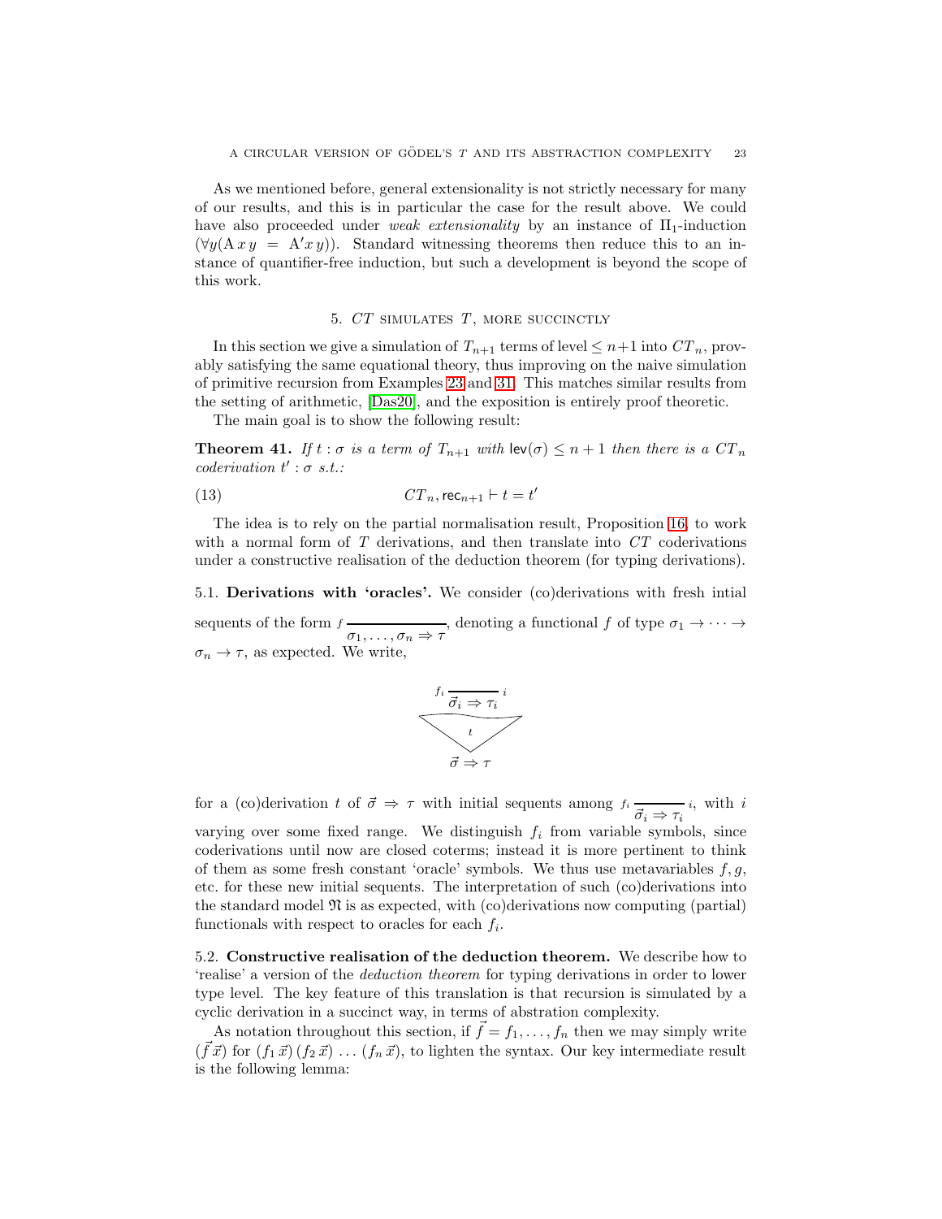As we mentioned before, general extensionality is not strictly necessary for many of our results, and this is in particular the case for the result above. We could have also proceeded under *weak extensionality* by an instance of $\Pi_1$-induction ($\forall y(\mathrm{A}\, x\, y = \mathrm{A}'x\, y)$). Standard witnessing theorems then reduce this to an instance of quantifier-free induction, but such a development is beyond the scope of this work.

## 5. $CT$ simulates $T$, more succinctly

In this section we give a simulation of $T_{n+1}$ terms of level $\leq n+1$ into $CT_n$, provably satisfying the same equational theory, thus improving on the naive simulation of primitive recursion from Examples 23 and 31. This matches similar results from the setting of arithmetic, [Das20], and the exposition is entirely proof theoretic.

The main goal is to show the following result:

**Theorem 41.** *If $t : \sigma$ is a term of $T_{n+1}$ with $\mathsf{lev}(\sigma) \leq n+1$ then there is a $CT_n$ coderivation $t' : \sigma$ s.t.:*

$$CT_n, \mathsf{rec}_{n+1} \vdash t = t' \tag{13}$$

The idea is to rely on the partial normalisation result, Proposition 16, to work with a normal form of $T$ derivations, and then translate into $CT$ coderivations under a constructive realisation of the deduction theorem (for typing derivations).

**5.1. Derivations with 'oracles'.** We consider (co)derivations with fresh intial sequents of the form $f \,\dfrac{}{\sigma_1, \ldots, \sigma_n \Rightarrow \tau}$, denoting a functional $f$ of type $\sigma_1 \to \cdots \to \sigma_n \to \tau$, as expected. We write,

$$\begin{array}{c} f_i \,\dfrac{}{\vec{\sigma}_i \Rightarrow \tau_i}\, i \\ \vdots\ t \\ \vec{\sigma} \Rightarrow \tau \end{array}$$

for a (co)derivation $t$ of $\vec{\sigma} \Rightarrow \tau$ with initial sequents among $f_i \,\dfrac{}{\vec{\sigma}_i \Rightarrow \tau_i}\, i$, with $i$ varying over some fixed range. We distinguish $f_i$ from variable symbols, since coderivations until now are closed coterms; instead it is more pertinent to think of them as some fresh constant 'oracle' symbols. We thus use metavariables $f, g$, etc. for these new initial sequents. The interpretation of such (co)derivations into the standard model $\mathfrak{N}$ is as expected, with (co)derivations now computing (partial) functionals with respect to oracles for each $f_i$.

**5.2. Constructive realisation of the deduction theorem.** We describe how to 'realise' a version of the *deduction theorem* for typing derivations in order to lower type level. The key feature of this translation is that recursion is simulated by a cyclic derivation in a succinct way, in terms of abstration complexity.

As notation throughout this section, if $\vec{f} = f_1, \ldots, f_n$ then we may simply write $(\vec{f}\,\vec{x})$ for $(f_1\,\vec{x})\,(f_2\,\vec{x})\,\ldots\,(f_n\,\vec{x})$, to lighten the syntax. Our key intermediate result is the following lemma: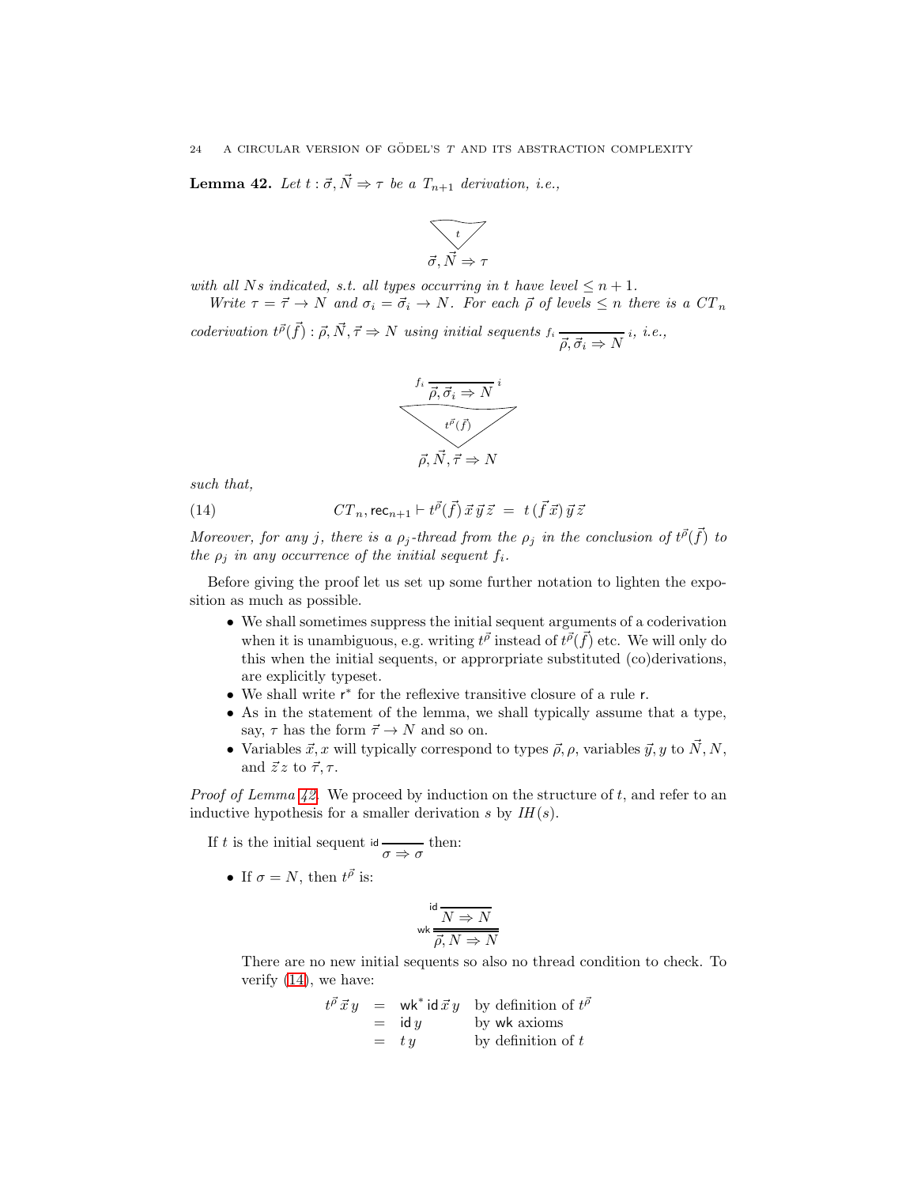**Lemma 42.** *Let $t : \vec\sigma, \vec N \Rightarrow \tau$ be a $T_{n+1}$ derivation, i.e.,*

$$\begin{array}{c} t \\ \hline \vec\sigma, \vec N \Rightarrow \tau \end{array}$$

*with all $N$s indicated, s.t. all types occurring in $t$ have level $\leq n+1$.*

*Write $\tau = \vec\tau \to N$ and $\sigma_i = \vec\sigma_i \to N$. For each $\vec\rho$ of levels $\leq n$ there is a $CT_n$ coderivation $t^{\vec\rho}(\vec f) : \vec\rho, \vec N, \vec\tau \Rightarrow N$ using initial sequents ${}_{f_i}\dfrac{}{\vec\rho, \vec\sigma_i \Rightarrow N}\, i$, i.e.,*

$$\begin{array}{c} {}_{f_i}\dfrac{}{\vec\rho, \vec\sigma_i \Rightarrow N}\, i \\ t^{\vec\rho}(\vec f) \\ \hline \vec\rho, \vec N, \vec\tau \Rightarrow N \end{array}$$

*such that,*

$$CT_n, \mathsf{rec}_{n+1} \vdash t^{\vec\rho}(\vec f)\,\vec x\,\vec y\,\vec z \;=\; t\,(\vec f\,\vec x)\,\vec y\,\vec z \tag{14}$$

*Moreover, for any $j$, there is a $\rho_j$-thread from the $\rho_j$ in the conclusion of $t^{\vec\rho}(\vec f)$ to the $\rho_j$ in any occurrence of the initial sequent $f_i$.*

Before giving the proof let us set up some further notation to lighten the exposition as much as possible.

- We shall sometimes suppress the initial sequent arguments of a coderivation when it is unambiguous, e.g. writing $t^{\vec\rho}$ instead of $t^{\vec\rho}(\vec f)$ etc. We will only do this when the initial sequents, or approrpriate substituted (co)derivations, are explicitly typeset.
- We shall write $\mathsf{r}^*$ for the reflexive transitive closure of a rule $\mathsf{r}$.
- As in the statement of the lemma, we shall typically assume that a type, say, $\tau$ has the form $\vec\tau \to N$ and so on.
- Variables $\vec x, x$ will typically correspond to types $\vec\rho, \rho$, variables $\vec y, y$ to $\vec N, N$, and $\vec z\, z$ to $\vec\tau, \tau$.

*Proof of Lemma 42.* We proceed by induction on the structure of $t$, and refer to an inductive hypothesis for a smaller derivation $s$ by $IH(s)$.

If $t$ is the initial sequent ${}_{\mathsf{id}}\dfrac{}{\sigma \Rightarrow \sigma}$ then:

- If $\sigma = N$, then $t^{\vec\rho}$ is:

$$\mathsf{wk}\,\dfrac{\mathsf{id}\,\dfrac{}{N \Rightarrow N}}{\vec\rho, N \Rightarrow N}$$

  There are no new initial sequents so also no thread condition to check. To verify (14), we have:

$$\begin{array}{rcll} t^{\vec\rho}\,\vec x\,y & = & \mathsf{wk}^*\,\mathsf{id}\,\vec x\,y & \text{by definition of } t^{\vec\rho} \\ & = & \mathsf{id}\,y & \text{by } \mathsf{wk} \text{ axioms} \\ & = & t\,y & \text{by definition of } t \end{array}$$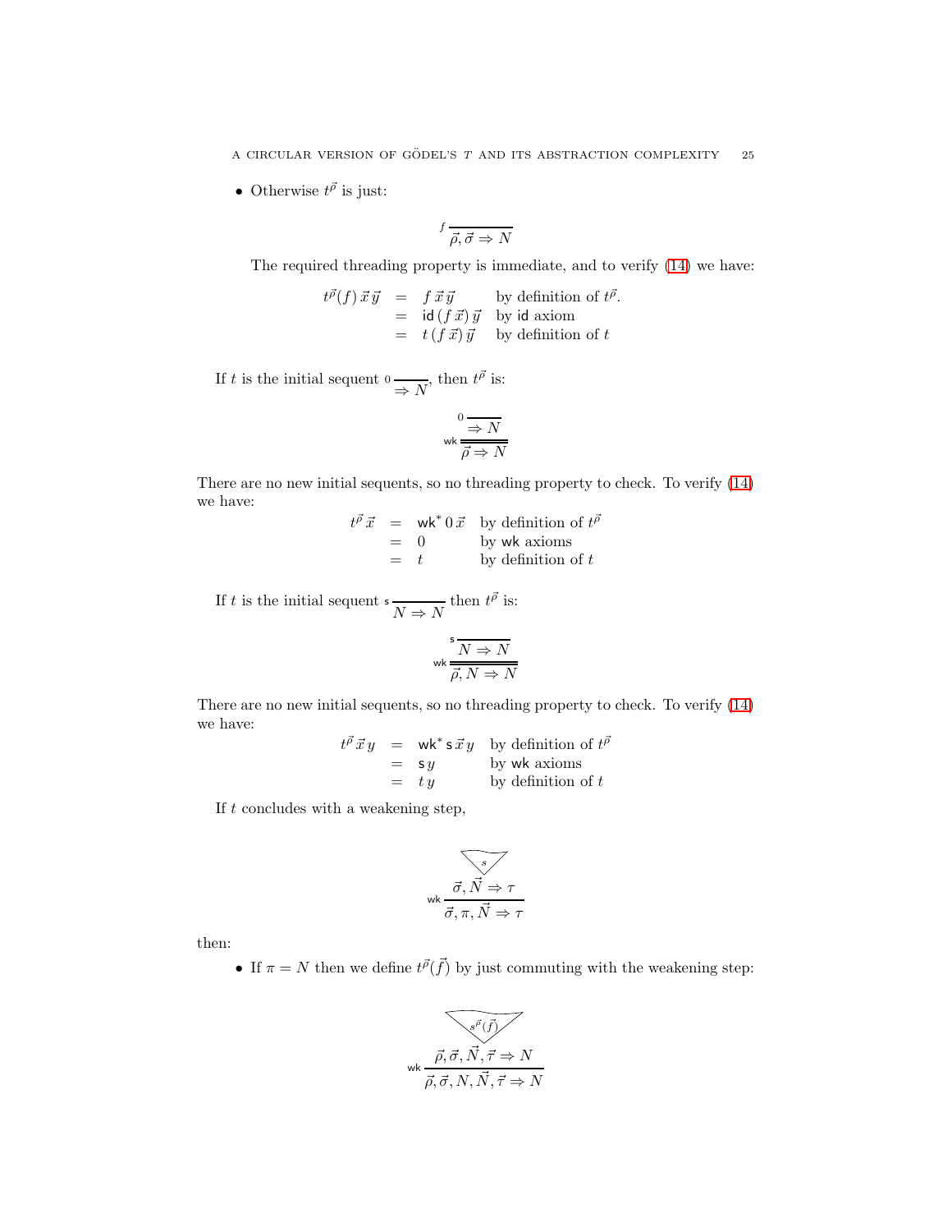- Otherwise $t^{\vec{\rho}}$ is just:

$$\frac{}{\vec{\rho}, \vec{\sigma} \Rightarrow N}\, f$$

The required threading property is immediate, and to verify (14) we have:

$$\begin{array}{rcll} t^{\vec{\rho}}(f)\,\vec{x}\,\vec{y} & = & f\,\vec{x}\,\vec{y} & \text{by definition of } t^{\vec{\rho}}. \\ & = & \mathsf{id}\,(f\,\vec{x})\,\vec{y} & \text{by } \mathsf{id} \text{ axiom} \\ & = & t\,(f\,\vec{x})\,\vec{y} & \text{by definition of } t \end{array}$$

If $t$ is the initial sequent ${}^{0}\dfrac{}{\Rightarrow N}$, then $t^{\vec{\rho}}$ is:

$$\mathsf{wk}\,\dfrac{{}^{0}\dfrac{}{\Rightarrow N}}{\vec{\rho} \Rightarrow N}$$

There are no new initial sequents, so no threading property to check. To verify (14) we have:

$$\begin{array}{rcll} t^{\vec{\rho}}\,\vec{x} & = & \mathsf{wk}^*\,0\,\vec{x} & \text{by definition of } t^{\vec{\rho}} \\ & = & 0 & \text{by } \mathsf{wk} \text{ axioms} \\ & = & t & \text{by definition of } t \end{array}$$

If $t$ is the initial sequent ${}^{\mathsf{s}}\dfrac{}{N \Rightarrow N}$ then $t^{\vec{\rho}}$ is:

$$\mathsf{wk}\,\dfrac{{}^{\mathsf{s}}\dfrac{}{N \Rightarrow N}}{\vec{\rho}, N \Rightarrow N}$$

There are no new initial sequents, so no threading property to check. To verify (14) we have:

$$\begin{array}{rcll} t^{\vec{\rho}}\,\vec{x}\,y & = & \mathsf{wk}^*\,\mathsf{s}\,\vec{x}\,y & \text{by definition of } t^{\vec{\rho}} \\ & = & \mathsf{s}\,y & \text{by } \mathsf{wk} \text{ axioms} \\ & = & t\,y & \text{by definition of } t \end{array}$$

If $t$ concludes with a weakening step,

$$\mathsf{wk}\,\dfrac{\begin{array}{c} s \\ \vec{\sigma}, \vec{N} \Rightarrow \tau \end{array}}{\vec{\sigma}, \pi, \vec{N} \Rightarrow \tau}$$

then:

- If $\pi = N$ then we define $t^{\vec{\rho}}(\vec{f})$ by just commuting with the weakening step:

$$\mathsf{wk}\,\dfrac{\begin{array}{c} s^{\vec{\rho}}(\vec{f}) \\ \vec{\rho}, \vec{\sigma}, \vec{N}, \vec{\tau} \Rightarrow N \end{array}}{\vec{\rho}, \vec{\sigma}, N, \vec{N}, \vec{\tau} \Rightarrow N}$$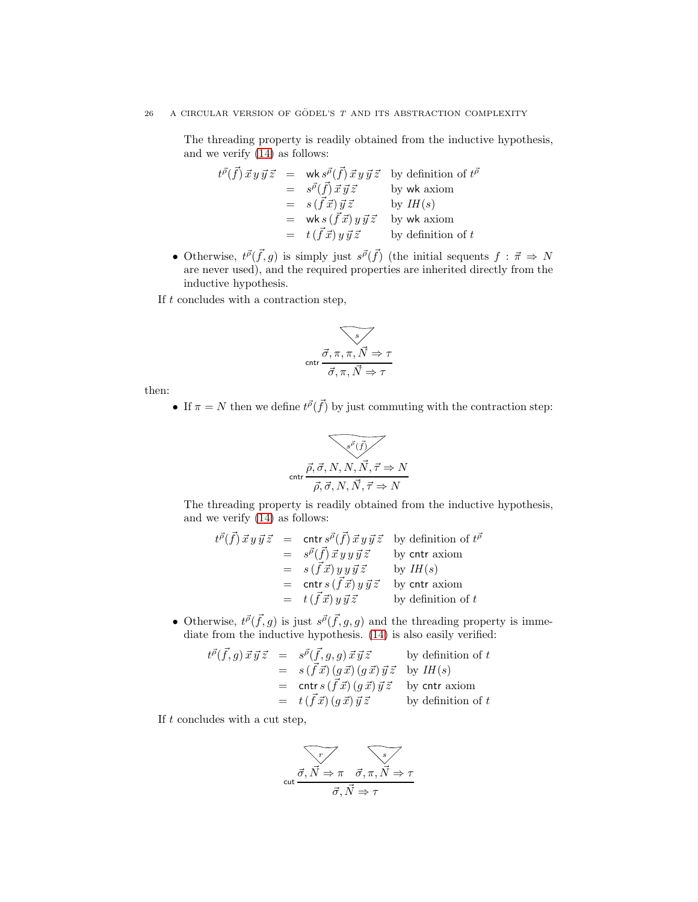The threading property is readily obtained from the inductive hypothesis, and we verify (14) as follows:

$$\begin{array}{rcll} t^{\vec\rho}(\vec f)\,\vec x\,y\,\vec y\,\vec z &=& \mathsf{wk}\,s^{\vec\rho}(\vec f)\,\vec x\,y\,\vec y\,\vec z & \text{by definition of } t^{\vec\rho} \\ &=& s^{\vec\rho}(\vec f)\,\vec x\,\vec y\,\vec z & \text{by } \mathsf{wk} \text{ axiom} \\ &=& s\,(\vec f\,\vec x)\,\vec y\,\vec z & \text{by } \mathit{IH}(s) \\ &=& \mathsf{wk}\,s\,(\vec f\,\vec x)\,y\,\vec y\,\vec z & \text{by } \mathsf{wk} \text{ axiom} \\ &=& t\,(\vec f\,\vec x)\,y\,\vec y\,\vec z & \text{by definition of } t \end{array}$$

- Otherwise, $t^{\vec\rho}(\vec f, g)$ is simply just $s^{\vec\rho}(\vec f)$ (the initial sequents $f : \vec\pi \Rightarrow N$ are never used), and the required properties are inherited directly from the inductive hypothesis.

If $t$ concludes with a contraction step,

$$\mathsf{cntr}\,\dfrac{\begin{array}{c} s \\ \vec\sigma, \pi, \pi, \vec N \Rightarrow \tau \end{array}}{\vec\sigma, \pi, \vec N \Rightarrow \tau}$$

then:

- If $\pi = N$ then we define $t^{\vec\rho}(\vec f)$ by just commuting with the contraction step:

$$\mathsf{cntr}\,\dfrac{\begin{array}{c} s^{\vec\rho}(\vec f) \\ \vec\rho, \vec\sigma, N, N, \vec N, \vec\tau \Rightarrow N \end{array}}{\vec\rho, \vec\sigma, N, \vec N, \vec\tau \Rightarrow N}$$

The threading property is readily obtained from the inductive hypothesis, and we verify (14) as follows:

$$\begin{array}{rcll} t^{\vec\rho}(\vec f)\,\vec x\,y\,\vec y\,\vec z &=& \mathsf{cntr}\,s^{\vec\rho}(\vec f)\,\vec x\,y\,\vec y\,\vec z & \text{by definition of } t^{\vec\rho} \\ &=& s^{\vec\rho}(\vec f)\,\vec x\,y\,y\,\vec y\,\vec z & \text{by } \mathsf{cntr} \text{ axiom} \\ &=& s\,(\vec f\,\vec x)\,y\,y\,\vec y\,\vec z & \text{by } \mathit{IH}(s) \\ &=& \mathsf{cntr}\,s\,(\vec f\,\vec x)\,y\,\vec y\,\vec z & \text{by } \mathsf{cntr} \text{ axiom} \\ &=& t\,(\vec f\,\vec x)\,y\,\vec y\,\vec z & \text{by definition of } t \end{array}$$

- Otherwise, $t^{\vec\rho}(\vec f, g)$ is just $s^{\vec\rho}(\vec f, g, g)$ and the threading property is immediate from the inductive hypothesis. (14) is also easily verified:

$$\begin{array}{rcll} t^{\vec\rho}(\vec f, g)\,\vec x\,\vec y\,\vec z &=& s^{\vec\rho}(\vec f, g, g)\,\vec x\,\vec y\,\vec z & \text{by definition of } t \\ &=& s\,(\vec f\,\vec x)\,(g\,\vec x)\,(g\,\vec x)\,\vec y\,\vec z & \text{by } \mathit{IH}(s) \\ &=& \mathsf{cntr}\,s\,(\vec f\,\vec x)\,(g\,\vec x)\,\vec y\,\vec z & \text{by } \mathsf{cntr} \text{ axiom} \\ &=& t\,(\vec f\,\vec x)\,(g\,\vec x)\,\vec y\,\vec z & \text{by definition of } t \end{array}$$

If $t$ concludes with a cut step,

$$\mathsf{cut}\,\dfrac{\begin{array}{c} r \\ \vec\sigma, \vec N \Rightarrow \pi \end{array} \quad \begin{array}{c} s \\ \vec\sigma, \pi, \vec N \Rightarrow \tau \end{array}}{\vec\sigma, \vec N \Rightarrow \tau}$$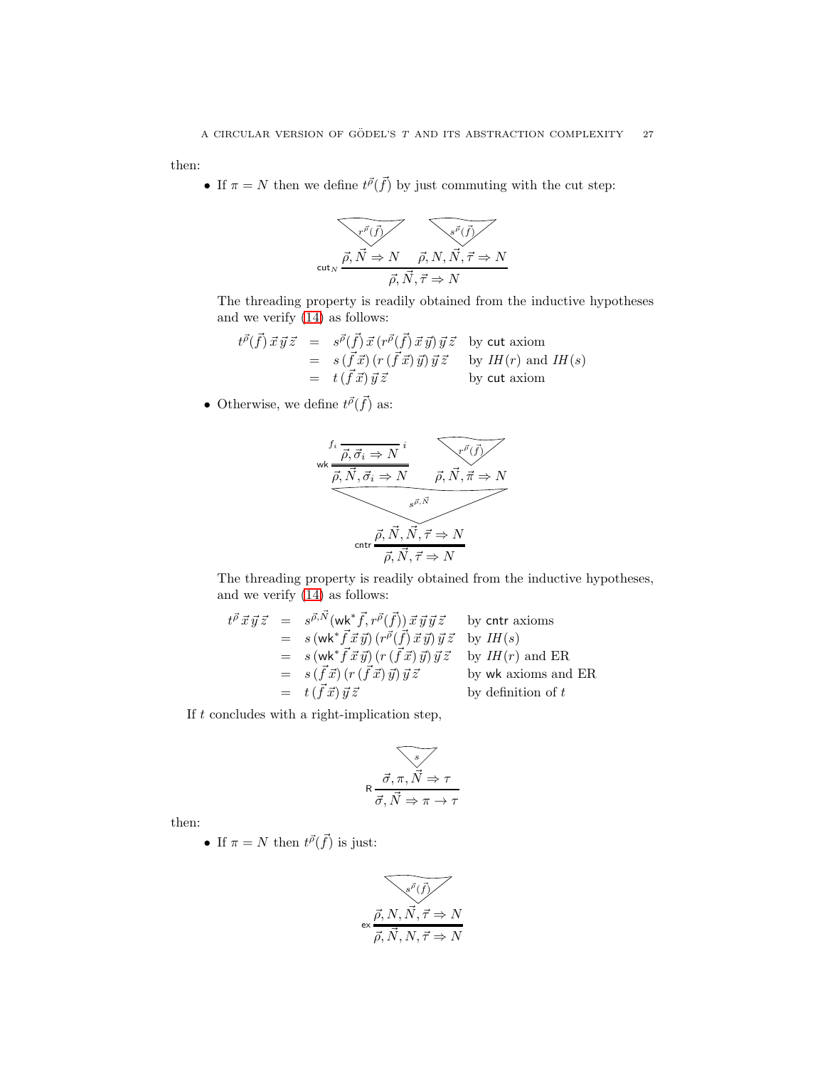then:

- If $\pi = N$ then we define $t^{\vec\rho}(\vec f)$ by just commuting with the cut step:

$$
\mathsf{cut}_N\,\frac{\overset{r^{\vec\rho}(\vec f)}{\vec\rho, \vec N \Rightarrow N} \qquad \overset{s^{\vec\rho}(\vec f)}{\vec\rho, N, \vec N, \vec\tau \Rightarrow N}}{\vec\rho, \vec N, \vec\tau \Rightarrow N}
$$

  The threading property is readily obtained from the inductive hypotheses and we verify (14) as follows:

$$
\begin{array}{rcll}
t^{\vec\rho}(\vec f)\,\vec x\,\vec y\,\vec z &=& s^{\vec\rho}(\vec f)\,\vec x\,(r^{\vec\rho}(\vec f)\,\vec x\,\vec y)\,\vec y\,\vec z & \text{by } \mathsf{cut} \text{ axiom}\\
&=& s\,(\vec f\,\vec x)\,(r\,(\vec f\,\vec x)\,\vec y)\,\vec y\,\vec z & \text{by } \mathit{IH}(r) \text{ and } \mathit{IH}(s)\\
&=& t\,(\vec f\,\vec x)\,\vec y\,\vec z & \text{by } \mathsf{cut} \text{ axiom}
\end{array}
$$

- Otherwise, we define $t^{\vec\rho}(\vec f)$ as:

$$
\mathsf{cntr}\,\frac{\dfrac{\mathsf{wk}\,\dfrac{f_i\,\overline{\vec\rho, \vec\sigma_i \Rightarrow N}^{\,i}}{\vec\rho, \vec N, \vec\sigma_i \Rightarrow N} \qquad \overset{r^{\vec\rho}(\vec f)}{\vec\rho, \vec N, \vec\pi \Rightarrow N}}{\vec\rho, \vec N, \vec N, \vec\tau \Rightarrow N}\;s^{\vec\rho,\vec N}}{\vec\rho, \vec N, \vec\tau \Rightarrow N}
$$

  The threading property is readily obtained from the inductive hypotheses, and we verify (14) as follows:

$$
\begin{array}{rcll}
t^{\vec\rho}\,\vec x\,\vec y\,\vec z &=& s^{\vec\rho,\vec N}(\mathsf{wk}^*\vec f, r^{\vec\rho}(\vec f))\,\vec x\,\vec y\,\vec y\,\vec z & \text{by } \mathsf{cntr} \text{ axioms}\\
&=& s\,(\mathsf{wk}^*\vec f\,\vec x\,\vec y)\,(r^{\vec\rho}(\vec f)\,\vec x\,\vec y)\,\vec y\,\vec z & \text{by } \mathit{IH}(s)\\
&=& s\,(\mathsf{wk}^*\vec f\,\vec x\,\vec y)\,(r\,(\vec f\,\vec x)\,\vec y)\,\vec y\,\vec z & \text{by } \mathit{IH}(r) \text{ and ER}\\
&=& s\,(\vec f\,\vec x)\,(r\,(\vec f\,\vec x)\,\vec y)\,\vec y\,\vec z & \text{by } \mathsf{wk} \text{ axioms and ER}\\
&=& t\,(\vec f\,\vec x)\,\vec y\,\vec z & \text{by definition of } t
\end{array}
$$

If $t$ concludes with a right-implication step,

$$
\mathsf{R}\,\frac{\overset{s}{\vec\sigma, \pi, \vec N \Rightarrow \tau}}{\vec\sigma, \vec N \Rightarrow \pi \to \tau}
$$

then:

- If $\pi = N$ then $t^{\vec\rho}(\vec f)$ is just:

$$
\mathsf{ex}\,\frac{\overset{s^{\vec\rho}(\vec f)}{\vec\rho, N, \vec N, \vec\tau \Rightarrow N}}{\vec\rho, \vec N, N, \vec\tau \Rightarrow N}
$$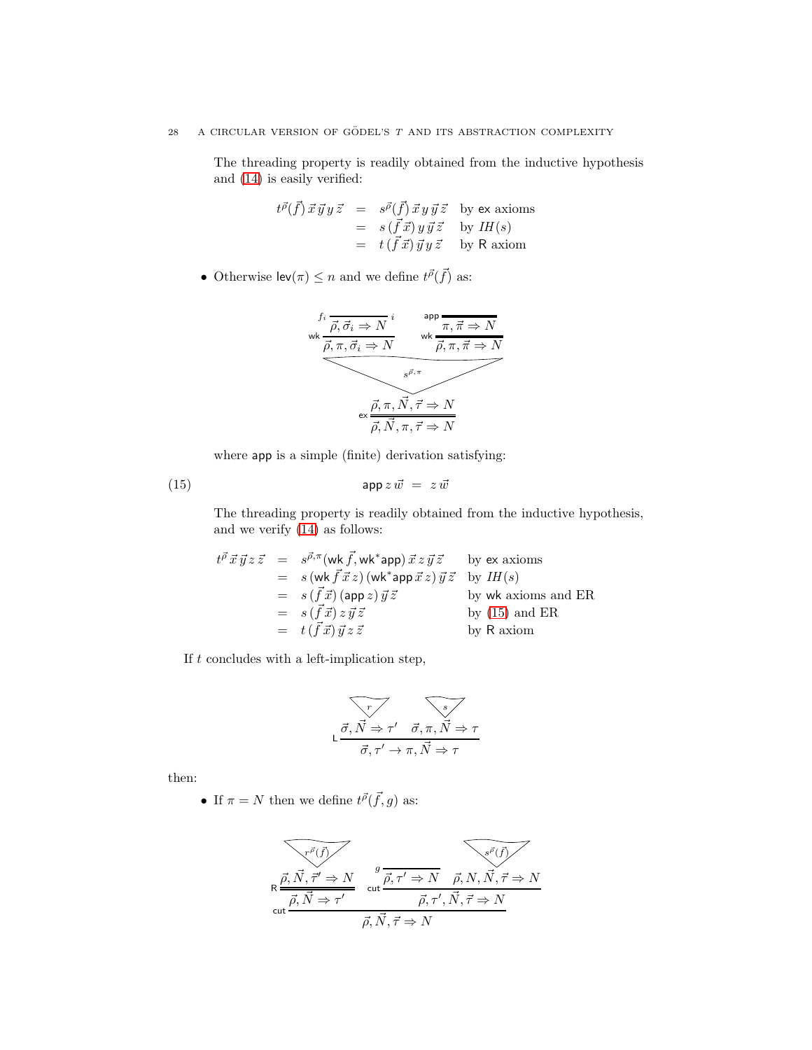The threading property is readily obtained from the inductive hypothesis and (14) is easily verified:

$$
\begin{array}{rcll}
t^{\vec{\rho}}(\vec{f})\,\vec{x}\,\vec{y}\,y\,\vec{z} & = & s^{\vec{\rho}}(\vec{f})\,\vec{x}\,y\,\vec{y}\,\vec{z} & \text{by } \mathsf{ex} \text{ axioms} \\
& = & s\,(\vec{f}\,\vec{x})\,y\,\vec{y}\,\vec{z} & \text{by } \mathit{IH}(s) \\
& = & t\,(\vec{f}\,\vec{x})\,\vec{y}\,y\,\vec{z} & \text{by } \mathsf{R} \text{ axiom}
\end{array}
$$

- Otherwise $\mathsf{lev}(\pi) \leq n$ and we define $t^{\vec{\rho}}(\vec{f})$ as:

$$
\dfrac{\dfrac{\dfrac{\dfrac{}{\vec{\rho}, \vec{\sigma}_i \Rightarrow N}\, f_i \; i}{\vec{\rho}, \pi, \vec{\sigma}_i \Rightarrow N}\,\mathsf{wk} \qquad \dfrac{\dfrac{}{\pi, \vec{\pi} \Rightarrow N}\,\mathsf{app}}{\vec{\rho}, \pi, \vec{\pi} \Rightarrow N}\,\mathsf{wk}}{\vec{\rho}, \pi, \vec{N}, \vec{\tau} \Rightarrow N}\, s^{\vec{\rho},\pi}}{\vec{\rho}, \vec{N}, \pi, \vec{\tau} \Rightarrow N}\,\mathsf{ex}
$$

where $\mathsf{app}$ is a simple (finite) derivation satisfying:

$$
\mathsf{app}\, z\, \vec{w} \;=\; z\, \vec{w} \tag{15}
$$

The threading property is readily obtained from the inductive hypothesis, and we verify (14) as follows:

$$
\begin{array}{rcll}
t^{\vec{\rho}}\,\vec{x}\,\vec{y}\,z\,\vec{z} & = & s^{\vec{\rho},\pi}(\mathsf{wk}\,\vec{f}, \mathsf{wk}^*\mathsf{app})\,\vec{x}\,z\,\vec{y}\,\vec{z} & \text{by } \mathsf{ex} \text{ axioms} \\
& = & s\,(\mathsf{wk}\,\vec{f}\,\vec{x}\,z)\,(\mathsf{wk}^*\mathsf{app}\,\vec{x}\,z)\,\vec{y}\,\vec{z} & \text{by } \mathit{IH}(s) \\
& = & s\,(\vec{f}\,\vec{x})\,(\mathsf{app}\,z)\,\vec{y}\,\vec{z} & \text{by } \mathsf{wk} \text{ axioms and ER} \\
& = & s\,(\vec{f}\,\vec{x})\,z\,\vec{y}\,\vec{z} & \text{by (15) and ER} \\
& = & t\,(\vec{f}\,\vec{x})\,\vec{y}\,z\,\vec{z} & \text{by } \mathsf{R} \text{ axiom}
\end{array}
$$

If $t$ concludes with a left-implication step,

$$
\dfrac{\dfrac{r}{\vec{\sigma}, \vec{N} \Rightarrow \tau'} \qquad \dfrac{s}{\vec{\sigma}, \pi, \vec{N} \Rightarrow \tau}}{\vec{\sigma}, \tau' \to \pi, \vec{N} \Rightarrow \tau}\,\mathsf{L}
$$

then:

- If $\pi = N$ then we define $t^{\vec{\rho}}(\vec{f}, g)$ as:

$$
\dfrac{\dfrac{\dfrac{r^{\vec{\rho}}(\vec{f})}{\vec{\rho}, \vec{N}, \vec{\tau}' \Rightarrow N}}{\vec{\rho}, \vec{N} \Rightarrow \tau'}\,\mathsf{R} \qquad \dfrac{\dfrac{}{\vec{\rho}, \tau' \Rightarrow N}\, g \qquad \dfrac{s^{\vec{\rho}}(\vec{f})}{\vec{\rho}, N, \vec{N}, \vec{\tau} \Rightarrow N}}{\vec{\rho}, \tau', \vec{N}, \vec{\tau} \Rightarrow N}\,\mathsf{cut}}{\vec{\rho}, \vec{N}, \vec{\tau} \Rightarrow N}\,\mathsf{cut}
$$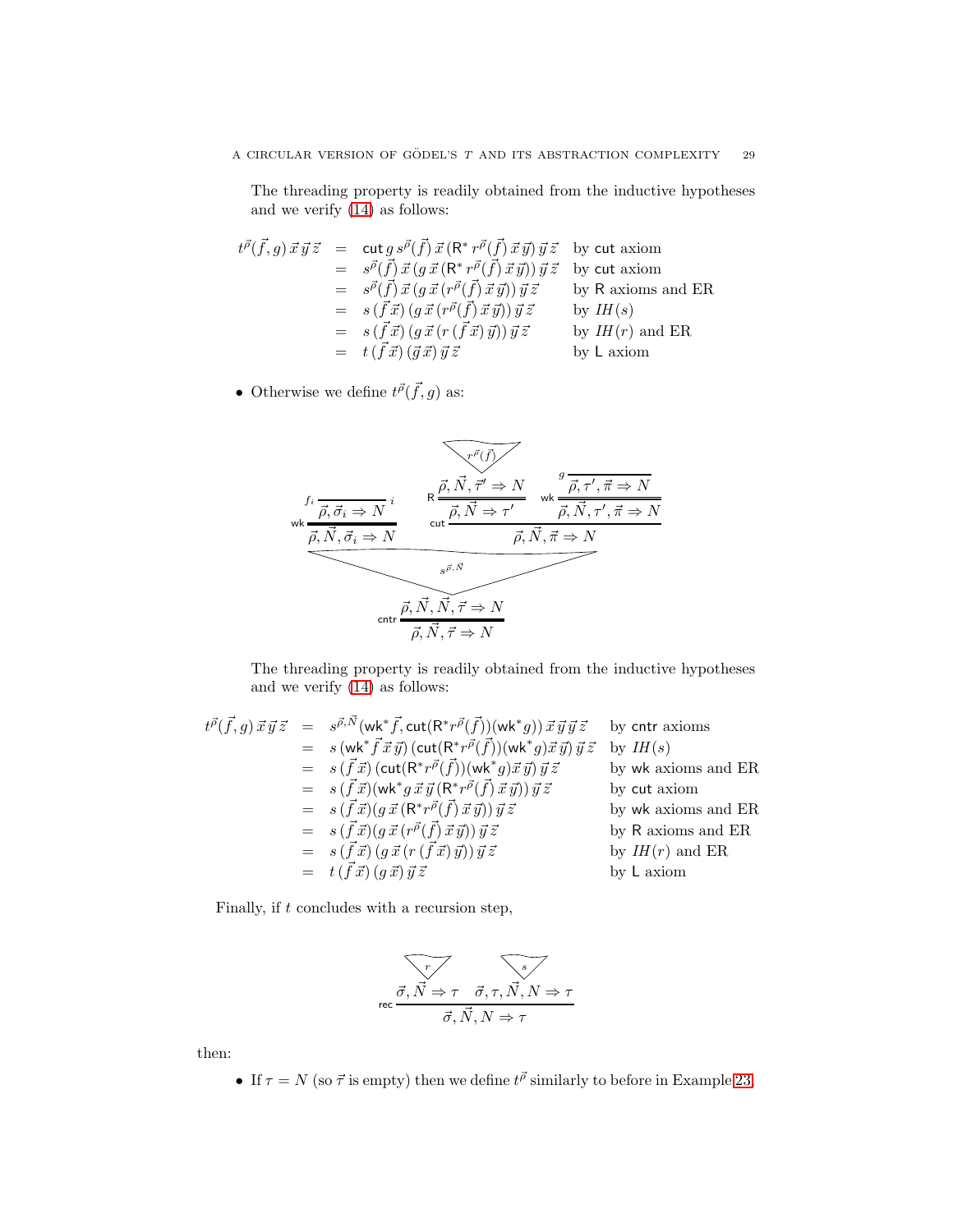The threading property is readily obtained from the inductive hypotheses and we verify (14) as follows:

$$
\begin{array}{rcll}
t^{\vec\rho}(\vec f, g)\,\vec x\,\vec y\,\vec z &=& \mathsf{cut}\, g\, s^{\vec\rho}(\vec f)\,\vec x\,(\mathsf{R}^*\, r^{\vec\rho}(\vec f)\,\vec x\,\vec y)\,\vec y\,\vec z & \text{by } \mathsf{cut} \text{ axiom}\\
&=& s^{\vec\rho}(\vec f)\,\vec x\,(g\,\vec x\,(\mathsf{R}^*\, r^{\vec\rho}(\vec f)\,\vec x\,\vec y))\,\vec y\,\vec z & \text{by } \mathsf{cut} \text{ axiom}\\
&=& s^{\vec\rho}(\vec f)\,\vec x\,(g\,\vec x\,(r^{\vec\rho}(\vec f)\,\vec x\,\vec y))\,\vec y\,\vec z & \text{by } \mathsf{R} \text{ axioms and ER}\\
&=& s\,(\vec f\,\vec x)\,(g\,\vec x\,(r^{\vec\rho}(\vec f)\,\vec x\,\vec y))\,\vec y\,\vec z & \text{by } \mathit{IH}(s)\\
&=& s\,(\vec f\,\vec x)\,(g\,\vec x\,(r\,(\vec f\,\vec x)\,\vec y))\,\vec y\,\vec z & \text{by } \mathit{IH}(r) \text{ and ER}\\
&=& t\,(\vec f\,\vec x)\,(\vec g\,\vec x)\,\vec y\,\vec z & \text{by } \mathsf{L} \text{ axiom}
\end{array}
$$

- Otherwise we define $t^{\vec\rho}(\vec f, g)$ as:

$$
\dfrac{
\dfrac{
\mathsf{wk}\,\dfrac{f_i\;\overline{\vec\rho, \vec\sigma_i \Rightarrow N}\; i}{\vec\rho, \vec N, \vec\sigma_i \Rightarrow N}
\qquad
\mathsf{cut}\,\dfrac{\mathsf{R}\,\dfrac{\dfrac{r^{\vec\rho}(\vec f)}{\vec\rho, \vec N, \vec\tau' \Rightarrow N}}{\vec\rho, \vec N \Rightarrow \tau'} \qquad \mathsf{wk}\,\dfrac{g\;\overline{\vec\rho, \tau', \vec\pi \Rightarrow N}}{\vec\rho, \vec N, \tau', \vec\pi \Rightarrow N}}{\vec\rho, \vec N, \vec\pi \Rightarrow N}
}{\vec\rho, \vec N, \vec N, \vec\tau \Rightarrow N}\; s^{\vec\rho,\vec N}
}{\vec\rho, \vec N, \vec\tau \Rightarrow N}\;\mathsf{cntr}
$$

The threading property is readily obtained from the inductive hypotheses and we verify (14) as follows:

$$
\begin{array}{rcll}
t^{\vec\rho}(\vec f, g)\,\vec x\,\vec y\,\vec z &=& s^{\vec\rho,\vec N}(\mathsf{wk}^*\vec f, \mathsf{cut}(\mathsf{R}^* r^{\vec\rho}(\vec f))(\mathsf{wk}^* g))\,\vec x\,\vec y\,\vec y\,\vec z & \text{by } \mathsf{cntr} \text{ axioms}\\
&=& s\,(\mathsf{wk}^*\vec f\,\vec x\,\vec y)\,(\mathsf{cut}(\mathsf{R}^* r^{\vec\rho}(\vec f))(\mathsf{wk}^* g)\vec x\,\vec y)\,\vec y\,\vec z & \text{by } \mathit{IH}(s)\\
&=& s\,(\vec f\,\vec x)\,(\mathsf{cut}(\mathsf{R}^* r^{\vec\rho}(\vec f))(\mathsf{wk}^* g)\vec x\,\vec y)\,\vec z & \text{by } \mathsf{wk} \text{ axioms and ER}\\
&=& s\,(\vec f\,\vec x)(\mathsf{wk}^* g\,\vec x\,\vec y\,(\mathsf{R}^* r^{\vec\rho}(\vec f)\,\vec x\,\vec y))\,\vec y\,\vec z & \text{by } \mathsf{cut} \text{ axiom}\\
&=& s\,(\vec f\,\vec x)(g\,\vec x\,(\mathsf{R}^* r^{\vec\rho}(\vec f)\,\vec x\,\vec y))\,\vec y\,\vec z & \text{by } \mathsf{wk} \text{ axioms and ER}\\
&=& s\,(\vec f\,\vec x)(g\,\vec x\,(r^{\vec\rho}(\vec f)\,\vec x\,\vec y))\,\vec y\,\vec z & \text{by } \mathsf{R} \text{ axioms and ER}\\
&=& s\,(\vec f\,\vec x)\,(g\,\vec x\,(r\,(\vec f\,\vec x)\,\vec y))\,\vec y\,\vec z & \text{by } \mathit{IH}(r) \text{ and ER}\\
&=& t\,(\vec f\,\vec x)\,(g\,\vec x)\,\vec y\,\vec z & \text{by } \mathsf{L} \text{ axiom}
\end{array}
$$

Finally, if $t$ concludes with a recursion step,

$$
\mathsf{rec}\,\dfrac{\dfrac{r}{\vec\sigma, \vec N \Rightarrow \tau} \qquad \dfrac{s}{\vec\sigma, \tau, \vec N, N \Rightarrow \tau}}{\vec\sigma, \vec N, N \Rightarrow \tau}
$$

then:

- If $\tau = N$ (so $\vec\tau$ is empty) then we define $t^{\vec\rho}$ similarly to before in Example 23.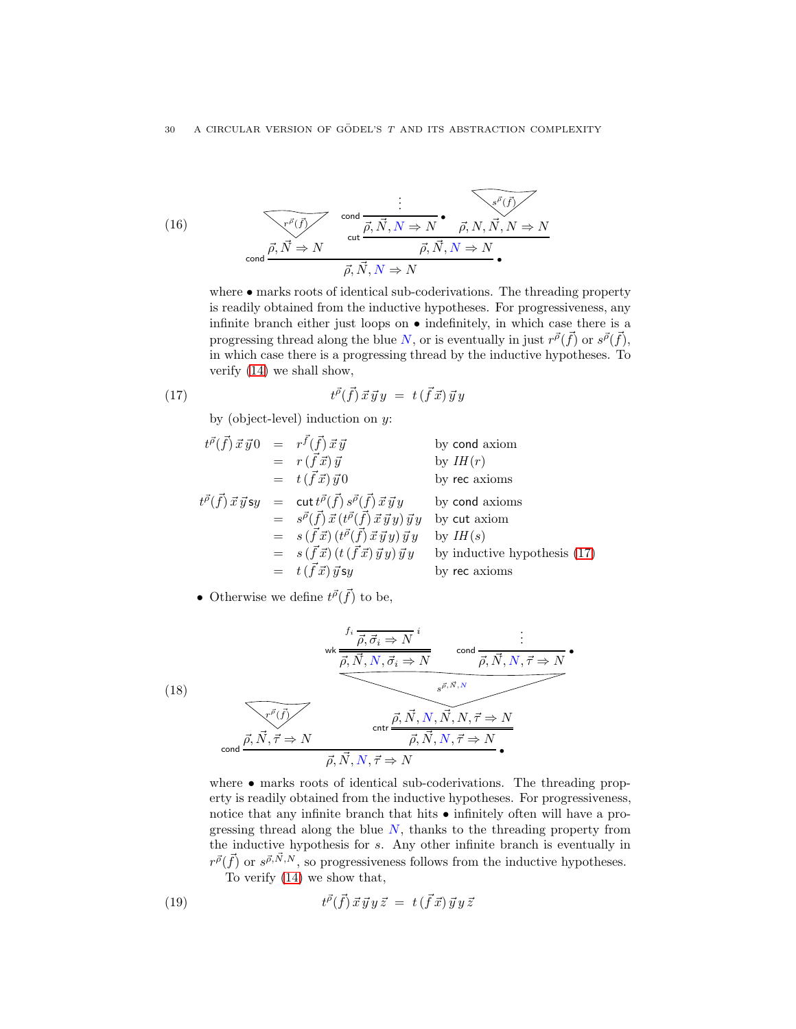(16)

$$
\dfrac{\overset{r^{\vec\rho}(\vec f)}{\vec\rho, \vec N \Rightarrow N} \qquad \dfrac{\dfrac{\vdots}{\vec\rho, \vec N, \color{blue}{N} \Rightarrow N}\,\mathsf{cond}\ \bullet \qquad \overset{s^{\vec\rho}(\vec f)}{\vec\rho, N, \vec N, N \Rightarrow N}}{\vec\rho, \vec N, \color{blue}{N} \Rightarrow N}\,\mathsf{cut}}{\vec\rho, \vec N, \color{blue}{N} \Rightarrow N}\,\mathsf{cond}\ \bullet
$$

where $\bullet$ marks roots of identical sub-coderivations. The threading property is readily obtained from the inductive hypotheses. For progressiveness, any infinite branch either just loops on $\bullet$ indefinitely, in which case there is a progressing thread along the blue $N$, or is eventually in just $r^{\vec\rho}(\vec f)$ or $s^{\vec\rho}(\vec f)$, in which case there is a progressing thread by the inductive hypotheses. To verify (14) we shall show,

$$
t^{\vec\rho}(\vec f)\,\vec x\,\vec y\,y \;=\; t\,(\vec f\,\vec x)\,\vec y\,y \tag{17}
$$

by (object-level) induction on $y$:

$$
\begin{array}{rcll}
t^{\vec\rho}(\vec f)\,\vec x\,\vec y\,0 & = & r^{\vec f}(\vec f)\,\vec x\,\vec y & \text{by } \mathsf{cond} \text{ axiom} \\
& = & r\,(\vec f\,\vec x)\,\vec y & \text{by } IH(r) \\
& = & t\,(\vec f\,\vec x)\,\vec y\,0 & \text{by } \mathsf{rec} \text{ axioms} \\
t^{\vec\rho}(\vec f)\,\vec x\,\vec y\,\mathsf{s}y & = & \mathsf{cut}\,t^{\vec\rho}(\vec f)\,s^{\vec\rho}(\vec f)\,\vec x\,\vec y\,y & \text{by } \mathsf{cond} \text{ axioms} \\
& = & s^{\vec\rho}(\vec f)\,\vec x\,(t^{\vec\rho}(\vec f)\,\vec x\,\vec y\,y)\,\vec y\,y & \text{by } \mathsf{cut} \text{ axiom} \\
& = & s\,(\vec f\,\vec x)\,(t^{\vec\rho}(\vec f)\,\vec x\,\vec y\,y)\,\vec y\,y & \text{by } IH(s) \\
& = & s\,(\vec f\,\vec x)\,(t\,(\vec f\,\vec x)\,\vec y\,y)\,\vec y\,y & \text{by inductive hypothesis (17)} \\
& = & t\,(\vec f\,\vec x)\,\vec y\,\mathsf{s}y & \text{by } \mathsf{rec} \text{ axioms}
\end{array}
$$

- Otherwise we define $t^{\vec\rho}(\vec f)$ to be,

(18)

$$
\dfrac{\overset{r^{\vec\rho}(\vec f)}{\vec\rho, \vec N, \vec\tau \Rightarrow N} \qquad \dfrac{\overset{s^{\vec\rho,\vec N,\color{blue}{N}}}{\dfrac{\dfrac{\dfrac{}{\vec\rho, \vec\sigma_i \Rightarrow N}\,{}^{f_i}\,i}{\vec\rho, \vec N, \color{blue}{N}, \vec\sigma_i \Rightarrow N}\,\mathsf{wk} \qquad \dfrac{\vdots}{\vec\rho, \vec N, \color{blue}{N}, \vec\tau \Rightarrow N}\,\mathsf{cond}\ \bullet}{\vec\rho, \vec N, \color{blue}{N}, \vec N, N, \vec\tau \Rightarrow N}}}{\vec\rho, \vec N, \color{blue}{N}, \vec\tau \Rightarrow N}\,\mathsf{cntr}}{\vec\rho, \vec N, \color{blue}{N}, \vec\tau \Rightarrow N}\,\mathsf{cond}\ \bullet
$$

where $\bullet$ marks roots of identical sub-coderivations. The threading property is readily obtained from the inductive hypotheses. For progressiveness, notice that any infinite branch that hits $\bullet$ infinitely often will have a progressing thread along the blue $N$, thanks to the threading property from the inductive hypothesis for $s$. Any other infinite branch is eventually in $r^{\vec\rho}(\vec f)$ or $s^{\vec\rho,\vec N,N}$, so progressiveness follows from the inductive hypotheses.

To verify (14) we show that,

$$
t^{\vec\rho}(\vec f)\,\vec x\,\vec y\,y\,\vec z \;=\; t\,(\vec f\,\vec x)\,\vec y\,y\,\vec z \tag{19}
$$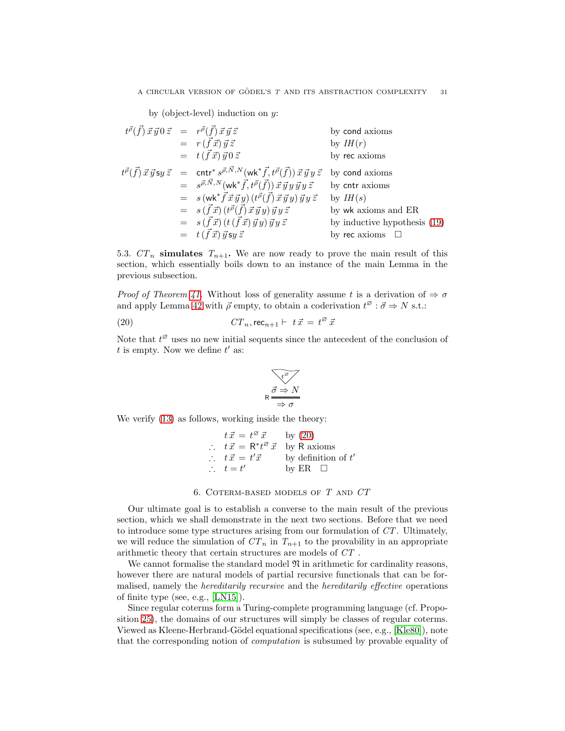by (object-level) induction on $y$:

$$
\begin{array}{rcll}
t^{\vec\rho}(\vec f)\,\vec x\,\vec y\,0\,\vec z & = & r^{\vec\rho}(\vec f)\,\vec x\,\vec y\,\vec z & \text{by } \mathsf{cond} \text{ axioms} \\
& = & r\,(\vec f\,\vec x)\,\vec y\,\vec z & \text{by } \mathit{IH}(r) \\
& = & t\,(\vec f\,\vec x)\,\vec y\,0\,\vec z & \text{by } \mathsf{rec} \text{ axioms} \\
t^{\vec\rho}(\vec f)\,\vec x\,\vec y\,\mathsf{s}y\,\vec z & = & \mathsf{cntr}^*\, s^{\vec\rho,\vec N,N}(\mathsf{wk}^*\vec f, t^{\vec\rho}(\vec f))\,\vec x\,\vec y\,y\,\vec z & \text{by } \mathsf{cond} \text{ axioms} \\
& = & s^{\vec\rho,\vec N,N}(\mathsf{wk}^*\vec f, t^{\vec\rho}(\vec f))\,\vec x\,\vec y\,y\,\vec y\,y\,\vec z & \text{by } \mathsf{cntr} \text{ axioms} \\
& = & s\,(\mathsf{wk}^*\vec f\,\vec x\,\vec y\,y)\,(t^{\vec\rho}(\vec f)\,\vec x\,\vec y\,y)\,\vec y\,y\,\vec z & \text{by } \mathit{IH}(s) \\
& = & s\,(\vec f\,\vec x)\,(t^{\vec\rho}(\vec f)\,\vec x\,\vec y\,y)\,\vec y\,y\,\vec z & \text{by } \mathsf{wk} \text{ axioms and ER} \\
& = & s\,(\vec f\,\vec x)\,(t\,(\vec f\,\vec x)\,\vec y\,y)\,\vec y\,y\,\vec z & \text{by inductive hypothesis (19)} \\
& = & t\,(\vec f\,\vec x)\,\vec y\,\mathsf{s}y\,\vec z & \text{by } \mathsf{rec} \text{ axioms} \quad \square
\end{array}
$$

5.3. $CT_n$ **simulates** $T_{n+1}$**.** We are now ready to prove the main result of this section, which essentially boils down to an instance of the main Lemma in the previous subsection.

*Proof of Theorem 41.* Without loss of generality assume $t$ is a derivation of $\Rightarrow \sigma$ and apply Lemma 42 with $\vec\rho$ empty, to obtain a coderivation $t^{\varnothing} : \vec\sigma \Rightarrow N$ s.t.:

$$
CT_n, \mathsf{rec}_{n+1} \vdash \; t\,\vec x \,=\, t^{\varnothing}\,\vec x \tag{20}
$$

Note that $t^{\varnothing}$ uses no new initial sequents since the antecedent of the conclusion of $t$ is empty. Now we define $t'$ as:

$$
\mathsf{R}\,\dfrac{\dfrac{t^{\varnothing}}{\vec\sigma \Rightarrow N}}{\Rightarrow \sigma}
$$

We verify (13) as follows, working inside the theory:

$$
\begin{array}{rll}
& t\,\vec x \,=\, t^{\varnothing}\,\vec x & \text{by (20)} \\
\therefore & t\,\vec x \,=\, \mathsf{R}^* t^{\varnothing}\,\vec x & \text{by } \mathsf{R} \text{ axioms} \\
\therefore & t\,\vec x \,=\, t'\vec x & \text{by definition of } t' \\
\therefore & t = t' & \text{by ER} \quad \square
\end{array}
$$

## 6. Coterm-based models of $T$ and $CT$

Our ultimate goal is to establish a converse to the main result of the previous section, which we shall demonstrate in the next two sections. Before that we need to introduce some type structures arising from our formulation of $CT$. Ultimately, we will reduce the simulation of $CT_n$ in $T_{n+1}$ to the provability in an appropriate arithmetic theory that certain structures are models of $CT$ .

We cannot formalise the standard model $\mathfrak{N}$ in arithmetic for cardinality reasons, however there are natural models of partial recursive functionals that can be formalised, namely the *hereditarily recursive* and the *hereditarily effective* operations of finite type (see, e.g., [LN15]).

Since regular coterms form a Turing-complete programming language (cf. Proposition 25), the domains of our structures will simply be classes of regular coterms. Viewed as Kleene-Herbrand-Gödel equational specifications (see, e.g., [Kle80]), note that the corresponding notion of *computation* is subsumed by provable equality of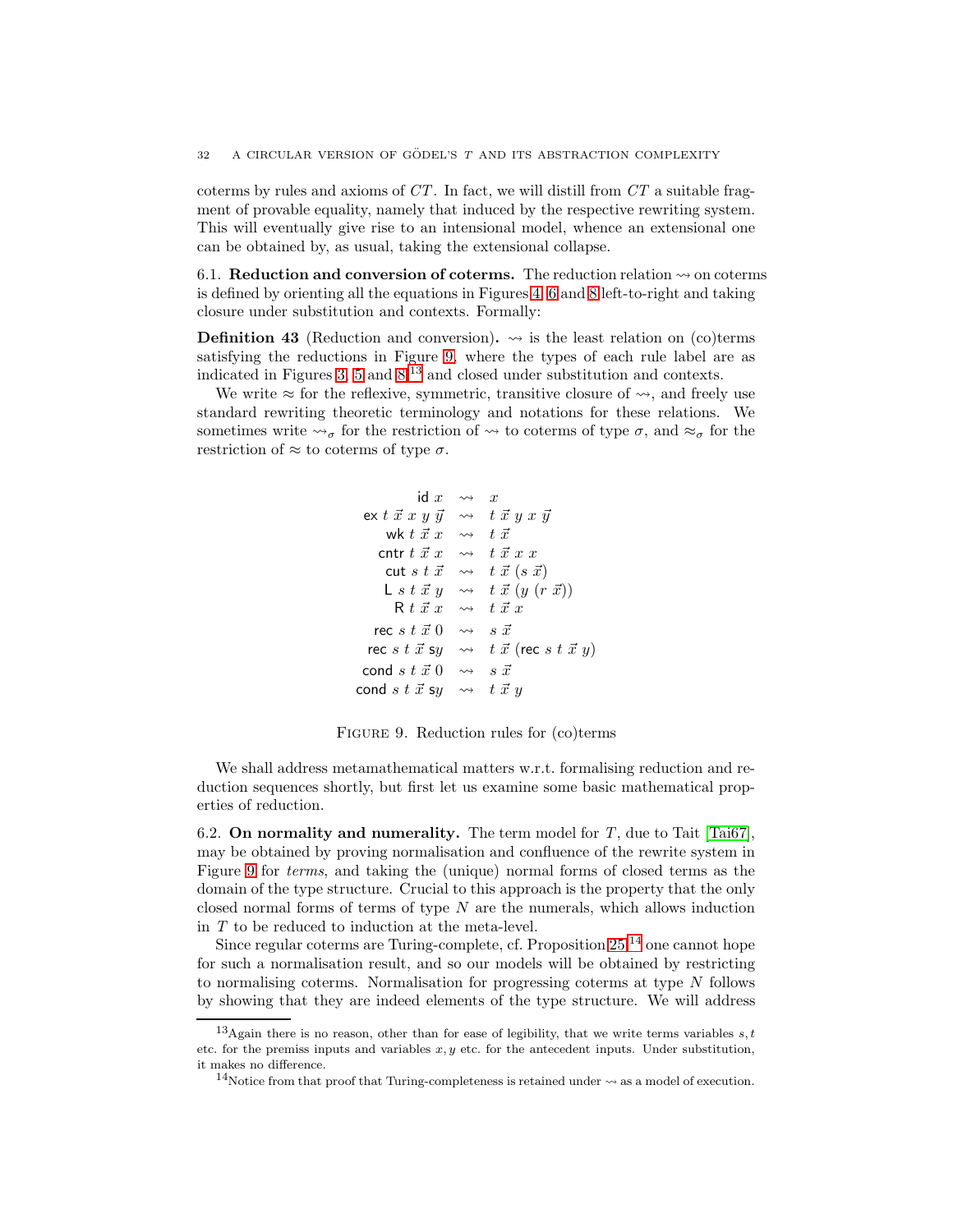coterms by rules and axioms of $CT$. In fact, we will distill from $CT$ a suitable fragment of provable equality, namely that induced by the respective rewriting system. This will eventually give rise to an intensional model, whence an extensional one can be obtained by, as usual, taking the extensional collapse.

6.1. **Reduction and conversion of coterms.** The reduction relation $\rightsquigarrow$ on coterms is defined by orienting all the equations in Figures 4, 6 and 8 left-to-right and taking closure under substitution and contexts. Formally:

**Definition 43** (Reduction and conversion)**.** $\rightsquigarrow$ is the least relation on (co)terms satisfying the reductions in Figure 9, where the types of each rule label are as indicated in Figures 3, 5 and 8[13] and closed under substitution and contexts.

We write $\approx$ for the reflexive, symmetric, transitive closure of $\rightsquigarrow$, and freely use standard rewriting theoretic terminology and notations for these relations. We sometimes write $\rightsquigarrow_\sigma$ for the restriction of $\rightsquigarrow$ to coterms of type $\sigma$, and $\approx_\sigma$ for the restriction of $\approx$ to coterms of type $\sigma$.

$$
\begin{array}{rcl}
\mathsf{id}\ x & \rightsquigarrow & x \\
\mathsf{ex}\ t\ \vec{x}\ x\ y\ \vec{y} & \rightsquigarrow & t\ \vec{x}\ y\ x\ \vec{y} \\
\mathsf{wk}\ t\ \vec{x}\ x & \rightsquigarrow & t\ \vec{x} \\
\mathsf{cntr}\ t\ \vec{x}\ x & \rightsquigarrow & t\ \vec{x}\ x\ x \\
\mathsf{cut}\ s\ t\ \vec{x} & \rightsquigarrow & t\ \vec{x}\ (s\ \vec{x}) \\
\mathsf{L}\ s\ t\ \vec{x}\ y & \rightsquigarrow & t\ \vec{x}\ (y\ (r\ \vec{x})) \\
\mathsf{R}\ t\ \vec{x}\ x & \rightsquigarrow & t\ \vec{x}\ x \\
\mathsf{rec}\ s\ t\ \vec{x}\ 0 & \rightsquigarrow & s\ \vec{x} \\
\mathsf{rec}\ s\ t\ \vec{x}\ \mathsf{s}y & \rightsquigarrow & t\ \vec{x}\ (\mathsf{rec}\ s\ t\ \vec{x}\ y) \\
\mathsf{cond}\ s\ t\ \vec{x}\ 0 & \rightsquigarrow & s\ \vec{x} \\
\mathsf{cond}\ s\ t\ \vec{x}\ \mathsf{s}y & \rightsquigarrow & t\ \vec{x}\ y
\end{array}
$$

Figure 9. Reduction rules for (co)terms

We shall address metamathematical matters w.r.t. formalising reduction and reduction sequences shortly, but first let us examine some basic mathematical properties of reduction.

6.2. **On normality and numerality.** The term model for $T$, due to Tait [Tai67], may be obtained by proving normalisation and confluence of the rewrite system in Figure 9 for *terms*, and taking the (unique) normal forms of closed terms as the domain of the type structure. Crucial to this approach is the property that the only closed normal forms of terms of type $N$ are the numerals, which allows induction in $T$ to be reduced to induction at the meta-level.

Since regular coterms are Turing-complete, cf. Proposition 25,[14] one cannot hope for such a normalisation result, and so our models will be obtained by restricting to normalising coterms. Normalisation for progressing coterms at type $N$ follows by showing that they are indeed elements of the type structure. We will address

[13]Again there is no reason, other than for ease of legibility, that we write terms variables $s, t$ etc. for the premiss inputs and variables $x, y$ etc. for the antecedent inputs. Under substitution, it makes no difference.

[14]Notice from that proof that Turing-completeness is retained under $\rightsquigarrow$ as a model of execution.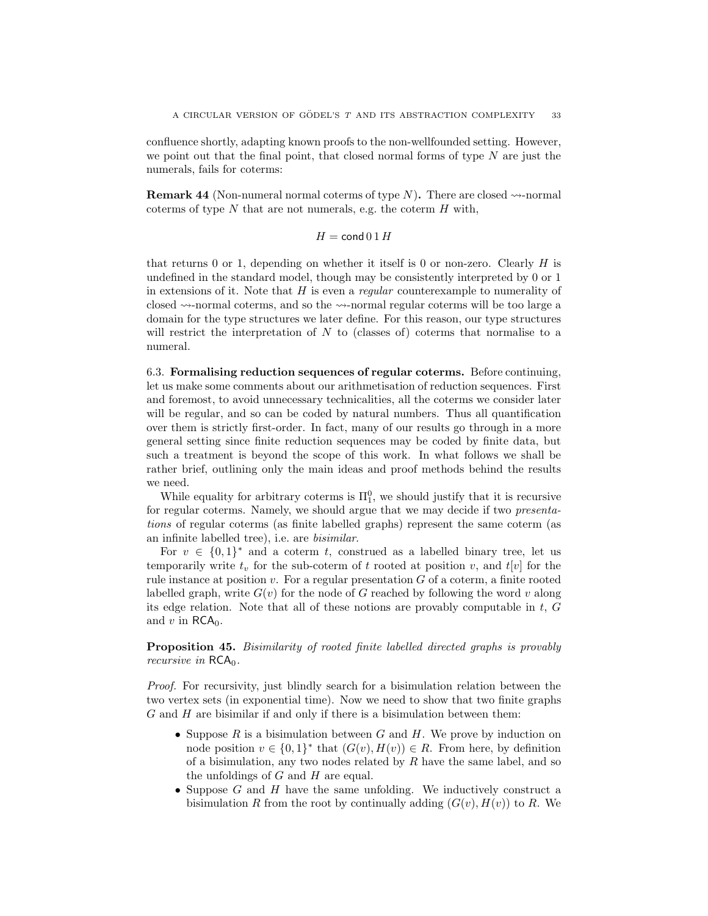confluence shortly, adapting known proofs to the non-wellfounded setting. However, we point out that the final point, that closed normal forms of type $N$ are just the numerals, fails for coterms:

**Remark 44** (Non-numeral normal coterms of type $N$)**.** There are closed $\rightsquigarrow$-normal coterms of type $N$ that are not numerals, e.g. the coterm $H$ with,

$$H = \mathsf{cond}\, 0\, 1\, H$$

that returns 0 or 1, depending on whether it itself is 0 or non-zero. Clearly $H$ is undefined in the standard model, though may be consistently interpreted by 0 or 1 in extensions of it. Note that $H$ is even a *regular* counterexample to numerality of closed $\rightsquigarrow$-normal coterms, and so the $\rightsquigarrow$-normal regular coterms will be too large a domain for the type structures we later define. For this reason, our type structures will restrict the interpretation of $N$ to (classes of) coterms that normalise to a numeral.

6.3. **Formalising reduction sequences of regular coterms.** Before continuing, let us make some comments about our arithmetisation of reduction sequences. First and foremost, to avoid unnecessary technicalities, all the coterms we consider later will be regular, and so can be coded by natural numbers. Thus all quantification over them is strictly first-order. In fact, many of our results go through in a more general setting since finite reduction sequences may be coded by finite data, but such a treatment is beyond the scope of this work. In what follows we shall be rather brief, outlining only the main ideas and proof methods behind the results we need.

While equality for arbitrary coterms is $\Pi^0_1$, we should justify that it is recursive for regular coterms. Namely, we should argue that we may decide if two *presentations* of regular coterms (as finite labelled graphs) represent the same coterm (as an infinite labelled tree), i.e. are *bisimilar*.

For $v \in \{0,1\}^*$ and a coterm $t$, construed as a labelled binary tree, let us temporarily write $t_v$ for the sub-coterm of $t$ rooted at position $v$, and $t[v]$ for the rule instance at position $v$. For a regular presentation $G$ of a coterm, a finite rooted labelled graph, write $G(v)$ for the node of $G$ reached by following the word $v$ along its edge relation. Note that all of these notions are provably computable in $t$, $G$ and $v$ in $\mathsf{RCA}_0$.

**Proposition 45.** *Bisimilarity of rooted finite labelled directed graphs is provably recursive in* $\mathsf{RCA}_0$.

*Proof.* For recursivity, just blindly search for a bisimulation relation between the two vertex sets (in exponential time). Now we need to show that two finite graphs $G$ and $H$ are bisimilar if and only if there is a bisimulation between them:

- Suppose $R$ is a bisimulation between $G$ and $H$. We prove by induction on node position $v \in \{0,1\}^*$ that $(G(v), H(v)) \in R$. From here, by definition of a bisimulation, any two nodes related by $R$ have the same label, and so the unfoldings of $G$ and $H$ are equal.
- Suppose $G$ and $H$ have the same unfolding. We inductively construct a bisimulation $R$ from the root by continually adding $(G(v), H(v))$ to $R$. We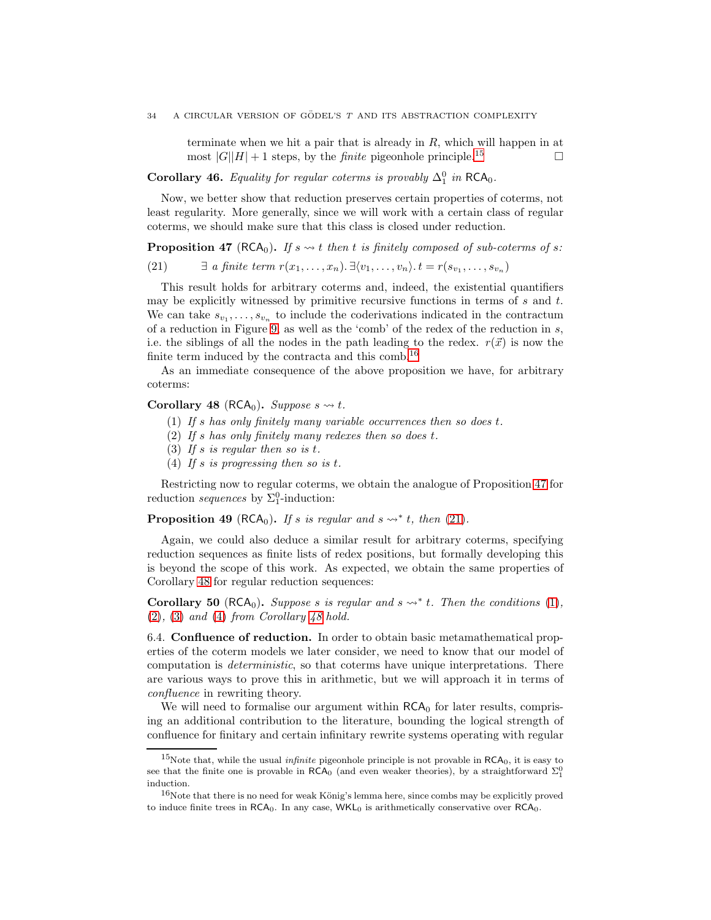terminate when we hit a pair that is already in $R$, which will happen in at most $|G||H| + 1$ steps, by the *finite* pigeonhole principle.[15] $\square$

**Corollary 46.** *Equality for regular coterms is provably $\Delta^0_1$ in $\mathsf{RCA}_0$.*

Now, we better show that reduction preserves certain properties of coterms, not least regularity. More generally, since we will work with a certain class of regular coterms, we should make sure that this class is closed under reduction.

**Proposition 47** ($\mathsf{RCA}_0$)**.** *If $s \rightsquigarrow t$ then $t$ is finitely composed of sub-coterms of $s$:*

$$(21) \qquad \exists \text{ a finite term } r(x_1, \dots, x_n).\, \exists \langle v_1, \dots, v_n \rangle.\, t = r(s_{v_1}, \dots, s_{v_n})$$

This result holds for arbitrary coterms and, indeed, the existential quantifiers may be explicitly witnessed by primitive recursive functions in terms of $s$ and $t$. We can take $s_{v_1}, \dots, s_{v_n}$ to include the coderivations indicated in the contractum of a reduction in Figure 9, as well as the 'comb' of the redex of the reduction in $s$, i.e. the siblings of all the nodes in the path leading to the redex. $r(\vec{x})$ is now the finite term induced by the contracta and this comb.[16]

As an immediate consequence of the above proposition we have, for arbitrary coterms:

**Corollary 48** ($\mathsf{RCA}_0$)**.** *Suppose $s \rightsquigarrow t$.*

1. *If $s$ has only finitely many variable occurrences then so does $t$.*
2. *If $s$ has only finitely many redexes then so does $t$.*
3. *If $s$ is regular then so is $t$.*
4. *If $s$ is progressing then so is $t$.*

Restricting now to regular coterms, we obtain the analogue of Proposition 47 for reduction *sequences* by $\Sigma^0_1$-induction:

**Proposition 49** ($\mathsf{RCA}_0$)**.** *If $s$ is regular and $s \rightsquigarrow^* t$, then (21).*

Again, we could also deduce a similar result for arbitrary coterms, specifying reduction sequences as finite lists of redex positions, but formally developing this is beyond the scope of this work. As expected, we obtain the same properties of Corollary 48 for regular reduction sequences:

**Corollary 50** ($\mathsf{RCA}_0$)**.** *Suppose $s$ is regular and $s \rightsquigarrow^* t$. Then the conditions (1), (2), (3) and (4) from Corollary 48 hold.*

6.4. **Confluence of reduction.** In order to obtain basic metamathematical properties of the coterm models we later consider, we need to know that our model of computation is *deterministic*, so that coterms have unique interpretations. There are various ways to prove this in arithmetic, but we will approach it in terms of *confluence* in rewriting theory.

We will need to formalise our argument within $\mathsf{RCA}_0$ for later results, comprising an additional contribution to the literature, bounding the logical strength of confluence for finitary and certain infinitary rewrite systems operating with regular

---

[15] Note that, while the usual *infinite* pigeonhole principle is not provable in $\mathsf{RCA}_0$, it is easy to see that the finite one is provable in $\mathsf{RCA}_0$ (and even weaker theories), by a straightforward $\Sigma^0_1$ induction.

[16] Note that there is no need for weak König's lemma here, since combs may be explicitly proved to induce finite trees in $\mathsf{RCA}_0$. In any case, $\mathsf{WKL}_0$ is arithmetically conservative over $\mathsf{RCA}_0$.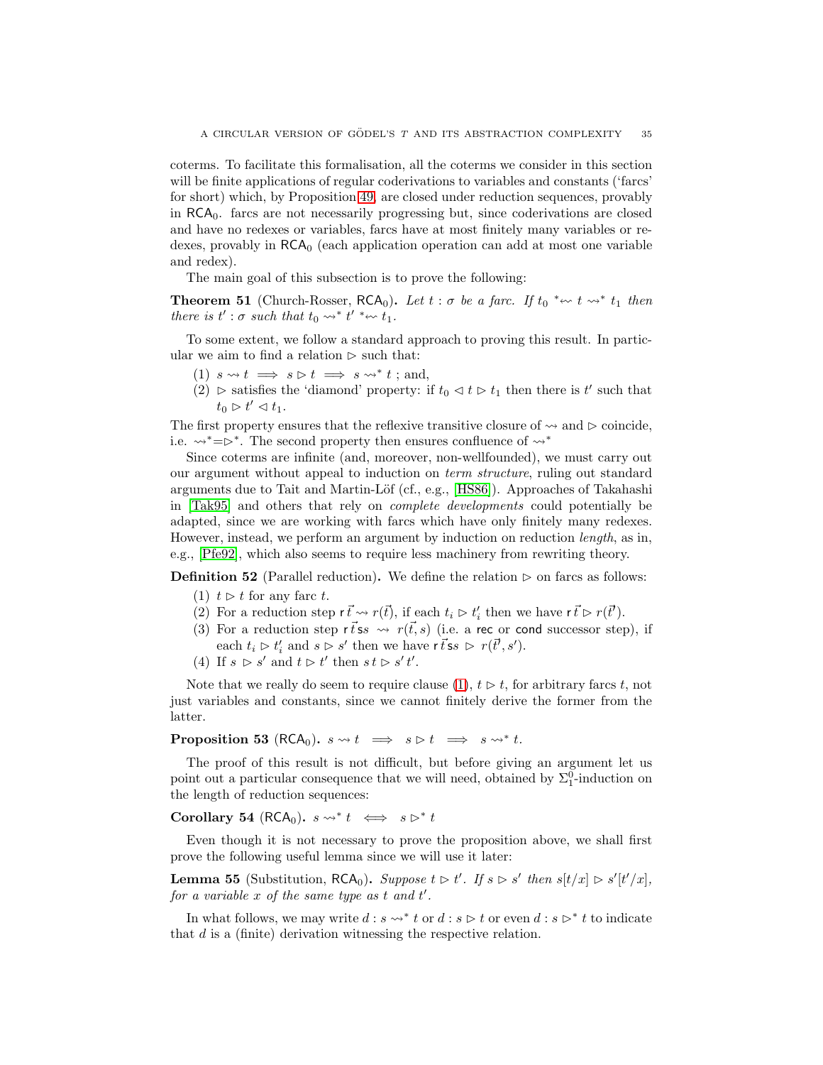coterms. To facilitate this formalisation, all the coterms we consider in this section will be finite applications of regular coderivations to variables and constants ('farcs' for short) which, by Proposition 49, are closed under reduction sequences, provably in $\mathsf{RCA}_0$. farcs are not necessarily progressing but, since coderivations are closed and have no redexes or variables, farcs have at most finitely many variables or redexes, provably in $\mathsf{RCA}_0$ (each application operation can add at most one variable and redex).

The main goal of this subsection is to prove the following:

**Theorem 51** (Church-Rosser, $\mathsf{RCA}_0$)**.** *Let $t : \sigma$ be a farc. If $t_0 \ {}^*\!\!\leftsquigarrow t \rightsquigarrow^* t_1$ then there is $t' : \sigma$ such that $t_0 \rightsquigarrow^* t' \ {}^*\!\!\leftsquigarrow t_1$.*

To some extent, we follow a standard approach to proving this result. In particular we aim to find a relation $\rhd$ such that:

1. $s \rightsquigarrow t \implies s \rhd t \implies s \rightsquigarrow^* t$ ; and,
2. $\rhd$ satisfies the 'diamond' property: if $t_0 \lhd t \rhd t_1$ then there is $t'$ such that $t_0 \rhd t' \lhd t_1$.

The first property ensures that the reflexive transitive closure of $\rightsquigarrow$ and $\rhd$ coincide, i.e. $\rightsquigarrow^* = \rhd^*$. The second property then ensures confluence of $\rightsquigarrow^*$

Since coterms are infinite (and, moreover, non-wellfounded), we must carry out our argument without appeal to induction on *term structure*, ruling out standard arguments due to Tait and Martin-Löf (cf., e.g., [HS86]). Approaches of Takahashi in [Tak95] and others that rely on *complete developments* could potentially be adapted, since we are working with farcs which have only finitely many redexes. However, instead, we perform an argument by induction on reduction *length*, as in, e.g., [Pfe92], which also seems to require less machinery from rewriting theory.

**Definition 52** (Parallel reduction)**.** We define the relation $\rhd$ on farcs as follows:

1. $t \rhd t$ for any farc $t$.
2. For a reduction step $\mathsf{r}\,\vec{t} \rightsquigarrow r(\vec{t})$, if each $t_i \rhd t'_i$ then we have $\mathsf{r}\,\vec{t} \rhd r(\vec{t'})$.
3. For a reduction step $\mathsf{r}\,\vec{t}\,\mathsf{s}s \rightsquigarrow r(\vec{t}, s)$ (i.e. a $\mathsf{rec}$ or $\mathsf{cond}$ successor step), if each $t_i \rhd t'_i$ and $s \rhd s'$ then we have $\mathsf{r}\,\vec{t}\,\mathsf{s}s \rhd r(\vec{t'}, s')$.
4. If $s \rhd s'$ and $t \rhd t'$ then $s\,t \rhd s'\,t'$.

Note that we really do seem to require clause (1), $t \rhd t$, for arbitrary farcs $t$, not just variables and constants, since we cannot finitely derive the former from the latter.

**Proposition 53** ($\mathsf{RCA}_0$)**.** $s \rightsquigarrow t \implies s \rhd t \implies s \rightsquigarrow^* t$.

The proof of this result is not difficult, but before giving an argument let us point out a particular consequence that we will need, obtained by $\Sigma^0_1$-induction on the length of reduction sequences:

**Corollary 54** ($\mathsf{RCA}_0$)**.** $s \rightsquigarrow^* t \iff s \rhd^* t$

Even though it is not necessary to prove the proposition above, we shall first prove the following useful lemma since we will use it later:

**Lemma 55** (Substitution, $\mathsf{RCA}_0$)**.** *Suppose $t \rhd t'$. If $s \rhd s'$ then $s[t/x] \rhd s'[t'/x]$, for a variable $x$ of the same type as $t$ and $t'$.*

In what follows, we may write $d : s \rightsquigarrow^* t$ or $d : s \rhd t$ or even $d : s \rhd^* t$ to indicate that $d$ is a (finite) derivation witnessing the respective relation.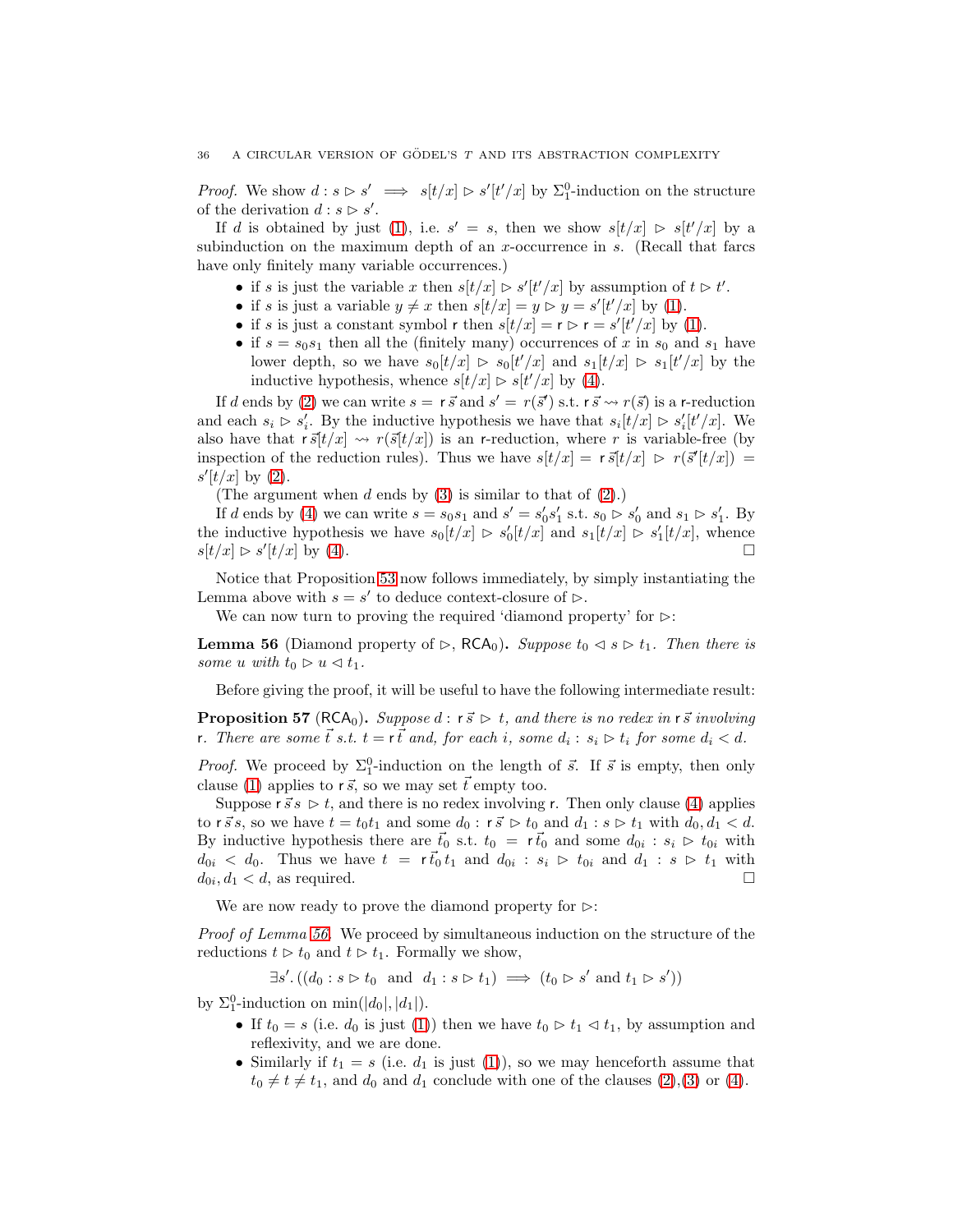*Proof.* We show $d : s \rhd s' \implies s[t/x] \rhd s'[t'/x]$ by $\Sigma^0_1$-induction on the structure of the derivation $d : s \rhd s'$.

If $d$ is obtained by just (1), i.e. $s' = s$, then we show $s[t/x] \rhd s[t'/x]$ by a subinduction on the maximum depth of an $x$-occurrence in $s$. (Recall that farcs have only finitely many variable occurrences.)

- if $s$ is just the variable $x$ then $s[t/x] \rhd s'[t'/x]$ by assumption of $t \rhd t'$.
- if $s$ is just a variable $y \neq x$ then $s[t/x] = y \rhd y = s'[t'/x]$ by (1).
- if $s$ is just a constant symbol $\mathsf{r}$ then $s[t/x] = \mathsf{r} \rhd \mathsf{r} = s'[t'/x]$ by (1).
- if $s = s_0 s_1$ then all the (finitely many) occurrences of $x$ in $s_0$ and $s_1$ have lower depth, so we have $s_0[t/x] \rhd s_0[t'/x]$ and $s_1[t/x] \rhd s_1[t'/x]$ by the inductive hypothesis, whence $s[t/x] \rhd s[t'/x]$ by (4).

If $d$ ends by (2) we can write $s = \mathsf{r}\,\vec{s}$ and $s' = r(\vec{s}')$ s.t. $\mathsf{r}\,\vec{s} \rightsquigarrow r(\vec{s})$ is a $\mathsf{r}$-reduction and each $s_i \rhd s'_i$. By the inductive hypothesis we have that $s_i[t/x] \rhd s'_i[t'/x]$. We also have that $\mathsf{r}\,\vec{s}[t/x] \rightsquigarrow r(\vec{s}[t/x])$ is an $\mathsf{r}$-reduction, where $r$ is variable-free (by inspection of the reduction rules). Thus we have $s[t/x] = \mathsf{r}\,\vec{s}[t/x] \rhd r(\vec{s}'[t/x]) = s'[t/x]$ by (2).

(The argument when $d$ ends by (3) is similar to that of (2).)

If $d$ ends by (4) we can write $s = s_0 s_1$ and $s' = s'_0 s'_1$ s.t. $s_0 \rhd s'_0$ and $s_1 \rhd s'_1$. By the inductive hypothesis we have $s_0[t/x] \rhd s'_0[t/x]$ and $s_1[t/x] \rhd s'_1[t/x]$, whence $s[t/x] \rhd s'[t/x]$ by (4). $\square$

Notice that Proposition 53 now follows immediately, by simply instantiating the Lemma above with $s = s'$ to deduce context-closure of $\rhd$.

We can now turn to proving the required 'diamond property' for $\rhd$:

**Lemma 56** (Diamond property of $\rhd$, $\mathsf{RCA}_0$)**.** *Suppose $t_0 \lhd s \rhd t_1$. Then there is some $u$ with $t_0 \rhd u \lhd t_1$.*

Before giving the proof, it will be useful to have the following intermediate result:

**Proposition 57** ($\mathsf{RCA}_0$)**.** *Suppose $d : \mathsf{r}\,\vec{s} \rhd t$, and there is no redex in $\mathsf{r}\,\vec{s}$ involving $\mathsf{r}$. There are some $\vec{t}$ s.t. $t = \mathsf{r}\,\vec{t}$ and, for each $i$, some $d_i : s_i \rhd t_i$ for some $d_i < d$.*

*Proof.* We proceed by $\Sigma^0_1$-induction on the length of $\vec{s}$. If $\vec{s}$ is empty, then only clause (1) applies to $\mathsf{r}\,\vec{s}$, so we may set $\vec{t}$ empty too.

Suppose $\mathsf{r}\,\vec{s}s \rhd t$, and there is no redex involving $\mathsf{r}$. Then only clause (4) applies to $\mathsf{r}\,\vec{s}s$, so we have $t = t_0 t_1$ and some $d_0 : \mathsf{r}\,\vec{s} \rhd t_0$ and $d_1 : s \rhd t_1$ with $d_0, d_1 < d$. By inductive hypothesis there are $\vec{t_0}$ s.t. $t_0 = \mathsf{r}\,\vec{t_0}$ and some $d_{0i} : s_i \rhd t_{0i}$ with $d_{0i} < d_0$. Thus we have $t = \mathsf{r}\,\vec{t_0}\,t_1$ and $d_{0i} : s_i \rhd t_{0i}$ and $d_1 : s \rhd t_1$ with $d_{0i}, d_1 < d$, as required. $\square$

We are now ready to prove the diamond property for $\rhd$:

*Proof of Lemma 56.* We proceed by simultaneous induction on the structure of the reductions $t \rhd t_0$ and $t \rhd t_1$. Formally we show,

$$\exists s'. ((d_0 : s \rhd t_0 \;\text{ and }\; d_1 : s \rhd t_1) \implies (t_0 \rhd s' \text{ and } t_1 \rhd s'))$$

by $\Sigma^0_1$-induction on $\min(|d_0|, |d_1|)$.

- If $t_0 = s$ (i.e. $d_0$ is just (1)) then we have $t_0 \rhd t_1 \lhd t_1$, by assumption and reflexivity, and we are done.
- Similarly if $t_1 = s$ (i.e. $d_1$ is just (1)), so we may henceforth assume that $t_0 \neq t \neq t_1$, and $d_0$ and $d_1$ conclude with one of the clauses (2),(3) or (4).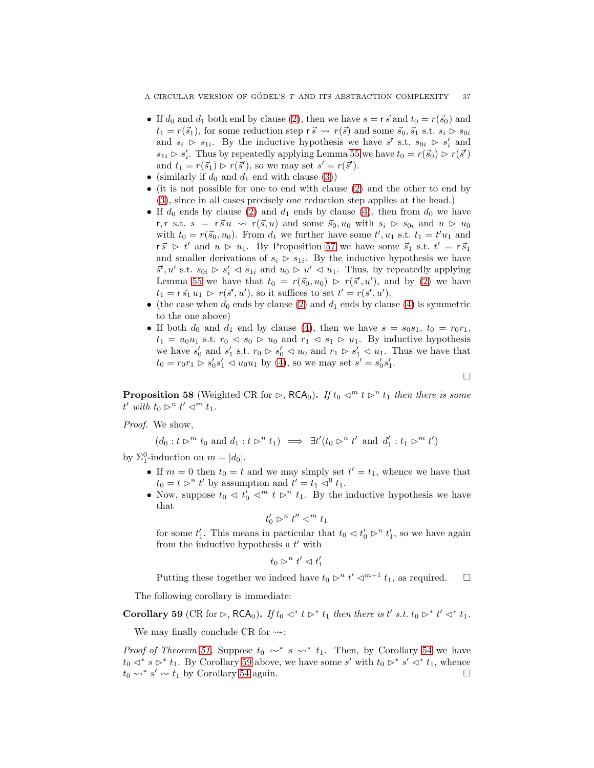- If $d_0$ and $d_1$ both end by clause (2), then we have $s = \mathsf{r}\,\vec{s}$ and $t_0 = r(\vec{s}_0)$ and $t_1 = r(\vec{s}_1)$, for some reduction step $\mathsf{r}\,\vec{s} \rightsquigarrow r(\vec{s})$ and some $\vec{s}_0, \vec{s}_1$ s.t. $s_i \rhd s_{0i}$ and $s_i \rhd s_{1i}$. By the inductive hypothesis we have $\vec{s}'$ s.t. $s_{0i} \rhd s'_i$ and $s_{1i} \rhd s'_i$. Thus by repeatedly applying Lemma 55 we have $t_0 = r(\vec{s}_0) \rhd r(\vec{s}')$ and $t_1 = r(\vec{s}_1) \rhd r(\vec{s}')$, so we may set $s' = r(\vec{s}')$.
- (similarly if $d_0$ and $d_1$ end with clause (3))
- (it is not possible for one to end with clause (2) and the other to end by (3), since in all cases precisely one reduction step applies at the head.)
- If $d_0$ ends by clause (2) and $d_1$ ends by clause (4), then from $d_0$ we have $\mathsf{r}, r$ s.t. $s = \mathsf{r}\,\vec{s}\,u \rightsquigarrow r(\vec{s}, u)$ and some $\vec{s}_0, u_0$ with $s_i \rhd s_{0i}$ and $u \rhd u_0$ with $t_0 = r(\vec{s}_0, u_0)$. From $d_1$ we further have some $t', u_1$ s.t. $t_1 = t' u_1$ and $\mathsf{r}\,\vec{s} \rhd t'$ and $u \rhd u_1$. By Proposition 57 we have some $\vec{s}_1$ s.t. $t' = \mathsf{r}\,\vec{s}_1$ and smaller derivations of $s_i \rhd s_{1i}$. By the inductive hypothesis we have $\vec{s}', u'$ s.t. $s_{0i} \rhd s'_i \lhd s_{1i}$ and $u_0 \rhd u' \lhd u_1$. Thus, by repeatedly applying Lemma 55 we have that $t_0 = r(\vec{s}_0, u_0) \rhd r(\vec{s}', u')$, and by (2) we have $t_1 = \mathsf{r}\,\vec{s}_1\,u_1 \rhd r(\vec{s}', u')$, so it suffices to set $t' = r(\vec{s}', u')$.
- (the case when $d_0$ ends by clause (2) and $d_1$ ends by clause (4) is symmetric to the one above)
- If both $d_0$ and $d_1$ end by clause (4), then we have $s = s_0 s_1$, $t_0 = r_0 r_1$, $t_1 = u_0 u_1$ s.t. $r_0 \lhd s_0 \rhd u_0$ and $r_1 \lhd s_1 \rhd u_1$. By inductive hypothesis we have $s'_0$ and $s'_1$ s.t. $r_0 \rhd s'_0 \lhd u_0$ and $r_1 \rhd s'_1 \lhd u_1$. Thus we have that $t_0 = r_0 r_1 \rhd s'_0 s'_1 \lhd u_0 u_1$ by (4), so we may set $s' = s'_0 s'_1$.

$\square$

**Proposition 58** (Weighted CR for $\rhd$, $\mathsf{RCA}_0$)**.** *If $t_0 \lhd^m t \rhd^n t_1$ then there is some $t'$ with $t_0 \rhd^n t' \lhd^m t_1$.*

*Proof.* We show,

$$(d_0 : t \rhd^m t_0 \text{ and } d_1 : t \rhd^n t_1) \implies \exists t'(t_0 \rhd^n t' \text{ and } d'_1 : t_1 \rhd^m t')$$

by $\Sigma^0_1$-induction on $m = |d_0|$.

- If $m = 0$ then $t_0 = t$ and we may simply set $t' = t_1$, whence we have that $t_0 = t \rhd^n t'$ by assumption and $t' = t_1 \lhd^0 t_1$.
- Now, suppose $t_0 \lhd t'_0 \lhd^m t \rhd^n t_1$. By the inductive hypothesis we have that
$$t'_0 \rhd^n t'' \lhd^m t_1$$
for some $t'_1$. This means in particular that $t_0 \lhd t'_0 \rhd^n t'_1$, so we have again from the inductive hypothesis a $t'$ with
$$t_0 \rhd^n t' \lhd t'_1$$
Putting these together we indeed have $t_0 \rhd^n t' \lhd^{m+1} t_1$, as required. $\square$

The following corollary is immediate:

**Corollary 59** (CR for $\rhd$, $\mathsf{RCA}_0$)**.** *If $t_0 \lhd^* t \rhd^* t_1$ then there is $t'$ s.t. $t_0 \rhd^* t' \lhd^* t_1$.*

We may finally conclude CR for $\rightsquigarrow$:

*Proof of Theorem 51.* Suppose $t_0 \leftsquigarrow^* s \rightsquigarrow^* t_1$. Then, by Corollary 54 we have $t_0 \lhd^* s \rhd^* t_1$. By Corollary 59 above, we have some $s'$ with $t_0 \rhd^* s' \lhd^* t_1$, whence $t_0 \rightsquigarrow^* s' \leftsquigarrow t_1$ by Corollary 54 again. $\square$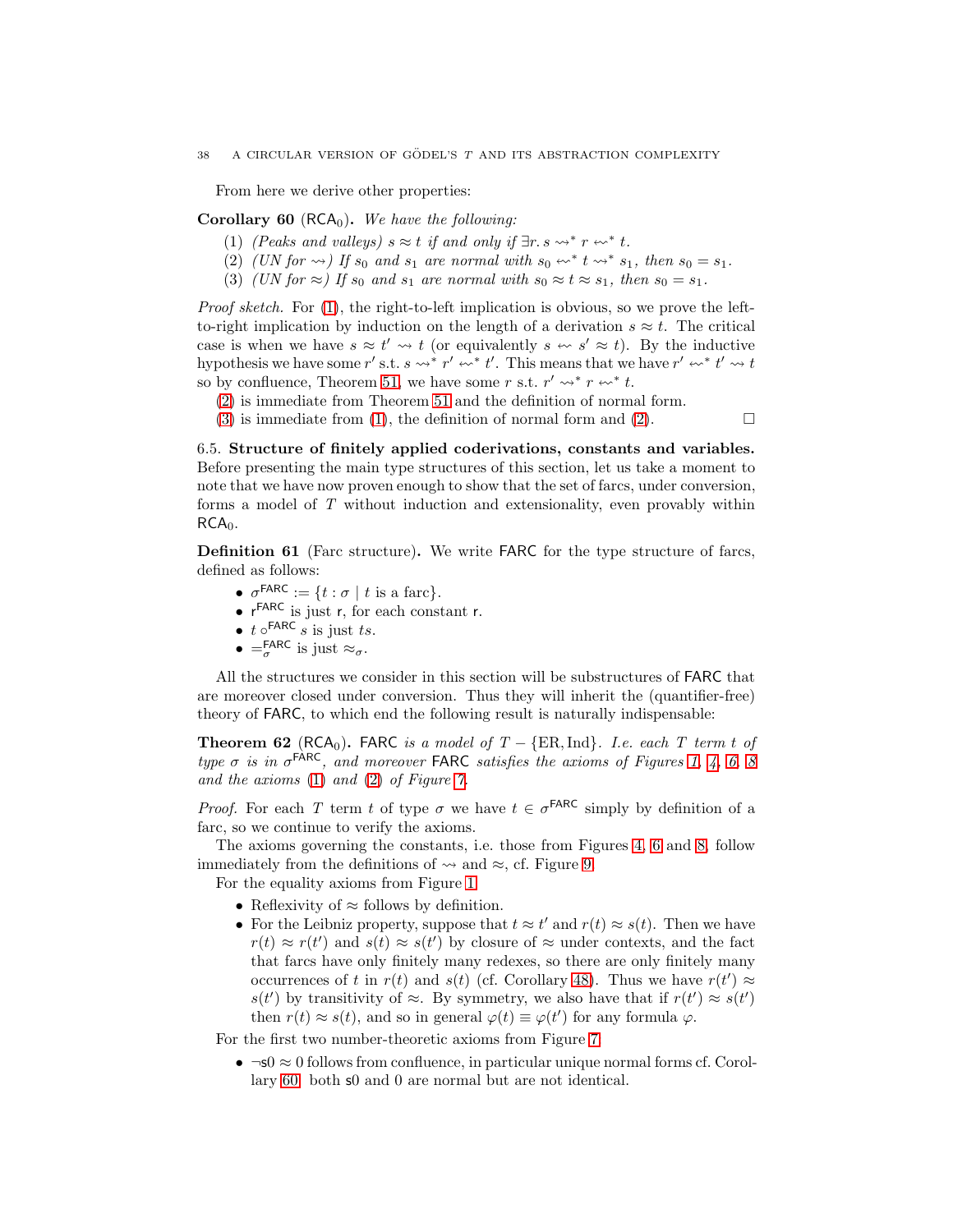From here we derive other properties:

**Corollary 60** ($\mathsf{RCA}_0$)**.** *We have the following:*

1. *(Peaks and valleys)* $s \approx t$ *if and only if* $\exists r.\, s \rightsquigarrow^* r \leftsquigarrow^* t$.
2. *(UN for* $\rightsquigarrow$*) If* $s_0$ *and* $s_1$ *are normal with* $s_0 \leftsquigarrow^* t \rightsquigarrow^* s_1$*, then* $s_0 = s_1$.
3. *(UN for* $\approx$*) If* $s_0$ *and* $s_1$ *are normal with* $s_0 \approx t \approx s_1$*, then* $s_0 = s_1$.

*Proof sketch.* For (1), the right-to-left implication is obvious, so we prove the left-to-right implication by induction on the length of a derivation $s \approx t$. The critical case is when we have $s \approx t' \rightsquigarrow t$ (or equivalently $s \leftsquigarrow s' \approx t$). By the inductive hypothesis we have some $r'$ s.t. $s \rightsquigarrow^* r' \leftsquigarrow^* t'$. This means that we have $r' \leftsquigarrow^* t' \rightsquigarrow t$ so by confluence, Theorem 51, we have some $r$ s.t. $r' \rightsquigarrow^* r \leftsquigarrow^* t$.

(2) is immediate from Theorem 51 and the definition of normal form.

(3) is immediate from (1), the definition of normal form and (2). □

6.5. **Structure of finitely applied coderivations, constants and variables.** Before presenting the main type structures of this section, let us take a moment to note that we have now proven enough to show that the set of farcs, under conversion, forms a model of $T$ without induction and extensionality, even provably within $\mathsf{RCA}_0$.

**Definition 61** (Farc structure)**.** We write $\mathsf{FARC}$ for the type structure of farcs, defined as follows:

- $\sigma^{\mathsf{FARC}} := \{t : \sigma \mid t \text{ is a farc}\}$.
- $\mathsf{r}^{\mathsf{FARC}}$ is just $\mathsf{r}$, for each constant $\mathsf{r}$.
- $t \circ^{\mathsf{FARC}} s$ is just $ts$.
- $=_\sigma^{\mathsf{FARC}}$ is just $\approx_\sigma$.

All the structures we consider in this section will be substructures of $\mathsf{FARC}$ that are moreover closed under conversion. Thus they will inherit the (quantifier-free) theory of $\mathsf{FARC}$, to which end the following result is naturally indispensable:

**Theorem 62** ($\mathsf{RCA}_0$)**.** $\mathsf{FARC}$ *is a model of* $T - \{\mathrm{ER}, \mathrm{Ind}\}$*. I.e. each* $T$ *term* $t$ *of type* $\sigma$ *is in* $\sigma^{\mathsf{FARC}}$*, and moreover* $\mathsf{FARC}$ *satisfies the axioms of Figures 1, 4, 6, 8 and the axioms (1) and (2) of Figure 7.*

*Proof.* For each $T$ term $t$ of type $\sigma$ we have $t \in \sigma^{\mathsf{FARC}}$ simply by definition of a farc, so we continue to verify the axioms.

The axioms governing the constants, i.e. those from Figures 4, 6 and 8, follow immediately from the definitions of $\rightsquigarrow$ and $\approx$, cf. Figure 9.

For the equality axioms from Figure 1:

- Reflexivity of $\approx$ follows by definition.
- For the Leibniz property, suppose that $t \approx t'$ and $r(t) \approx s(t)$. Then we have $r(t) \approx r(t')$ and $s(t) \approx s(t')$ by closure of $\approx$ under contexts, and the fact that farcs have only finitely many redexes, so there are only finitely many occurrences of $t$ in $r(t)$ and $s(t)$ (cf. Corollary 48). Thus we have $r(t') \approx s(t')$ by transitivity of $\approx$. By symmetry, we also have that if $r(t') \approx s(t')$ then $r(t) \approx s(t)$, and so in general $\varphi(t) \equiv \varphi(t')$ for any formula $\varphi$.

For the first two number-theoretic axioms from Figure 7:

- $\neg \mathsf{s}0 \approx 0$ follows from confluence, in particular unique normal forms cf. Corollary 60: both $\mathsf{s}0$ and $0$ are normal but are not identical.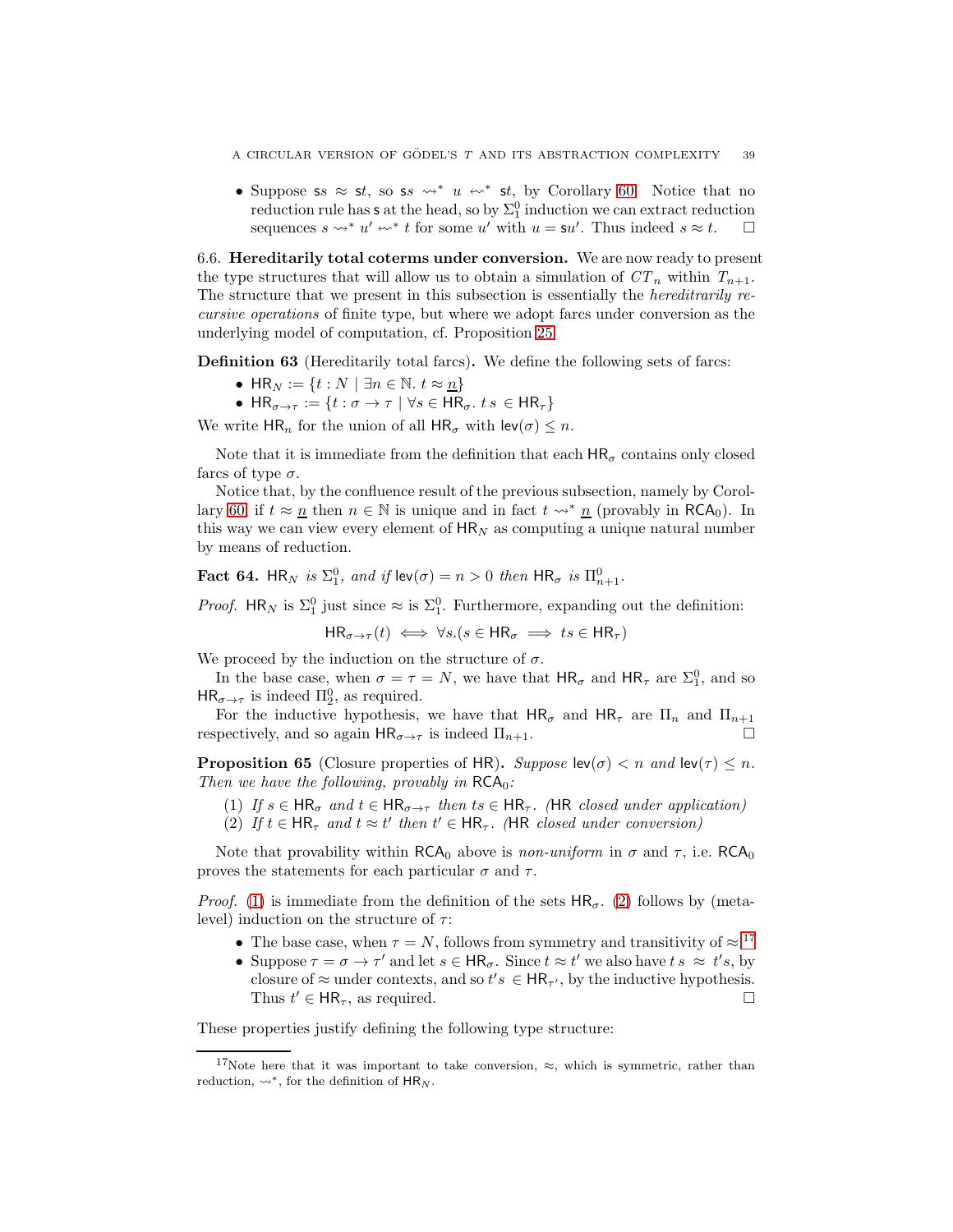- Suppose $\mathsf{s}s \approx \mathsf{s}t$, so $\mathsf{s}s \rightsquigarrow^* u \leftsquigarrow^* \mathsf{s}t$, by Corollary 60. Notice that no reduction rule has $\mathsf{s}$ at the head, so by $\Sigma^0_1$ induction we can extract reduction sequences $s \rightsquigarrow^* u' \leftsquigarrow^* t$ for some $u'$ with $u = \mathsf{s}u'$. Thus indeed $s \approx t$. $\square$

### 6.6. Hereditarily total coterms under conversion.

We are now ready to present the type structures that will allow us to obtain a simulation of $CT_n$ within $T_{n+1}$. The structure that we present in this subsection is essentially the *hereditrarily recursive operations* of finite type, but where we adopt farcs under conversion as the underlying model of computation, cf. Proposition 25.

**Definition 63** (Hereditarily total farcs)**.** We define the following sets of farcs:

- $\mathsf{HR}_N := \{t : N \mid \exists n \in \mathbb{N}.\ t \approx \underline{n}\}$
- $\mathsf{HR}_{\sigma\to\tau} := \{t : \sigma \to \tau \mid \forall s \in \mathsf{HR}_\sigma.\ t\, s \in \mathsf{HR}_\tau\}$

We write $\mathsf{HR}_n$ for the union of all $\mathsf{HR}_\sigma$ with $\mathsf{lev}(\sigma) \leq n$.

Note that it is immediate from the definition that each $\mathsf{HR}_\sigma$ contains only closed farcs of type $\sigma$.

Notice that, by the confluence result of the previous subsection, namely by Corollary 60, if $t \approx \underline{n}$ then $n \in \mathbb{N}$ is unique and in fact $t \rightsquigarrow^* \underline{n}$ (provably in $\mathsf{RCA}_0$). In this way we can view every element of $\mathsf{HR}_N$ as computing a unique natural number by means of reduction.

**Fact 64.** *$\mathsf{HR}_N$ is $\Sigma^0_1$, and if $\mathsf{lev}(\sigma) = n > 0$ then $\mathsf{HR}_\sigma$ is $\Pi^0_{n+1}$.*

*Proof.* $\mathsf{HR}_N$ is $\Sigma^0_1$ just since $\approx$ is $\Sigma^0_1$. Furthermore, expanding out the definition:

$$\mathsf{HR}_{\sigma\to\tau}(t) \iff \forall s.(s \in \mathsf{HR}_\sigma \implies ts \in \mathsf{HR}_\tau)$$

We proceed by the induction on the structure of $\sigma$.

In the base case, when $\sigma = \tau = N$, we have that $\mathsf{HR}_\sigma$ and $\mathsf{HR}_\tau$ are $\Sigma^0_1$, and so $\mathsf{HR}_{\sigma\to\tau}$ is indeed $\Pi^0_2$, as required.

For the inductive hypothesis, we have that $\mathsf{HR}_\sigma$ and $\mathsf{HR}_\tau$ are $\Pi_n$ and $\Pi_{n+1}$ respectively, and so again $\mathsf{HR}_{\sigma\to\tau}$ is indeed $\Pi_{n+1}$. $\square$

**Proposition 65** (Closure properties of $\mathsf{HR}$)**.** *Suppose $\mathsf{lev}(\sigma) < n$ and $\mathsf{lev}(\tau) \leq n$. Then we have the following, provably in $\mathsf{RCA}_0$:*

1. *If $s \in \mathsf{HR}_\sigma$ and $t \in \mathsf{HR}_{\sigma\to\tau}$ then $ts \in \mathsf{HR}_\tau$. ($\mathsf{HR}$ closed under application)*
2. *If $t \in \mathsf{HR}_\tau$ and $t \approx t'$ then $t' \in \mathsf{HR}_\tau$. ($\mathsf{HR}$ closed under conversion)*

Note that provability within $\mathsf{RCA}_0$ above is *non-uniform* in $\sigma$ and $\tau$, i.e. $\mathsf{RCA}_0$ proves the statements for each particular $\sigma$ and $\tau$.

*Proof.* (1) is immediate from the definition of the sets $\mathsf{HR}_\sigma$. (2) follows by (meta-level) induction on the structure of $\tau$:

- The base case, when $\tau = N$, follows from symmetry and transitivity of $\approx$.[17]
- Suppose $\tau = \sigma \to \tau'$ and let $s \in \mathsf{HR}_\sigma$. Since $t \approx t'$ we also have $t\, s \approx t's$, by closure of $\approx$ under contexts, and so $t's \in \mathsf{HR}_{\tau'}$, by the inductive hypothesis. Thus $t' \in \mathsf{HR}_\tau$, as required. $\square$

These properties justify defining the following type structure:

[17]Note here that it was important to take conversion, $\approx$, which is symmetric, rather than reduction, $\rightsquigarrow^*$, for the definition of $\mathsf{HR}_N$.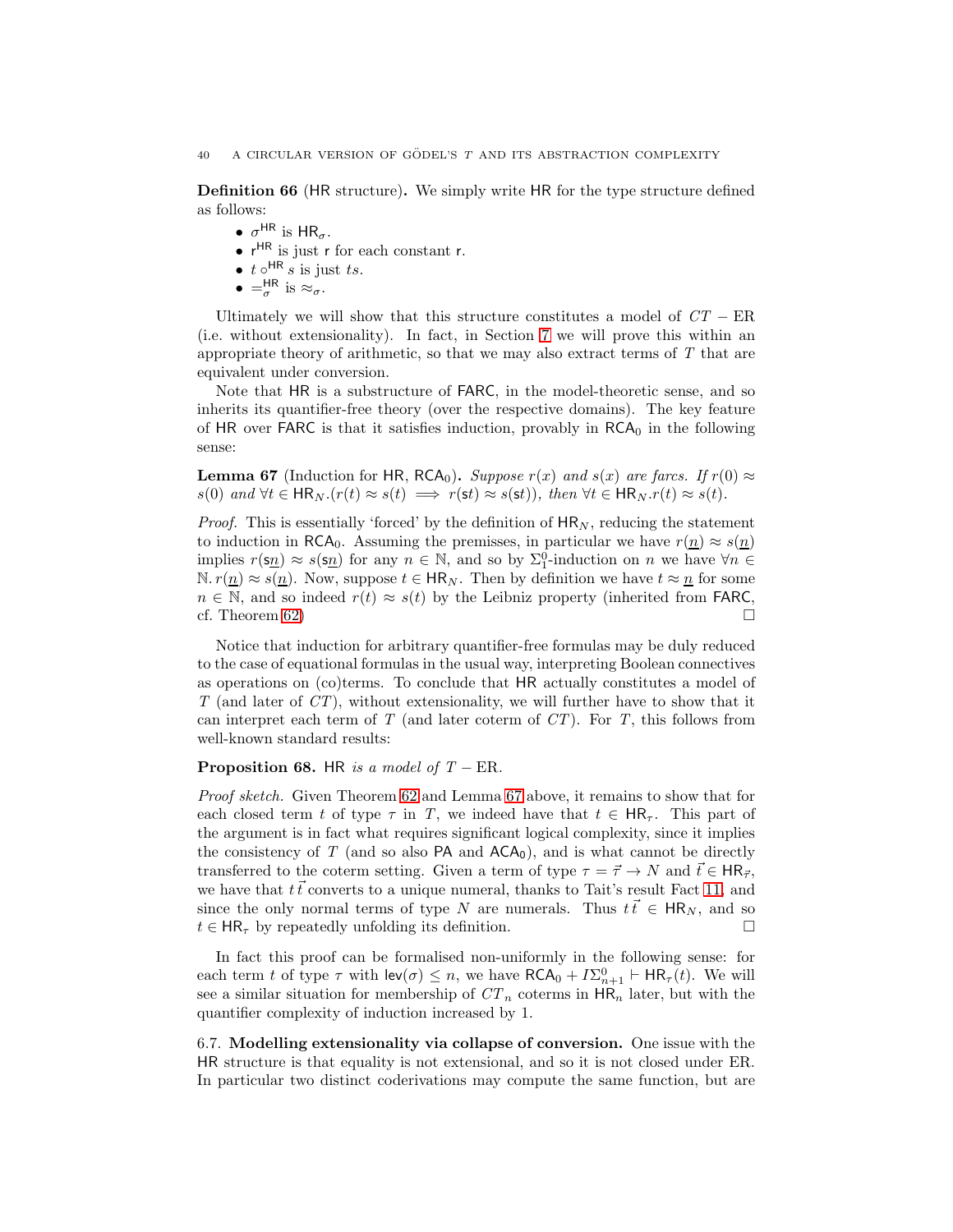**Definition 66** (HR structure)**.** We simply write $\mathsf{HR}$ for the type structure defined as follows:

- $\sigma^{\mathsf{HR}}$ is $\mathsf{HR}_\sigma$.
- $\mathsf{r}^{\mathsf{HR}}$ is just $\mathsf{r}$ for each constant $\mathsf{r}$.
- $t \circ^{\mathsf{HR}} s$ is just $ts$.
- $=_\sigma^{\mathsf{HR}}$ is $\approx_\sigma$.

Ultimately we will show that this structure constitutes a model of $CT - \mathrm{ER}$ (i.e. without extensionality). In fact, in Section 7 we will prove this within an appropriate theory of arithmetic, so that we may also extract terms of $T$ that are equivalent under conversion.

Note that $\mathsf{HR}$ is a substructure of $\mathsf{FARC}$, in the model-theoretic sense, and so inherits its quantifier-free theory (over the respective domains). The key feature of $\mathsf{HR}$ over $\mathsf{FARC}$ is that it satisfies induction, provably in $\mathsf{RCA}_0$ in the following sense:

**Lemma 67** (Induction for $\mathsf{HR}$, $\mathsf{RCA}_0$)**.** *Suppose $r(x)$ and $s(x)$ are farcs. If $r(0) \approx s(0)$ and $\forall t \in \mathsf{HR}_N.(r(t) \approx s(t) \implies r(\mathsf{s}t) \approx s(\mathsf{s}t))$, then $\forall t \in \mathsf{HR}_N.r(t) \approx s(t)$.*

*Proof.* This is essentially 'forced' by the definition of $\mathsf{HR}_N$, reducing the statement to induction in $\mathsf{RCA}_0$. Assuming the premisses, in particular we have $r(\underline{n}) \approx s(\underline{n})$ implies $r(\mathsf{s}\underline{n}) \approx s(\mathsf{s}\underline{n})$ for any $n \in \mathbb{N}$, and so by $\Sigma^0_1$-induction on $n$ we have $\forall n \in \mathbb{N}.\, r(\underline{n}) \approx s(\underline{n})$. Now, suppose $t \in \mathsf{HR}_N$. Then by definition we have $t \approx \underline{n}$ for some $n \in \mathbb{N}$, and so indeed $r(t) \approx s(t)$ by the Leibniz property (inherited from $\mathsf{FARC}$, cf. Theorem 62) $\square$

Notice that induction for arbitrary quantifier-free formulas may be duly reduced to the case of equational formulas in the usual way, interpreting Boolean connectives as operations on (co)terms. To conclude that $\mathsf{HR}$ actually constitutes a model of $T$ (and later of $CT$), without extensionality, we will further have to show that it can interpret each term of $T$ (and later coterm of $CT$). For $T$, this follows from well-known standard results:

**Proposition 68.** *$\mathsf{HR}$ is a model of $T - \mathrm{ER}$.*

*Proof sketch.* Given Theorem 62 and Lemma 67 above, it remains to show that for each closed term $t$ of type $\tau$ in $T$, we indeed have that $t \in \mathsf{HR}_\tau$. This part of the argument is in fact what requires significant logical complexity, since it implies the consistency of $T$ (and so also $\mathsf{PA}$ and $\mathsf{ACA}_0$), and is what cannot be directly transferred to the coterm setting. Given a term of type $\tau = \vec{\tau} \to N$ and $\vec{t} \in \mathsf{HR}_{\vec{\tau}}$, we have that $t\,\vec{t}$ converts to a unique numeral, thanks to Tait's result Fact 11, and since the only normal terms of type $N$ are numerals. Thus $t\,\vec{t} \in \mathsf{HR}_N$, and so $t \in \mathsf{HR}_\tau$ by repeatedly unfolding its definition. $\square$

In fact this proof can be formalised non-uniformly in the following sense: for each term $t$ of type $\tau$ with $\mathsf{lev}(\sigma) \leq n$, we have $\mathsf{RCA}_0 + I\Sigma^0_{n+1} \vdash \mathsf{HR}_\tau(t)$. We will see a similar situation for membership of $CT_n$ coterms in $\mathsf{HR}_n$ later, but with the quantifier complexity of induction increased by 1.

6.7. **Modelling extensionality via collapse of conversion.** One issue with the $\mathsf{HR}$ structure is that equality is not extensional, and so it is not closed under ER. In particular two distinct coderivations may compute the same function, but are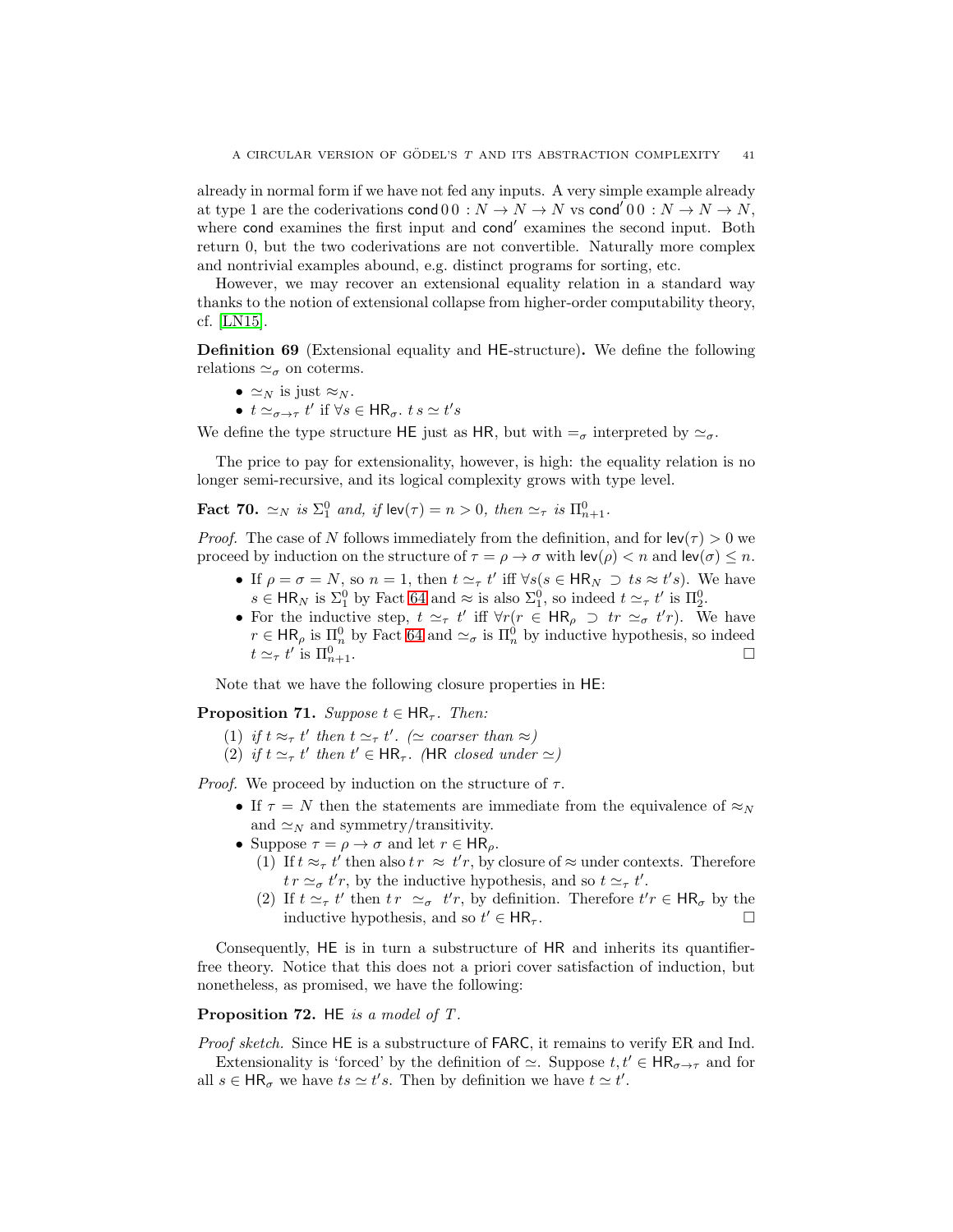already in normal form if we have not fed any inputs. A very simple example already at type 1 are the coderivations $\mathsf{cond}\,0\,0 : N \to N \to N$ vs $\mathsf{cond}'\,0\,0 : N \to N \to N$, where $\mathsf{cond}$ examines the first input and $\mathsf{cond}'$ examines the second input. Both return 0, but the two coderivations are not convertible. Naturally more complex and nontrivial examples abound, e.g. distinct programs for sorting, etc.

However, we may recover an extensional equality relation in a standard way thanks to the notion of extensional collapse from higher-order computability theory, cf. [LN15].

**Definition 69** (Extensional equality and $\mathsf{HE}$-structure)**.** We define the following relations $\simeq_\sigma$ on coterms.

- $\simeq_N$ is just $\approx_N$.
- $t \simeq_{\sigma \to \tau} t'$ if $\forall s \in \mathsf{HR}_\sigma.\ t\,s \simeq t's$

We define the type structure $\mathsf{HE}$ just as $\mathsf{HR}$, but with $=_\sigma$ interpreted by $\simeq_\sigma$.

The price to pay for extensionality, however, is high: the equality relation is no longer semi-recursive, and its logical complexity grows with type level.

**Fact 70.** *$\simeq_N$ is $\Sigma^0_1$ and, if $\mathsf{lev}(\tau) = n > 0$, then $\simeq_\tau$ is $\Pi^0_{n+1}$.*

*Proof.* The case of $N$ follows immediately from the definition, and for $\mathsf{lev}(\tau) > 0$ we proceed by induction on the structure of $\tau = \rho \to \sigma$ with $\mathsf{lev}(\rho) < n$ and $\mathsf{lev}(\sigma) \leq n$.

- If $\rho = \sigma = N$, so $n = 1$, then $t \simeq_\tau t'$ iff $\forall s (s \in \mathsf{HR}_N \supset ts \approx t's)$. We have $s \in \mathsf{HR}_N$ is $\Sigma^0_1$ by Fact 64 and $\approx$ is also $\Sigma^0_1$, so indeed $t \simeq_\tau t'$ is $\Pi^0_2$.
- For the inductive step, $t \simeq_\tau t'$ iff $\forall r (r \in \mathsf{HR}_\rho \supset tr \simeq_\sigma t'r)$. We have $r \in \mathsf{HR}_\rho$ is $\Pi^0_n$ by Fact 64 and $\simeq_\sigma$ is $\Pi^0_n$ by inductive hypothesis, so indeed $t \simeq_\tau t'$ is $\Pi^0_{n+1}$. $\square$

Note that we have the following closure properties in $\mathsf{HE}$:

**Proposition 71.** *Suppose $t \in \mathsf{HR}_\tau$. Then:*

(1) *if $t \approx_\tau t'$ then $t \simeq_\tau t'$. ($\simeq$ coarser than $\approx$)*
(2) *if $t \simeq_\tau t'$ then $t' \in \mathsf{HR}_\tau$. ($\mathsf{HR}$ closed under $\simeq$)*

*Proof.* We proceed by induction on the structure of $\tau$.

- If $\tau = N$ then the statements are immediate from the equivalence of $\approx_N$ and $\simeq_N$ and symmetry/transitivity.
- Suppose $\tau = \rho \to \sigma$ and let $r \in \mathsf{HR}_\rho$.
  (1) If $t \approx_\tau t'$ then also $t\,r \approx t'r$, by closure of $\approx$ under contexts. Therefore $t\,r \simeq_\sigma t'r$, by the inductive hypothesis, and so $t \simeq_\tau t'$.
  (2) If $t \simeq_\tau t'$ then $t\,r \simeq_\sigma t'r$, by definition. Therefore $t'r \in \mathsf{HR}_\sigma$ by the inductive hypothesis, and so $t' \in \mathsf{HR}_\tau$. $\square$

Consequently, $\mathsf{HE}$ is in turn a substructure of $\mathsf{HR}$ and inherits its quantifier-free theory. Notice that this does not a priori cover satisfaction of induction, but nonetheless, as promised, we have the following:

**Proposition 72.** *$\mathsf{HE}$ is a model of $T$.*

*Proof sketch.* Since $\mathsf{HE}$ is a substructure of $\mathsf{FARC}$, it remains to verify ER and Ind.

Extensionality is 'forced' by the definition of $\simeq$. Suppose $t, t' \in \mathsf{HR}_{\sigma \to \tau}$ and for all $s \in \mathsf{HR}_\sigma$ we have $ts \simeq t's$. Then by definition we have $t \simeq t'$.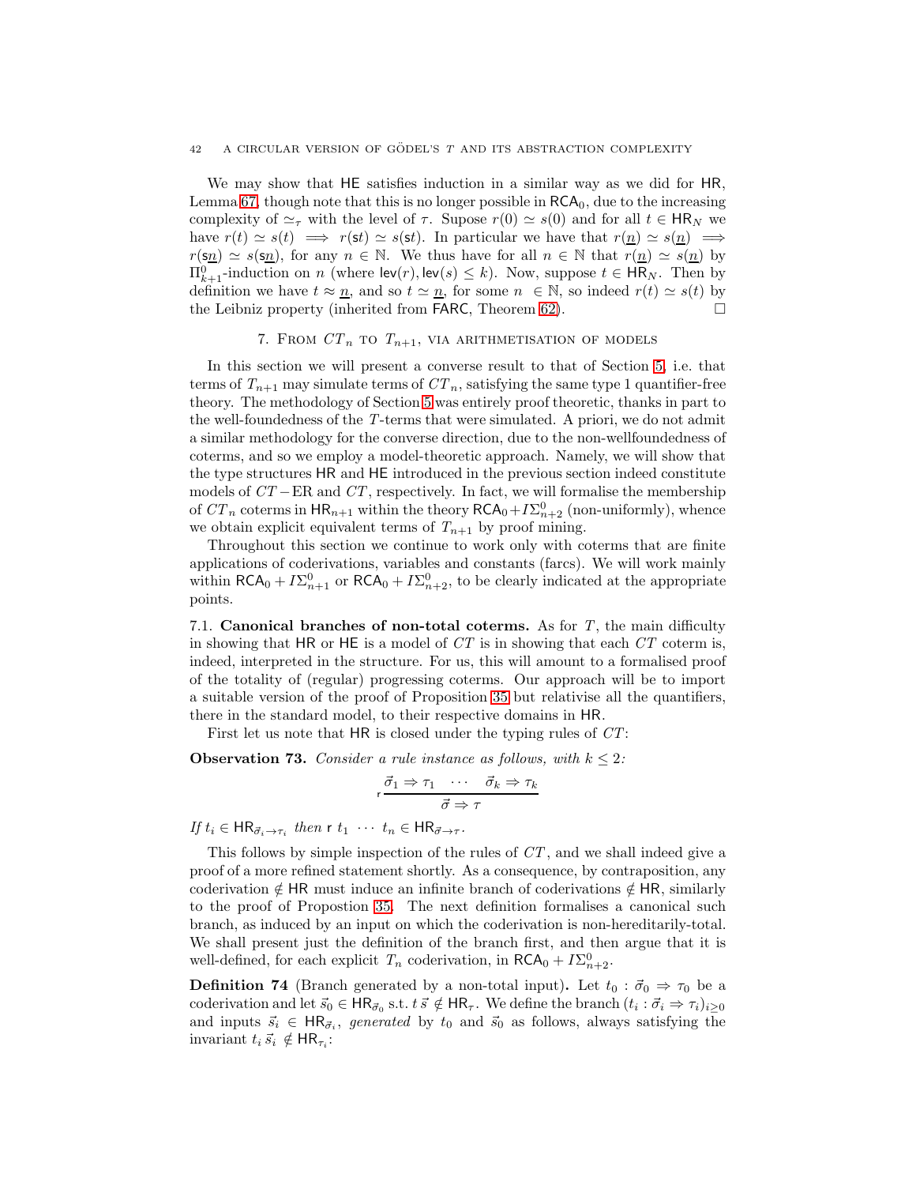We may show that $\mathsf{HE}$ satisfies induction in a similar way as we did for $\mathsf{HR}$, Lemma 67, though note that this is no longer possible in $\mathsf{RCA}_0$, due to the increasing complexity of $\simeq_\tau$ with the level of $\tau$. Supose $r(0) \simeq s(0)$ and for all $t \in \mathsf{HR}_N$ we have $r(t) \simeq s(t) \implies r(\mathsf{s}t) \simeq s(\mathsf{s}t)$. In particular we have that $r(\underline{n}) \simeq s(\underline{n}) \implies r(\mathsf{s}\underline{n}) \simeq s(\mathsf{s}\underline{n})$, for any $n \in \mathbb{N}$. We thus have for all $n \in \mathbb{N}$ that $r(\underline{n}) \simeq s(\underline{n})$ by $\Pi^0_{k+1}$-induction on $n$ (where $\mathsf{lev}(r), \mathsf{lev}(s) \leq k$). Now, suppose $t \in \mathsf{HR}_N$. Then by definition we have $t \approx \underline{n}$, and so $t \simeq \underline{n}$, for some $n \in \mathbb{N}$, so indeed $r(t) \simeq s(t)$ by the Leibniz property (inherited from $\mathsf{FARC}$, Theorem 62). □

## 7. From $CT_n$ to $T_{n+1}$, via arithmetisation of models

In this section we will present a converse result to that of Section 5, i.e. that terms of $T_{n+1}$ may simulate terms of $CT_n$, satisfying the same type 1 quantifier-free theory. The methodology of Section 5 was entirely proof theoretic, thanks in part to the well-foundedness of the $T$-terms that were simulated. A priori, we do not admit a similar methodology for the converse direction, due to the non-wellfoundedness of coterms, and so we employ a model-theoretic approach. Namely, we will show that the type structures $\mathsf{HR}$ and $\mathsf{HE}$ introduced in the previous section indeed constitute models of $CT - \mathrm{ER}$ and $CT$, respectively. In fact, we will formalise the membership of $CT_n$ coterms in $\mathsf{HR}_{n+1}$ within the theory $\mathsf{RCA}_0 + I\Sigma^0_{n+2}$ (non-uniformly), whence we obtain explicit equivalent terms of $T_{n+1}$ by proof mining.

Throughout this section we continue to work only with coterms that are finite applications of coderivations, variables and constants (farcs). We will work mainly within $\mathsf{RCA}_0 + I\Sigma^0_{n+1}$ or $\mathsf{RCA}_0 + I\Sigma^0_{n+2}$, to be clearly indicated at the appropriate points.

### 7.1. Canonical branches of non-total coterms.

As for $T$, the main difficulty in showing that $\mathsf{HR}$ or $\mathsf{HE}$ is a model of $CT$ is in showing that each $CT$ coterm is, indeed, interpreted in the structure. For us, this will amount to a formalised proof of the totality of (regular) progressing coterms. Our approach will be to import a suitable version of the proof of Proposition 35 but relativise all the quantifiers, there in the standard model, to their respective domains in $\mathsf{HR}$.

First let us note that $\mathsf{HR}$ is closed under the typing rules of $CT$:

**Observation 73.** *Consider a rule instance as follows, with $k \leq 2$:*

$$\mathsf{r}\,\frac{\vec{\sigma}_1 \Rightarrow \tau_1 \quad \cdots \quad \vec{\sigma}_k \Rightarrow \tau_k}{\vec{\sigma} \Rightarrow \tau}$$

*If $t_i \in \mathsf{HR}_{\vec{\sigma}_i \to \tau_i}$ then $\mathsf{r}\ t_1\ \cdots\ t_n \in \mathsf{HR}_{\vec{\sigma} \to \tau}$.*

This follows by simple inspection of the rules of $CT$, and we shall indeed give a proof of a more refined statement shortly. As a consequence, by contraposition, any coderivation $\notin \mathsf{HR}$ must induce an infinite branch of coderivations $\notin \mathsf{HR}$, similarly to the proof of Propostion 35. The next definition formalises a canonical such branch, as induced by an input on which the coderivation is non-hereditarily-total. We shall present just the definition of the branch first, and then argue that it is well-defined, for each explicit $T_n$ coderivation, in $\mathsf{RCA}_0 + I\Sigma^0_{n+2}$.

**Definition 74** (Branch generated by a non-total input)**.** Let $t_0 : \vec{\sigma}_0 \Rightarrow \tau_0$ be a coderivation and let $\vec{s}_0 \in \mathsf{HR}_{\vec{\sigma}_0}$ s.t. $t\,\vec{s} \notin \mathsf{HR}_\tau$. We define the branch $(t_i : \vec{\sigma}_i \Rightarrow \tau_i)_{i \geq 0}$ and inputs $\vec{s}_i \in \mathsf{HR}_{\vec{\sigma}_i}$, *generated* by $t_0$ and $\vec{s}_0$ as follows, always satisfying the invariant $t_i\,\vec{s}_i \notin \mathsf{HR}_{\tau_i}$: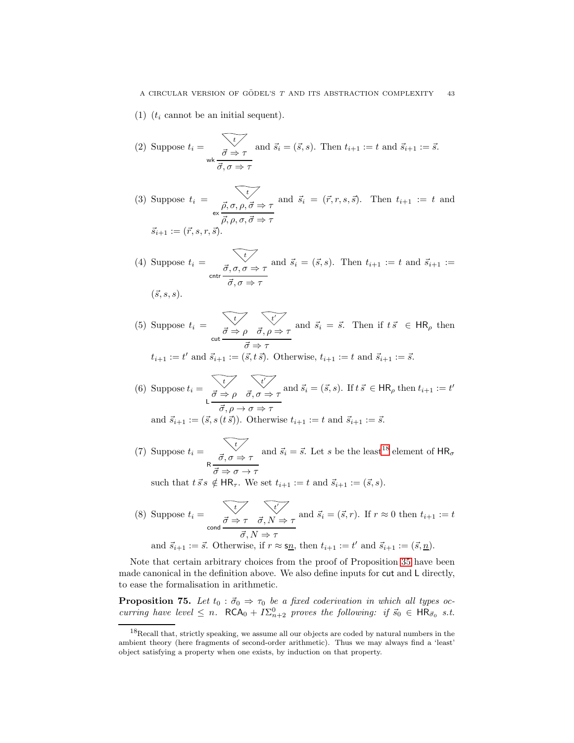(1) ($t_i$ cannot be an initial sequent).

(2) Suppose $t_i = \dfrac{\dfrac{t}{\vec\sigma \Rightarrow \tau}}{\vec\sigma, \sigma \Rightarrow \tau}\,\mathsf{wk}$ and $\vec s_i = (\vec s, s)$. Then $t_{i+1} := t$ and $\vec s_{i+1} := \vec s$.

(3) Suppose $t_i = \dfrac{\dfrac{t}{\vec\rho, \sigma, \rho, \vec\sigma \Rightarrow \tau}}{\vec\rho, \rho, \sigma, \vec\sigma \Rightarrow \tau}\,\mathsf{ex}$ and $\vec s_i = (\vec r, r, s, \vec s)$. Then $t_{i+1} := t$ and $\vec s_{i+1} := (\vec r, s, r, \vec s)$.

(4) Suppose $t_i = \dfrac{\dfrac{t}{\vec\sigma, \sigma, \sigma \Rightarrow \tau}}{\vec\sigma, \sigma \Rightarrow \tau}\,\mathsf{cntr}$ and $\vec s_i = (\vec s, s)$. Then $t_{i+1} := t$ and $\vec s_{i+1} := (\vec s, s, s)$.

(5) Suppose $t_i = \dfrac{\dfrac{t}{\vec\sigma \Rightarrow \rho} \quad \dfrac{t'}{\vec\sigma, \rho \Rightarrow \tau}}{\vec\sigma \Rightarrow \tau}\,\mathsf{cut}$ and $\vec s_i = \vec s$. Then if $t\,\vec s \in \mathsf{HR}_\rho$ then $t_{i+1} := t'$ and $\vec s_{i+1} := (\vec s, t\,\vec s)$. Otherwise, $t_{i+1} := t$ and $\vec s_{i+1} := \vec s$.

(6) Suppose $t_i = \dfrac{\dfrac{t}{\vec\sigma \Rightarrow \rho} \quad \dfrac{t'}{\vec\sigma, \sigma \Rightarrow \tau}}{\vec\sigma, \rho \to \sigma \Rightarrow \tau}\,\mathsf{L}$ and $\vec s_i = (\vec s, s)$. If $t\,\vec s \in \mathsf{HR}_\rho$ then $t_{i+1} := t'$ and $\vec s_{i+1} := (\vec s, s\,(t\,\vec s))$. Otherwise $t_{i+1} := t$ and $\vec s_{i+1} := \vec s$.

(7) Suppose $t_i = \dfrac{\dfrac{t}{\vec\sigma, \sigma \Rightarrow \tau}}{\vec\sigma \Rightarrow \sigma \to \tau}\,\mathsf{R}$ and $\vec s_i = \vec s$. Let $s$ be the least[18] element of $\mathsf{HR}_\sigma$ such that $t\,\vec s\, s \notin \mathsf{HR}_\tau$. We set $t_{i+1} := t$ and $\vec s_{i+1} := (\vec s, s)$.

(8) Suppose $t_i = \dfrac{\dfrac{t}{\vec\sigma \Rightarrow \tau} \quad \dfrac{t'}{\vec\sigma, N \Rightarrow \tau}}{\vec\sigma, N \Rightarrow \tau}\,\mathsf{cond}$ and $\vec s_i = (\vec s, r)$. If $r \approx 0$ then $t_{i+1} := t$ and $\vec s_{i+1} := \vec s$. Otherwise, if $r \approx \mathsf{s}\underline{n}$, then $t_{i+1} := t'$ and $\vec s_{i+1} := (\vec s, \underline{n})$.

Note that certain arbitrary choices from the proof of Proposition 35 have been made canonical in the definition above. We also define inputs for $\mathsf{cut}$ and $\mathsf{L}$ directly, to ease the formalisation in arithmetic.

**Proposition 75.** *Let $t_0 : \vec\sigma_0 \Rightarrow \tau_0$ be a fixed coderivation in which all types occurring have level $\leq n$. $\mathsf{RCA}_0 + I\Sigma^0_{n+2}$ proves the following: if $\vec s_0 \in \mathsf{HR}_{\vec\sigma_0}$ s.t.*

[18] Recall that, strictly speaking, we assume all our objects are coded by natural numbers in the ambient theory (here fragments of second-order arithmetic). Thus we may always find a 'least' object satisfying a property when one exists, by induction on that property.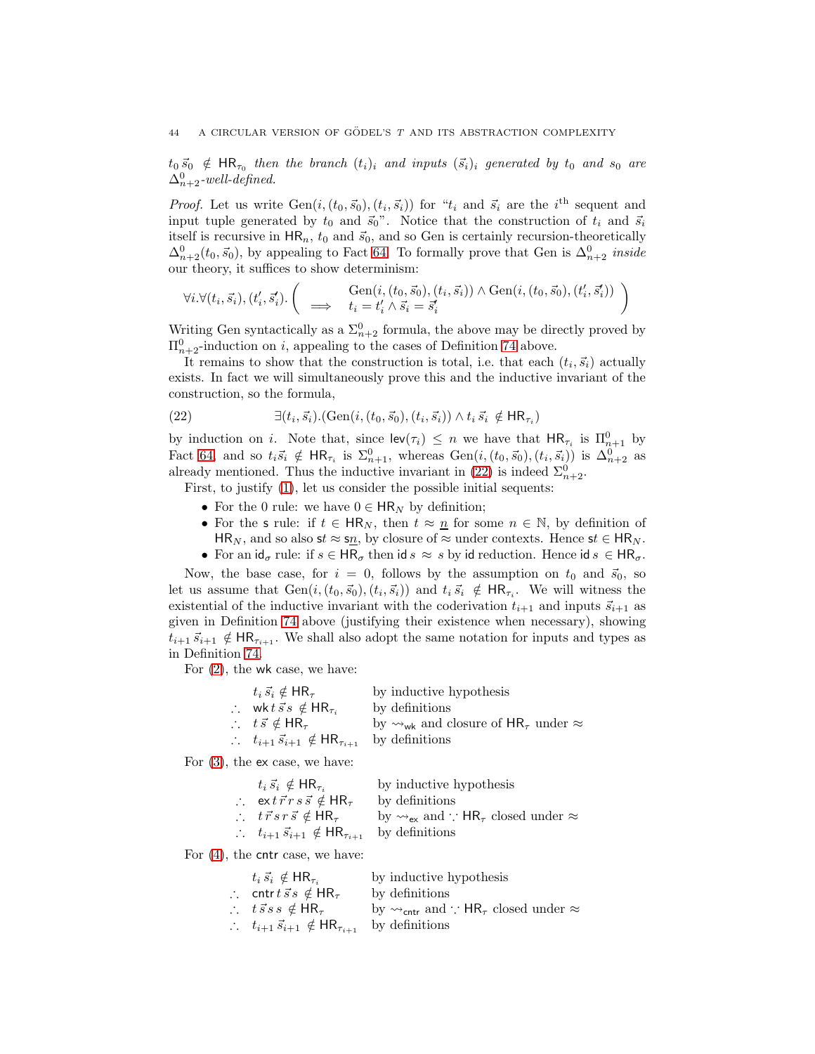$t_0\,\vec{s}_0 \notin \mathsf{HR}_{\tau_0}$ *then the branch* $(t_i)_i$ *and inputs* $(\vec{s}_i)_i$ *generated by* $t_0$ *and* $s_0$ *are* $\Delta^0_{n+2}$*-well-defined.*

*Proof.* Let us write $\mathrm{Gen}(i,(t_0,\vec{s}_0),(t_i,\vec{s}_i))$ for "$t_i$ and $\vec{s}_i$ are the $i^{\text{th}}$ sequent and input tuple generated by $t_0$ and $\vec{s}_0$". Notice that the construction of $t_i$ and $\vec{s}_i$ itself is recursive in $\mathsf{HR}_n$, $t_0$ and $\vec{s}_0$, and so Gen is certainly recursion-theoretically $\Delta^0_{n+2}(t_0,\vec{s}_0)$, by appealing to Fact 64. To formally prove that Gen is $\Delta^0_{n+2}$ *inside* our theory, it suffices to show determinism:

$$\forall i.\forall (t_i,\vec{s}_i),(t'_i,\vec{s}'_i).\left(\begin{array}{rl} & \mathrm{Gen}(i,(t_0,\vec{s}_0),(t_i,\vec{s}_i)) \wedge \mathrm{Gen}(i,(t_0,\vec{s}_0),(t'_i,\vec{s}'_i)) \\ \implies & t_i = t'_i \wedge \vec{s}_i = \vec{s}'_i \end{array}\right)$$

Writing Gen syntactically as a $\Sigma^0_{n+2}$ formula, the above may be directly proved by $\Pi^0_{n+2}$-induction on $i$, appealing to the cases of Definition 74 above.

It remains to show that the construction is total, i.e. that each $(t_i,\vec{s}_i)$ actually exists. In fact we will simultaneously prove this and the inductive invariant of the construction, so the formula,

$$\exists (t_i,\vec{s}_i).(\mathrm{Gen}(i,(t_0,\vec{s}_0),(t_i,\vec{s}_i)) \wedge t_i\,\vec{s}_i \notin \mathsf{HR}_{\tau_i}) \tag{22}$$

by induction on $i$. Note that, since $\mathsf{lev}(\tau_i) \leq n$ we have that $\mathsf{HR}_{\tau_i}$ is $\Pi^0_{n+1}$ by Fact 64, and so $t_i\vec{s}_i \notin \mathsf{HR}_{\tau_i}$ is $\Sigma^0_{n+1}$, whereas $\mathrm{Gen}(i,(t_0,\vec{s}_0),(t_i,\vec{s}_i))$ is $\Delta^0_{n+2}$ as already mentioned. Thus the inductive invariant in (22) is indeed $\Sigma^0_{n+2}$.

First, to justify (1), let us consider the possible initial sequents:

- For the 0 rule: we have $0 \in \mathsf{HR}_N$ by definition;
- For the $\mathsf{s}$ rule: if $t \in \mathsf{HR}_N$, then $t \approx \underline{n}$ for some $n \in \mathbb{N}$, by definition of $\mathsf{HR}_N$, and so also $\mathsf{s}t \approx \mathsf{s}\underline{n}$, by closure of $\approx$ under contexts. Hence $\mathsf{s}t \in \mathsf{HR}_N$.
- For an $\mathsf{id}_\sigma$ rule: if $s \in \mathsf{HR}_\sigma$ then $\mathsf{id}\,s \approx s$ by $\mathsf{id}$ reduction. Hence $\mathsf{id}\,s \in \mathsf{HR}_\sigma$.

Now, the base case, for $i = 0$, follows by the assumption on $t_0$ and $\vec{s}_0$, so let us assume that $\mathrm{Gen}(i,(t_0,\vec{s}_0),(t_i,\vec{s}_i))$ and $t_i\,\vec{s}_i \notin \mathsf{HR}_{\tau_i}$. We will witness the existential of the inductive invariant with the coderivation $t_{i+1}$ and inputs $\vec{s}_{i+1}$ as given in Definition 74 above (justifying their existence when necessary), showing $t_{i+1}\,\vec{s}_{i+1} \notin \mathsf{HR}_{\tau_{i+1}}$. We shall also adopt the same notation for inputs and types as in Definition 74.

For (2), the $\mathsf{wk}$ case, we have:

$$\begin{array}{ll} t_i\,\vec{s}_i \notin \mathsf{HR}_\tau & \text{by inductive hypothesis} \\ \therefore\ \ \mathsf{wk}\,t\,\vec{s}\,s \notin \mathsf{HR}_{\tau_i} & \text{by definitions} \\ \therefore\ \ t\,\vec{s} \notin \mathsf{HR}_\tau & \text{by } \rightsquigarrow_{\mathsf{wk}} \text{ and closure of } \mathsf{HR}_\tau \text{ under } \approx \\ \therefore\ \ t_{i+1}\,\vec{s}_{i+1} \notin \mathsf{HR}_{\tau_{i+1}} & \text{by definitions} \end{array}$$

For (3), the $\mathsf{ex}$ case, we have:

$$\begin{array}{ll} t_i\,\vec{s}_i \notin \mathsf{HR}_{\tau_i} & \text{by inductive hypothesis} \\ \therefore\ \ \mathsf{ex}\,t\,\vec{r}\,r\,s\,\vec{s} \notin \mathsf{HR}_\tau & \text{by definitions} \\ \therefore\ \ t\,\vec{r}\,s\,r\,\vec{s} \notin \mathsf{HR}_\tau & \text{by } \rightsquigarrow_{\mathsf{ex}} \text{ and } \because \mathsf{HR}_\tau \text{ closed under } \approx \\ \therefore\ \ t_{i+1}\,\vec{s}_{i+1} \notin \mathsf{HR}_{\tau_{i+1}} & \text{by definitions} \end{array}$$

For (4), the $\mathsf{cntr}$ case, we have:

$$\begin{array}{ll} t_i\,\vec{s}_i \notin \mathsf{HR}_{\tau_i} & \text{by inductive hypothesis} \\ \therefore\ \ \mathsf{cntr}\,t\,\vec{s}\,s \notin \mathsf{HR}_\tau & \text{by definitions} \\ \therefore\ \ t\,\vec{s}\,s\,s \notin \mathsf{HR}_\tau & \text{by } \rightsquigarrow_{\mathsf{cntr}} \text{ and } \because \mathsf{HR}_\tau \text{ closed under } \approx \\ \therefore\ \ t_{i+1}\,\vec{s}_{i+1} \notin \mathsf{HR}_{\tau_{i+1}} & \text{by definitions} \end{array}$$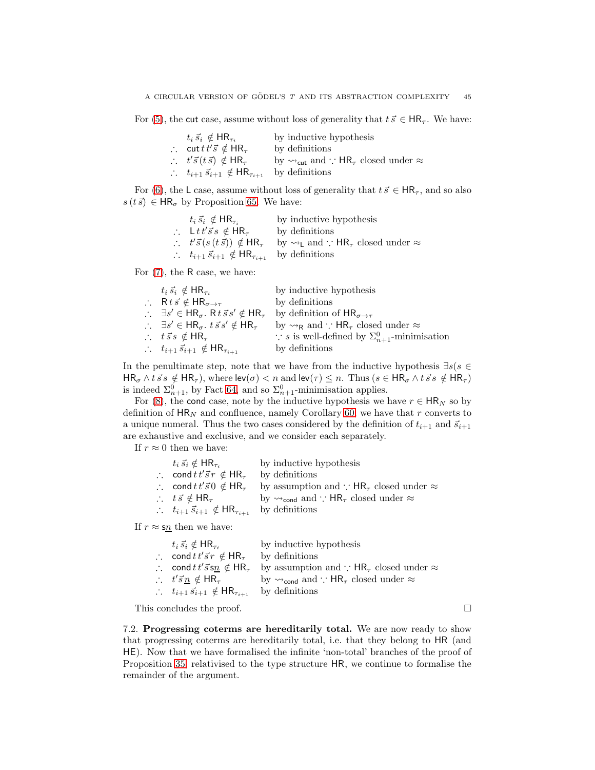For (5), the $\mathsf{cut}$ case, assume without loss of generality that $t\,\vec{s} \in \mathsf{HR}_\tau$. We have:

$$
\begin{array}{lll}
& t_i\,\vec{s}_i \notin \mathsf{HR}_{\tau_i} & \text{by inductive hypothesis} \\
\therefore & \mathsf{cut}\,t\,t'\vec{s} \notin \mathsf{HR}_\tau & \text{by definitions} \\
\therefore & t'\vec{s}(t\,\vec{s}) \notin \mathsf{HR}_\tau & \text{by } \rightsquigarrow_{\mathsf{cut}} \text{ and } \because \mathsf{HR}_\tau \text{ closed under } \approx \\
\therefore & t_{i+1}\,\vec{s}_{i+1} \notin \mathsf{HR}_{\tau_{i+1}} & \text{by definitions}
\end{array}
$$

For (6), the $\mathsf{L}$ case, assume without loss of generality that $t\,\vec{s} \in \mathsf{HR}_\tau$, and so also $s\,(t\,\vec{s}) \in \mathsf{HR}_\sigma$ by Proposition 65. We have:

$$
\begin{array}{lll}
& t_i\,\vec{s}_i \notin \mathsf{HR}_{\tau_i} & \text{by inductive hypothesis} \\
\therefore & \mathsf{L}\,t\,t'\vec{s}\,s \notin \mathsf{HR}_\tau & \text{by definitions} \\
\therefore & t'\vec{s}(s\,(t\,\vec{s})) \notin \mathsf{HR}_\tau & \text{by } \rightsquigarrow_{\mathsf{L}} \text{ and } \because \mathsf{HR}_\tau \text{ closed under } \approx \\
\therefore & t_{i+1}\,\vec{s}_{i+1} \notin \mathsf{HR}_{\tau_{i+1}} & \text{by definitions}
\end{array}
$$

For (7), the $\mathsf{R}$ case, we have:

$$
\begin{array}{lll}
& t_i\,\vec{s}_i \notin \mathsf{HR}_{\tau_i} & \text{by inductive hypothesis} \\
\therefore & \mathsf{R}\,t\,\vec{s} \notin \mathsf{HR}_{\sigma\to\tau} & \text{by definitions} \\
\therefore & \exists s' \in \mathsf{HR}_\sigma.\ \mathsf{R}\,t\,\vec{s}\,s' \notin \mathsf{HR}_\tau & \text{by definition of } \mathsf{HR}_{\sigma\to\tau} \\
\therefore & \exists s' \in \mathsf{HR}_\sigma.\ t\,\vec{s}\,s' \notin \mathsf{HR}_\tau & \text{by } \rightsquigarrow_{\mathsf{R}} \text{ and } \because \mathsf{HR}_\tau \text{ closed under } \approx \\
\therefore & t\,\vec{s}\,s \notin \mathsf{HR}_\tau & \because s \text{ is well-defined by } \Sigma^0_{n+1}\text{-minimisation} \\
\therefore & t_{i+1}\,\vec{s}_{i+1} \notin \mathsf{HR}_{\tau_{i+1}} & \text{by definitions}
\end{array}
$$

In the penultimate step, note that we have from the inductive hypothesis $\exists s(s \in \mathsf{HR}_\sigma \wedge t\,\vec{s}\,s \notin \mathsf{HR}_\tau)$, where $\mathsf{lev}(\sigma) < n$ and $\mathsf{lev}(\tau) \leq n$. Thus $(s \in \mathsf{HR}_\sigma \wedge t\,\vec{s}\,s \notin \mathsf{HR}_\tau)$ is indeed $\Sigma^0_{n+1}$, by Fact 64, and so $\Sigma^0_{n+1}$-minimisation applies.

For (8), the $\mathsf{cond}$ case, note by the inductive hypothesis we have $r \in \mathsf{HR}_N$ so by definition of $\mathsf{HR}_N$ and confluence, namely Corollary 60, we have that $r$ converts to a unique numeral. Thus the two cases considered by the definition of $t_{i+1}$ and $\vec{s}_{i+1}$ are exhaustive and exclusive, and we consider each separately.

If $r \approx 0$ then we have:

$$
\begin{array}{lll}
& t_i\,\vec{s}_i \notin \mathsf{HR}_{\tau_i} & \text{by inductive hypothesis} \\
\therefore & \mathsf{cond}\,t\,t'\vec{s}\,r \notin \mathsf{HR}_\tau & \text{by definitions} \\
\therefore & \mathsf{cond}\,t\,t'\vec{s}\,0 \notin \mathsf{HR}_\tau & \text{by assumption and } \because \mathsf{HR}_\tau \text{ closed under } \approx \\
\therefore & t\,\vec{s} \notin \mathsf{HR}_\tau & \text{by } \rightsquigarrow_{\mathsf{cond}} \text{ and } \because \mathsf{HR}_\tau \text{ closed under } \approx \\
\therefore & t_{i+1}\,\vec{s}_{i+1} \notin \mathsf{HR}_{\tau_{i+1}} & \text{by definitions}
\end{array}
$$

If $r \approx \mathsf{s}\underline{n}$ then we have:

$$
\begin{array}{lll}
& t_i\,\vec{s}_i \notin \mathsf{HR}_{\tau_i} & \text{by inductive hypothesis} \\
\therefore & \mathsf{cond}\,t\,t'\vec{s}\,r \notin \mathsf{HR}_\tau & \text{by definitions} \\
\therefore & \mathsf{cond}\,t\,t'\vec{s}\,\mathsf{s}\underline{n} \notin \mathsf{HR}_\tau & \text{by assumption and } \because \mathsf{HR}_\tau \text{ closed under } \approx \\
\therefore & t'\vec{s}\,\underline{n} \notin \mathsf{HR}_\tau & \text{by } \rightsquigarrow_{\mathsf{cond}} \text{ and } \because \mathsf{HR}_\tau \text{ closed under } \approx \\
\therefore & t_{i+1}\,\vec{s}_{i+1} \notin \mathsf{HR}_{\tau_{i+1}} & \text{by definitions}
\end{array}
$$

This concludes the proof. □

7.2. **Progressing coterms are hereditarily total.** We are now ready to show that progressing coterms are hereditarily total, i.e. that they belong to $\mathsf{HR}$ (and $\mathsf{HE}$). Now that we have formalised the infinite 'non-total' branches of the proof of Proposition 35, relativised to the type structure $\mathsf{HR}$, we continue to formalise the remainder of the argument.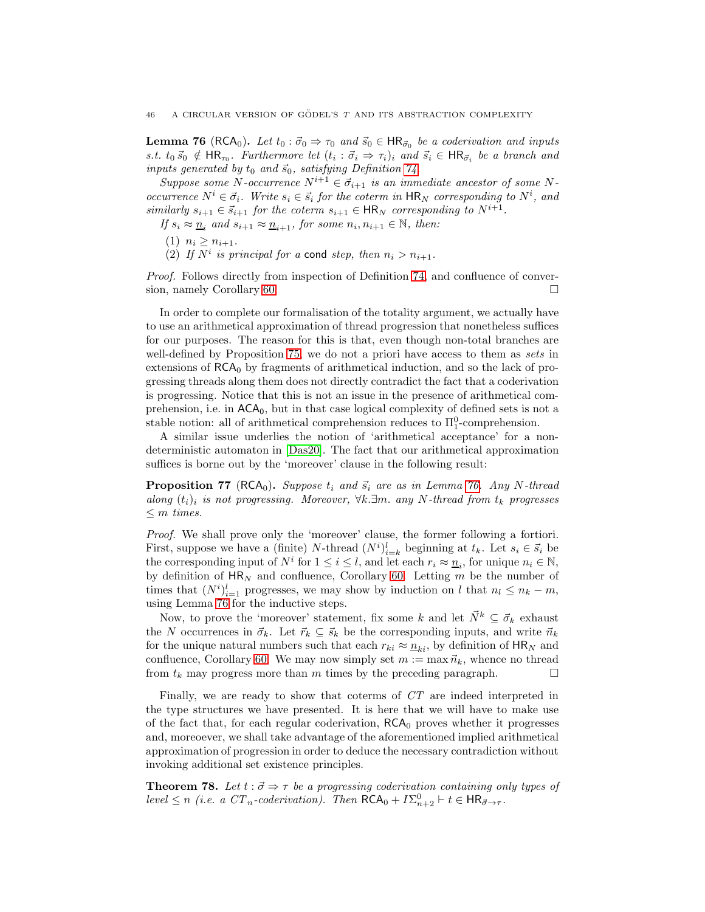**Lemma 76** ($\mathsf{RCA}_0$)**.** *Let $t_0 : \vec{\sigma}_0 \Rightarrow \tau_0$ and $\vec{s}_0 \in \mathsf{HR}_{\vec{\sigma}_0}$ be a coderivation and inputs s.t. $t_0\, \vec{s}_0 \notin \mathsf{HR}_{\tau_0}$. Furthermore let $(t_i : \vec{\sigma}_i \Rightarrow \tau_i)_i$ and $\vec{s}_i \in \mathsf{HR}_{\vec{\sigma}_i}$ be a branch and inputs generated by $t_0$ and $\vec{s}_0$, satisfying Definition 74.*

*Suppose some $N$-occurrence $N^{i+1} \in \vec{\sigma}_{i+1}$ is an immediate ancestor of some $N$-occurrence $N^i \in \vec{\sigma}_i$. Write $s_i \in \vec{s}_i$ for the coterm in $\mathsf{HR}_N$ corresponding to $N^i$, and similarly $s_{i+1} \in \vec{s}_{i+1}$ for the coterm $s_{i+1} \in \mathsf{HR}_N$ corresponding to $N^{i+1}$.*

*If $s_i \approx \underline{n}_i$ and $s_{i+1} \approx \underline{n}_{i+1}$, for some $n_i, n_{i+1} \in \mathbb{N}$, then:*

1. *$n_i \geq n_{i+1}$.*
2. *If $N^i$ is principal for a $\mathsf{cond}$ step, then $n_i > n_{i+1}$.*

*Proof.* Follows directly from inspection of Definition 74 and confluence of conversion, namely Corollary 60. □

In order to complete our formalisation of the totality argument, we actually have to use an arithmetical approximation of thread progression that nonetheless suffices for our purposes. The reason for this is that, even though non-total branches are well-defined by Proposition 75, we do not a priori have access to them as *sets* in extensions of $\mathsf{RCA}_0$ by fragments of arithmetical induction, and so the lack of progressing threads along them does not directly contradict the fact that a coderivation is progressing. Notice that this is not an issue in the presence of arithmetical comprehension, i.e. in $\mathsf{ACA}_0$, but in that case logical complexity of defined sets is not a stable notion: all of arithmetical comprehension reduces to $\Pi^0_1$-comprehension.

A similar issue underlies the notion of 'arithmetical acceptance' for a non-deterministic automaton in [Das20]. The fact that our arithmetical approximation suffices is borne out by the 'moreover' clause in the following result:

**Proposition 77** ($\mathsf{RCA}_0$)**.** *Suppose $t_i$ and $\vec{s}_i$ are as in Lemma 76. Any $N$-thread along $(t_i)_i$ is not progressing. Moreover, $\forall k.\exists m.$ any $N$-thread from $t_k$ progresses $\leq m$ times.*

*Proof.* We shall prove only the 'moreover' clause, the former following a fortiori. First, suppose we have a (finite) $N$-thread $(N^i)_{i=k}^l$ beginning at $t_k$. Let $s_i \in \vec{s}_i$ be the corresponding input of $N^i$ for $1 \leq i \leq l$, and let each $r_i \approx \underline{n}_i$, for unique $n_i \in \mathbb{N}$, by definition of $\mathsf{HR}_N$ and confluence, Corollary 60. Letting $m$ be the number of times that $(N^i)_{i=1}^l$ progresses, we may show by induction on $l$ that $n_l \leq n_k - m$, using Lemma 76 for the inductive steps.

Now, to prove the 'moreover' statement, fix some $k$ and let $\vec{N}^k \subseteq \vec{\sigma}_k$ exhaust the $N$ occurrences in $\vec{\sigma}_k$. Let $\vec{r}_k \subseteq \vec{s}_k$ be the corresponding inputs, and write $\vec{n}_k$ for the unique natural numbers such that each $r_{ki} \approx \underline{n}_{ki}$, by definition of $\mathsf{HR}_N$ and confluence, Corollary 60. We may now simply set $m := \max \vec{n}_k$, whence no thread from $t_k$ may progress more than $m$ times by the preceding paragraph. □

Finally, we are ready to show that coterms of $CT$ are indeed interpreted in the type structures we have presented. It is here that we will have to make use of the fact that, for each regular coderivation, $\mathsf{RCA}_0$ proves whether it progresses and, moreoever, we shall take advantage of the aforementioned implied arithmetical approximation of progression in order to deduce the necessary contradiction without invoking additional set existence principles.

**Theorem 78.** *Let $t : \vec{\sigma} \Rightarrow \tau$ be a progressing coderivation containing only types of level $\leq n$ (i.e. a $CT_n$-coderivation). Then $\mathsf{RCA}_0 + I\Sigma^0_{n+2} \vdash t \in \mathsf{HR}_{\vec{\sigma} \to \tau}$.*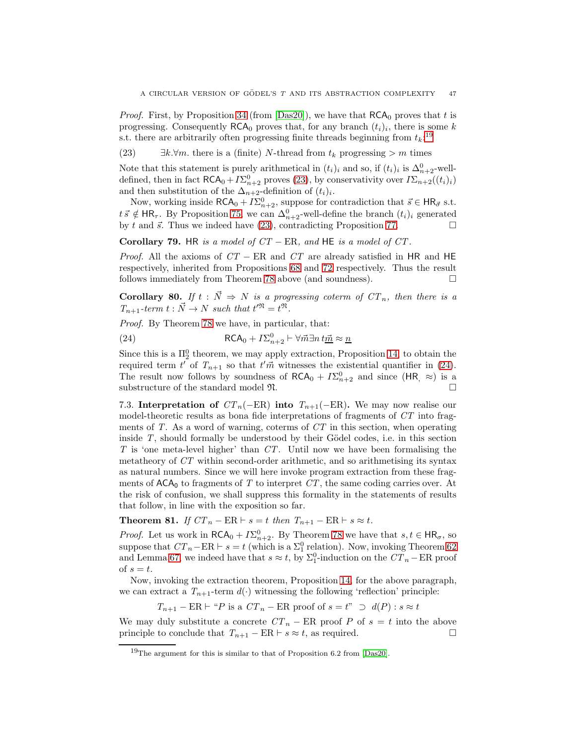*Proof.* First, by Proposition 34 (from [Das20]), we have that $\mathsf{RCA}_0$ proves that $t$ is progressing. Consequently $\mathsf{RCA}_0$ proves that, for any branch $(t_i)_i$, there is some $k$ s.t. there are arbitrarily often progressing finite threads beginning from $t_k$.[19]

$$\exists k. \forall m. \text{ there is a (finite) } N\text{-thread from } t_k \text{ progressing} > m \text{ times} \tag{23}$$

Note that this statement is purely arithmetical in $(t_i)_i$ and so, if $(t_i)_i$ is $\Delta^0_{n+2}$-well-defined, then in fact $\mathsf{RCA}_0 + I\Sigma^0_{n+2}$ proves (23), by conservativity over $I\Sigma_{n+2}((t_i)_i)$ and then substitution of the $\Delta_{n+2}$-definition of $(t_i)_i$.

Now, working inside $\mathsf{RCA}_0 + I\Sigma^0_{n+2}$, suppose for contradiction that $\vec{s} \in \mathsf{HR}_{\vec{\sigma}}$ s.t. $t\,\vec{s} \notin \mathsf{HR}_\tau$. By Proposition 75, we can $\Delta^0_{n+2}$-well-define the branch $(t_i)_i$ generated by $t$ and $\vec{s}$. Thus we indeed have (23), contradicting Proposition 77. $\square$

**Corollary 79.** *$\mathsf{HR}$ is a model of $CT - \mathrm{ER}$, and $\mathsf{HE}$ is a model of $CT$.*

*Proof.* All the axioms of $CT - \mathrm{ER}$ and $CT$ are already satisfied in $\mathsf{HR}$ and $\mathsf{HE}$ respectively, inherited from Propositions 68 and 72 respectively. Thus the result follows immediately from Theorem 78 above (and soundness). $\square$

**Corollary 80.** *If $t : \vec{N} \Rightarrow N$ is a progressing coterm of $CT_n$, then there is a $T_{n+1}$-term $t : \vec{N} \to N$ such that $t'^{\mathfrak{N}} = t^{\mathfrak{N}}$.*

*Proof.* By Theorem 78 we have, in particular, that:

$$\mathsf{RCA}_0 + I\Sigma^0_{n+2} \vdash \forall \vec{m} \exists n\, t\underline{\vec{m}} \approx \underline{n} \tag{24}$$

Since this is a $\Pi^0_2$ theorem, we may apply extraction, Proposition 14, to obtain the required term $t'$ of $T_{n+1}$ so that $t'\vec{m}$ witnesses the existential quantifier in (24). The result now follows by soundness of $\mathsf{RCA}_0 + I\Sigma^0_{n+2}$ and since $(\mathsf{HR}, \approx)$ is a substructure of the standard model $\mathfrak{N}$. $\square$

7.3. **Interpretation of $CT_n(-\mathrm{ER})$ into $T_{n+1}(-\mathrm{ER})$.** We may now realise our model-theoretic results as bona fide interpretations of fragments of $CT$ into fragments of $T$. As a word of warning, coterms of $CT$ in this section, when operating inside $T$, should formally be understood by their Gödel codes, i.e. in this section $T$ is 'one meta-level higher' than $CT$. Until now we have been formalising the metatheory of $CT$ within second-order arithmetic, and so arithmetising its syntax as natural numbers. Since we will here invoke program extraction from these fragments of $\mathsf{ACA}_0$ to fragments of $T$ to interpret $CT$, the same coding carries over. At the risk of confusion, we shall suppress this formality in the statements of results that follow, in line with the exposition so far.

**Theorem 81.** *If $CT_n - \mathrm{ER} \vdash s = t$ then $T_{n+1} - \mathrm{ER} \vdash s \approx t$.*

*Proof.* Let us work in $\mathsf{RCA}_0 + I\Sigma^0_{n+2}$. By Theorem 78 we have that $s, t \in \mathsf{HR}_\sigma$, so suppose that $CT_n - \mathrm{ER} \vdash s = t$ (which is a $\Sigma^0_1$ relation). Now, invoking Theorem 62 and Lemma 67, we indeed have that $s \approx t$, by $\Sigma^0_1$-induction on the $CT_n - \mathrm{ER}$ proof of $s = t$.

Now, invoking the extraction theorem, Proposition 14, for the above paragraph, we can extract a $T_{n+1}$-term $d(\cdot)$ witnessing the following 'reflection' principle:

$$T_{n+1} - \mathrm{ER} \vdash \text{"}P \text{ is a } CT_n - \mathrm{ER} \text{ proof of } s = t\text{"} \supset d(P) : s \approx t$$

We may duly substitute a concrete $CT_n - \mathrm{ER}$ proof $P$ of $s = t$ into the above principle to conclude that $T_{n+1} - \mathrm{ER} \vdash s \approx t$, as required. $\square$

---

[19] The argument for this is similar to that of Proposition 6.2 from [Das20].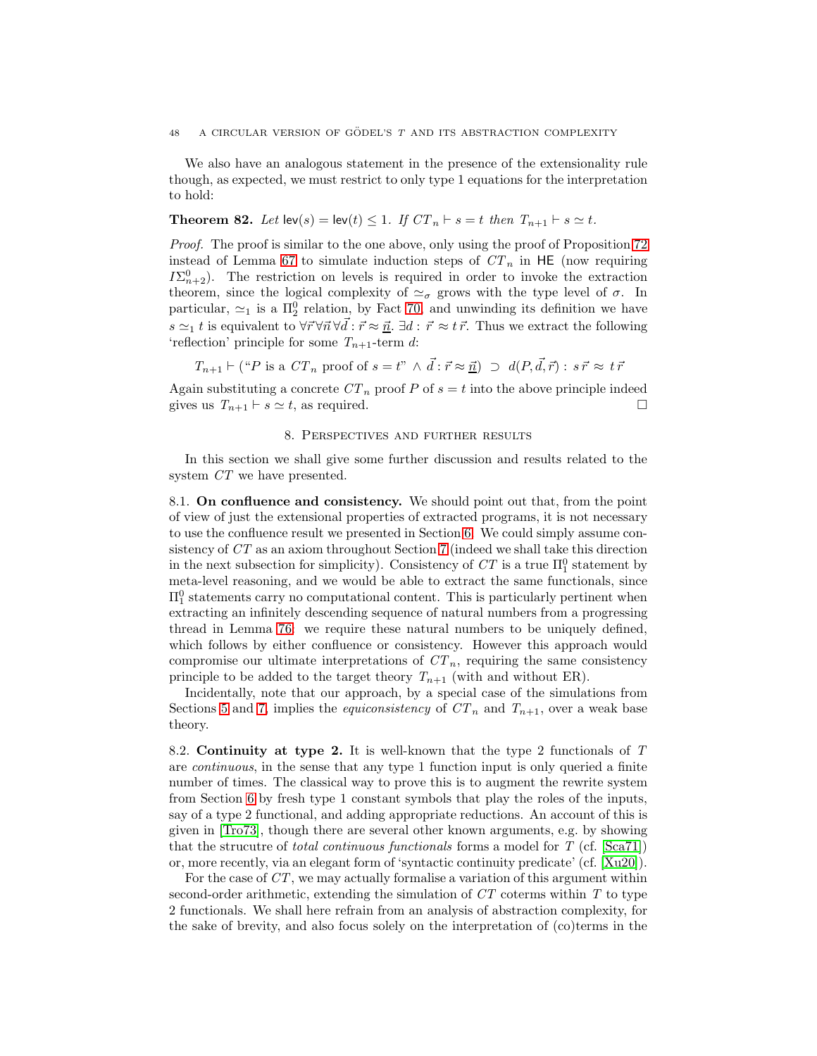We also have an analogous statement in the presence of the extensionality rule though, as expected, we must restrict to only type 1 equations for the interpretation to hold:

**Theorem 82.** *Let* $\mathsf{lev}(s) = \mathsf{lev}(t) \leq 1$*. If* $CT_n \vdash s = t$ *then* $T_{n+1} \vdash s \simeq t$*.*

*Proof.* The proof is similar to the one above, only using the proof of Proposition 72 instead of Lemma 67 to simulate induction steps of $CT_n$ in $\mathsf{HE}$ (now requiring $I\Sigma^0_{n+2}$). The restriction on levels is required in order to invoke the extraction theorem, since the logical complexity of $\simeq_\sigma$ grows with the type level of $\sigma$. In particular, $\simeq_1$ is a $\Pi^0_2$ relation, by Fact 70, and unwinding its definition we have $s \simeq_1 t$ is equivalent to $\forall \vec{r} \forall \vec{n} \forall \vec{d} : \vec{r} \approx \underline{\vec{n}}.\ \exists d : \vec{r} \approx t\,\vec{r}$. Thus we extract the following 'reflection' principle for some $T_{n+1}$-term $d$:

$$T_{n+1} \vdash (\text{“}P \text{ is a } CT_n \text{ proof of } s = t\text{”} \wedge \vec{d} : \vec{r} \approx \underline{\vec{n}}) \supset d(P, \vec{d}, \vec{r}) : s\,\vec{r} \approx t\,\vec{r}$$

Again substituting a concrete $CT_n$ proof $P$ of $s = t$ into the above principle indeed gives us $T_{n+1} \vdash s \simeq t$, as required. $\square$

## 8. Perspectives and further results

In this section we shall give some further discussion and results related to the system $CT$ we have presented.

8.1. **On confluence and consistency.** We should point out that, from the point of view of just the extensional properties of extracted programs, it is not necessary to use the confluence result we presented in Section 6. We could simply assume consistency of $CT$ as an axiom throughout Section 7 (indeed we shall take this direction in the next subsection for simplicity). Consistency of $CT$ is a true $\Pi^0_1$ statement by meta-level reasoning, and we would be able to extract the same functionals, since $\Pi^0_1$ statements carry no computational content. This is particularly pertinent when extracting an infinitely descending sequence of natural numbers from a progressing thread in Lemma 76: we require these natural numbers to be uniquely defined, which follows by either confluence or consistency. However this approach would compromise our ultimate interpretations of $CT_n$, requiring the same consistency principle to be added to the target theory $T_{n+1}$ (with and without ER).

Incidentally, note that our approach, by a special case of the simulations from Sections 5 and 7, implies the *equiconsistency* of $CT_n$ and $T_{n+1}$, over a weak base theory.

8.2. **Continuity at type 2.** It is well-known that the type 2 functionals of $T$ are *continuous*, in the sense that any type 1 function input is only queried a finite number of times. The classical way to prove this is to augment the rewrite system from Section 6 by fresh type 1 constant symbols that play the roles of the inputs, say of a type 2 functional, and adding appropriate reductions. An account of this is given in [Tro73], though there are several other known arguments, e.g. by showing that the strucutre of *total continuous functionals* forms a model for $T$ (cf. [Sca71]) or, more recently, via an elegant form of 'syntactic continuity predicate' (cf. [Xu20]).

For the case of $CT$, we may actually formalise a variation of this argument within second-order arithmetic, extending the simulation of $CT$ coterms within $T$ to type 2 functionals. We shall here refrain from an analysis of abstraction complexity, for the sake of brevity, and also focus solely on the interpretation of (co)terms in the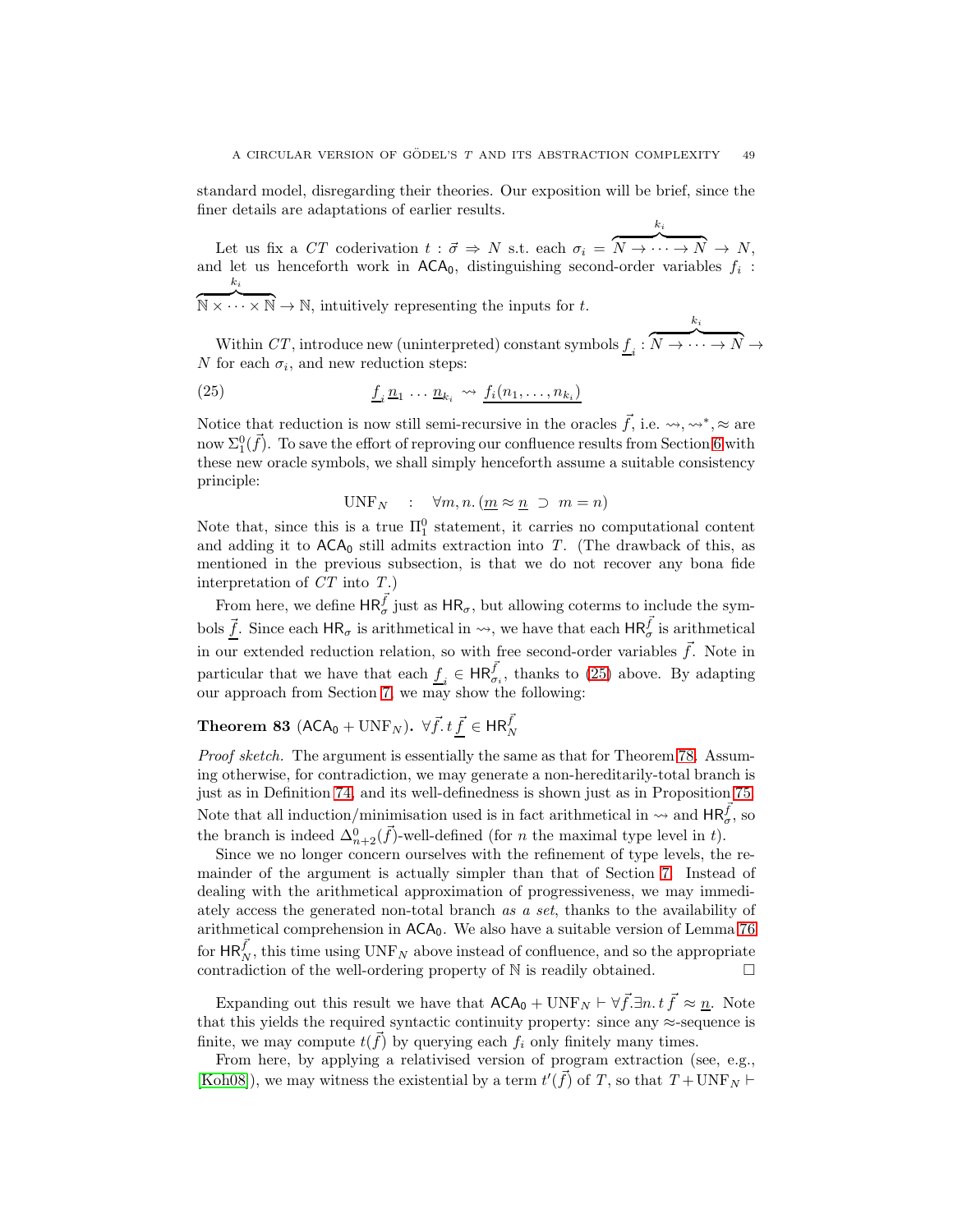standard model, disregarding their theories. Our exposition will be brief, since the finer details are adaptations of earlier results.

Let us fix a $CT$ coderivation $t : \vec{\sigma} \Rightarrow N$ s.t. each $\sigma_i = \overbrace{N \to \cdots \to N}^{k_i} \to N$, and let us henceforth work in $\mathsf{ACA}_0$, distinguishing second-order variables $f_i : \overbrace{\mathbb{N} \times \cdots \times \mathbb{N}}^{k_i} \to \mathbb{N}$, intuitively representing the inputs for $t$.

Within $CT$, introduce new (uninterpreted) constant symbols $\underline{f}_i : \overbrace{N \to \cdots \to N}^{k_i} \to N$ for each $\sigma_i$, and new reduction steps:

$$\underline{f}_i \, \underline{n}_1 \, \ldots \, \underline{n}_{k_i} \rightsquigarrow \underline{f_i(n_1, \ldots, n_{k_i})} \tag{25}$$

Notice that reduction is now still semi-recursive in the oracles $\vec{f}$, i.e. $\rightsquigarrow, \rightsquigarrow^*, \approx$ are now $\Sigma^0_1(\vec{f})$. To save the effort of reproving our confluence results from Section 6 with these new oracle symbols, we shall simply henceforth assume a suitable consistency principle:

$$\mathrm{UNF}_N \quad : \quad \forall m, n. \, (\underline{m} \approx \underline{n} \supset m = n)$$

Note that, since this is a true $\Pi^0_1$ statement, it carries no computational content and adding it to $\mathsf{ACA}_0$ still admits extraction into $T$. (The drawback of this, as mentioned in the previous subsection, is that we do not recover any bona fide interpretation of $CT$ into $T$.)

From here, we define $\mathsf{HR}^{\vec{f}}_\sigma$ just as $\mathsf{HR}_\sigma$, but allowing coterms to include the symbols $\underline{\vec{f}}$. Since each $\mathsf{HR}_\sigma$ is arithmetical in $\rightsquigarrow$, we have that each $\mathsf{HR}^{\vec{f}}_\sigma$ is arithmetical in our extended reduction relation, so with free second-order variables $\vec{f}$. Note in particular that we have that each $\underline{f}_i \in \mathsf{HR}^{\vec{f}}_{\sigma_i}$, thanks to (25) above. By adapting our approach from Section 7, we may show the following:

**Theorem 83** ($\mathsf{ACA}_0 + \mathrm{UNF}_N$)**.** $\forall \vec{f}. \, t \, \underline{\vec{f}} \in \mathsf{HR}^{\vec{f}}_N$

*Proof sketch.* The argument is essentially the same as that for Theorem 78. Assuming otherwise, for contradiction, we may generate a non-hereditarily-total branch is just as in Definition 74, and its well-definedness is shown just as in Proposition 75. Note that all induction/minimisation used is in fact arithmetical in $\rightsquigarrow$ and $\mathsf{HR}^{\vec{f}}_\sigma$, so the branch is indeed $\Delta^0_{n+2}(\vec{f})$-well-defined (for $n$ the maximal type level in $t$).

Since we no longer concern ourselves with the refinement of type levels, the remainder of the argument is actually simpler than that of Section 7. Instead of dealing with the arithmetical approximation of progressiveness, we may immediately access the generated non-total branch *as a set*, thanks to the availability of arithmetical comprehension in $\mathsf{ACA}_0$. We also have a suitable version of Lemma 76 for $\mathsf{HR}^{\vec{f}}_N$, this time using $\mathrm{UNF}_N$ above instead of confluence, and so the appropriate contradiction of the well-ordering property of $\mathbb{N}$ is readily obtained. $\square$

Expanding out this result we have that $\mathsf{ACA}_0 + \mathrm{UNF}_N \vdash \forall \vec{f}. \exists n. \, t \, \underline{\vec{f}} \approx \underline{n}$. Note that this yields the required syntactic continuity property: since any $\approx$-sequence is finite, we may compute $t(\vec{f})$ by querying each $f_i$ only finitely many times.

From here, by applying a relativised version of program extraction (see, e.g., [Koh08]), we may witness the existential by a term $t'(\vec{f})$ of $T$, so that $T + \mathrm{UNF}_N \vdash$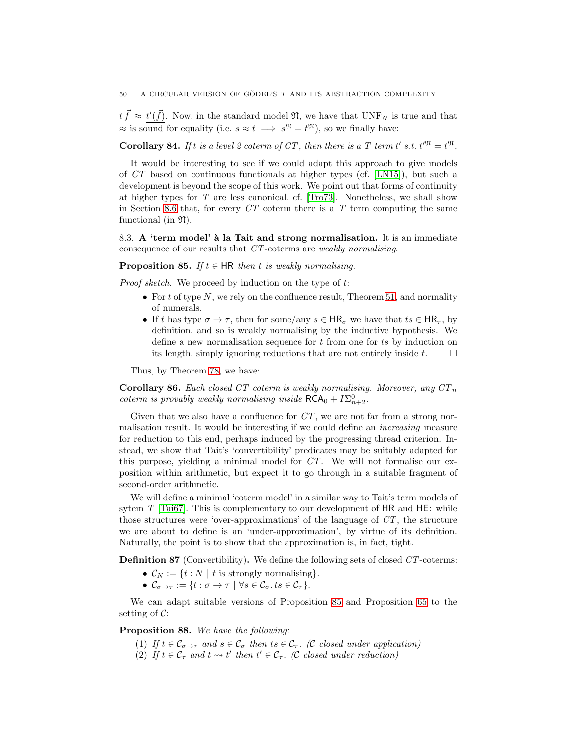$t\,\vec{f} \approx \underline{t'(\vec{f})}$. Now, in the standard model $\mathfrak{N}$, we have that $\mathrm{UNF}_N$ is true and that $\approx$ is sound for equality (i.e. $s \approx t \implies s^{\mathfrak{N}} = t^{\mathfrak{N}}$), so we finally have:

**Corollary 84.** *If $t$ is a level 2 coterm of $CT$, then there is a $T$ term $t'$ s.t. $t'^{\mathfrak{N}} = t^{\mathfrak{N}}$.*

It would be interesting to see if we could adapt this approach to give models of $CT$ based on continuous functionals at higher types (cf. [LN15]), but such a development is beyond the scope of this work. We point out that forms of continuity at higher types for $T$ are less canonical, cf. [Tro73]. Nonetheless, we shall show in Section 8.6 that, for every $CT$ coterm there is a $T$ term computing the same functional (in $\mathfrak{N}$).

8.3. **A 'term model' à la Tait and strong normalisation.** It is an immediate consequence of our results that $CT$-coterms are *weakly normalising*.

**Proposition 85.** *If $t \in \mathsf{HR}$ then $t$ is weakly normalising.*

*Proof sketch.* We proceed by induction on the type of $t$:

- For $t$ of type $N$, we rely on the confluence result, Theorem 51, and normality of numerals.
- If $t$ has type $\sigma \to \tau$, then for some/any $s \in \mathsf{HR}_\sigma$ we have that $ts \in \mathsf{HR}_\tau$, by definition, and so is weakly normalising by the inductive hypothesis. We define a new normalisation sequence for $t$ from one for $ts$ by induction on its length, simply ignoring reductions that are not entirely inside $t$. □

Thus, by Theorem 78, we have:

**Corollary 86.** *Each closed $CT$ coterm is weakly normalising. Moreover, any $CT_n$ coterm is provably weakly normalising inside $\mathsf{RCA}_0 + I\Sigma^0_{n+2}$.*

Given that we also have a confluence for $CT$, we are not far from a strong normalisation result. It would be interesting if we could define an *increasing* measure for reduction to this end, perhaps induced by the progressing thread criterion. Instead, we show that Tait's 'convertibility' predicates may be suitably adapted for this purpose, yielding a minimal model for $CT$. We will not formalise our exposition within arithmetic, but expect it to go through in a suitable fragment of second-order arithmetic.

We will define a minimal 'coterm model' in a similar way to Tait's term models of sytem $T$ [Tai67]. This is complementary to our development of $\mathsf{HR}$ and $\mathsf{HE}$: while those structures were 'over-approximations' of the language of $CT$, the structure we are about to define is an 'under-approximation', by virtue of its definition. Naturally, the point is to show that the approximation is, in fact, tight.

**Definition 87** (Convertibility)**.** We define the following sets of closed $CT$-coterms:

- $\mathcal{C}_N := \{t : N \mid t \text{ is strongly normalising}\}$.
- $\mathcal{C}_{\sigma\to\tau} := \{t : \sigma \to \tau \mid \forall s \in \mathcal{C}_\sigma .\, ts \in \mathcal{C}_\tau\}$.

We can adapt suitable versions of Proposition 85 and Proposition 65 to the setting of $\mathcal{C}$:

**Proposition 88.** *We have the following:*

1. *If $t \in \mathcal{C}_{\sigma\to\tau}$ and $s \in \mathcal{C}_\sigma$ then $ts \in \mathcal{C}_\tau$. ($\mathcal{C}$ closed under application)*
2. *If $t \in \mathcal{C}_\tau$ and $t \rightsquigarrow t'$ then $t' \in \mathcal{C}_\tau$. ($\mathcal{C}$ closed under reduction)*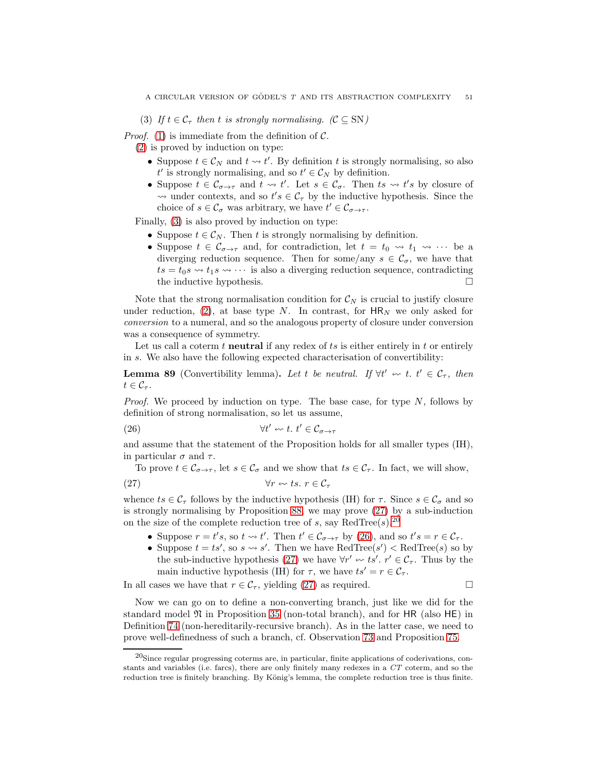(3) *If $t \in \mathcal{C}_\tau$ then $t$ is strongly normalising. ($\mathcal{C} \subseteq \mathrm{SN}$)*

*Proof.* (1) is immediate from the definition of $\mathcal{C}$.

(2) is proved by induction on type:

- Suppose $t \in \mathcal{C}_N$ and $t \rightsquigarrow t'$. By definition $t$ is strongly normalising, so also $t'$ is strongly normalising, and so $t' \in \mathcal{C}_N$ by definition.
- Suppose $t \in \mathcal{C}_{\sigma\to\tau}$ and $t \rightsquigarrow t'$. Let $s \in \mathcal{C}_\sigma$. Then $ts \rightsquigarrow t's$ by closure of $\rightsquigarrow$ under contexts, and so $t's \in \mathcal{C}_\tau$ by the inductive hypothesis. Since the choice of $s \in \mathcal{C}_\sigma$ was arbitrary, we have $t' \in \mathcal{C}_{\sigma\to\tau}$.

Finally, (3) is also proved by induction on type:

- Suppose $t \in \mathcal{C}_N$. Then $t$ is strongly normalising by definition.
- Suppose $t \in \mathcal{C}_{\sigma\to\tau}$ and, for contradiction, let $t = t_0 \rightsquigarrow t_1 \rightsquigarrow \cdots$ be a diverging reduction sequence. Then for some/any $s \in \mathcal{C}_\sigma$, we have that $ts = t_0 s \rightsquigarrow t_1 s \rightsquigarrow \cdots$ is also a diverging reduction sequence, contradicting the inductive hypothesis. □

Note that the strong normalisation condition for $\mathcal{C}_N$ is crucial to justify closure under reduction, (2), at base type $N$. In contrast, for $\mathsf{HR}_N$ we only asked for *conversion* to a numeral, and so the analogous property of closure under conversion was a consequence of symmetry.

Let us call a coterm $t$ **neutral** if any redex of $ts$ is either entirely in $t$ or entirely in $s$. We also have the following expected characterisation of convertibility:

**Lemma 89** (Convertibility lemma)**.** *Let $t$ be neutral. If $\forall t' \leftsquigarrow t.\ t' \in \mathcal{C}_\tau$, then $t \in \mathcal{C}_\tau$.*

*Proof.* We proceed by induction on type. The base case, for type $N$, follows by definition of strong normalisation, so let us assume,

$$\forall t' \leftsquigarrow t.\ t' \in \mathcal{C}_{\sigma\to\tau} \tag{26}$$

and assume that the statement of the Proposition holds for all smaller types (IH), in particular $\sigma$ and $\tau$.

To prove $t \in \mathcal{C}_{\sigma\to\tau}$, let $s \in \mathcal{C}_\sigma$ and we show that $ts \in \mathcal{C}_\tau$. In fact, we will show,

$$\forall r \leftsquigarrow ts.\ r \in \mathcal{C}_\tau \tag{27}$$

whence $ts \in \mathcal{C}_\tau$ follows by the inductive hypothesis (IH) for $\tau$. Since $s \in \mathcal{C}_\sigma$ and so is strongly normalising by Proposition 88, we may prove (27) by a sub-induction on the size of the complete reduction tree of $s$, say $\mathrm{RedTree}(s)$.[20]

- Suppose $r = t's$, so $t \rightsquigarrow t'$. Then $t' \in \mathcal{C}_{\sigma\to\tau}$ by (26), and so $t's = r \in \mathcal{C}_\tau$.
- Suppose $t = ts'$, so $s \rightsquigarrow s'$. Then we have $\mathrm{RedTree}(s') < \mathrm{RedTree}(s)$ so by the sub-inductive hypothesis (27) we have $\forall r' \leftsquigarrow ts'.\ r' \in \mathcal{C}_\tau$. Thus by the main inductive hypothesis (IH) for $\tau$, we have $ts' = r \in \mathcal{C}_\tau$.

In all cases we have that $r \in \mathcal{C}_\tau$, yielding (27) as required. □

Now we can go on to define a non-converting branch, just like we did for the standard model $\mathfrak{N}$ in Proposition 35 (non-total branch), and for $\mathsf{HR}$ (also $\mathsf{HE}$) in Definition 74 (non-hereditarily-recursive branch). As in the latter case, we need to prove well-definedness of such a branch, cf. Observation 73 and Proposition 75.

[20] Since regular progressing coterms are, in particular, finite applications of coderivations, constants and variables (i.e. farcs), there are only finitely many redexes in a $CT$ coterm, and so the reduction tree is finitely branching. By König's lemma, the complete reduction tree is thus finite.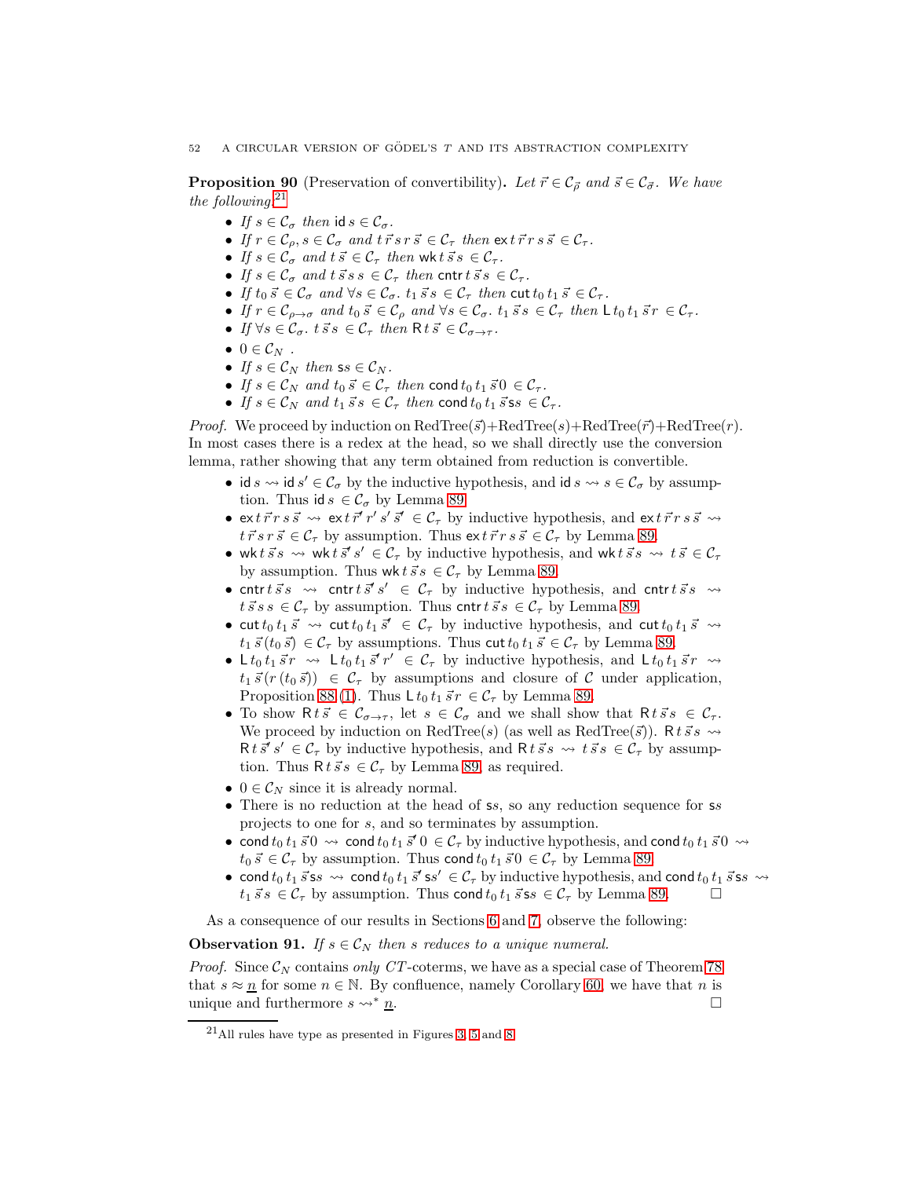**Proposition 90** (Preservation of convertibility)**.** *Let $\vec{r} \in \mathcal{C}_{\vec{\rho}}$ and $\vec{s} \in \mathcal{C}_{\vec{\sigma}}$. We have the following:*[21]

- *If $s \in \mathcal{C}_\sigma$ then $\mathsf{id}\, s \in \mathcal{C}_\sigma$.*
- *If $r \in \mathcal{C}_\rho, s \in \mathcal{C}_\sigma$ and $t\,\vec{r}\,s\,r\,\vec{s} \in \mathcal{C}_\tau$ then $\mathsf{ex}\,t\,\vec{r}\,r\,s\,\vec{s} \in \mathcal{C}_\tau$.*
- *If $s \in \mathcal{C}_\sigma$ and $t\,\vec{s} \in \mathcal{C}_\tau$ then $\mathsf{wk}\,t\,\vec{s}\,s \in \mathcal{C}_\tau$.*
- *If $s \in \mathcal{C}_\sigma$ and $t\,\vec{s}\,s\,s \in \mathcal{C}_\tau$ then $\mathsf{cntr}\,t\,\vec{s}\,s \in \mathcal{C}_\tau$.*
- *If $t_0\,\vec{s} \in \mathcal{C}_\sigma$ and $\forall s \in \mathcal{C}_\sigma.\ t_1\,\vec{s}\,s \in \mathcal{C}_\tau$ then $\mathsf{cut}\,t_0\,t_1\,\vec{s} \in \mathcal{C}_\tau$.*
- *If $r \in \mathcal{C}_{\rho \to \sigma}$ and $t_0\,\vec{s} \in \mathcal{C}_\rho$ and $\forall s \in \mathcal{C}_\sigma.\ t_1\,\vec{s}\,s \in \mathcal{C}_\tau$ then $\mathsf{L}\,t_0\,t_1\,\vec{s}\,r \in \mathcal{C}_\tau$.*
- *If $\forall s \in \mathcal{C}_\sigma.\ t\,\vec{s}\,s \in \mathcal{C}_\tau$ then $\mathsf{R}\,t\,\vec{s} \in \mathcal{C}_{\sigma \to \tau}$.*
- *$0 \in \mathcal{C}_N$ .*
- *If $s \in \mathcal{C}_N$ then $\mathsf{s}s \in \mathcal{C}_N$.*
- *If $s \in \mathcal{C}_N$ and $t_0\,\vec{s} \in \mathcal{C}_\tau$ then $\mathsf{cond}\,t_0\,t_1\,\vec{s}\,0 \in \mathcal{C}_\tau$.*
- *If $s \in \mathcal{C}_N$ and $t_1\,\vec{s}\,s \in \mathcal{C}_\tau$ then $\mathsf{cond}\,t_0\,t_1\,\vec{s}\,\mathsf{s}s \in \mathcal{C}_\tau$.*

*Proof.* We proceed by induction on RedTree($\vec{s}$)+RedTree($s$)+RedTree($\vec{r}$)+RedTree($r$). In most cases there is a redex at the head, so we shall directly use the conversion lemma, rather showing that any term obtained from reduction is convertible.

- $\mathsf{id}\, s \rightsquigarrow \mathsf{id}\, s' \in \mathcal{C}_\sigma$ by the inductive hypothesis, and $\mathsf{id}\, s \rightsquigarrow s \in \mathcal{C}_\sigma$ by assumption. Thus $\mathsf{id}\, s \in \mathcal{C}_\sigma$ by Lemma 89.
- $\mathsf{ex}\,t\,\vec{r}\,r\,s\,\vec{s} \rightsquigarrow \mathsf{ex}\,t\,\vec{r}'\,r'\,s'\,\vec{s}' \in \mathcal{C}_\tau$ by inductive hypothesis, and $\mathsf{ex}\,t\,\vec{r}\,r\,s\,\vec{s} \rightsquigarrow t\,\vec{r}\,s\,r\,\vec{s} \in \mathcal{C}_\tau$ by assumption. Thus $\mathsf{ex}\,t\,\vec{r}\,r\,s\,\vec{s} \in \mathcal{C}_\tau$ by Lemma 89.
- $\mathsf{wk}\,t\,\vec{s}\,s \rightsquigarrow \mathsf{wk}\,t\,\vec{s}'\,s' \in \mathcal{C}_\tau$ by inductive hypothesis, and $\mathsf{wk}\,t\,\vec{s}\,s \rightsquigarrow t\,\vec{s} \in \mathcal{C}_\tau$ by assumption. Thus $\mathsf{wk}\,t\,\vec{s}\,s \in \mathcal{C}_\tau$ by Lemma 89.
- $\mathsf{cntr}\,t\,\vec{s}\,s \rightsquigarrow \mathsf{cntr}\,t\,\vec{s}'\,s' \in \mathcal{C}_\tau$ by inductive hypothesis, and $\mathsf{cntr}\,t\,\vec{s}\,s \rightsquigarrow t\,\vec{s}\,s\,s \in \mathcal{C}_\tau$ by assumption. Thus $\mathsf{cntr}\,t\,\vec{s}\,s \in \mathcal{C}_\tau$ by Lemma 89.
- $\mathsf{cut}\,t_0\,t_1\,\vec{s} \rightsquigarrow \mathsf{cut}\,t_0\,t_1\,\vec{s}' \in \mathcal{C}_\tau$ by inductive hypothesis, and $\mathsf{cut}\,t_0\,t_1\,\vec{s} \rightsquigarrow t_1\,\vec{s}\,(t_0\,\vec{s}) \in \mathcal{C}_\tau$ by assumptions. Thus $\mathsf{cut}\,t_0\,t_1\,\vec{s} \in \mathcal{C}_\tau$ by Lemma 89.
- $\mathsf{L}\,t_0\,t_1\,\vec{s}\,r \rightsquigarrow \mathsf{L}\,t_0\,t_1\,\vec{s}'\,r' \in \mathcal{C}_\tau$ by inductive hypothesis, and $\mathsf{L}\,t_0\,t_1\,\vec{s}\,r \rightsquigarrow t_1\,\vec{s}\,(r\,(t_0\,\vec{s})) \in \mathcal{C}_\tau$ by assumptions and closure of $\mathcal{C}$ under application, Proposition 88 (1). Thus $\mathsf{L}\,t_0\,t_1\,\vec{s}\,r \in \mathcal{C}_\tau$ by Lemma 89.
- To show $\mathsf{R}\,t\,\vec{s} \in \mathcal{C}_{\sigma\to\tau}$, let $s \in \mathcal{C}_\sigma$ and we shall show that $\mathsf{R}\,t\,\vec{s}\,s \in \mathcal{C}_\tau$. We proceed by induction on RedTree($s$) (as well as RedTree($\vec{s}$)). $\mathsf{R}\,t\,\vec{s}\,s \rightsquigarrow \mathsf{R}\,t\,\vec{s}'\,s' \in \mathcal{C}_\tau$ by inductive hypothesis, and $\mathsf{R}\,t\,\vec{s}\,s \rightsquigarrow t\,\vec{s}\,s \in \mathcal{C}_\tau$ by assumption. Thus $\mathsf{R}\,t\,\vec{s}\,s \in \mathcal{C}_\tau$ by Lemma 89, as required.
- $0 \in \mathcal{C}_N$ since it is already normal.
- There is no reduction at the head of $\mathsf{s}s$, so any reduction sequence for $\mathsf{s}s$ projects to one for $s$, and so terminates by assumption.
- $\mathsf{cond}\,t_0\,t_1\,\vec{s}\,0 \rightsquigarrow \mathsf{cond}\,t_0\,t_1\,\vec{s}'\,0 \in \mathcal{C}_\tau$ by inductive hypothesis, and $\mathsf{cond}\,t_0\,t_1\,\vec{s}\,0 \rightsquigarrow t_0\,\vec{s} \in \mathcal{C}_\tau$ by assumption. Thus $\mathsf{cond}\,t_0\,t_1\,\vec{s}\,0 \in \mathcal{C}_\tau$ by Lemma 89.
- $\mathsf{cond}\,t_0\,t_1\,\vec{s}\,\mathsf{s}s \rightsquigarrow \mathsf{cond}\,t_0\,t_1\,\vec{s}'\,\mathsf{s}s' \in \mathcal{C}_\tau$ by inductive hypothesis, and $\mathsf{cond}\,t_0\,t_1\,\vec{s}\,\mathsf{s}s \rightsquigarrow t_1\,\vec{s}\,s \in \mathcal{C}_\tau$ by assumption. Thus $\mathsf{cond}\,t_0\,t_1\,\vec{s}\,\mathsf{s}s \in \mathcal{C}_\tau$ by Lemma 89. □

As a consequence of our results in Sections 6 and 7, observe the following:

**Observation 91.** *If $s \in \mathcal{C}_N$ then $s$ reduces to a unique numeral.*

*Proof.* Since $\mathcal{C}_N$ contains *only* $CT$-coterms, we have as a special case of Theorem 78 that $s \approx \underline{n}$ for some $n \in \mathbb{N}$. By confluence, namely Corollary 60, we have that $n$ is unique and furthermore $s \rightsquigarrow^* \underline{n}$. □

[21] All rules have type as presented in Figures 3, 5 and 8.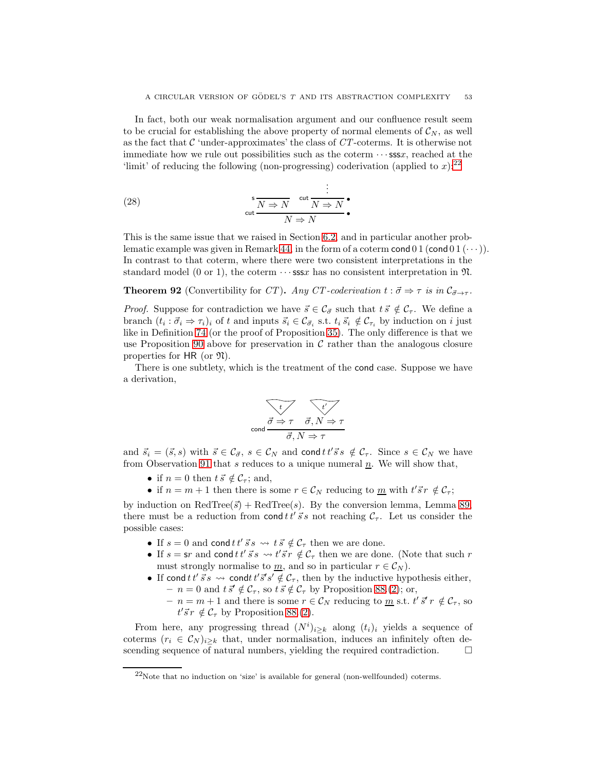In fact, both our weak normalisation argument and our confluence result seem to be crucial for establishing the above property of normal elements of $\mathcal{C}_N$, as well as the fact that $\mathcal{C}$ 'under-approximates' the class of $CT$-coterms. It is otherwise not immediate how we rule out possibilities such as the coterm $\cdots \mathsf{sss}x$, reached at the 'limit' of reducing the following (non-progressing) coderivation (applied to $x$):[22]

$$
\text{(28)} \qquad \dfrac{\mathsf{s}\,\dfrac{}{N \Rightarrow N} \qquad \mathsf{cut}\,\dfrac{\vdots}{N \Rightarrow N}\,\bullet}{N \Rightarrow N}\,\mathsf{cut}\;\bullet
$$

This is the same issue that we raised in Section 6.2, and in particular another problematic example was given in Remark 44, in the form of a coterm $\mathsf{cond}\,0\,1\,(\mathsf{cond}\,0\,1\,(\cdots))$. In contrast to that coterm, where there were two consistent interpretations in the standard model (0 or 1), the coterm $\cdots \mathsf{sss}x$ has no consistent interpretation in $\mathfrak{N}$.

**Theorem 92** (Convertibility for $CT$)**.** *Any $CT$-coderivation $t : \vec{\sigma} \Rightarrow \tau$ is in $\mathcal{C}_{\vec{\sigma} \to \tau}$.*

*Proof.* Suppose for contradiction we have $\vec{s} \in \mathcal{C}_{\vec{\sigma}}$ such that $t\,\vec{s} \notin \mathcal{C}_\tau$. We define a branch $(t_i : \vec{\sigma}_i \Rightarrow \tau_i)_i$ of $t$ and inputs $\vec{s}_i \in \mathcal{C}_{\vec{\sigma}_i}$ s.t. $t_i\,\vec{s}_i \notin \mathcal{C}_{\tau_i}$ by induction on $i$ just like in Definition 74 (or the proof of Proposition 35). The only difference is that we use Proposition 90 above for preservation in $\mathcal{C}$ rather than the analogous closure properties for $\mathsf{HR}$ (or $\mathfrak{N}$).

There is one subtlety, which is the treatment of the $\mathsf{cond}$ case. Suppose we have a derivation,

$$
\mathsf{cond}\,\dfrac{\overset{t}{\vec{\sigma} \Rightarrow \tau} \qquad \overset{t'}{\vec{\sigma}, N \Rightarrow \tau}}{\vec{\sigma}, N \Rightarrow \tau}
$$

and $\vec{s}_i = (\vec{s}, s)$ with $\vec{s} \in \mathcal{C}_{\vec{\sigma}}$, $s \in \mathcal{C}_N$ and $\mathsf{cond}\,t\,t'\vec{s}\,s \notin \mathcal{C}_\tau$. Since $s \in \mathcal{C}_N$ we have from Observation 91 that $s$ reduces to a unique numeral $\underline{n}$. We will show that,

- if $n = 0$ then $t\,\vec{s} \notin \mathcal{C}_\tau$; and,
- if $n = m + 1$ then there is some $r \in \mathcal{C}_N$ reducing to $\underline{m}$ with $t'\vec{s}\,r \notin \mathcal{C}_\tau$;

by induction on $\mathrm{RedTree}(\vec{s}) + \mathrm{RedTree}(s)$. By the conversion lemma, Lemma 89, there must be a reduction from $\mathsf{cond}\,t\,t'\,\vec{s}\,s$ not reaching $\mathcal{C}_\tau$. Let us consider the possible cases:

- If $s = 0$ and $\mathsf{cond}\,t\,t'\,\vec{s}\,s \rightsquigarrow t\,\vec{s} \notin \mathcal{C}_\tau$ then we are done.
- If $s = \mathsf{s}r$ and $\mathsf{cond}\,t\,t'\,\vec{s}\,s \rightsquigarrow t'\vec{s}\,r \notin \mathcal{C}_\tau$ then we are done. (Note that such $r$ must strongly normalise to $\underline{m}$, and so in particular $r \in \mathcal{C}_N$).
- If $\mathsf{cond}\,t\,t'\,\vec{s}\,s \rightsquigarrow \mathsf{cond}\,t\,t'\vec{s}'s' \notin \mathcal{C}_\tau$, then by the inductive hypothesis either,
  - $n = 0$ and $t\,\vec{s}' \notin \mathcal{C}_\tau$, so $t\,\vec{s} \notin \mathcal{C}_\tau$ by Proposition 88.(2); or,
  - $n = m+1$ and there is some $r \in \mathcal{C}_N$ reducing to $\underline{m}$ s.t. $t'\,\vec{s}'\,r \notin \mathcal{C}_\tau$, so $t'\vec{s}\,r \notin \mathcal{C}_\tau$ by Proposition 88.(2).

From here, any progressing thread $(N^i)_{i \geq k}$ along $(t_i)_i$ yields a sequence of coterms $(r_i \in \mathcal{C}_N)_{i \geq k}$ that, under normalisation, induces an infinitely often descending sequence of natural numbers, yielding the required contradiction. $\square$

---

[22]Note that no induction on 'size' is available for general (non-wellfounded) coterms.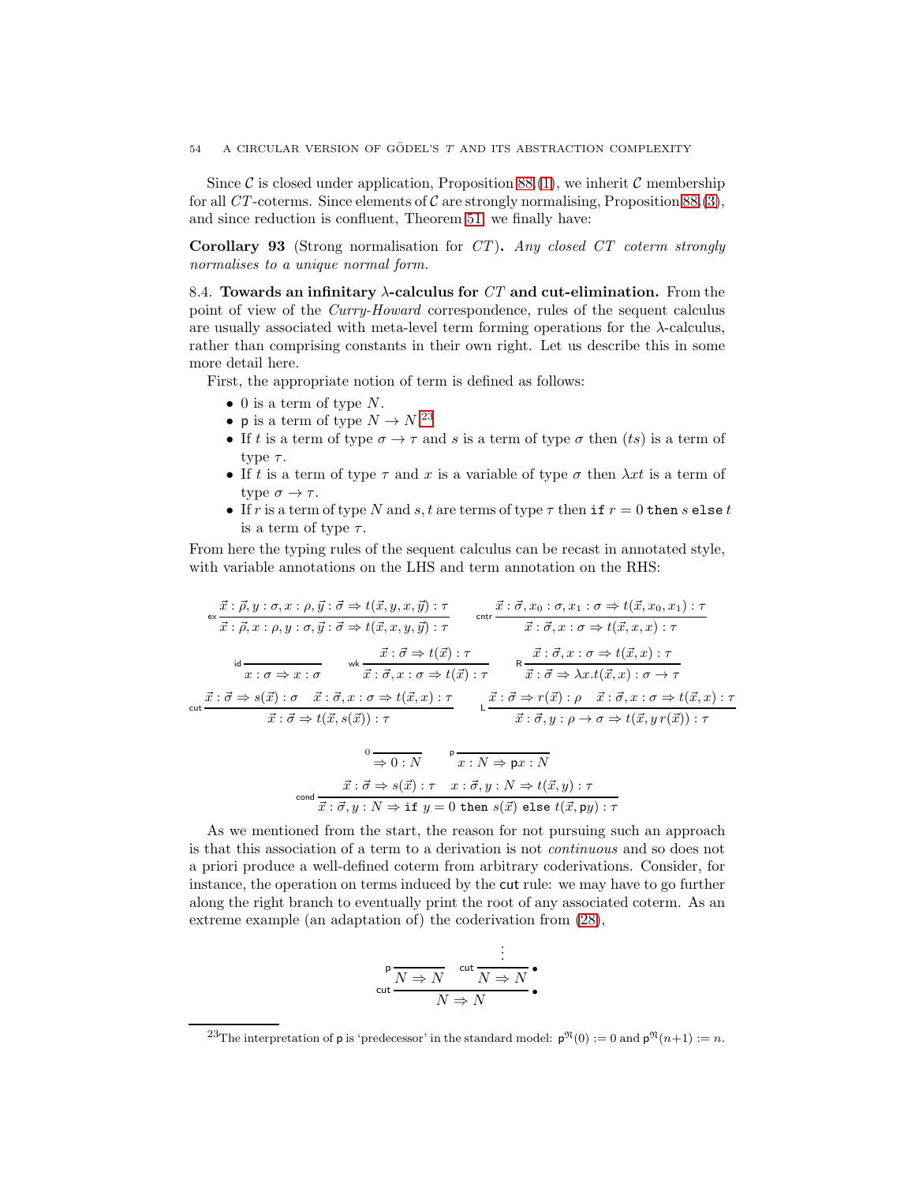Since $\mathcal{C}$ is closed under application, Proposition 88.(1), we inherit $\mathcal{C}$ membership for all $CT$-coterms. Since elements of $\mathcal{C}$ are strongly normalising, Proposition 88.(3), and since reduction is confluent, Theorem 51, we finally have:

**Corollary 93** (Strong normalisation for $CT$)**.** *Any closed $CT$ coterm strongly normalises to a unique normal form.*

8.4. **Towards an infinitary $\lambda$-calculus for $CT$ and cut-elimination.** From the point of view of the *Curry-Howard* correspondence, rules of the sequent calculus are usually associated with meta-level term forming operations for the $\lambda$-calculus, rather than comprising constants in their own right. Let us describe this in some more detail here.

First, the appropriate notion of term is defined as follows:

- $0$ is a term of type $N$.
- $\mathsf{p}$ is a term of type $N \to N$.[23]
- If $t$ is a term of type $\sigma \to \tau$ and $s$ is a term of type $\sigma$ then $(ts)$ is a term of type $\tau$.
- If $t$ is a term of type $\tau$ and $x$ is a variable of type $\sigma$ then $\lambda x t$ is a term of type $\sigma \to \tau$.
- If $r$ is a term of type $N$ and $s, t$ are terms of type $\tau$ then $\texttt{if}\ r = 0\ \texttt{then}\ s\ \texttt{else}\ t$ is a term of type $\tau$.

From here the typing rules of the sequent calculus can be recast in annotated style, with variable annotations on the LHS and term annotation on the RHS:

$$\mathsf{ex}\,\frac{\vec{x}:\vec{\rho}, y:\sigma, x:\rho, \vec{y}:\vec{\sigma} \Rightarrow t(\vec{x},y,x,\vec{y}):\tau}{\vec{x}:\vec{\rho}, x:\rho, y:\sigma, \vec{y}:\vec{\sigma} \Rightarrow t(\vec{x},x,y,\vec{y}):\tau} \qquad \mathsf{cntr}\,\frac{\vec{x}:\vec{\sigma}, x_0:\sigma, x_1:\sigma \Rightarrow t(\vec{x},x_0,x_1):\tau}{\vec{x}:\vec{\sigma}, x:\sigma \Rightarrow t(\vec{x},x,x):\tau}$$

$$\mathsf{id}\,\frac{}{x:\sigma \Rightarrow x:\sigma} \qquad \mathsf{wk}\,\frac{\vec{x}:\vec{\sigma} \Rightarrow t(\vec{x}):\tau}{\vec{x}:\vec{\sigma}, x:\sigma \Rightarrow t(\vec{x}):\tau} \qquad \mathsf{R}\,\frac{\vec{x}:\vec{\sigma}, x:\sigma \Rightarrow t(\vec{x},x):\tau}{\vec{x}:\vec{\sigma} \Rightarrow \lambda x.t(\vec{x},x):\sigma \to \tau}$$

$$\mathsf{cut}\,\frac{\vec{x}:\vec{\sigma} \Rightarrow s(\vec{x}):\sigma \quad \vec{x}:\vec{\sigma}, x:\sigma \Rightarrow t(\vec{x},x):\tau}{\vec{x}:\vec{\sigma} \Rightarrow t(\vec{x},s(\vec{x})):\tau} \qquad \mathsf{L}\,\frac{\vec{x}:\vec{\sigma} \Rightarrow r(\vec{x}):\rho \quad \vec{x}:\vec{\sigma}, x:\sigma \Rightarrow t(\vec{x},x):\tau}{\vec{x}:\vec{\sigma}, y:\rho \to \sigma \Rightarrow t(\vec{x}, y\, r(\vec{x})):\tau}$$

$$0\,\frac{}{\Rightarrow 0:N} \qquad \mathsf{p}\,\frac{}{x:N \Rightarrow \mathsf{p}x:N}$$

$$\mathsf{cond}\,\frac{\vec{x}:\vec{\sigma} \Rightarrow s(\vec{x}):\tau \quad x:\vec{\sigma}, y:N \Rightarrow t(\vec{x},y):\tau}{\vec{x}:\vec{\sigma}, y:N \Rightarrow \texttt{if}\ y=0\ \texttt{then}\ s(\vec{x})\ \texttt{else}\ t(\vec{x},\mathsf{p}y):\tau}$$

As we mentioned from the start, the reason for not pursuing such an approach is that this association of a term to a derivation is not *continuous* and so does not a priori produce a well-defined coterm from arbitrary coderivations. Consider, for instance, the operation on terms induced by the $\mathsf{cut}$ rule: we may have to go further along the right branch to eventually print the root of any associated coterm. As an extreme example (an adaptation of) the coderivation from (28),

$$\mathsf{cut}\,\frac{\mathsf{p}\,\frac{}{N \Rightarrow N} \quad \mathsf{cut}\,\frac{\vdots}{N \Rightarrow N}\,\bullet}{N \Rightarrow N}\,\bullet$$

[23] The interpretation of $\mathsf{p}$ is 'predecessor' in the standard model: $\mathsf{p}^{\mathfrak{N}}(0) := 0$ and $\mathsf{p}^{\mathfrak{N}}(n+1) := n$.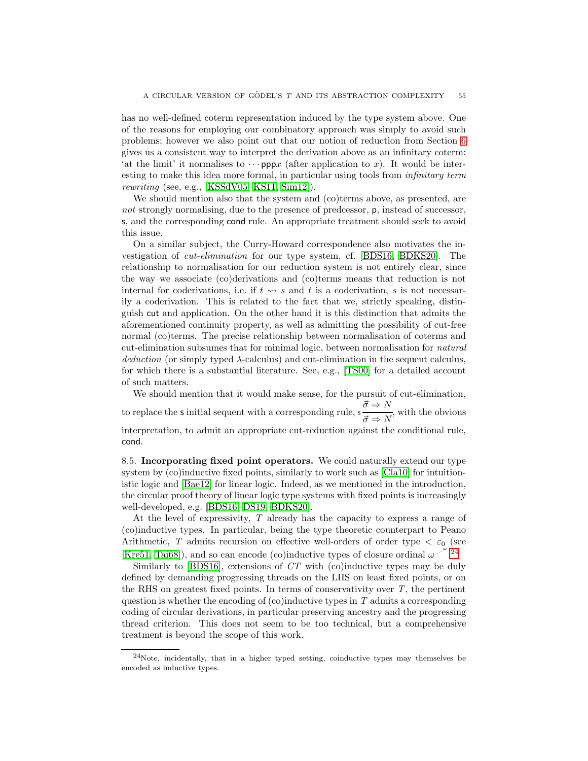has no well-defined coterm representation induced by the type system above. One of the reasons for employing our combinatory approach was simply to avoid such problems; however we also point out that our notion of reduction from Section 6 gives us a consistent way to interpret the derivation above as an infinitary coterm: 'at the limit' it normalises to $\cdots \mathsf{ppp}x$ (after application to $x$). It would be interesting to make this idea more formal, in particular using tools from *infinitary term rewriting* (see, e.g., [KSSdV05, KS11, Sim12]).

We should mention also that the system and (co)terms above, as presented, are *not* strongly normalising, due to the presence of predcessor, $\mathsf{p}$, instead of successor, $\mathsf{s}$, and the corresponding $\mathsf{cond}$ rule. An appropriate treatment should seek to avoid this issue.

On a similar subject, the Curry-Howard correspondence also motivates the investigation of *cut-elimination* for our type system, cf. [BDS16, BDKS20]. The relationship to normalisation for our reduction system is not entirely clear, since the way we associate (co)derivations and (co)terms means that reduction is not internal for coderivations, i.e. if $t \rightsquigarrow s$ and $t$ is a coderivation, $s$ is not necessarily a coderivation. This is related to the fact that we, strictly speaking, distinguish $\mathsf{cut}$ and application. On the other hand it is this distinction that admits the aforementioned continuity property, as well as admitting the possibility of cut-free normal (co)terms. The precise relationship between normalisation of coterms and cut-elimination subsumes that for minimal logic, between normalisation for *natural deduction* (or simply typed $\lambda$-calculus) and cut-elimination in the sequent calculus, for which there is a substantial literature. See, e.g., [TS00] for a detailed account of such matters.

We should mention that it would make sense, for the pursuit of cut-elimination, to replace the $\mathsf{s}$ initial sequent with a corresponding rule, $\mathsf{s}\dfrac{\vec{\sigma} \Rightarrow N}{\vec{\sigma} \Rightarrow N}$, with the obvious interpretation, to admit an appropriate cut-reduction against the conditional rule, $\mathsf{cond}$.

**8.5. Incorporating fixed point operators.** We could naturally extend our type system by (co)inductive fixed points, similarly to work such as [Cla10] for intuitionistic logic and [Bae12] for linear logic. Indeed, as we mentioned in the introduction, the circular proof theory of linear logic type systems with fixed points is increasingly well-developed, e.g. [BDS16, DS19, BDKS20].

At the level of expressivity, $T$ already has the capacity to express a range of (co)inductive types. In particular, being the type theoretic counterpart to Peano Arithmetic, $T$ admits recursion on effective well-orders of order type $< \varepsilon_0$ (see [Kre51, Tai68]), and so can encode (co)inductive types of closure ordinal $\omega^{\cdot^{\cdot^{\omega}}}$.[24]

Similarly to [BDS16], extensions of $CT$ with (co)inductive types may be duly defined by demanding progressing threads on the LHS on least fixed points, or on the RHS on greatest fixed points. In terms of conservativity over $T$, the pertinent question is whether the encoding of (co)inductive types in $T$ admits a corresponding coding of circular derivations, in particular preserving ancestry and the progressing thread criterion. This does not seem to be too technical, but a comprehensive treatment is beyond the scope of this work.

[24] Note, incidentally, that in a higher typed setting, coinductive types may themselves be encoded as inductive types.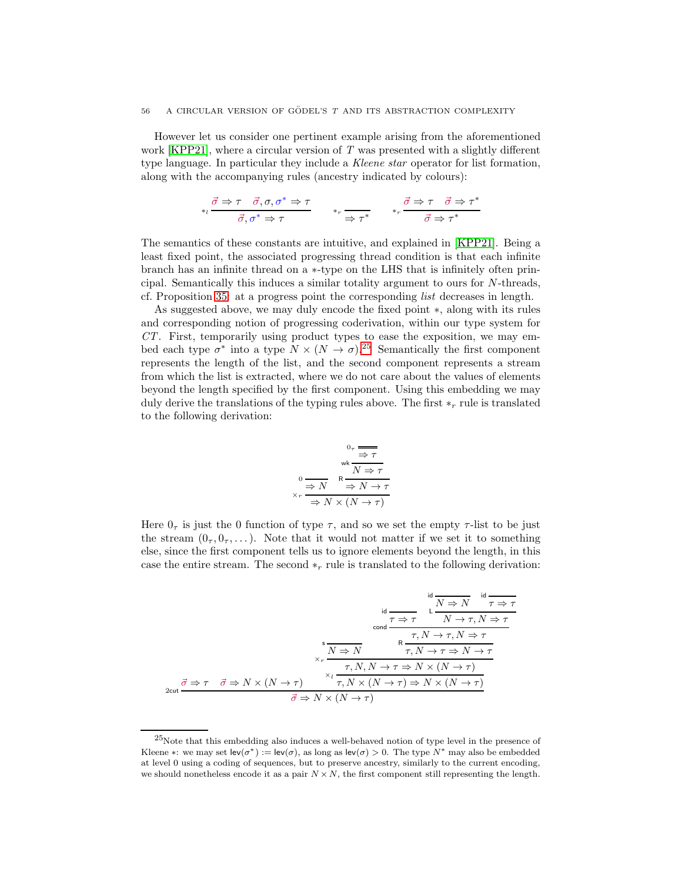However let us consider one pertinent example arising from the aforementioned work [KPP21], where a circular version of $T$ was presented with a slightly different type language. In particular they include a *Kleene star* operator for list formation, along with the accompanying rules (ancestry indicated by colours):

$$
*_l \frac{\vec{\sigma} \Rightarrow \tau \quad \vec{\sigma}, \sigma, \sigma^* \Rightarrow \tau}{\vec{\sigma}, \sigma^* \Rightarrow \tau} \qquad *_r \frac{}{\Rightarrow \tau^*} \qquad *_r \frac{\vec{\sigma} \Rightarrow \tau \quad \vec{\sigma} \Rightarrow \tau^*}{\vec{\sigma} \Rightarrow \tau^*}
$$

The semantics of these constants are intuitive, and explained in [KPP21]. Being a least fixed point, the associated progressing thread condition is that each infinite branch has an infinite thread on a $*$-type on the LHS that is infinitely often principal. Semantically this induces a similar totality argument to ours for $N$-threads, cf. Proposition 35: at a progress point the corresponding *list* decreases in length.

As suggested above, we may duly encode the fixed point $*$, along with its rules and corresponding notion of progressing coderivation, within our type system for $CT$. First, temporarily using product types to ease the exposition, we may embed each type $\sigma^*$ into a type $N \times (N \to \sigma)$.[25] Semantically the first component represents the length of the list, and the second component represents a stream from which the list is extracted, where we do not care about the values of elements beyond the length specified by the first component. Using this embedding we may duly derive the translations of the typing rules above. The first $*_r$ rule is translated to the following derivation:

$$
\times_r \frac{0 \frac{}{\Rightarrow N} \qquad \mathsf{R} \frac{\mathsf{wk} \frac{0_\tau \frac{}{\Rightarrow \tau}}{N \Rightarrow \tau}}{\Rightarrow N \to \tau}}{\Rightarrow N \times (N \to \tau)}
$$

Here $0_\tau$ is just the 0 function of type $\tau$, and so we set the empty $\tau$-list to be just the stream $(0_\tau, 0_\tau, \dots)$. Note that it would not matter if we set it to something else, since the first component tells us to ignore elements beyond the length, in this case the entire stream. The second $*_r$ rule is translated to the following derivation:

$$
\mathsf{2cut} \frac{\vec{\sigma} \Rightarrow \tau \quad \vec{\sigma} \Rightarrow N \times (N \to \tau) \qquad \times_l \frac{\times_r \frac{\mathsf{s} \frac{}{N \Rightarrow N} \qquad \mathsf{R} \frac{\mathsf{cond} \frac{\mathsf{id} \frac{}{\tau \Rightarrow \tau} \qquad \mathsf{L} \frac{\mathsf{id} \frac{}{N \Rightarrow N} \quad \mathsf{id} \frac{}{\tau \Rightarrow \tau}}{N \to \tau, N \Rightarrow \tau}}{\tau, N \to \tau, N \Rightarrow \tau}}{\tau, N \to \tau \Rightarrow N \to \tau}}{\tau, N, N \to \tau \Rightarrow N \times (N \to \tau)}}{\tau, N \times (N \to \tau) \Rightarrow N \times (N \to \tau)}}{\vec{\sigma} \Rightarrow N \times (N \to \tau)}
$$

---

[25] Note that this embedding also induces a well-behaved notion of type level in the presence of Kleene $*$: we may set $\mathsf{lev}(\sigma^*) := \mathsf{lev}(\sigma)$, as long as $\mathsf{lev}(\sigma) > 0$. The type $N^*$ may also be embedded at level 0 using a coding of sequences, but to preserve ancestry, similarly to the current encoding, we should nonetheless encode it as a pair $N \times N$, the first component still representing the length.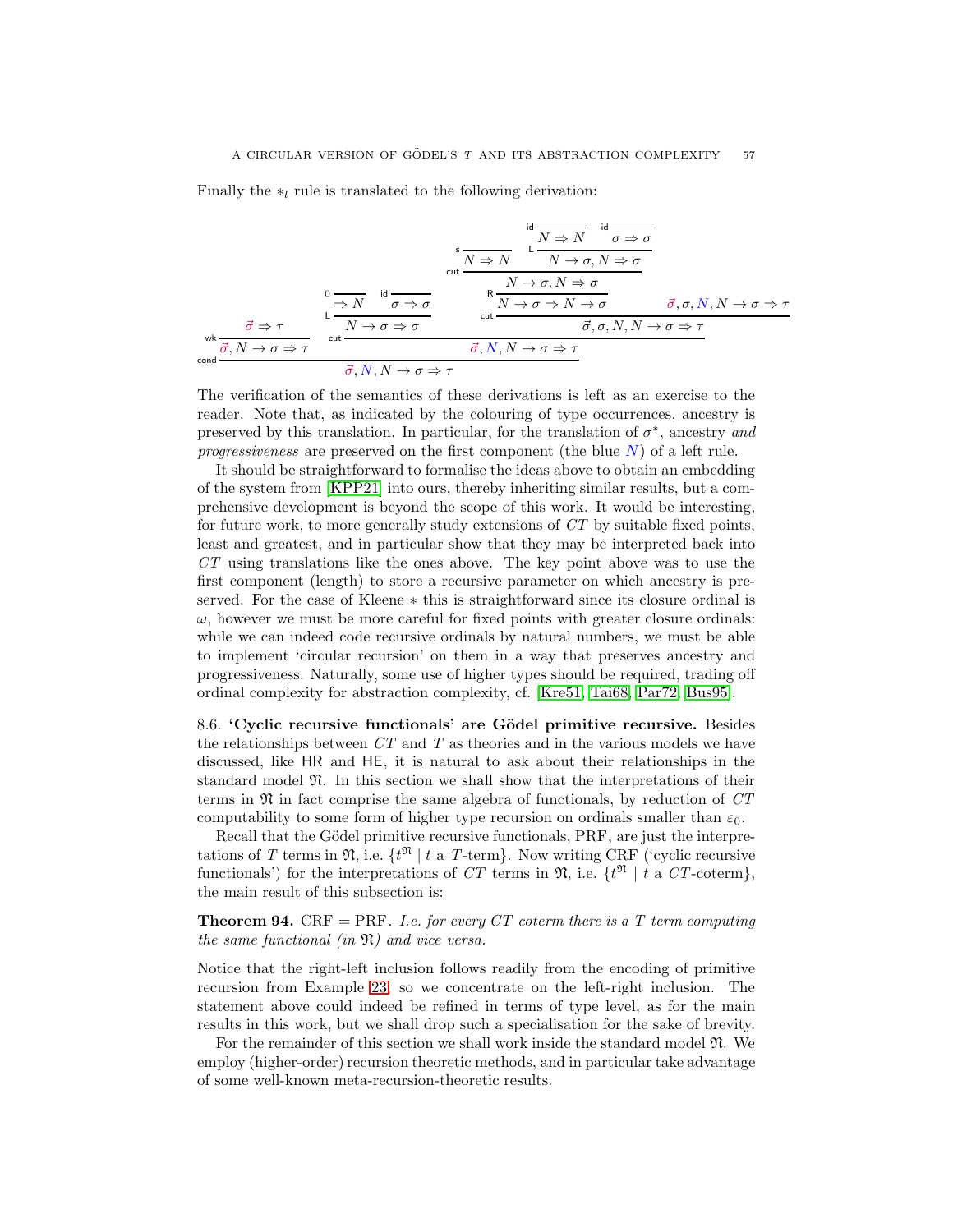Finally the $*_l$ rule is translated to the following derivation:

$$
\dfrac{\dfrac{\vec{\sigma} \Rightarrow \tau}{\vec{\sigma}, N \to \sigma \Rightarrow \tau}\,\mathsf{wk} \qquad \dfrac{\dfrac{\dfrac{}{\Rightarrow N}\,0 \quad \dfrac{}{\sigma \Rightarrow \sigma}\,\mathsf{id}}{N \to \sigma \Rightarrow \sigma}\,\mathsf{L} \qquad \dfrac{\dfrac{\dfrac{\dfrac{}{N \Rightarrow N}\,\mathsf{s} \quad \dfrac{\dfrac{}{N \Rightarrow N}\,\mathsf{id} \quad \dfrac{}{\sigma \Rightarrow \sigma}\,\mathsf{id}}{N \to \sigma, N \Rightarrow \sigma}\,\mathsf{L}}{N \to \sigma, N \Rightarrow \sigma}\,\mathsf{cut}}{N \to \sigma \Rightarrow N \to \sigma}\,\mathsf{R} \qquad \vec{\sigma}, \sigma, N, N \to \sigma \Rightarrow \tau}{\vec{\sigma}, \sigma, N, N \to \sigma \Rightarrow \tau}\,\mathsf{cut}}{\vec{\sigma}, N, N \to \sigma \Rightarrow \tau}\,\mathsf{cut}}{\vec{\sigma}, N, N \to \sigma \Rightarrow \tau}\,\mathsf{cond}
$$

The verification of the semantics of these derivations is left as an exercise to the reader. Note that, as indicated by the colouring of type occurrences, ancestry is preserved by this translation. In particular, for the translation of $\sigma^*$, ancestry *and progressiveness* are preserved on the first component (the blue $N$) of a left rule.

It should be straightforward to formalise the ideas above to obtain an embedding of the system from [KPP21] into ours, thereby inheriting similar results, but a comprehensive development is beyond the scope of this work. It would be interesting, for future work, to more generally study extensions of $CT$ by suitable fixed points, least and greatest, and in particular show that they may be interpreted back into $CT$ using translations like the ones above. The key point above was to use the first component (length) to store a recursive parameter on which ancestry is preserved. For the case of Kleene $*$ this is straightforward since its closure ordinal is $\omega$, however we must be more careful for fixed points with greater closure ordinals: while we can indeed code recursive ordinals by natural numbers, we must be able to implement 'circular recursion' on them in a way that preserves ancestry and progressiveness. Naturally, some use of higher types should be required, trading off ordinal complexity for abstraction complexity, cf. [Kre51, Tai68, Par72, Bus95].

8.6. **'Cyclic recursive functionals' are Gödel primitive recursive.** Besides the relationships between $CT$ and $T$ as theories and in the various models we have discussed, like HR and HE, it is natural to ask about their relationships in the standard model $\mathfrak{N}$. In this section we shall show that the interpretations of their terms in $\mathfrak{N}$ in fact comprise the same algebra of functionals, by reduction of $CT$ computability to some form of higher type recursion on ordinals smaller than $\varepsilon_0$.

Recall that the Gödel primitive recursive functionals, PRF, are just the interpretations of $T$ terms in $\mathfrak{N}$, i.e. $\{t^{\mathfrak{N}} \mid t \text{ a } T\text{-term}\}$. Now writing CRF ('cyclic recursive functionals') for the interpretations of $CT$ terms in $\mathfrak{N}$, i.e. $\{t^{\mathfrak{N}} \mid t \text{ a } CT\text{-coterm}\}$, the main result of this subsection is:

**Theorem 94.** CRF = PRF. *I.e. for every $CT$ coterm there is a $T$ term computing the same functional (in $\mathfrak{N}$) and vice versa.*

Notice that the right-left inclusion follows readily from the encoding of primitive recursion from Example 23, so we concentrate on the left-right inclusion. The statement above could indeed be refined in terms of type level, as for the main results in this work, but we shall drop such a specialisation for the sake of brevity.

For the remainder of this section we shall work inside the standard model $\mathfrak{N}$. We employ (higher-order) recursion theoretic methods, and in particular take advantage of some well-known meta-recursion-theoretic results.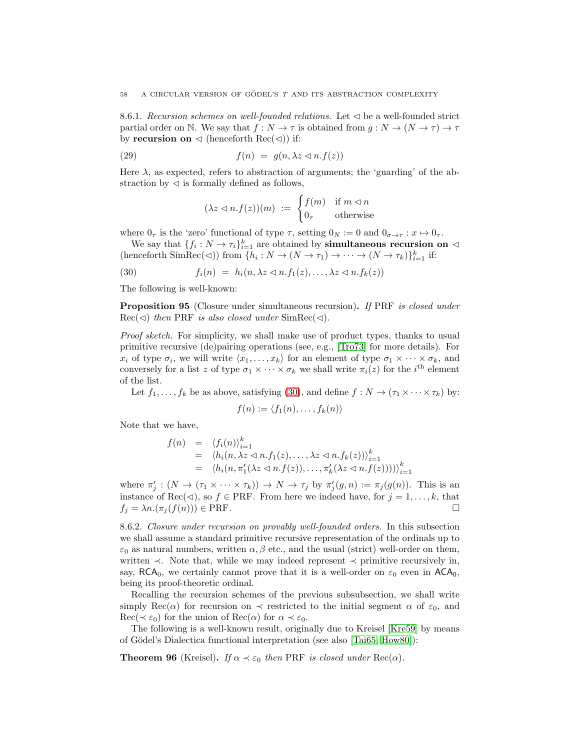8.6.1. *Recursion schemes on well-founded relations.* Let $\lhd$ be a well-founded strict partial order on $\mathbb{N}$. We say that $f : N \to \tau$ is obtained from $g : N \to (N \to \tau) \to \tau$ by **recursion on** $\lhd$ (henceforth $\mathrm{Rec}(\lhd)$) if:

$$f(n) \; = \; g(n, \lambda z \lhd n. f(z)) \tag{29}$$

Here $\lambda$, as expected, refers to abstraction of arguments; the 'guarding' of the abstraction by $\lhd$ is formally defined as follows,

$$(\lambda z \lhd n. f(z))(m) \; := \; \begin{cases} f(m) & \text{if } m \lhd n \\ 0_\tau & \text{otherwise} \end{cases}$$

where $0_\tau$ is the 'zero' functional of type $\tau$, setting $0_N := 0$ and $0_{\sigma \to \tau} : x \mapsto 0_\tau$.

We say that $\{f_i : N \to \tau_i\}_{i=1}^k$ are obtained by **simultaneous recursion on** $\lhd$ (henceforth $\mathrm{SimRec}(\lhd)$) from $\{h_i : N \to (N \to \tau_1) \to \cdots \to (N \to \tau_k)\}_{i=1}^k$ if:

$$f_i(n) \; = \; h_i(n, \lambda z \lhd n. f_1(z), \ldots, \lambda z \lhd n. f_k(z)) \tag{30}$$

The following is well-known:

**Proposition 95** (Closure under simultaneous recursion)**.** *If* PRF *is closed under* $\mathrm{Rec}(\lhd)$ *then* PRF *is also closed under* $\mathrm{SimRec}(\lhd)$.

*Proof sketch.* For simplicity, we shall make use of product types, thanks to usual primitive recursive (de)pairing operations (see, e.g., [Tro73] for more details). For $x_i$ of type $\sigma_i$, we will write $\langle x_1, \ldots, x_k \rangle$ for an element of type $\sigma_1 \times \cdots \times \sigma_k$, and conversely for a list $z$ of type $\sigma_1 \times \cdots \times \sigma_k$ we shall write $\pi_i(z)$ for the $i^{\text{th}}$ element of the list.

Let $f_1, \ldots, f_k$ be as above, satisfying (30), and define $f : N \to (\tau_1 \times \cdots \times \tau_k)$ by:

$$f(n) := \langle f_1(n), \ldots, f_k(n) \rangle$$

Note that we have,

$$\begin{aligned} f(n) &= \langle f_i(n) \rangle_{i=1}^k \\ &= \langle h_i(n, \lambda z \lhd n. f_1(z), \ldots, \lambda z \lhd n. f_k(z)) \rangle_{i=1}^k \\ &= \langle h_i(n, \pi'_1(\lambda z \lhd n. f(z)), \ldots, \pi'_k(\lambda z \lhd n. f(z))) \rangle_{i=1}^k \end{aligned}$$

where $\pi'_j : (N \to (\tau_1 \times \cdots \times \tau_k)) \to N \to \tau_j$ by $\pi'_j(g, n) := \pi_j(g(n))$. This is an instance of $\mathrm{Rec}(\lhd)$, so $f \in \mathrm{PRF}$. From here we indeed have, for $j = 1, \ldots, k$, that $f_j = \lambda n.(\pi_j(f(n))) \in \mathrm{PRF}$. □

8.6.2. *Closure under recursion on provably well-founded orders.* In this subsection we shall assume a standard primitive recursive representation of the ordinals up to $\varepsilon_0$ as natural numbers, written $\alpha, \beta$ etc., and the usual (strict) well-order on them, written $\prec$. Note that, while we may indeed represent $\prec$ primitive recursively in, say, $\mathsf{RCA}_0$, we certainly cannot prove that it is a well-order on $\varepsilon_0$ even in $\mathsf{ACA}_0$, being its proof-theoretic ordinal.

Recalling the recursion schemes of the previous subsubsection, we shall write simply $\mathrm{Rec}(\alpha)$ for recursion on $\prec$ restricted to the initial segment $\alpha$ of $\varepsilon_0$, and $\mathrm{Rec}(\prec \varepsilon_0)$ for the union of $\mathrm{Rec}(\alpha)$ for $\alpha \prec \varepsilon_0$.

The following is a well-known result, originally due to Kreisel [Kre59] by means of Gödel's Dialectica functional interpretation (see also [Tai65, How80]):

**Theorem 96** (Kreisel)**.** *If* $\alpha \prec \varepsilon_0$ *then* PRF *is closed under* $\mathrm{Rec}(\alpha)$.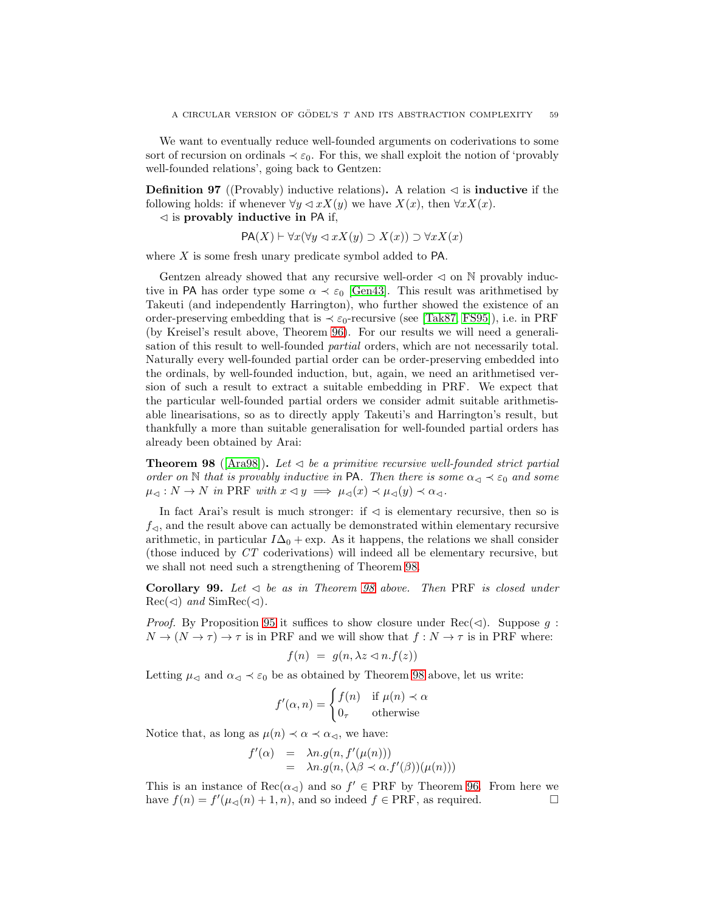We want to eventually reduce well-founded arguments on coderivations to some sort of recursion on ordinals $\prec \varepsilon_0$. For this, we shall exploit the notion of 'provably well-founded relations', going back to Gentzen:

**Definition 97** ((Provably) inductive relations)**.** A relation $\lhd$ is **inductive** if the following holds: if whenever $\forall y \lhd x X(y)$ we have $X(x)$, then $\forall x X(x)$.

$\lhd$ is **provably inductive in** $\mathsf{PA}$ if,

$$\mathsf{PA}(X) \vdash \forall x(\forall y \lhd x X(y) \supset X(x)) \supset \forall x X(x)$$

where $X$ is some fresh unary predicate symbol added to $\mathsf{PA}$.

Gentzen already showed that any recursive well-order $\lhd$ on $\mathbb{N}$ provably inductive in $\mathsf{PA}$ has order type some $\alpha \prec \varepsilon_0$ [Gen43]. This result was arithmetised by Takeuti (and independently Harrington), who further showed the existence of an order-preserving embedding that is $\prec \varepsilon_0$-recursive (see [Tak87, FS95]), i.e. in PRF (by Kreisel's result above, Theorem 96). For our results we will need a generalisation of this result to well-founded *partial* orders, which are not necessarily total. Naturally every well-founded partial order can be order-preserving embedded into the ordinals, by well-founded induction, but, again, we need an arithmetised version of such a result to extract a suitable embedding in PRF. We expect that the particular well-founded partial orders we consider admit suitable arithmetisable linearisations, so as to directly apply Takeuti's and Harrington's result, but thankfully a more than suitable generalisation for well-founded partial orders has already been obtained by Arai:

**Theorem 98** ([Ara98])**.** *Let $\lhd$ be a primitive recursive well-founded strict partial order on $\mathbb{N}$ that is provably inductive in $\mathsf{PA}$. Then there is some $\alpha_\lhd \prec \varepsilon_0$ and some $\mu_\lhd : N \to N$ in PRF with $x \lhd y \implies \mu_\lhd(x) \prec \mu_\lhd(y) \prec \alpha_\lhd$.*

In fact Arai's result is much stronger: if $\lhd$ is elementary recursive, then so is $f_\lhd$, and the result above can actually be demonstrated within elementary recursive arithmetic, in particular $I\Delta_0 + \exp$. As it happens, the relations we shall consider (those induced by $CT$ coderivations) will indeed all be elementary recursive, but we shall not need such a strengthening of Theorem 98.

**Corollary 99.** *Let $\lhd$ be as in Theorem 98 above. Then* PRF *is closed under* $\mathrm{Rec}(\lhd)$ *and* $\mathrm{SimRec}(\lhd)$*.*

*Proof.* By Proposition 95 it suffices to show closure under $\mathrm{Rec}(\lhd)$. Suppose $g : N \to (N \to \tau) \to \tau$ is in PRF and we will show that $f : N \to \tau$ is in PRF where:

$$f(n) \ = \ g(n, \lambda z \lhd n. f(z))$$

Letting $\mu_\lhd$ and $\alpha_\lhd \prec \varepsilon_0$ be as obtained by Theorem 98 above, let us write:

$$f'(\alpha, n) = \begin{cases} f(n) & \text{if } \mu(n) \prec \alpha \\ 0_\tau & \text{otherwise} \end{cases}$$

Notice that, as long as $\mu(n) \prec \alpha \prec \alpha_\lhd$, we have:

$$\begin{aligned} f'(\alpha) &= \lambda n. g(n, f'(\mu(n))) \\ &= \lambda n. g(n, (\lambda \beta \prec \alpha. f'(\beta))(\mu(n))) \end{aligned}$$

This is an instance of $\mathrm{Rec}(\alpha_\lhd)$ and so $f' \in \mathrm{PRF}$ by Theorem 96. From here we have $f(n) = f'(\mu_\lhd(n) + 1, n)$, and so indeed $f \in \mathrm{PRF}$, as required. $\square$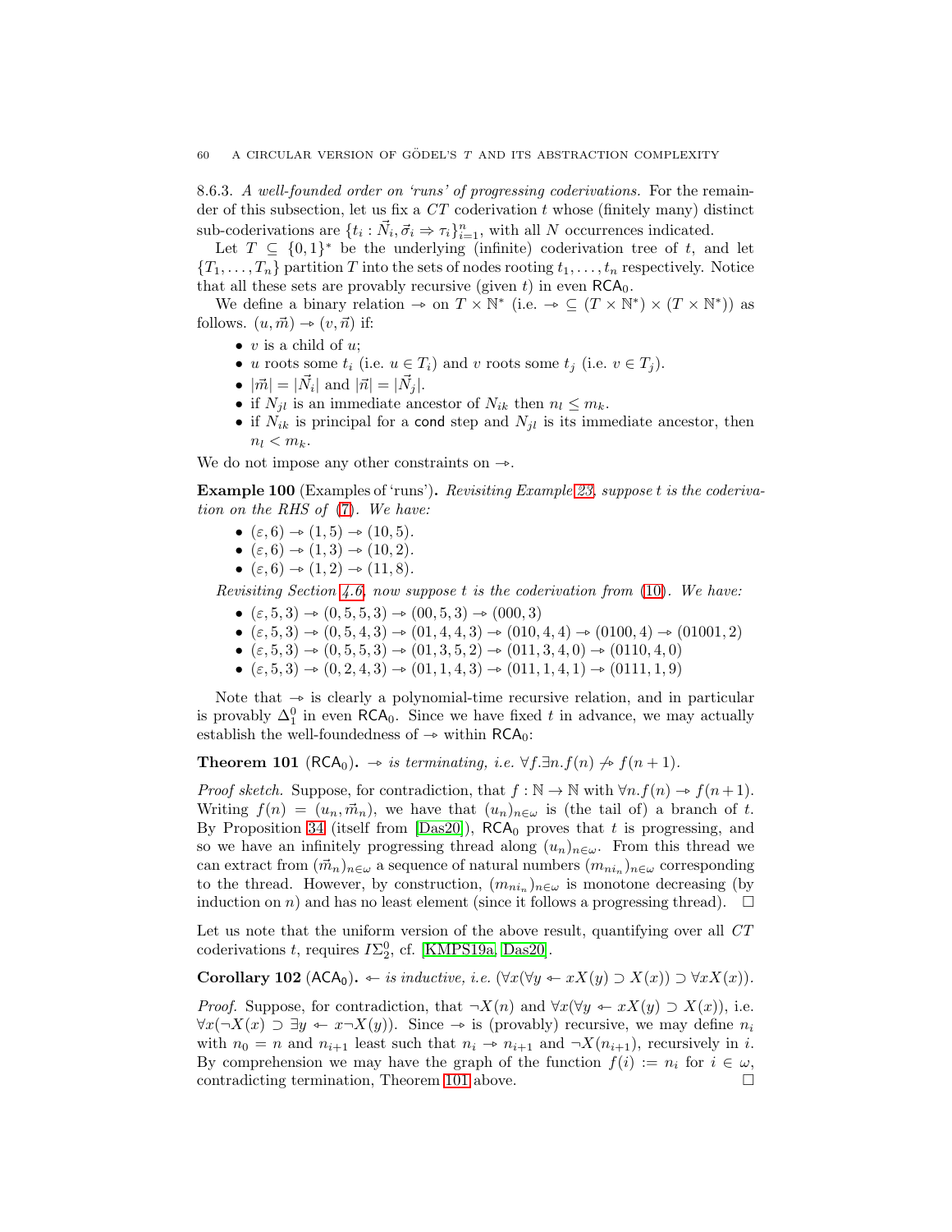8.6.3. *A well-founded order on 'runs' of progressing coderivations.* For the remainder of this subsection, let us fix a *CT* coderivation $t$ whose (finitely many) distinct sub-coderivations are $\{t_i : \vec{N}_i, \vec{\sigma}_i \Rightarrow \tau_i\}_{i=1}^n$, with all $N$ occurrences indicated.

Let $T \subseteq \{0,1\}^*$ be the underlying (infinite) coderivation tree of $t$, and let $\{T_1, \dots, T_n\}$ partition $T$ into the sets of nodes rooting $t_1, \dots, t_n$ respectively. Notice that all these sets are provably recursive (given $t$) in even $\mathsf{RCA}_0$.

We define a binary relation $\twoheadrightarrow$ on $T \times \mathbb{N}^*$ (i.e. $\twoheadrightarrow \subseteq (T \times \mathbb{N}^*) \times (T \times \mathbb{N}^*)$) as follows. $(u, \vec{m}) \twoheadrightarrow (v, \vec{n})$ if:

- $v$ is a child of $u$;
- $u$ roots some $t_i$ (i.e. $u \in T_i$) and $v$ roots some $t_j$ (i.e. $v \in T_j$).
- $|\vec{m}| = |\vec{N}_i|$ and $|\vec{n}| = |\vec{N}_j|$.
- if $N_{jl}$ is an immediate ancestor of $N_{ik}$ then $n_l \leq m_k$.
- if $N_{ik}$ is principal for a $\mathsf{cond}$ step and $N_{jl}$ is its immediate ancestor, then $n_l < m_k$.

We do not impose any other constraints on $\twoheadrightarrow$.

**Example 100** (Examples of 'runs')**.** *Revisiting Example 23, suppose $t$ is the coderivation on the RHS of (7). We have:*

- $(\varepsilon, 6) \twoheadrightarrow (1, 5) \twoheadrightarrow (10, 5)$.
- $(\varepsilon, 6) \twoheadrightarrow (1, 3) \twoheadrightarrow (10, 2)$.
- $(\varepsilon, 6) \twoheadrightarrow (1, 2) \twoheadrightarrow (11, 8)$.

*Revisiting Section 4.6, now suppose $t$ is the coderivation from (10). We have:*

- $(\varepsilon, 5, 3) \twoheadrightarrow (0, 5, 5, 3) \twoheadrightarrow (00, 5, 3) \twoheadrightarrow (000, 3)$
- $(\varepsilon, 5, 3) \twoheadrightarrow (0, 5, 4, 3) \twoheadrightarrow (01, 4, 4, 3) \twoheadrightarrow (010, 4, 4) \twoheadrightarrow (0100, 4) \twoheadrightarrow (01001, 2)$
- $(\varepsilon, 5, 3) \twoheadrightarrow (0, 5, 5, 3) \twoheadrightarrow (01, 3, 5, 2) \twoheadrightarrow (011, 3, 4, 0) \twoheadrightarrow (0110, 4, 0)$
- $(\varepsilon, 5, 3) \twoheadrightarrow (0, 2, 4, 3) \twoheadrightarrow (01, 1, 4, 3) \twoheadrightarrow (011, 1, 4, 1) \twoheadrightarrow (0111, 1, 9)$

Note that $\twoheadrightarrow$ is clearly a polynomial-time recursive relation, and in particular is provably $\Delta^0_1$ in even $\mathsf{RCA}_0$. Since we have fixed $t$ in advance, we may actually establish the well-foundedness of $\twoheadrightarrow$ within $\mathsf{RCA}_0$:

**Theorem 101** ($\mathsf{RCA}_0$)**.** *$\twoheadrightarrow$ is terminating, i.e. $\forall f. \exists n. f(n) \not\twoheadrightarrow f(n+1)$.*

*Proof sketch.* Suppose, for contradiction, that $f : \mathbb{N} \to \mathbb{N}$ with $\forall n. f(n) \twoheadrightarrow f(n+1)$. Writing $f(n) = (u_n, \vec{m}_n)$, we have that $(u_n)_{n \in \omega}$ is (the tail of) a branch of $t$. By Proposition 34 (itself from [Das20]), $\mathsf{RCA}_0$ proves that $t$ is progressing, and so we have an infinitely progressing thread along $(u_n)_{n \in \omega}$. From this thread we can extract from $(\vec{m}_n)_{n \in \omega}$ a sequence of natural numbers $(m_{n i_n})_{n \in \omega}$ corresponding to the thread. However, by construction, $(m_{n i_n})_{n \in \omega}$ is monotone decreasing (by induction on $n$) and has no least element (since it follows a progressing thread). $\square$

Let us note that the uniform version of the above result, quantifying over all *CT* coderivations $t$, requires $I\Sigma^0_2$, cf. [KMPS19a, Das20].

**Corollary 102** ($\mathsf{ACA}_0$)**.** *$\twoheadleftarrow$ is inductive, i.e. $(\forall x (\forall y \twoheadleftarrow x X(y) \supset X(x)) \supset \forall x X(x))$.*

*Proof.* Suppose, for contradiction, that $\neg X(n)$ and $\forall x (\forall y \twoheadleftarrow x X(y) \supset X(x))$, i.e. $\forall x (\neg X(x) \supset \exists y \twoheadleftarrow x \neg X(y))$. Since $\twoheadrightarrow$ is (provably) recursive, we may define $n_i$ with $n_0 = n$ and $n_{i+1}$ least such that $n_i \twoheadrightarrow n_{i+1}$ and $\neg X(n_{i+1})$, recursively in $i$. By comprehension we may have the graph of the function $f(i) := n_i$ for $i \in \omega$, contradicting termination, Theorem 101 above. $\square$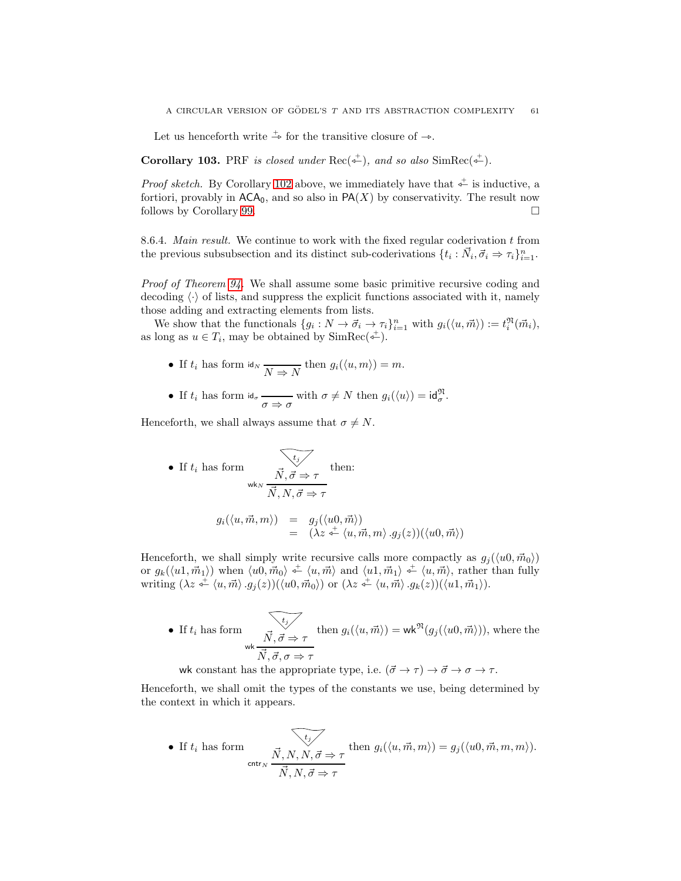Let us henceforth write $\overset{+}{\twoheadrightarrow}$ for the transitive closure of $\twoheadrightarrow$.

**Corollary 103.** *PRF is closed under* $\mathrm{Rec}(\overset{+}{\twoheadleftarrow})$*, and so also* $\mathrm{SimRec}(\overset{+}{\twoheadleftarrow})$.

*Proof sketch.* By Corollary 102 above, we immediately have that $\overset{+}{\twoheadleftarrow}$ is inductive, a fortiori, provably in $\mathsf{ACA}_0$, and so also in $\mathsf{PA}(X)$ by conservativity. The result now follows by Corollary 99. $\square$

8.6.4. *Main result.* We continue to work with the fixed regular coderivation $t$ from the previous subsubsection and its distinct sub-coderivations $\{t_i : \vec{N}_i, \vec{\sigma}_i \Rightarrow \tau_i\}_{i=1}^n$.

*Proof of Theorem 94.* We shall assume some basic primitive recursive coding and decoding $\langle\cdot\rangle$ of lists, and suppress the explicit functions associated with it, namely those adding and extracting elements from lists.

We show that the functionals $\{g_i : N \to \vec{\sigma}_i \to \tau_i\}_{i=1}^n$ with $g_i(\langle u, \vec{m}\rangle) := t_i^{\mathfrak{N}}(\vec{m}_i)$, as long as $u \in T_i$, may be obtained by $\mathrm{SimRec}(\overset{+}{\twoheadleftarrow})$.

- If $t_i$ has form $\mathsf{id}_N \dfrac{}{N \Rightarrow N}$ then $g_i(\langle u, m\rangle) = m$.
- If $t_i$ has form $\mathsf{id}_\sigma \dfrac{}{\sigma \Rightarrow \sigma}$ with $\sigma \neq N$ then $g_i(\langle u\rangle) = \mathsf{id}_\sigma^{\mathfrak{N}}$.

Henceforth, we shall always assume that $\sigma \neq N$.

- If $t_i$ has form $\mathsf{wk}_N \dfrac{\begin{matrix} t_j \\ \vec{N}, \vec{\sigma} \Rightarrow \tau \end{matrix}}{\vec{N}, N, \vec{\sigma} \Rightarrow \tau}$ then:

$$\begin{array}{rcl} g_i(\langle u, \vec{m}, m\rangle) & = & g_j(\langle u0, \vec{m}\rangle) \\ & = & (\lambda z \overset{+}{\twoheadleftarrow} \langle u, \vec{m}, m\rangle \, . g_j(z))(\langle u0, \vec{m}\rangle) \end{array}$$

Henceforth, we shall simply write recursive calls more compactly as $g_j(\langle u0, \vec{m}_0\rangle)$ or $g_k(\langle u1, \vec{m}_1\rangle)$ when $\langle u0, \vec{m}_0\rangle \overset{+}{\twoheadleftarrow} \langle u, \vec{m}\rangle$ and $\langle u1, \vec{m}_1\rangle \overset{+}{\twoheadleftarrow} \langle u, \vec{m}\rangle$, rather than fully writing $(\lambda z \overset{+}{\twoheadleftarrow} \langle u, \vec{m}\rangle \, . g_j(z))(\langle u0, \vec{m}_0\rangle)$ or $(\lambda z \overset{+}{\twoheadleftarrow} \langle u, \vec{m}\rangle \, . g_k(z))(\langle u1, \vec{m}_1\rangle)$.

- If $t_i$ has form $\mathsf{wk} \dfrac{\begin{matrix} t_j \\ \vec{N}, \vec{\sigma} \Rightarrow \tau \end{matrix}}{\vec{N}, \vec{\sigma}, \sigma \Rightarrow \tau}$ then $g_i(\langle u, \vec{m}\rangle) = \mathsf{wk}^{\mathfrak{N}}(g_j(\langle u0, \vec{m}\rangle))$, where the $\mathsf{wk}$ constant has the appropriate type, i.e. $(\vec{\sigma} \to \tau) \to \vec{\sigma} \to \sigma \to \tau$.

Henceforth, we shall omit the types of the constants we use, being determined by the context in which it appears.

- If $t_i$ has form $\mathsf{cntr}_N \dfrac{\begin{matrix} t_j \\ \vec{N}, N, N, \vec{\sigma} \Rightarrow \tau \end{matrix}}{\vec{N}, N, \vec{\sigma} \Rightarrow \tau}$ then $g_i(\langle u, \vec{m}, m\rangle) = g_j(\langle u0, \vec{m}, m, m\rangle)$.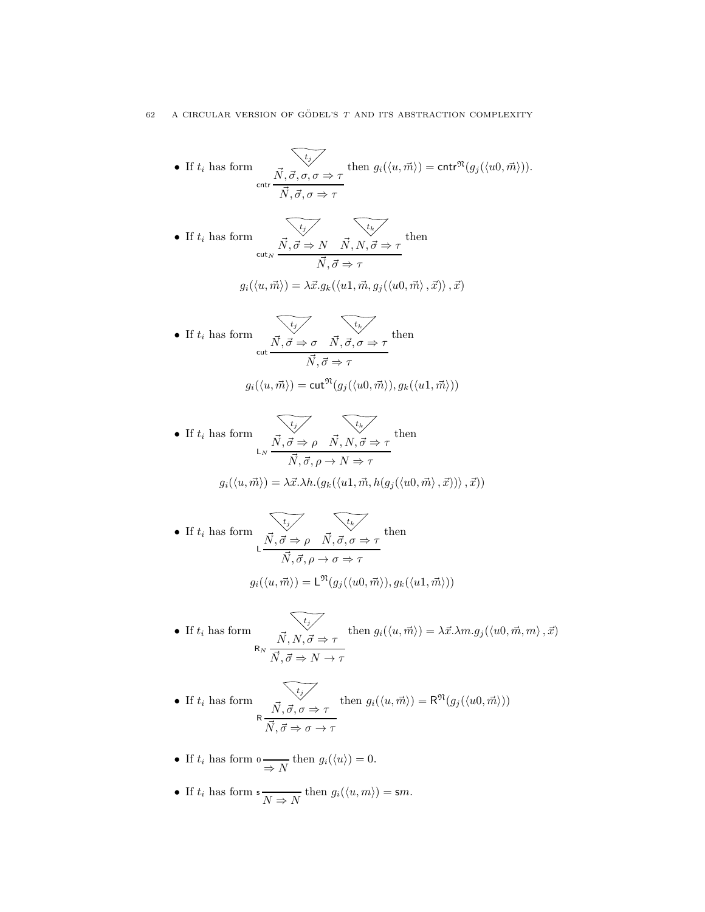- If $t_i$ has form

$$\mathsf{cntr}\,\frac{\vec{N}, \vec{\sigma}, \sigma, \sigma \Rightarrow \tau}{\vec{N}, \vec{\sigma}, \sigma \Rightarrow \tau}$$

(where the premise is derived by $t_j$) then $g_i(\langle u, \vec{m}\rangle) = \mathsf{cntr}^{\mathfrak{N}}(g_j(\langle u0, \vec{m}\rangle))$.

- If $t_i$ has form

$$\mathsf{cut}_N\,\frac{\vec{N}, \vec{\sigma} \Rightarrow N \quad \vec{N}, N, \vec{\sigma} \Rightarrow \tau}{\vec{N}, \vec{\sigma} \Rightarrow \tau}$$

(where the premises are derived by $t_j$ and $t_k$) then

$$g_i(\langle u, \vec{m}\rangle) = \lambda \vec{x}. g_k(\langle u1, \vec{m}, g_j(\langle u0, \vec{m}\rangle, \vec{x})\rangle, \vec{x})$$

- If $t_i$ has form

$$\mathsf{cut}\,\frac{\vec{N}, \vec{\sigma} \Rightarrow \sigma \quad \vec{N}, \vec{\sigma}, \sigma \Rightarrow \tau}{\vec{N}, \vec{\sigma} \Rightarrow \tau}$$

(where the premises are derived by $t_j$ and $t_k$) then

$$g_i(\langle u, \vec{m}\rangle) = \mathsf{cut}^{\mathfrak{N}}(g_j(\langle u0, \vec{m}\rangle), g_k(\langle u1, \vec{m}\rangle))$$

- If $t_i$ has form

$$\mathsf{L}_N\,\frac{\vec{N}, \vec{\sigma} \Rightarrow \rho \quad \vec{N}, N, \vec{\sigma} \Rightarrow \tau}{\vec{N}, \vec{\sigma}, \rho \to N \Rightarrow \tau}$$

(where the premises are derived by $t_j$ and $t_k$) then

$$g_i(\langle u, \vec{m}\rangle) = \lambda \vec{x}. \lambda h. (g_k(\langle u1, \vec{m}, h(g_j(\langle u0, \vec{m}\rangle, \vec{x}))\rangle, \vec{x}))$$

- If $t_i$ has form

$$\mathsf{L}\,\frac{\vec{N}, \vec{\sigma} \Rightarrow \rho \quad \vec{N}, \vec{\sigma}, \sigma \Rightarrow \tau}{\vec{N}, \vec{\sigma}, \rho \to \sigma \Rightarrow \tau}$$

(where the premises are derived by $t_j$ and $t_k$) then

$$g_i(\langle u, \vec{m}\rangle) = \mathsf{L}^{\mathfrak{N}}(g_j(\langle u0, \vec{m}\rangle), g_k(\langle u1, \vec{m}\rangle))$$

- If $t_i$ has form

$$\mathsf{R}_N\,\frac{\vec{N}, N, \vec{\sigma} \Rightarrow \tau}{\vec{N}, \vec{\sigma} \Rightarrow N \to \tau}$$

(where the premise is derived by $t_j$) then $g_i(\langle u, \vec{m}\rangle) = \lambda \vec{x}. \lambda m. g_j(\langle u0, \vec{m}, m\rangle, \vec{x})$

- If $t_i$ has form

$$\mathsf{R}\,\frac{\vec{N}, \vec{\sigma}, \sigma \Rightarrow \tau}{\vec{N}, \vec{\sigma} \Rightarrow \sigma \to \tau}$$

(where the premise is derived by $t_j$) then $g_i(\langle u, \vec{m}\rangle) = \mathsf{R}^{\mathfrak{N}}(g_j(\langle u0, \vec{m}\rangle))$

- If $t_i$ has form $0\,\frac{}{\Rightarrow N}$ then $g_i(\langle u\rangle) = 0$.

- If $t_i$ has form $\mathsf{s}\,\frac{}{N \Rightarrow N}$ then $g_i(\langle u, m\rangle) = \mathsf{s}m$.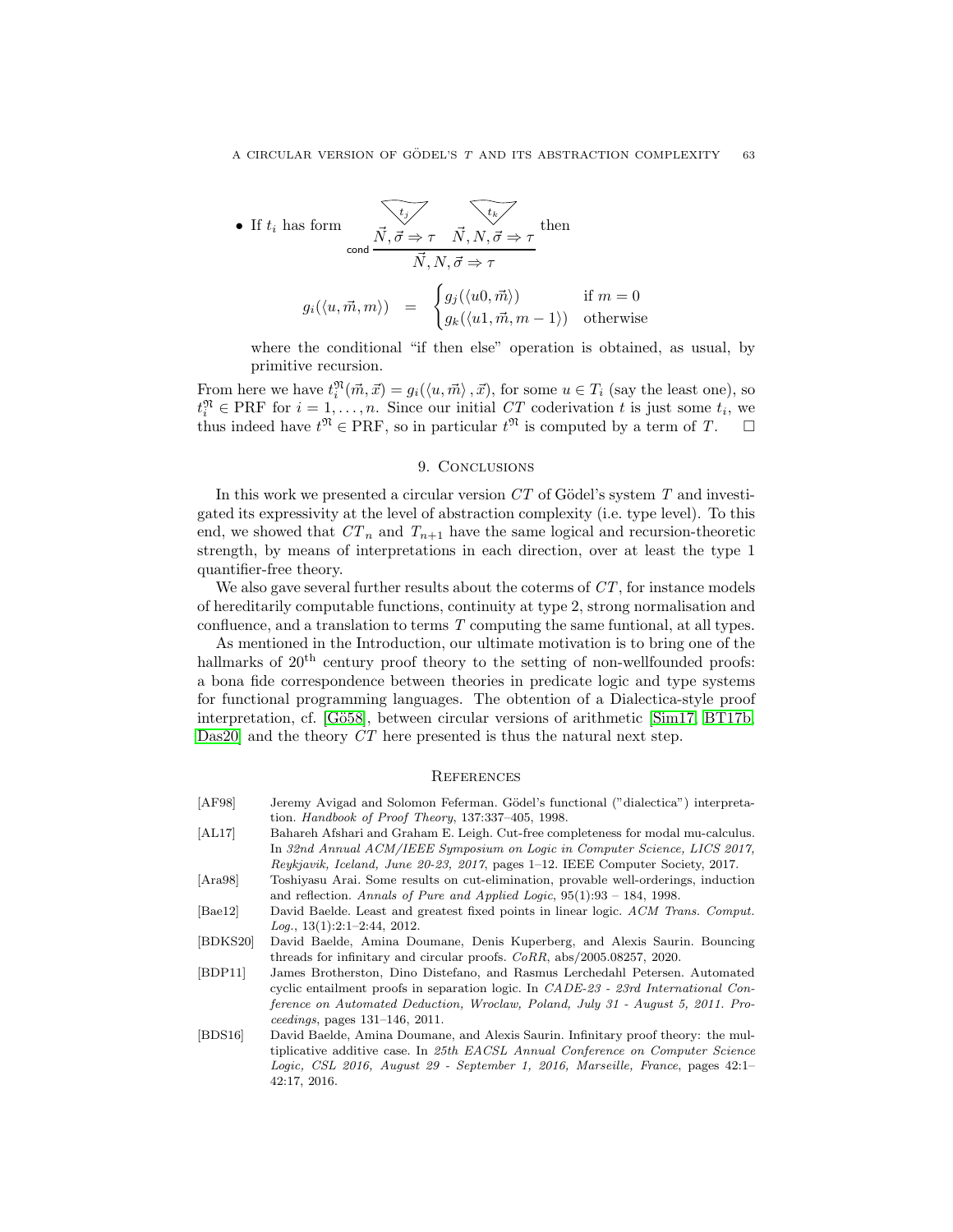- If $t_i$ has form 
$$\mathsf{cond}\,\frac{\overset{t_j}{\vec{N}, \vec{\sigma} \Rightarrow \tau} \quad \overset{t_k}{\vec{N}, N, \vec{\sigma} \Rightarrow \tau}}{\vec{N}, N, \vec{\sigma} \Rightarrow \tau}$$ 
then
$$g_i(\langle u, \vec{m}, m\rangle) \quad = \quad \begin{cases} g_j(\langle u0, \vec{m}\rangle) & \text{if } m = 0 \\ g_k(\langle u1, \vec{m}, m-1\rangle) & \text{otherwise} \end{cases}$$
where the conditional "if then else" operation is obtained, as usual, by primitive recursion.

From here we have $t_i^{\mathfrak{N}}(\vec{m}, \vec{x}) = g_i(\langle u, \vec{m}\rangle, \vec{x})$, for some $u \in T_i$ (say the least one), so $t_i^{\mathfrak{N}} \in \mathrm{PRF}$ for $i = 1, \ldots, n$. Since our initial $CT$ coderivation $t$ is just some $t_i$, we thus indeed have $t^{\mathfrak{N}} \in \mathrm{PRF}$, so in particular $t^{\mathfrak{N}}$ is computed by a term of $T$. $\square$

## 9. Conclusions

In this work we presented a circular version $CT$ of Gödel's system $T$ and investigated its expressivity at the level of abstraction complexity (i.e. type level). To this end, we showed that $CT_n$ and $T_{n+1}$ have the same logical and recursion-theoretic strength, by means of interpretations in each direction, over at least the type 1 quantifier-free theory.

We also gave several further results about the coterms of $CT$, for instance models of hereditarily computable functions, continuity at type 2, strong normalisation and confluence, and a translation to terms $T$ computing the same funtional, at all types.

As mentioned in the Introduction, our ultimate motivation is to bring one of the hallmarks of 20th century proof theory to the setting of non-wellfounded proofs: a bona fide correspondence between theories in predicate logic and type systems for functional programming languages. The obtention of a Dialectica-style proof interpretation, cf. [Gö58], between circular versions of arithmetic [Sim17, BT17b, Das20] and the theory $CT$ here presented is thus the natural next step.

## References

[AF98] Jeremy Avigad and Solomon Feferman. Gödel's functional ("dialectica") interpretation. *Handbook of Proof Theory*, 137:337–405, 1998.

[AL17] Bahareh Afshari and Graham E. Leigh. Cut-free completeness for modal mu-calculus. In *32nd Annual ACM/IEEE Symposium on Logic in Computer Science, LICS 2017, Reykjavik, Iceland, June 20-23, 2017*, pages 1–12. IEEE Computer Society, 2017.

[Ara98] Toshiyasu Arai. Some results on cut-elimination, provable well-orderings, induction and reflection. *Annals of Pure and Applied Logic*, 95(1):93 – 184, 1998.

[Bae12] David Baelde. Least and greatest fixed points in linear logic. *ACM Trans. Comput. Log.*, 13(1):2:1–2:44, 2012.

[BDKS20] David Baelde, Amina Doumane, Denis Kuperberg, and Alexis Saurin. Bouncing threads for infinitary and circular proofs. *CoRR*, abs/2005.08257, 2020.

[BDP11] James Brotherston, Dino Distefano, and Rasmus Lerchedahl Petersen. Automated cyclic entailment proofs in separation logic. In *CADE-23 - 23rd International Conference on Automated Deduction, Wroclaw, Poland, July 31 - August 5, 2011. Proceedings*, pages 131–146, 2011.

[BDS16] David Baelde, Amina Doumane, and Alexis Saurin. Infinitary proof theory: the multiplicative additive case. In *25th EACSL Annual Conference on Computer Science Logic, CSL 2016, August 29 - September 1, 2016, Marseille, France*, pages 42:1–42:17, 2016.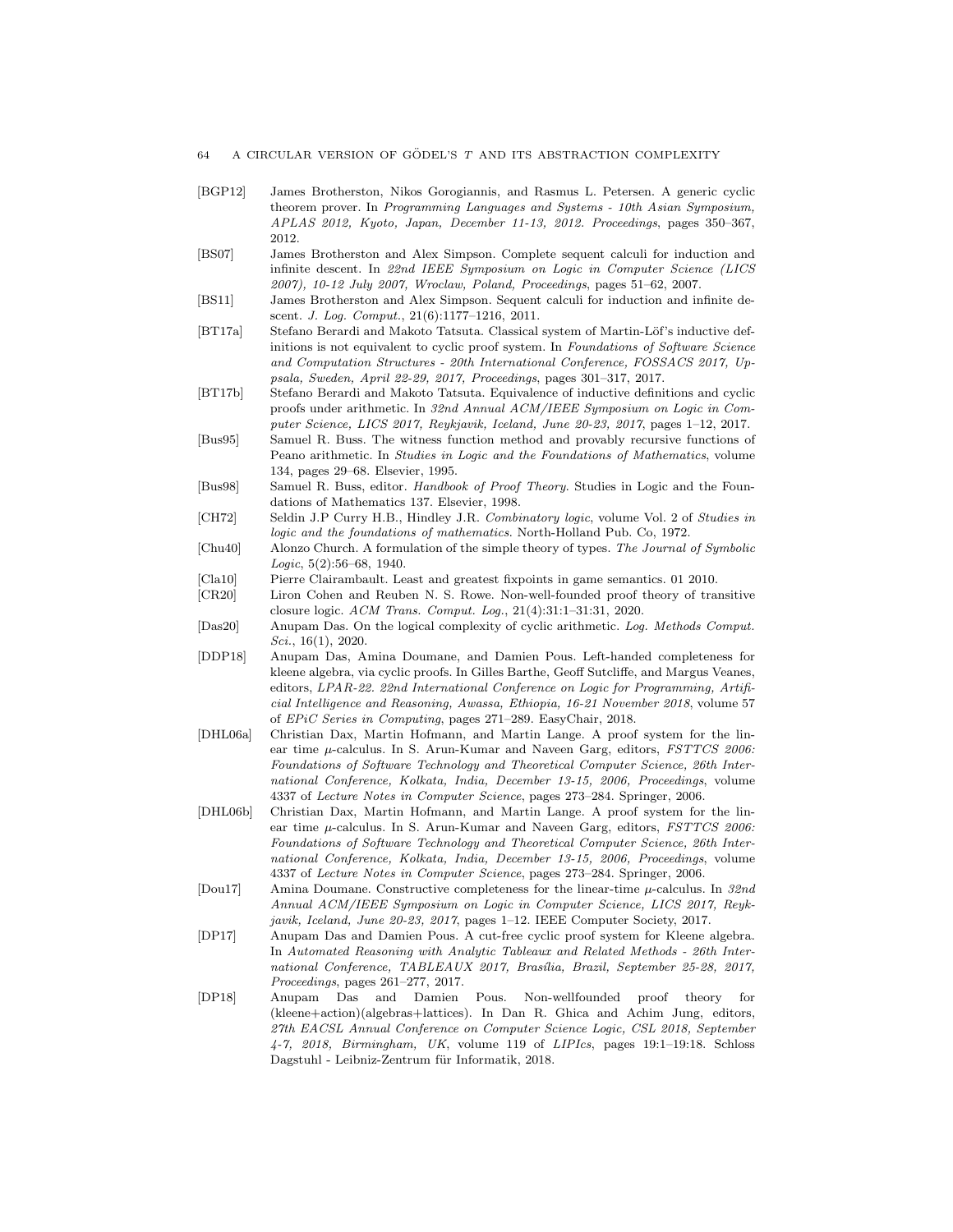- [BGP12] James Brotherston, Nikos Gorogiannis, and Rasmus L. Petersen. A generic cyclic theorem prover. In *Programming Languages and Systems - 10th Asian Symposium, APLAS 2012, Kyoto, Japan, December 11-13, 2012. Proceedings*, pages 350–367, 2012.
- [BS07] James Brotherston and Alex Simpson. Complete sequent calculi for induction and infinite descent. In *22nd IEEE Symposium on Logic in Computer Science (LICS 2007), 10-12 July 2007, Wroclaw, Poland, Proceedings*, pages 51–62, 2007.
- [BS11] James Brotherston and Alex Simpson. Sequent calculi for induction and infinite descent. *J. Log. Comput.*, 21(6):1177–1216, 2011.
- [BT17a] Stefano Berardi and Makoto Tatsuta. Classical system of Martin-Löf's inductive definitions is not equivalent to cyclic proof system. In *Foundations of Software Science and Computation Structures - 20th International Conference, FOSSACS 2017, Uppsala, Sweden, April 22-29, 2017, Proceedings*, pages 301–317, 2017.
- [BT17b] Stefano Berardi and Makoto Tatsuta. Equivalence of inductive definitions and cyclic proofs under arithmetic. In *32nd Annual ACM/IEEE Symposium on Logic in Computer Science, LICS 2017, Reykjavik, Iceland, June 20-23, 2017*, pages 1–12, 2017.
- [Bus95] Samuel R. Buss. The witness function method and provably recursive functions of Peano arithmetic. In *Studies in Logic and the Foundations of Mathematics*, volume 134, pages 29–68. Elsevier, 1995.
- [Bus98] Samuel R. Buss, editor. *Handbook of Proof Theory*. Studies in Logic and the Foundations of Mathematics 137. Elsevier, 1998.
- [CH72] Seldin J.P Curry H.B., Hindley J.R. *Combinatory logic*, volume Vol. 2 of *Studies in logic and the foundations of mathematics*. North-Holland Pub. Co, 1972.
- [Chu40] Alonzo Church. A formulation of the simple theory of types. *The Journal of Symbolic Logic*, 5(2):56–68, 1940.
- [Cla10] Pierre Clairambault. Least and greatest fixpoints in game semantics. 01 2010.
- [CR20] Liron Cohen and Reuben N. S. Rowe. Non-well-founded proof theory of transitive closure logic. *ACM Trans. Comput. Log.*, 21(4):31:1–31:31, 2020.
- [Das20] Anupam Das. On the logical complexity of cyclic arithmetic. *Log. Methods Comput. Sci.*, 16(1), 2020.
- [DDP18] Anupam Das, Amina Doumane, and Damien Pous. Left-handed completeness for kleene algebra, via cyclic proofs. In Gilles Barthe, Geoff Sutcliffe, and Margus Veanes, editors, *LPAR-22. 22nd International Conference on Logic for Programming, Artificial Intelligence and Reasoning, Awassa, Ethiopia, 16-21 November 2018*, volume 57 of *EPiC Series in Computing*, pages 271–289. EasyChair, 2018.
- [DHL06a] Christian Dax, Martin Hofmann, and Martin Lange. A proof system for the linear time $\mu$-calculus. In S. Arun-Kumar and Naveen Garg, editors, *FSTTCS 2006: Foundations of Software Technology and Theoretical Computer Science, 26th International Conference, Kolkata, India, December 13-15, 2006, Proceedings*, volume 4337 of *Lecture Notes in Computer Science*, pages 273–284. Springer, 2006.
- [DHL06b] Christian Dax, Martin Hofmann, and Martin Lange. A proof system for the linear time $\mu$-calculus. In S. Arun-Kumar and Naveen Garg, editors, *FSTTCS 2006: Foundations of Software Technology and Theoretical Computer Science, 26th International Conference, Kolkata, India, December 13-15, 2006, Proceedings*, volume 4337 of *Lecture Notes in Computer Science*, pages 273–284. Springer, 2006.
- [Dou17] Amina Doumane. Constructive completeness for the linear-time $\mu$-calculus. In *32nd Annual ACM/IEEE Symposium on Logic in Computer Science, LICS 2017, Reykjavik, Iceland, June 20-23, 2017*, pages 1–12. IEEE Computer Society, 2017.
- [DP17] Anupam Das and Damien Pous. A cut-free cyclic proof system for Kleene algebra. In *Automated Reasoning with Analytic Tableaux and Related Methods - 26th International Conference, TABLEAUX 2017, Brasília, Brazil, September 25-28, 2017, Proceedings*, pages 261–277, 2017.
- [DP18] Anupam Das and Damien Pous. Non-wellfounded proof theory for (kleene+action)(algebras+lattices). In Dan R. Ghica and Achim Jung, editors, *27th EACSL Annual Conference on Computer Science Logic, CSL 2018, September 4-7, 2018, Birmingham, UK*, volume 119 of *LIPIcs*, pages 19:1–19:18. Schloss Dagstuhl - Leibniz-Zentrum für Informatik, 2018.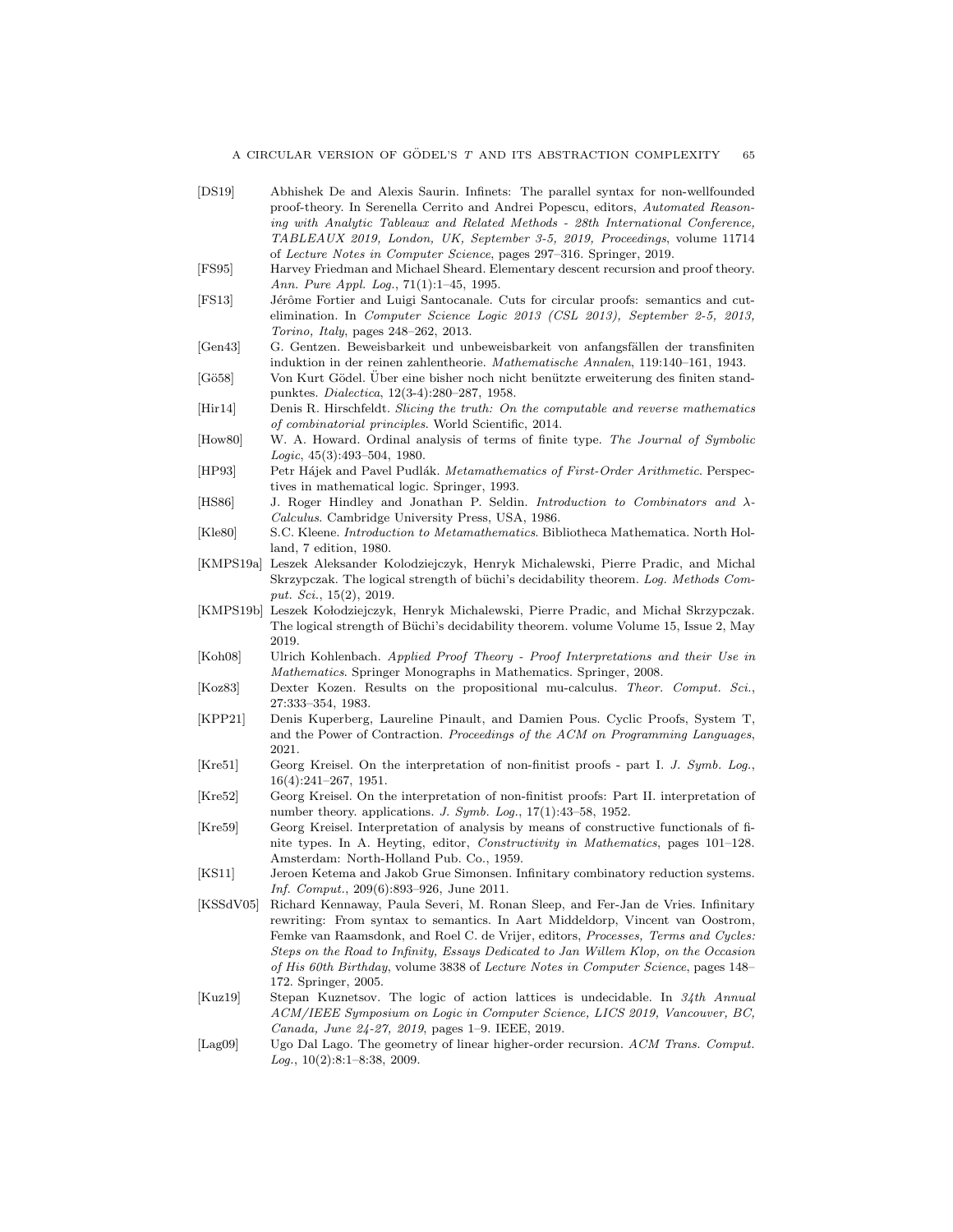[DS19] Abhishek De and Alexis Saurin. Infinets: The parallel syntax for non-wellfounded proof-theory. In Serenella Cerrito and Andrei Popescu, editors, *Automated Reasoning with Analytic Tableaux and Related Methods - 28th International Conference, TABLEAUX 2019, London, UK, September 3-5, 2019, Proceedings*, volume 11714 of *Lecture Notes in Computer Science*, pages 297–316. Springer, 2019.

[FS95] Harvey Friedman and Michael Sheard. Elementary descent recursion and proof theory. *Ann. Pure Appl. Log.*, 71(1):1–45, 1995.

[FS13] Jérôme Fortier and Luigi Santocanale. Cuts for circular proofs: semantics and cut-elimination. In *Computer Science Logic 2013 (CSL 2013), September 2-5, 2013, Torino, Italy*, pages 248–262, 2013.

[Gen43] G. Gentzen. Beweisbarkeit und unbeweisbarkeit von anfangsfällen der transfiniten induktion in der reinen zahlentheorie. *Mathematische Annalen*, 119:140–161, 1943.

[Gö58] Von Kurt Gödel. Über eine bisher noch nicht benützte erweiterung des finiten standpunktes. *Dialectica*, 12(3-4):280–287, 1958.

[Hir14] Denis R. Hirschfeldt. *Slicing the truth: On the computable and reverse mathematics of combinatorial principles*. World Scientific, 2014.

[How80] W. A. Howard. Ordinal analysis of terms of finite type. *The Journal of Symbolic Logic*, 45(3):493–504, 1980.

[HP93] Petr Hájek and Pavel Pudlák. *Metamathematics of First-Order Arithmetic*. Perspectives in mathematical logic. Springer, 1993.

[HS86] J. Roger Hindley and Jonathan P. Seldin. *Introduction to Combinators and λ-Calculus*. Cambridge University Press, USA, 1986.

[Kle80] S.C. Kleene. *Introduction to Metamathematics*. Bibliotheca Mathematica. North Holland, 7 edition, 1980.

[KMPS19a] Leszek Aleksander Kolodziejczyk, Henryk Michalewski, Pierre Pradic, and Michal Skrzypczak. The logical strength of büchi's decidability theorem. *Log. Methods Comput. Sci.*, 15(2), 2019.

[KMPS19b] Leszek Kołodziejczyk, Henryk Michalewski, Pierre Pradic, and Michał Skrzypczak. The logical strength of Büchi's decidability theorem. volume Volume 15, Issue 2, May 2019.

[Koh08] Ulrich Kohlenbach. *Applied Proof Theory - Proof Interpretations and their Use in Mathematics*. Springer Monographs in Mathematics. Springer, 2008.

[Koz83] Dexter Kozen. Results on the propositional mu-calculus. *Theor. Comput. Sci.*, 27:333–354, 1983.

[KPP21] Denis Kuperberg, Laureline Pinault, and Damien Pous. Cyclic Proofs, System T, and the Power of Contraction. *Proceedings of the ACM on Programming Languages*, 2021.

[Kre51] Georg Kreisel. On the interpretation of non-finitist proofs - part I. *J. Symb. Log.*, 16(4):241–267, 1951.

[Kre52] Georg Kreisel. On the interpretation of non-finitist proofs: Part II. interpretation of number theory. applications. *J. Symb. Log.*, 17(1):43–58, 1952.

[Kre59] Georg Kreisel. Interpretation of analysis by means of constructive functionals of finite types. In A. Heyting, editor, *Constructivity in Mathematics*, pages 101–128. Amsterdam: North-Holland Pub. Co., 1959.

[KS11] Jeroen Ketema and Jakob Grue Simonsen. Infinitary combinatory reduction systems. *Inf. Comput.*, 209(6):893–926, June 2011.

[KSSdV05] Richard Kennaway, Paula Severi, M. Ronan Sleep, and Fer-Jan de Vries. Infinitary rewriting: From syntax to semantics. In Aart Middeldorp, Vincent van Oostrom, Femke van Raamsdonk, and Roel C. de Vrijer, editors, *Processes, Terms and Cycles: Steps on the Road to Infinity, Essays Dedicated to Jan Willem Klop, on the Occasion of His 60th Birthday*, volume 3838 of *Lecture Notes in Computer Science*, pages 148–172. Springer, 2005.

[Kuz19] Stepan Kuznetsov. The logic of action lattices is undecidable. In *34th Annual ACM/IEEE Symposium on Logic in Computer Science, LICS 2019, Vancouver, BC, Canada, June 24-27, 2019*, pages 1–9. IEEE, 2019.

[Lag09] Ugo Dal Lago. The geometry of linear higher-order recursion. *ACM Trans. Comput. Log.*, 10(2):8:1–8:38, 2009.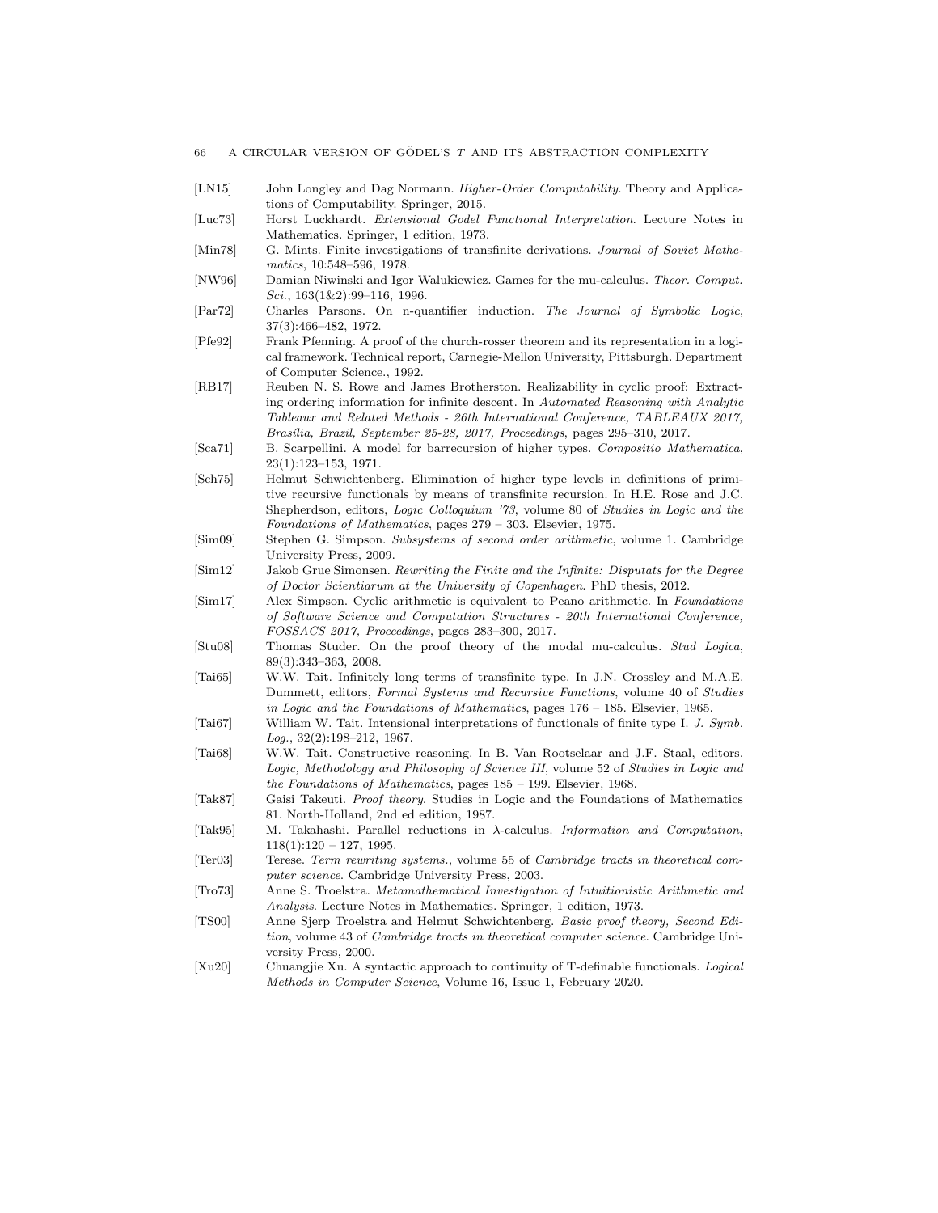[LN15] John Longley and Dag Normann. *Higher-Order Computability*. Theory and Applications of Computability. Springer, 2015.

[Luc73] Horst Luckhardt. *Extensional Godel Functional Interpretation*. Lecture Notes in Mathematics. Springer, 1 edition, 1973.

[Min78] G. Mints. Finite investigations of transfinite derivations. *Journal of Soviet Mathematics*, 10:548–596, 1978.

[NW96] Damian Niwinski and Igor Walukiewicz. Games for the mu-calculus. *Theor. Comput. Sci.*, 163(1&2):99–116, 1996.

[Par72] Charles Parsons. On n-quantifier induction. *The Journal of Symbolic Logic*, 37(3):466–482, 1972.

[Pfe92] Frank Pfenning. A proof of the church-rosser theorem and its representation in a logical framework. Technical report, Carnegie-Mellon University, Pittsburgh. Department of Computer Science., 1992.

[RB17] Reuben N. S. Rowe and James Brotherston. Realizability in cyclic proof: Extracting ordering information for infinite descent. In *Automated Reasoning with Analytic Tableaux and Related Methods - 26th International Conference, TABLEAUX 2017, Brasília, Brazil, September 25-28, 2017, Proceedings*, pages 295–310, 2017.

[Sca71] B. Scarpellini. A model for barrecursion of higher types. *Compositio Mathematica*, 23(1):123–153, 1971.

[Sch75] Helmut Schwichtenberg. Elimination of higher type levels in definitions of primitive recursive functionals by means of transfinite recursion. In H.E. Rose and J.C. Shepherdson, editors, *Logic Colloquium '73*, volume 80 of *Studies in Logic and the Foundations of Mathematics*, pages 279 – 303. Elsevier, 1975.

[Sim09] Stephen G. Simpson. *Subsystems of second order arithmetic*, volume 1. Cambridge University Press, 2009.

[Sim12] Jakob Grue Simonsen. *Rewriting the Finite and the Infinite: Disputats for the Degree of Doctor Scientiarum at the University of Copenhagen*. PhD thesis, 2012.

[Sim17] Alex Simpson. Cyclic arithmetic is equivalent to Peano arithmetic. In *Foundations of Software Science and Computation Structures - 20th International Conference, FOSSACS 2017, Proceedings*, pages 283–300, 2017.

[Stu08] Thomas Studer. On the proof theory of the modal mu-calculus. *Stud Logica*, 89(3):343–363, 2008.

[Tai65] W.W. Tait. Infinitely long terms of transfinite type. In J.N. Crossley and M.A.E. Dummett, editors, *Formal Systems and Recursive Functions*, volume 40 of *Studies in Logic and the Foundations of Mathematics*, pages 176 – 185. Elsevier, 1965.

[Tai67] William W. Tait. Intensional interpretations of functionals of finite type I. *J. Symb. Log.*, 32(2):198–212, 1967.

[Tai68] W.W. Tait. Constructive reasoning. In B. Van Rootselaar and J.F. Staal, editors, *Logic, Methodology and Philosophy of Science III*, volume 52 of *Studies in Logic and the Foundations of Mathematics*, pages 185 – 199. Elsevier, 1968.

[Tak87] Gaisi Takeuti. *Proof theory*. Studies in Logic and the Foundations of Mathematics 81. North-Holland, 2nd ed edition, 1987.

[Tak95] M. Takahashi. Parallel reductions in $\lambda$-calculus. *Information and Computation*, 118(1):120 – 127, 1995.

[Ter03] Terese. *Term rewriting systems.*, volume 55 of *Cambridge tracts in theoretical computer science*. Cambridge University Press, 2003.

[Tro73] Anne S. Troelstra. *Metamathematical Investigation of Intuitionistic Arithmetic and Analysis*. Lecture Notes in Mathematics. Springer, 1 edition, 1973.

[TS00] Anne Sjerp Troelstra and Helmut Schwichtenberg. *Basic proof theory, Second Edition*, volume 43 of *Cambridge tracts in theoretical computer science*. Cambridge University Press, 2000.

[Xu20] Chuangjie Xu. A syntactic approach to continuity of T-definable functionals. *Logical Methods in Computer Science*, Volume 16, Issue 1, February 2020.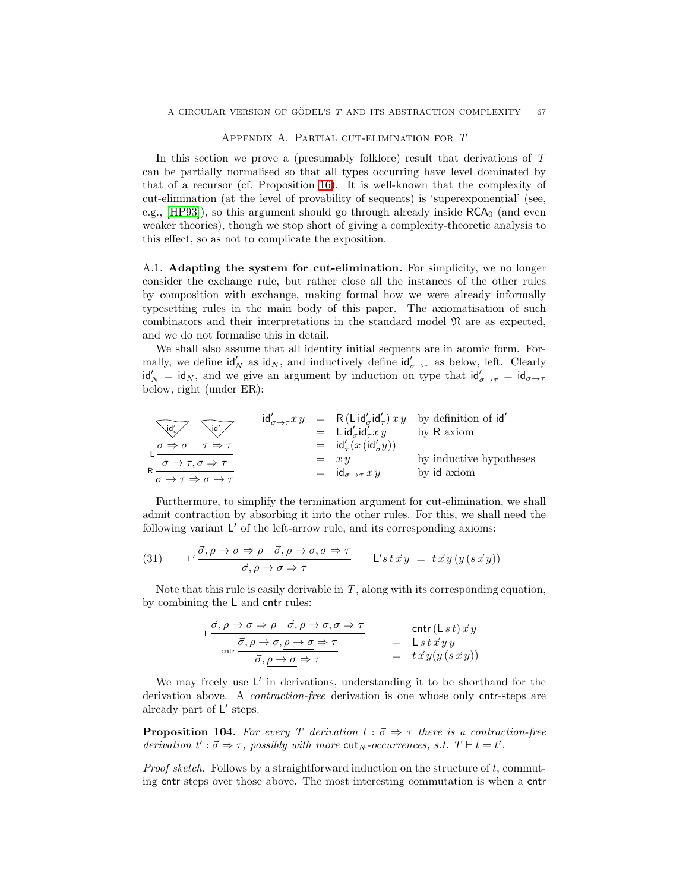## Appendix A. Partial cut-elimination for $T$

In this section we prove a (presumably folklore) result that derivations of $T$ can be partially normalised so that all types occurring have level dominated by that of a recursor (cf. Proposition 16). It is well-known that the complexity of cut-elimination (at the level of provability of sequents) is 'superexponential' (see, e.g., [HP93]), so this argument should go through already inside $\mathsf{RCA}_0$ (and even weaker theories), though we stop short of giving a complexity-theoretic analysis to this effect, so as not to complicate the exposition.

A.1. **Adapting the system for cut-elimination.** For simplicity, we no longer consider the exchange rule, but rather close all the instances of the other rules by composition with exchange, making formal how we were already informally typesetting rules in the main body of this paper. The axiomatisation of such combinators and their interpretations in the standard model $\mathfrak{N}$ are as expected, and we do not formalise this in detail.

We shall also assume that all identity initial sequents are in atomic form. Formally, we define $\mathsf{id}'_N$ as $\mathsf{id}_N$, and inductively define $\mathsf{id}'_{\sigma\to\tau}$ as below, left. Clearly $\mathsf{id}'_N = \mathsf{id}_N$, and we give an argument by induction on type that $\mathsf{id}'_{\sigma\to\tau} = \mathsf{id}_{\sigma\to\tau}$ below, right (under ER):

$$
\mathsf{R}\,\dfrac{\mathsf{L}\,\dfrac{\overset{\mathsf{id}'_\sigma}{\sigma \Rightarrow \sigma} \qquad \overset{\mathsf{id}'_\tau}{\tau \Rightarrow \tau}}{\sigma \to \tau, \sigma \Rightarrow \tau}}{\sigma \to \tau \Rightarrow \sigma \to \tau}
\qquad
\begin{array}{rcll}
\mathsf{id}'_{\sigma\to\tau}\, x\, y & = & \mathsf{R}\,(\mathsf{L}\,\mathsf{id}'_\sigma \mathsf{id}'_\tau)\, x\, y & \text{by definition of } \mathsf{id}' \\
& = & \mathsf{L}\,\mathsf{id}'_\sigma \mathsf{id}'_\tau x\, y & \text{by } \mathsf{R} \text{ axiom} \\
& = & \mathsf{id}'_\tau(x\,(\mathsf{id}'_\sigma y)) & \\
& = & x\, y & \text{by inductive hypotheses} \\
& = & \mathsf{id}_{\sigma\to\tau}\, x\, y & \text{by } \mathsf{id} \text{ axiom}
\end{array}
$$

Furthermore, to simplify the termination argument for cut-elimination, we shall admit contraction by absorbing it into the other rules. For this, we shall need the following variant $\mathsf{L}'$ of the left-arrow rule, and its corresponding axioms:

$$
\mathsf{L}'\,\dfrac{\vec\sigma, \rho \to \sigma \Rightarrow \rho \qquad \vec\sigma, \rho \to \sigma, \sigma \Rightarrow \tau}{\vec\sigma, \rho \to \sigma \Rightarrow \tau}
\qquad
\mathsf{L}' s\, t\, \vec x\, y \;=\; t\, \vec x\, y\, (y\,(s\, \vec x\, y))
\tag{31}
$$

Note that this rule is easily derivable in $T$, along with its corresponding equation, by combining the $\mathsf{L}$ and $\mathsf{cntr}$ rules:

$$
\mathsf{cntr}\,\dfrac{\mathsf{L}\,\dfrac{\vec\sigma, \rho \to \sigma \Rightarrow \rho \qquad \vec\sigma, \rho \to \sigma, \sigma \Rightarrow \tau}{\vec\sigma, \rho \to \sigma, \underline{\rho \to \sigma} \Rightarrow \tau}}{\vec\sigma, \underline{\rho \to \sigma} \Rightarrow \tau}
\qquad
\begin{array}{rl}
& \mathsf{cntr}\,(\mathsf{L}\, s\, t)\, \vec x\, y \\
= & \mathsf{L}\, s\, t\, \vec x\, y\, y \\
= & t\, \vec x\, y (y\,(s\, \vec x\, y))
\end{array}
$$

We may freely use $\mathsf{L}'$ in derivations, understanding it to be shorthand for the derivation above. A *contraction-free* derivation is one whose only $\mathsf{cntr}$-steps are already part of $\mathsf{L}'$ steps.

**Proposition 104.** *For every $T$ derivation $t : \vec\sigma \Rightarrow \tau$ there is a contraction-free derivation $t' : \vec\sigma \Rightarrow \tau$, possibly with more $\mathsf{cut}_N$-occurrences, s.t. $T \vdash t = t'$.*

*Proof sketch.* Follows by a straightforward induction on the structure of $t$, commuting $\mathsf{cntr}$ steps over those above. The most interesting commutation is when a $\mathsf{cntr}$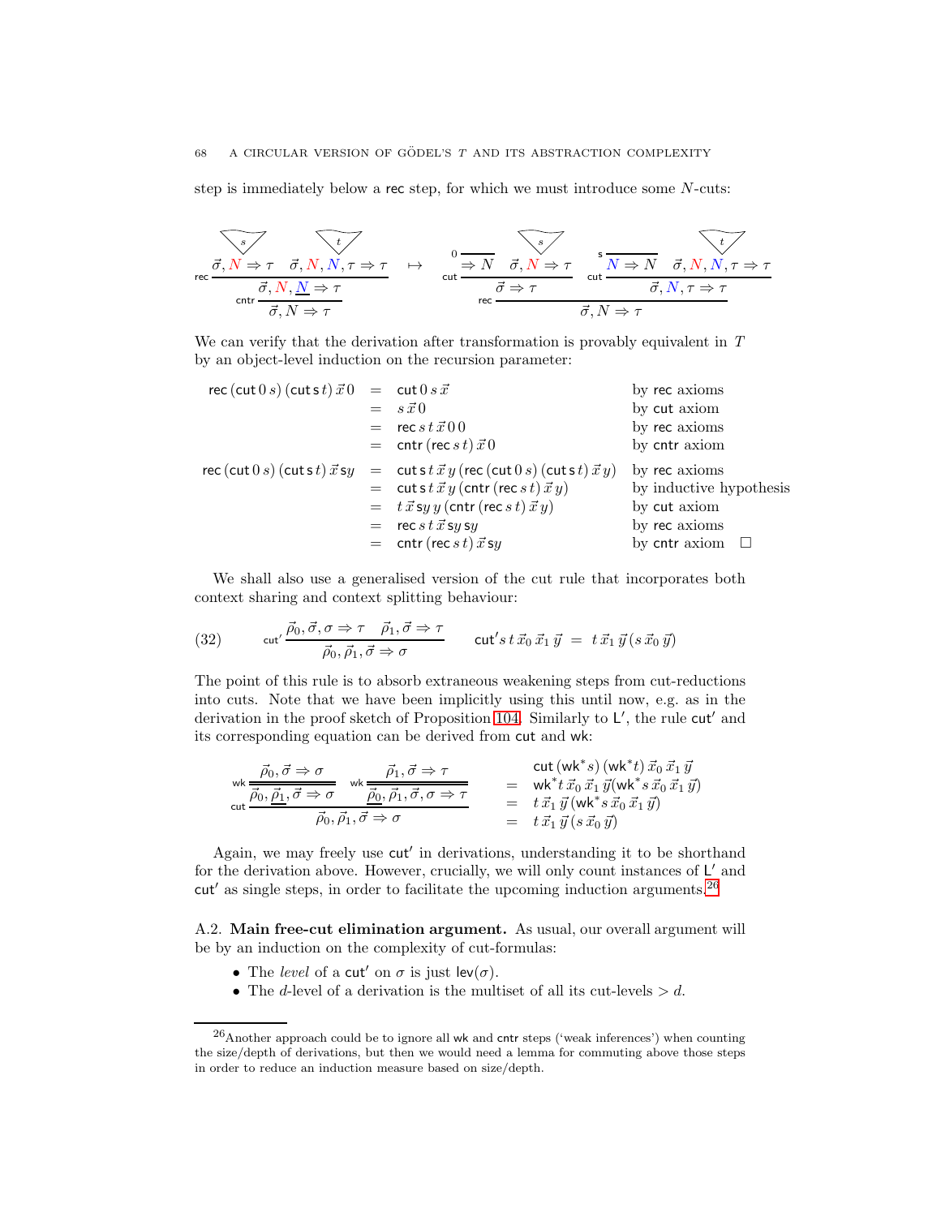step is immediately below a $\mathsf{rec}$ step, for which we must introduce some $N$-cuts:

$$
\dfrac{\dfrac{\dfrac{s}{\vec\sigma, {\color{red}N} \Rightarrow \tau} \quad \dfrac{t}{\vec\sigma, {\color{red}N}, {\color{blue}N}, \tau \Rightarrow \tau}}{\vec\sigma, {\color{red}N}, \underline{{\color{blue}N}} \Rightarrow \tau}\,\mathsf{rec}}{\vec\sigma, N \Rightarrow \tau}\,\mathsf{cntr}
\quad \mapsto \quad
\dfrac{\dfrac{\dfrac{}{\Rightarrow N}\,0 \quad \dfrac{s}{\vec\sigma, {\color{red}N} \Rightarrow \tau}}{\vec\sigma \Rightarrow \tau}\,\mathsf{cut} \quad \dfrac{\dfrac{}{{\color{blue}N} \Rightarrow N}\,\mathsf{s} \quad \dfrac{t}{\vec\sigma, {\color{red}N}, {\color{blue}N}, \tau \Rightarrow \tau}}{\vec\sigma, {\color{blue}N}, \tau \Rightarrow \tau}\,\mathsf{cut}}{\vec\sigma, N \Rightarrow \tau}\,\mathsf{rec}
$$

We can verify that the derivation after transformation is provably equivalent in $T$ by an object-level induction on the recursion parameter:

$$
\begin{array}{rcll}
\mathsf{rec}\,(\mathsf{cut}\,0\,s)\,(\mathsf{cut}\,\mathsf{s}\,t)\,\vec x\,0 & = & \mathsf{cut}\,0\,s\,\vec x & \text{by } \mathsf{rec} \text{ axioms} \\
& = & s\,\vec x\,0 & \text{by } \mathsf{cut} \text{ axiom} \\
& = & \mathsf{rec}\,s\,t\,\vec x\,0\,0 & \text{by } \mathsf{rec} \text{ axioms} \\
& = & \mathsf{cntr}\,(\mathsf{rec}\,s\,t)\,\vec x\,0 & \text{by } \mathsf{cntr} \text{ axiom} \\
\mathsf{rec}\,(\mathsf{cut}\,0\,s)\,(\mathsf{cut}\,\mathsf{s}\,t)\,\vec x\,\mathsf{s}y & = & \mathsf{cut}\,\mathsf{s}\,t\,\vec x\,y\,(\mathsf{rec}\,(\mathsf{cut}\,0\,s)\,(\mathsf{cut}\,\mathsf{s}\,t)\,\vec x\,y) & \text{by } \mathsf{rec} \text{ axioms} \\
& = & \mathsf{cut}\,\mathsf{s}\,t\,\vec x\,y\,(\mathsf{cntr}\,(\mathsf{rec}\,s\,t)\,\vec x\,y) & \text{by inductive hypothesis} \\
& = & t\,\vec x\,\mathsf{s}y\,y\,(\mathsf{cntr}\,(\mathsf{rec}\,s\,t)\,\vec x\,y) & \text{by } \mathsf{cut} \text{ axiom} \\
& = & \mathsf{rec}\,s\,t\,\vec x\,\mathsf{s}y\,\mathsf{s}y & \text{by } \mathsf{rec} \text{ axioms} \\
& = & \mathsf{cntr}\,(\mathsf{rec}\,s\,t)\,\vec x\,\mathsf{s}y & \text{by } \mathsf{cntr} \text{ axiom} \quad \square
\end{array}
$$

We shall also use a generalised version of the cut rule that incorporates both context sharing and context splitting behaviour:

$$
(32) \qquad \dfrac{\vec\rho_0, \vec\sigma, \sigma \Rightarrow \tau \quad \vec\rho_1, \vec\sigma \Rightarrow \tau}{\vec\rho_0, \vec\rho_1, \vec\sigma \Rightarrow \sigma}\,\mathsf{cut}' \qquad \mathsf{cut}'\,s\,t\,\vec x_0\,\vec x_1\,\vec y \;=\; t\,\vec x_1\,\vec y\,(s\,\vec x_0\,\vec y)
$$

The point of this rule is to absorb extraneous weakening steps from cut-reductions into cuts. Note that we have been implicitly using this until now, e.g. as in the derivation in the proof sketch of Proposition 104. Similarly to $\mathsf{L}'$, the rule $\mathsf{cut}'$ and its corresponding equation can be derived from $\mathsf{cut}$ and $\mathsf{wk}$:

$$
\dfrac{\dfrac{\vec\rho_0, \vec\sigma \Rightarrow \sigma}{\vec\rho_0, \underline{\vec\rho_1}, \vec\sigma \Rightarrow \sigma}\,\mathsf{wk} \quad \dfrac{\vec\rho_1, \vec\sigma \Rightarrow \tau}{\underline{\vec\rho_0}, \vec\rho_1, \vec\sigma, \sigma \Rightarrow \tau}\,\mathsf{wk}}{\vec\rho_0, \vec\rho_1, \vec\sigma \Rightarrow \sigma}\,\mathsf{cut}
\qquad
\begin{array}{rl}
& \mathsf{cut}\,(\mathsf{wk}^*s)\,(\mathsf{wk}^*t)\,\vec x_0\,\vec x_1\,\vec y \\
= & \mathsf{wk}^*t\,\vec x_0\,\vec x_1\,\vec y(\mathsf{wk}^*s\,\vec x_0\,\vec x_1\,\vec y) \\
= & t\,\vec x_1\,\vec y\,(\mathsf{wk}^*s\,\vec x_0\,\vec x_1\,\vec y) \\
= & t\,\vec x_1\,\vec y\,(s\,\vec x_0\,\vec y)
\end{array}
$$

Again, we may freely use $\mathsf{cut}'$ in derivations, understanding it to be shorthand for the derivation above. However, crucially, we will only count instances of $\mathsf{L}'$ and $\mathsf{cut}'$ as single steps, in order to facilitate the upcoming induction arguments.[26]

A.2. **Main free-cut elimination argument.** As usual, our overall argument will be by an induction on the complexity of cut-formulas:

- The *level* of a $\mathsf{cut}'$ on $\sigma$ is just $\mathsf{lev}(\sigma)$.
- The *$d$-level* of a derivation is the multiset of all its cut-levels $> d$.

[26] Another approach could be to ignore all $\mathsf{wk}$ and $\mathsf{cntr}$ steps ('weak inferences') when counting the size/depth of derivations, but then we would need a lemma for commuting above those steps in order to reduce an induction measure based on size/depth.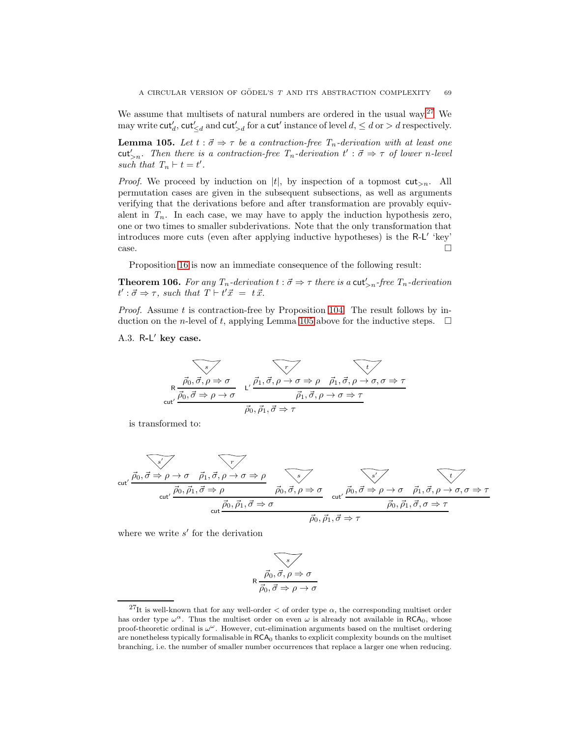We assume that multisets of natural numbers are ordered in the usual way.[27] We may write $\mathsf{cut}'_d$, $\mathsf{cut}'_{\leq d}$ and $\mathsf{cut}'_{>d}$ for a $\mathsf{cut}'$ instance of level $d$, $\leq d$ or $> d$ respectively.

**Lemma 105.** *Let $t : \vec\sigma \Rightarrow \tau$ be a contraction-free $T_n$-derivation with at least one $\mathsf{cut}'_{>n}$. Then there is a contraction-free $T_n$-derivation $t' : \vec\sigma \Rightarrow \tau$ of lower $n$-level such that $T_n \vdash t = t'$.*

*Proof.* We proceed by induction on $|t|$, by inspection of a topmost $\mathsf{cut}_{>n}$. All permutation cases are given in the subsequent subsections, as well as arguments verifying that the derivations before and after transformation are provably equivalent in $T_n$. In each case, we may have to apply the induction hypothesis zero, one or two times to smaller subderivations. Note that the only transformation that introduces more cuts (even after applying inductive hypotheses) is the $\mathsf{R}$-$\mathsf{L}'$ 'key' case. □

Proposition 16 is now an immediate consequence of the following result:

**Theorem 106.** *For any $T_n$-derivation $t : \vec\sigma \Rightarrow \tau$ there is a $\mathsf{cut}'_{>n}$-free $T_n$-derivation $t' : \vec\sigma \Rightarrow \tau$, such that $T \vdash t'\vec x \ = \ t\,\vec x$.*

*Proof.* Assume $t$ is contraction-free by Proposition 104. The result follows by induction on the $n$-level of $t$, applying Lemma 105 above for the inductive steps. □

A.3. **$\mathsf{R}$-$\mathsf{L}'$ key case.**

$$
\dfrac{\dfrac{\dfrac{s}{\vec\rho_0, \vec\sigma, \rho \Rightarrow \sigma}}{\vec\rho_0, \vec\sigma \Rightarrow \rho \to \sigma}\,\mathsf{R} \qquad \dfrac{\dfrac{r}{\vec\rho_1, \vec\sigma, \rho \to \sigma \Rightarrow \rho} \quad \dfrac{t}{\vec\rho_1, \vec\sigma, \rho \to \sigma, \sigma \Rightarrow \tau}}{\vec\rho_1, \vec\sigma, \rho \to \sigma \Rightarrow \tau}\,\mathsf{L}'}{\vec\rho_0, \vec\rho_1, \vec\sigma \Rightarrow \tau}\,\mathsf{cut}'
$$

is transformed to:

$$
\dfrac{\dfrac{\dfrac{\dfrac{s'}{\vec\rho_0, \vec\sigma \Rightarrow \rho \to \sigma} \quad \dfrac{r}{\vec\rho_1, \vec\sigma, \rho \to \sigma \Rightarrow \rho}}{\vec\rho_0, \vec\rho_1, \vec\sigma \Rightarrow \rho}\,\mathsf{cut}' \qquad \dfrac{s}{\vec\rho_0, \vec\sigma, \rho \Rightarrow \sigma}}{\vec\rho_0, \vec\rho_1, \vec\sigma \Rightarrow \sigma}\,\mathsf{cut} \qquad \dfrac{\dfrac{s'}{\vec\rho_0, \vec\sigma \Rightarrow \rho \to \sigma} \quad \dfrac{t}{\vec\rho_1, \vec\sigma, \rho \to \sigma, \sigma \Rightarrow \tau}}{\vec\rho_0, \vec\rho_1, \vec\sigma, \sigma \Rightarrow \tau}\,\mathsf{cut}'}{\vec\rho_0, \vec\rho_1, \vec\sigma \Rightarrow \tau}\,\mathsf{cut}'
$$

where we write $s'$ for the derivation

$$
\dfrac{\dfrac{s}{\vec\rho_0, \vec\sigma, \rho \Rightarrow \sigma}}{\vec\rho_0, \vec\sigma \Rightarrow \rho \to \sigma}\,\mathsf{R}
$$

[27] It is well-known that for any well-order $<$ of order type $\alpha$, the corresponding multiset order has order type $\omega^\alpha$. Thus the multiset order on even $\omega$ is already not available in $\mathsf{RCA}_0$, whose proof-theoretic ordinal is $\omega^\omega$. However, cut-elimination arguments based on the multiset ordering are nonetheless typically formalisable in $\mathsf{RCA}_0$ thanks to explicit complexity bounds on the multiset branching, i.e. the number of smaller number occurrences that replace a larger one when reducing.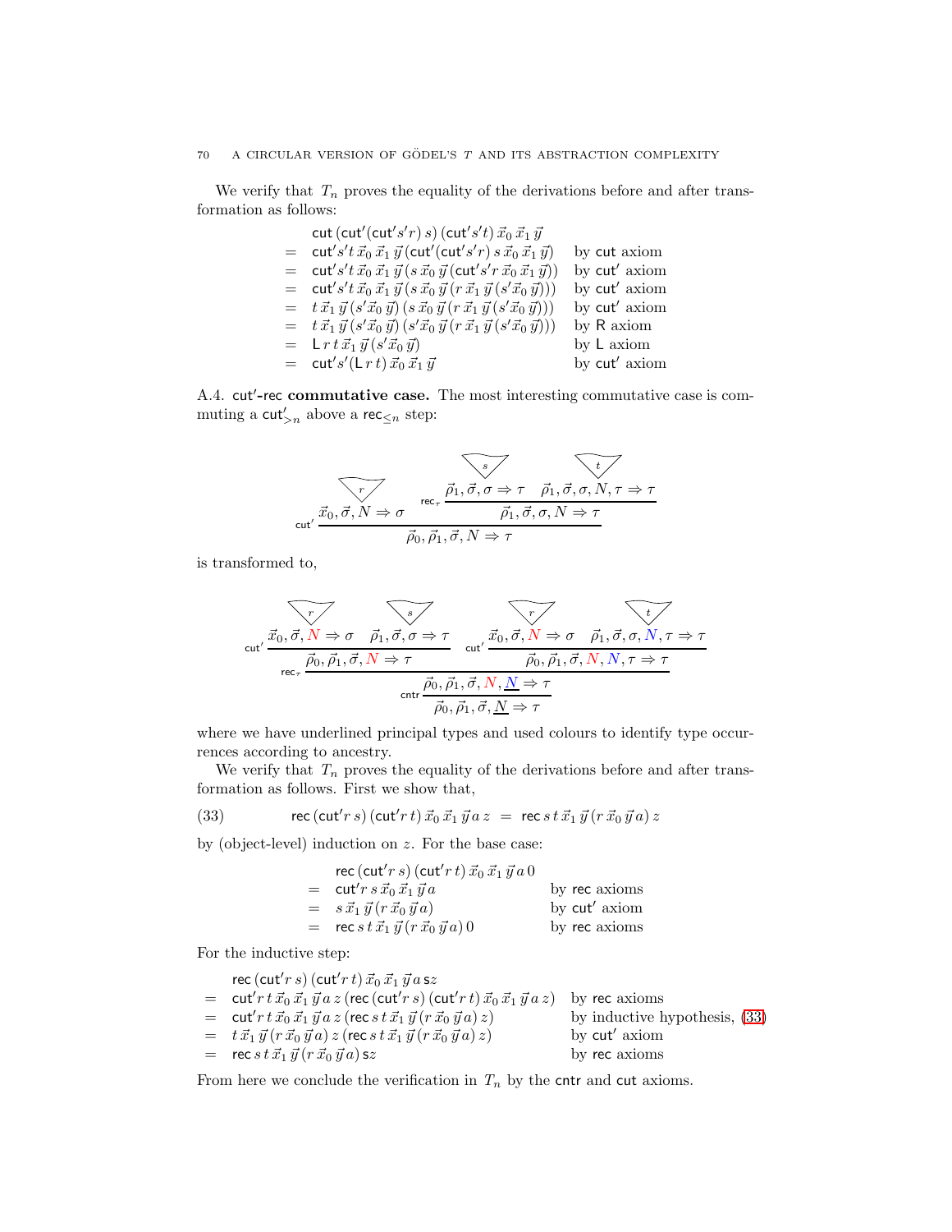We verify that $T_n$ proves the equality of the derivations before and after transformation as follows:

$$
\begin{array}{lll}
& \mathsf{cut}\,(\mathsf{cut}'(\mathsf{cut}'s'r)\,s)\,(\mathsf{cut}'s't)\,\vec{x}_0\,\vec{x}_1\,\vec{y} & \\
= & \mathsf{cut}'s't\,\vec{x}_0\,\vec{x}_1\,\vec{y}\,(\mathsf{cut}'(\mathsf{cut}'s'r)\,s\,\vec{x}_0\,\vec{x}_1\,\vec{y}) & \text{by } \mathsf{cut} \text{ axiom} \\
= & \mathsf{cut}'s't\,\vec{x}_0\,\vec{x}_1\,\vec{y}\,(s\,\vec{x}_0\,\vec{y}\,(\mathsf{cut}'s'r\,\vec{x}_0\,\vec{x}_1\,\vec{y})) & \text{by } \mathsf{cut}' \text{ axiom} \\
= & \mathsf{cut}'s't\,\vec{x}_0\,\vec{x}_1\,\vec{y}\,(s\,\vec{x}_0\,\vec{y}\,(r\,\vec{x}_1\,\vec{y}\,(s'\vec{x}_0\,\vec{y}))) & \text{by } \mathsf{cut}' \text{ axiom} \\
= & t\,\vec{x}_1\,\vec{y}\,(s'\vec{x}_0\,\vec{y})\,(s\,\vec{x}_0\,\vec{y}\,(r\,\vec{x}_1\,\vec{y}\,(s'\vec{x}_0\,\vec{y}))) & \text{by } \mathsf{cut}' \text{ axiom} \\
= & t\,\vec{x}_1\,\vec{y}\,(s'\vec{x}_0\,\vec{y})\,(s'\vec{x}_0\,\vec{y}\,(r\,\vec{x}_1\,\vec{y}\,(s'\vec{x}_0\,\vec{y}))) & \text{by } \mathsf{R} \text{ axiom} \\
= & \mathsf{L}\,r\,t\,\vec{x}_1\,\vec{y}\,(s'\vec{x}_0\,\vec{y}) & \text{by } \mathsf{L} \text{ axiom} \\
= & \mathsf{cut}'s'(\mathsf{L}\,r\,t)\,\vec{x}_0\,\vec{x}_1\,\vec{y} & \text{by } \mathsf{cut}' \text{ axiom}
\end{array}
$$

A.4. $\mathsf{cut}'$-$\mathsf{rec}$ **commutative case.** The most interesting commutative case is commuting a $\mathsf{cut}'_{>n}$ above a $\mathsf{rec}_{\leq n}$ step:

$$
\dfrac{\dfrac{r}{\vec{x}_0, \vec{\sigma}, N \Rightarrow \sigma} \qquad \dfrac{\dfrac{s}{\vec{\rho}_1, \vec{\sigma}, \sigma \Rightarrow \tau} \quad \dfrac{t}{\vec{\rho}_1, \vec{\sigma}, \sigma, N, \tau \Rightarrow \tau}}{\vec{\rho}_1, \vec{\sigma}, \sigma, N \Rightarrow \tau}\,\mathsf{rec}_\tau}{\vec{\rho}_0, \vec{\rho}_1, \vec{\sigma}, N \Rightarrow \tau}\,\mathsf{cut}'
$$

is transformed to,

$$
\dfrac{\dfrac{\dfrac{\dfrac{r}{\vec{x}_0, \vec{\sigma}, N \Rightarrow \sigma} \quad \dfrac{s}{\vec{\rho}_1, \vec{\sigma}, \sigma \Rightarrow \tau}}{\vec{\rho}_0, \vec{\rho}_1, \vec{\sigma}, N \Rightarrow \tau}\,\mathsf{cut}' \qquad \dfrac{\dfrac{r}{\vec{x}_0, \vec{\sigma}, N \Rightarrow \sigma} \quad \dfrac{t}{\vec{\rho}_1, \vec{\sigma}, \sigma, N, \tau \Rightarrow \tau}}{\vec{\rho}_0, \vec{\rho}_1, \vec{\sigma}, N, N, \tau \Rightarrow \tau}\,\mathsf{cut}'}{\vec{\rho}_0, \vec{\rho}_1, \vec{\sigma}, N, \underline{N} \Rightarrow \tau}\,\mathsf{rec}_\tau}{\vec{\rho}_0, \vec{\rho}_1, \vec{\sigma}, \underline{N} \Rightarrow \tau}\,\mathsf{cntr}
$$

where we have underlined principal types and used colours to identify type occurrences according to ancestry.

We verify that $T_n$ proves the equality of the derivations before and after transformation as follows. First we show that,

$$
\mathsf{rec}\,(\mathsf{cut}'r\,s)\,(\mathsf{cut}'r\,t)\,\vec{x}_0\,\vec{x}_1\,\vec{y}\,a\,z \;=\; \mathsf{rec}\,s\,t\,\vec{x}_1\,\vec{y}\,(r\,\vec{x}_0\,\vec{y}\,a)\,z \tag{33}
$$

by (object-level) induction on $z$. For the base case:

$$
\begin{array}{lll}
& \mathsf{rec}\,(\mathsf{cut}'r\,s)\,(\mathsf{cut}'r\,t)\,\vec{x}_0\,\vec{x}_1\,\vec{y}\,a\,0 & \\
= & \mathsf{cut}'r\,s\,\vec{x}_0\,\vec{x}_1\,\vec{y}\,a & \text{by } \mathsf{rec} \text{ axioms} \\
= & s\,\vec{x}_1\,\vec{y}\,(r\,\vec{x}_0\,\vec{y}\,a) & \text{by } \mathsf{cut}' \text{ axiom} \\
= & \mathsf{rec}\,s\,t\,\vec{x}_1\,\vec{y}\,(r\,\vec{x}_0\,\vec{y}\,a)\,0 & \text{by } \mathsf{rec} \text{ axioms}
\end{array}
$$

For the inductive step:

$$
\begin{array}{lll}
& \mathsf{rec}\,(\mathsf{cut}'r\,s)\,(\mathsf{cut}'r\,t)\,\vec{x}_0\,\vec{x}_1\,\vec{y}\,a\,\mathsf{s}z & \\
= & \mathsf{cut}'r\,t\,\vec{x}_0\,\vec{x}_1\,\vec{y}\,a\,z\,(\mathsf{rec}\,(\mathsf{cut}'r\,s)\,(\mathsf{cut}'r\,t)\,\vec{x}_0\,\vec{x}_1\,\vec{y}\,a\,z) & \text{by } \mathsf{rec} \text{ axioms} \\
= & \mathsf{cut}'r\,t\,\vec{x}_0\,\vec{x}_1\,\vec{y}\,a\,z\,(\mathsf{rec}\,s\,t\,\vec{x}_1\,\vec{y}\,(r\,\vec{x}_0\,\vec{y}\,a)\,z) & \text{by inductive hypothesis, (33)} \\
= & t\,\vec{x}_1\,\vec{y}\,(r\,\vec{x}_0\,\vec{y}\,a)\,z\,(\mathsf{rec}\,s\,t\,\vec{x}_1\,\vec{y}\,(r\,\vec{x}_0\,\vec{y}\,a)\,z) & \text{by } \mathsf{cut}' \text{ axiom} \\
= & \mathsf{rec}\,s\,t\,\vec{x}_1\,\vec{y}\,(r\,\vec{x}_0\,\vec{y}\,a)\,\mathsf{s}z & \text{by } \mathsf{rec} \text{ axioms}
\end{array}
$$

From here we conclude the verification in $T_n$ by the $\mathsf{cntr}$ and $\mathsf{cut}$ axioms.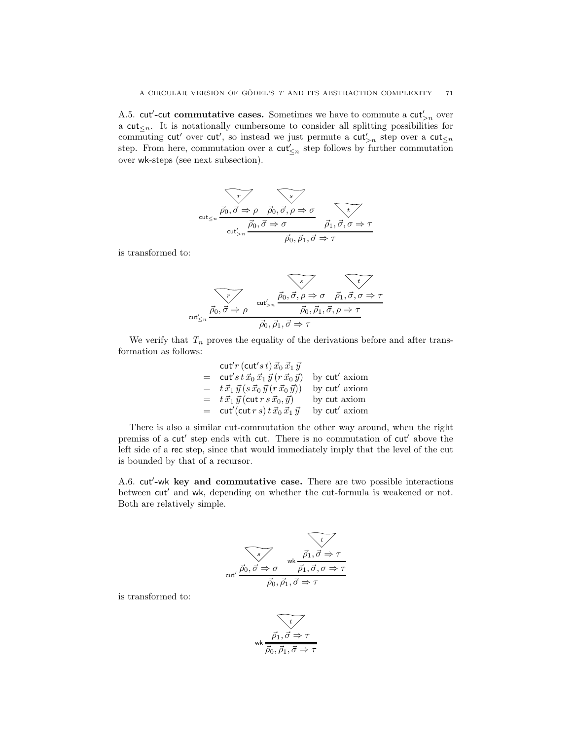A.5. $\mathsf{cut}'$-$\mathsf{cut}$ **commutative cases.** Sometimes we have to commute a $\mathsf{cut}'_{>n}$ over a $\mathsf{cut}_{\le n}$. It is notationally cumbersome to consider all splitting possibilities for commuting $\mathsf{cut}'$ over $\mathsf{cut}'$, so instead we just permute a $\mathsf{cut}'_{>n}$ step over a $\mathsf{cut}_{\le n}$ step. From here, commutation over a $\mathsf{cut}'_{\le n}$ step follows by further commutation over $\mathsf{wk}$-steps (see next subsection).

$$
\dfrac{\dfrac{\overset{r}{\vec{\rho}_0, \vec{\sigma} \Rightarrow \rho} \quad \overset{s}{\vec{\rho}_0, \vec{\sigma}, \rho \Rightarrow \sigma}}{\vec{\rho}_0, \vec{\sigma} \Rightarrow \sigma}\,\mathsf{cut}_{\le n} \qquad \overset{t}{\vec{\rho}_1, \vec{\sigma}, \sigma \Rightarrow \tau}}{\vec{\rho}_0, \vec{\rho}_1, \vec{\sigma} \Rightarrow \tau}\,\mathsf{cut}'_{>n}
$$

is transformed to:

$$
\dfrac{\overset{r}{\vec{\rho}_0, \vec{\sigma} \Rightarrow \rho} \qquad \dfrac{\overset{s}{\vec{\rho}_0, \vec{\sigma}, \rho \Rightarrow \sigma} \quad \overset{t}{\vec{\rho}_1, \vec{\sigma}, \sigma \Rightarrow \tau}}{\vec{\rho}_0, \vec{\rho}_1, \vec{\sigma}, \rho \Rightarrow \tau}\,\mathsf{cut}'_{>n}}{\vec{\rho}_0, \vec{\rho}_1, \vec{\sigma} \Rightarrow \tau}\,\mathsf{cut}'_{\le n}
$$

We verify that $T_n$ proves the equality of the derivations before and after transformation as follows:

$$
\begin{array}{lll}
 & \mathsf{cut}' r\, (\mathsf{cut}' s\, t)\, \vec{x}_0\, \vec{x}_1\, \vec{y} & \\
= & \mathsf{cut}' s\, t\, \vec{x}_0\, \vec{x}_1\, \vec{y}\, (r\, \vec{x}_0\, \vec{y}) & \text{by } \mathsf{cut}' \text{ axiom} \\
= & t\, \vec{x}_1\, \vec{y}\, (s\, \vec{x}_0\, \vec{y}\, (r\, \vec{x}_0\, \vec{y})) & \text{by } \mathsf{cut}' \text{ axiom} \\
= & t\, \vec{x}_1\, \vec{y}\, (\mathsf{cut}\, r\, s\, \vec{x}_0, \vec{y}) & \text{by } \mathsf{cut} \text{ axiom} \\
= & \mathsf{cut}' (\mathsf{cut}\, r\, s)\, t\, \vec{x}_0\, \vec{x}_1\, \vec{y} & \text{by } \mathsf{cut}' \text{ axiom}
\end{array}
$$

There is also a similar cut-commutation the other way around, when the right premiss of a $\mathsf{cut}'$ step ends with $\mathsf{cut}$. There is no commutation of $\mathsf{cut}'$ above the left side of a $\mathsf{rec}$ step, since that would immediately imply that the level of the cut is bounded by that of a recursor.

A.6. $\mathsf{cut}'$-$\mathsf{wk}$ **key and commutative case.** There are two possible interactions between $\mathsf{cut}'$ and $\mathsf{wk}$, depending on whether the cut-formula is weakened or not. Both are relatively simple.

$$
\dfrac{\overset{s}{\vec{\rho}_0, \vec{\sigma} \Rightarrow \sigma} \qquad \dfrac{\overset{t}{\vec{\rho}_1, \vec{\sigma} \Rightarrow \tau}}{\vec{\rho}_1, \vec{\sigma}, \sigma \Rightarrow \tau}\,\mathsf{wk}}{\vec{\rho}_0, \vec{\rho}_1, \vec{\sigma} \Rightarrow \tau}\,\mathsf{cut}'
$$

is transformed to:

$$
\dfrac{\overset{t}{\vec{\rho}_1, \vec{\sigma} \Rightarrow \tau}}{\vec{\rho}_0, \vec{\rho}_1, \vec{\sigma} \Rightarrow \tau}\,\mathsf{wk}
$$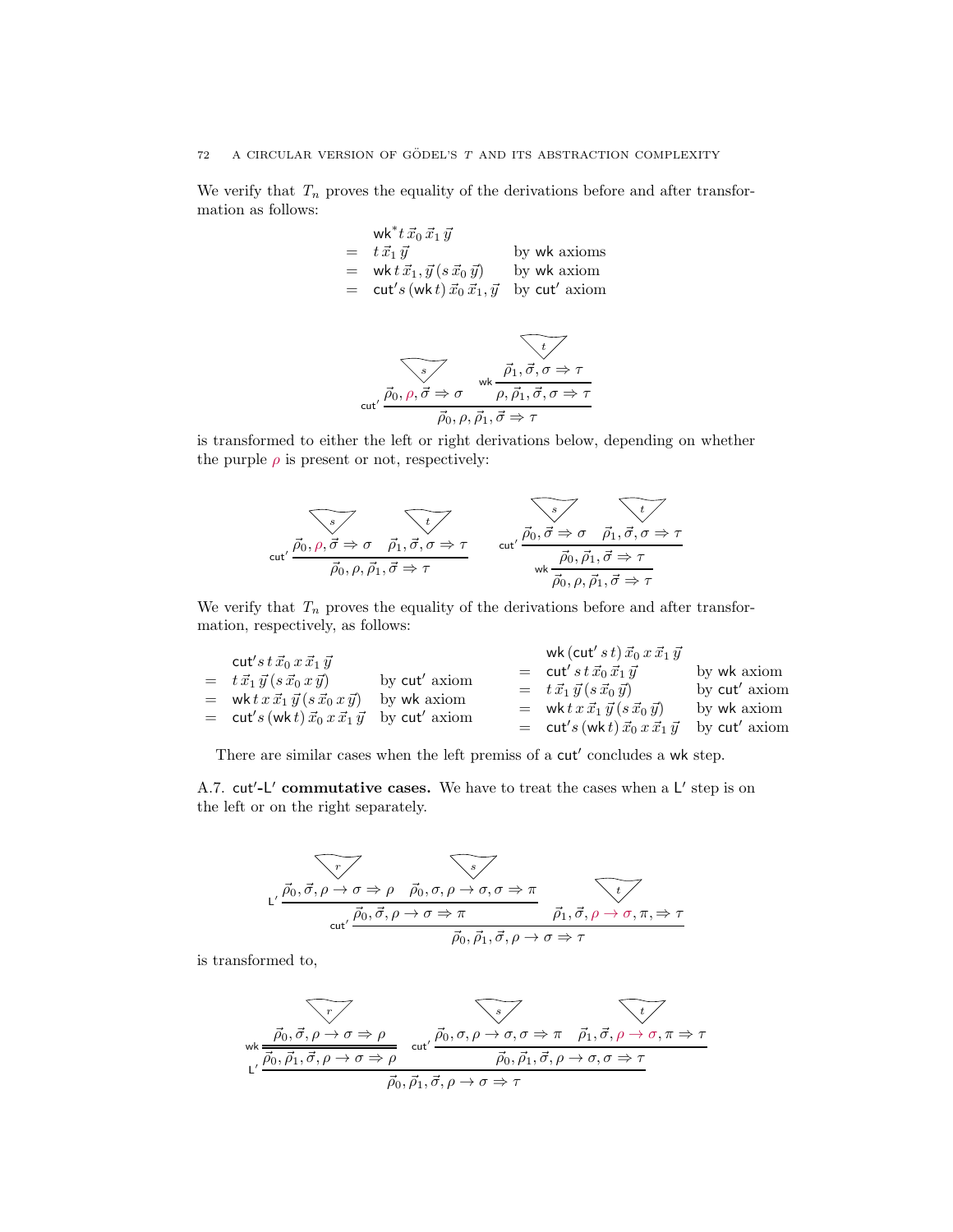We verify that $T_n$ proves the equality of the derivations before and after transformation as follows:

$$
\begin{array}{lll}
& \mathsf{wk}^* t\, \vec x_0\, \vec x_1\, \vec y & \\
= & t\, \vec x_1\, \vec y & \text{by } \mathsf{wk} \text{ axioms} \\
= & \mathsf{wk}\, t\, \vec x_1, \vec y\, (s\, \vec x_0\, \vec y) & \text{by } \mathsf{wk} \text{ axiom} \\
= & \mathsf{cut}' s\, (\mathsf{wk}\, t)\, \vec x_0\, \vec x_1, \vec y & \text{by } \mathsf{cut}' \text{ axiom}
\end{array}
$$

$$
\dfrac{\dfrac{s}{\vec\rho_0, \rho, \vec\sigma \Rightarrow \sigma} \qquad \mathsf{wk}\,\dfrac{\dfrac{t}{\vec\rho_1, \vec\sigma, \sigma \Rightarrow \tau}}{\rho, \vec\rho_1, \vec\sigma, \sigma \Rightarrow \tau}}{\vec\rho_0, \rho, \vec\rho_1, \vec\sigma \Rightarrow \tau}\,\mathsf{cut}'
$$

is transformed to either the left or right derivations below, depending on whether the purple $\rho$ is present or not, respectively:

$$
\mathsf{cut}'\,\dfrac{\dfrac{s}{\vec\rho_0, \rho, \vec\sigma \Rightarrow \sigma} \qquad \dfrac{t}{\vec\rho_1, \vec\sigma, \sigma \Rightarrow \tau}}{\vec\rho_0, \rho, \vec\rho_1, \vec\sigma \Rightarrow \tau}
\qquad\qquad
\mathsf{wk}\,\dfrac{\mathsf{cut}'\,\dfrac{\dfrac{s}{\vec\rho_0, \vec\sigma \Rightarrow \sigma} \qquad \dfrac{t}{\vec\rho_1, \vec\sigma, \sigma \Rightarrow \tau}}{\vec\rho_0, \vec\rho_1, \vec\sigma \Rightarrow \tau}}{\vec\rho_0, \rho, \vec\rho_1, \vec\sigma \Rightarrow \tau}
$$

We verify that $T_n$ proves the equality of the derivations before and after transformation, respectively, as follows:

$$
\begin{array}{lll}
& \mathsf{cut}' s\, t\, \vec x_0\, x\, \vec x_1\, \vec y & \\
= & t\, \vec x_1\, \vec y\, (s\, \vec x_0\, x\, \vec y) & \text{by } \mathsf{cut}' \text{ axiom} \\
= & \mathsf{wk}\, t\, x\, \vec x_1\, \vec y\, (s\, \vec x_0\, x\, \vec y) & \text{by } \mathsf{wk} \text{ axiom} \\
= & \mathsf{cut}' s\, (\mathsf{wk}\, t)\, \vec x_0\, x\, \vec x_1\, \vec y & \text{by } \mathsf{cut}' \text{ axiom}
\end{array}
\qquad
\begin{array}{lll}
& \mathsf{wk}\, (\mathsf{cut}'\, s\, t)\, \vec x_0\, x\, \vec x_1\, \vec y & \\
= & \mathsf{cut}'\, s\, t\, \vec x_0\, \vec x_1\, \vec y & \text{by } \mathsf{wk} \text{ axiom} \\
= & t\, \vec x_1\, \vec y\, (s\, \vec x_0\, \vec y) & \text{by } \mathsf{cut}' \text{ axiom} \\
= & \mathsf{wk}\, t\, x\, \vec x_1\, \vec y\, (s\, \vec x_0\, \vec y) & \text{by } \mathsf{wk} \text{ axiom} \\
= & \mathsf{cut}' s\, (\mathsf{wk}\, t)\, \vec x_0\, x\, \vec x_1\, \vec y & \text{by } \mathsf{cut}' \text{ axiom}
\end{array}
$$

There are similar cases when the left premiss of a $\mathsf{cut}'$ concludes a $\mathsf{wk}$ step.

A.7. **$\mathsf{cut}'$-$\mathsf{L}'$ commutative cases.** We have to treat the cases when a $\mathsf{L}'$ step is on the left or on the right separately.

$$
\mathsf{cut}'\,\dfrac{\mathsf{L}'\,\dfrac{\dfrac{r}{\vec\rho_0, \vec\sigma, \rho \to \sigma \Rightarrow \rho} \qquad \dfrac{s}{\vec\rho_0, \sigma, \rho \to \sigma, \sigma \Rightarrow \pi}}{\vec\rho_0, \vec\sigma, \rho \to \sigma \Rightarrow \pi} \qquad \dfrac{t}{\vec\rho_1, \vec\sigma, \rho \to \sigma, \pi, \Rightarrow \tau}}{\vec\rho_0, \vec\rho_1, \vec\sigma, \rho \to \sigma \Rightarrow \tau}
$$

is transformed to,

$$
\mathsf{L}'\,\dfrac{\mathsf{wk}\,\dfrac{\dfrac{r}{\vec\rho_0, \vec\sigma, \rho \to \sigma \Rightarrow \rho}}{\vec\rho_0, \vec\rho_1, \vec\sigma, \rho \to \sigma \Rightarrow \rho} \qquad \mathsf{cut}'\,\dfrac{\dfrac{s}{\vec\rho_0, \sigma, \rho \to \sigma, \sigma \Rightarrow \pi} \qquad \dfrac{t}{\vec\rho_1, \vec\sigma, \rho \to \sigma, \pi \Rightarrow \tau}}{\vec\rho_0, \vec\rho_1, \vec\sigma, \rho \to \sigma, \sigma \Rightarrow \tau}}{\vec\rho_0, \vec\rho_1, \vec\sigma, \rho \to \sigma \Rightarrow \tau}
$$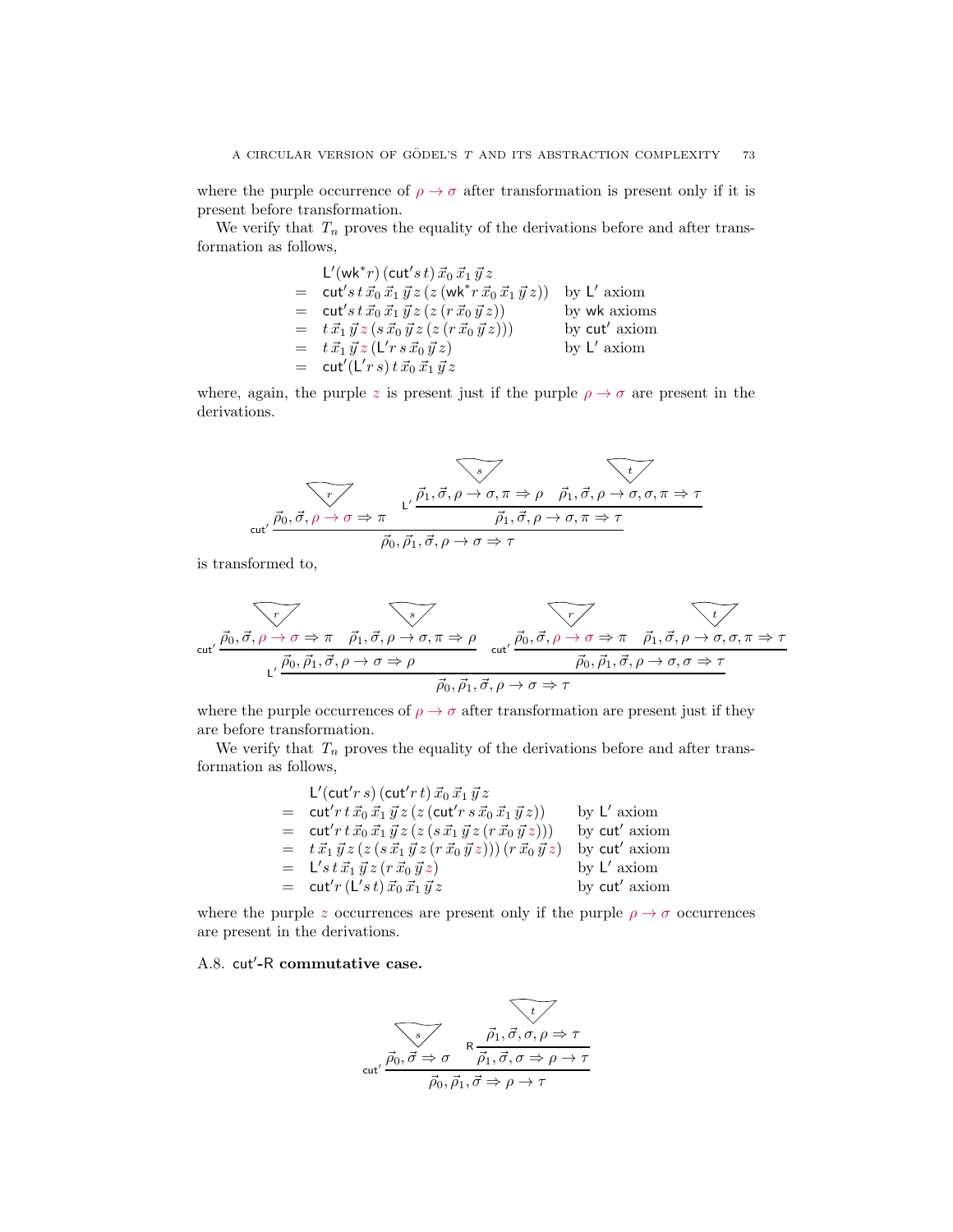where the purple occurrence of $\rho \to \sigma$ after transformation is present only if it is present before transformation.

We verify that $T_n$ proves the equality of the derivations before and after transformation as follows,

$$
\begin{array}{lll}
& \mathsf{L}'(\mathsf{wk}^* r)\,(\mathsf{cut}' s\, t)\,\vec{x}_0\,\vec{x}_1\,\vec{y}\,z & \\
= & \mathsf{cut}' s\, t\,\vec{x}_0\,\vec{x}_1\,\vec{y}\,z\,(z\,(\mathsf{wk}^* r\,\vec{x}_0\,\vec{x}_1\,\vec{y}\,z)) & \text{by } \mathsf{L}' \text{ axiom} \\
= & \mathsf{cut}' s\, t\,\vec{x}_0\,\vec{x}_1\,\vec{y}\,z\,(z\,(r\,\vec{x}_0\,\vec{y}\,z)) & \text{by } \mathsf{wk} \text{ axioms} \\
= & t\,\vec{x}_1\,\vec{y}\,z\,(s\,\vec{x}_0\,\vec{y}\,z\,(z\,(r\,\vec{x}_0\,\vec{y}\,z))) & \text{by } \mathsf{cut}' \text{ axiom} \\
= & t\,\vec{x}_1\,\vec{y}\,z\,(\mathsf{L}' r\, s\,\vec{x}_0\,\vec{y}\,z) & \text{by } \mathsf{L}' \text{ axiom} \\
= & \mathsf{cut}'(\mathsf{L}' r\, s)\, t\,\vec{x}_0\,\vec{x}_1\,\vec{y}\,z &
\end{array}
$$

where, again, the purple $z$ is present just if the purple $\rho \to \sigma$ are present in the derivations.

$$
\mathsf{cut}'\ \dfrac{\dfrac{r}{\vec{\rho}_0, \vec{\sigma}, \rho \to \sigma \Rightarrow \pi} \qquad \mathsf{L}'\ \dfrac{\dfrac{s}{\vec{\rho}_1, \vec{\sigma}, \rho \to \sigma, \pi \Rightarrow \rho} \qquad \dfrac{t}{\vec{\rho}_1, \vec{\sigma}, \rho \to \sigma, \sigma, \pi \Rightarrow \tau}}{\vec{\rho}_1, \vec{\sigma}, \rho \to \sigma, \pi \Rightarrow \tau}}{\vec{\rho}_0, \vec{\rho}_1, \vec{\sigma}, \rho \to \sigma \Rightarrow \tau}
$$

is transformed to,

$$
\mathsf{L}'\ \dfrac{\mathsf{cut}'\ \dfrac{\dfrac{r}{\vec{\rho}_0, \vec{\sigma}, \rho \to \sigma \Rightarrow \pi} \qquad \dfrac{s}{\vec{\rho}_1, \vec{\sigma}, \rho \to \sigma, \pi \Rightarrow \rho}}{\vec{\rho}_0, \vec{\rho}_1, \vec{\sigma}, \rho \to \sigma \Rightarrow \rho} \qquad \mathsf{cut}'\ \dfrac{\dfrac{r}{\vec{\rho}_0, \vec{\sigma}, \rho \to \sigma \Rightarrow \pi} \qquad \dfrac{t}{\vec{\rho}_1, \vec{\sigma}, \rho \to \sigma, \sigma, \pi \Rightarrow \tau}}{\vec{\rho}_0, \vec{\rho}_1, \vec{\sigma}, \rho \to \sigma, \sigma \Rightarrow \tau}}{\vec{\rho}_0, \vec{\rho}_1, \vec{\sigma}, \rho \to \sigma \Rightarrow \tau}
$$

where the purple occurrences of $\rho \to \sigma$ after transformation are present just if they are before transformation.

We verify that $T_n$ proves the equality of the derivations before and after transformation as follows,

$$
\begin{array}{lll}
& \mathsf{L}'(\mathsf{cut}' r\, s)\,(\mathsf{cut}' r\, t)\,\vec{x}_0\,\vec{x}_1\,\vec{y}\,z & \\
= & \mathsf{cut}' r\, t\,\vec{x}_0\,\vec{x}_1\,\vec{y}\,z\,(z\,(\mathsf{cut}' r\, s\,\vec{x}_0\,\vec{x}_1\,\vec{y}\,z)) & \text{by } \mathsf{L}' \text{ axiom} \\
= & \mathsf{cut}' r\, t\,\vec{x}_0\,\vec{x}_1\,\vec{y}\,z\,(z\,(s\,\vec{x}_1\,\vec{y}\,z\,(r\,\vec{x}_0\,\vec{y}\,z))) & \text{by } \mathsf{cut}' \text{ axiom} \\
= & t\,\vec{x}_1\,\vec{y}\,z\,(z\,(s\,\vec{x}_1\,\vec{y}\,z\,(r\,\vec{x}_0\,\vec{y}\,z)))\,(r\,\vec{x}_0\,\vec{y}\,z) & \text{by } \mathsf{cut}' \text{ axiom} \\
= & \mathsf{L}' s\, t\,\vec{x}_1\,\vec{y}\,z\,(r\,\vec{x}_0\,\vec{y}\,z) & \text{by } \mathsf{L}' \text{ axiom} \\
= & \mathsf{cut}' r\,(\mathsf{L}' s\, t)\,\vec{x}_0\,\vec{x}_1\,\vec{y}\,z & \text{by } \mathsf{cut}' \text{ axiom}
\end{array}
$$

where the purple $z$ occurrences are present only if the purple $\rho \to \sigma$ occurrences are present in the derivations.

### A.8. cut′-R commutative case.

$$
\mathsf{cut}'\ \dfrac{\dfrac{s}{\vec{\rho}_0, \vec{\sigma} \Rightarrow \sigma} \qquad \mathsf{R}\ \dfrac{\dfrac{t}{\vec{\rho}_1, \vec{\sigma}, \sigma, \rho \Rightarrow \tau}}{\vec{\rho}_1, \vec{\sigma}, \sigma \Rightarrow \rho \to \tau}}{\vec{\rho}_0, \vec{\rho}_1, \vec{\sigma} \Rightarrow \rho \to \tau}
$$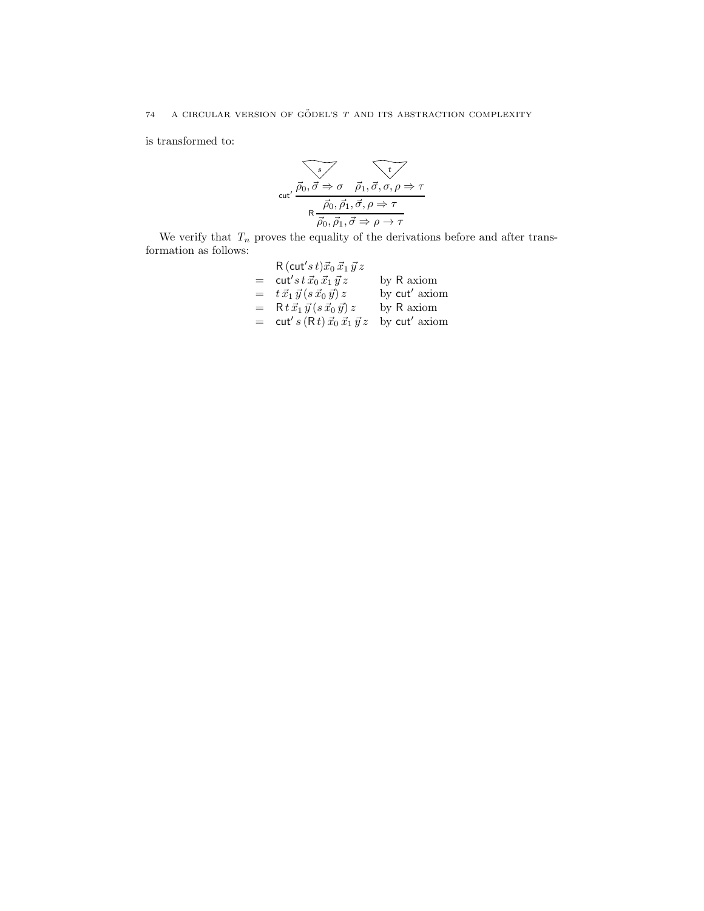is transformed to:

$$
\dfrac{\dfrac{\overset{s}{\vec{\rho}_0, \vec{\sigma} \Rightarrow \sigma} \quad \overset{t}{\vec{\rho}_1, \vec{\sigma}, \sigma, \rho \Rightarrow \tau}}{\vec{\rho}_0, \vec{\rho}_1, \vec{\sigma}, \rho \Rightarrow \tau}\,\mathsf{cut}'}{\vec{\rho}_0, \vec{\rho}_1, \vec{\sigma} \Rightarrow \rho \to \tau}\,\mathsf{R}
$$

We verify that $T_n$ proves the equality of the derivations before and after transformation as follows:

$$
\begin{array}{lll}
 & \mathsf{R}\,(\mathsf{cut}'s\,t)\vec{x}_0\,\vec{x}_1\,\vec{y}\,z & \\
= & \mathsf{cut}'s\,t\,\vec{x}_0\,\vec{x}_1\,\vec{y}\,z & \text{by } \mathsf{R} \text{ axiom} \\
= & t\,\vec{x}_1\,\vec{y}\,(s\,\vec{x}_0\,\vec{y})\,z & \text{by } \mathsf{cut}' \text{ axiom} \\
= & \mathsf{R}\,t\,\vec{x}_1\,\vec{y}\,(s\,\vec{x}_0\,\vec{y})\,z & \text{by } \mathsf{R} \text{ axiom} \\
= & \mathsf{cut}'\,s\,(\mathsf{R}\,t)\,\vec{x}_0\,\vec{x}_1\,\vec{y}\,z & \text{by } \mathsf{cut}' \text{ axiom}
\end{array}
$$